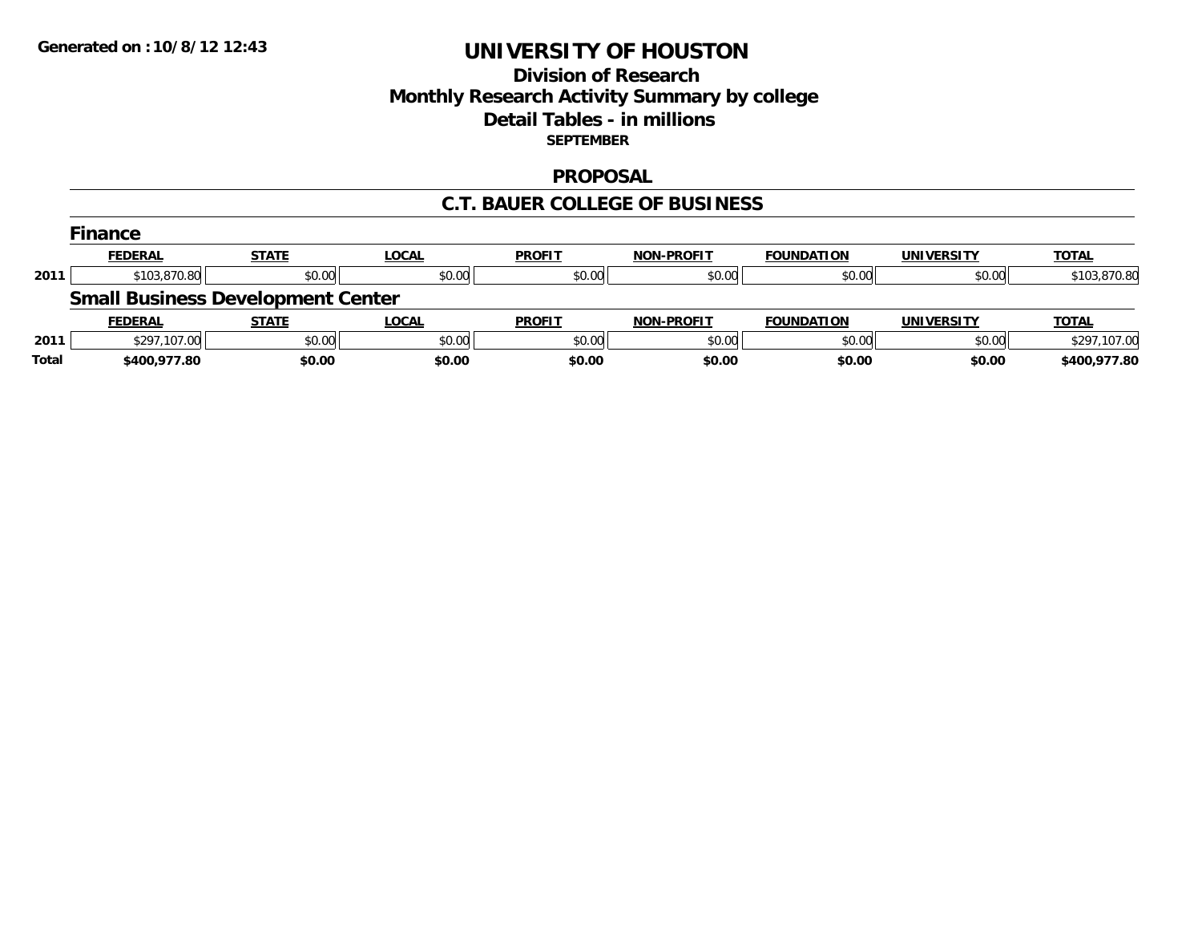**Generated on :10/8/12 12:43**

# UNIVERSITY OF HOUSTON

## Division of Research
## Monthly Research Activity Summary by college
## Detail Tables - in millions
### SEPTEMBER

## PROPOSAL

## C.T. BAUER COLLEGE OF BUSINESS

### Finance

| | FEDERAL | STATE | LOCAL | PROFIT | NON-PROFIT | FOUNDATION | UNIVERSITY | TOTAL |
|---|---|---|---|---|---|---|---|---|
| 2011 | $103,870.80 | $0.00 | $0.00 | $0.00 | $0.00 | $0.00 | $0.00 | $103,870.80 |

### Small Business Development Center

| | FEDERAL | STATE | LOCAL | PROFIT | NON-PROFIT | FOUNDATION | UNIVERSITY | TOTAL |
|---|---|---|---|---|---|---|---|---|
| 2011 | $297,107.00 | $0.00 | $0.00 | $0.00 | $0.00 | $0.00 | $0.00 | $297,107.00 |
| **Total** | **$400,977.80** | **$0.00** | **$0.00** | **$0.00** | **$0.00** | **$0.00** | **$0.00** | **$400,977.80** |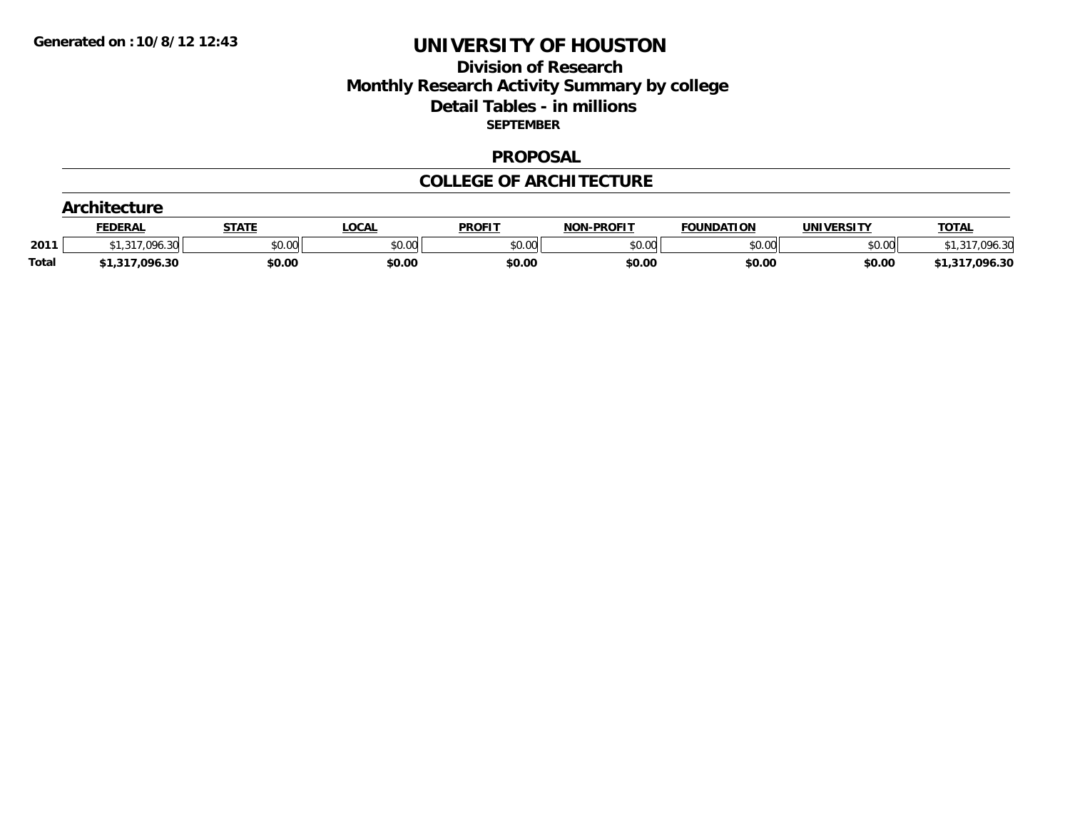**Generated on :10/8/12 12:43**

# UNIVERSITY OF HOUSTON

## Division of Research
## Monthly Research Activity Summary by college
## Detail Tables - in millions

**SEPTEMBER**

## PROPOSAL

## COLLEGE OF ARCHITECTURE

### Architecture

| | FEDERAL | STATE | LOCAL | PROFIT | NON-PROFIT | FOUNDATION | UNIVERSITY | TOTAL |
|---|---|---|---|---|---|---|---|---|
| 2011 | $1,317,096.30 | $0.00 | $0.00 | $0.00 | $0.00 | $0.00 | $0.00 | $1,317,096.30 |
| **Total** | **$1,317,096.30** | **$0.00** | **$0.00** | **$0.00** | **$0.00** | **$0.00** | **$0.00** | **$1,317,096.30** |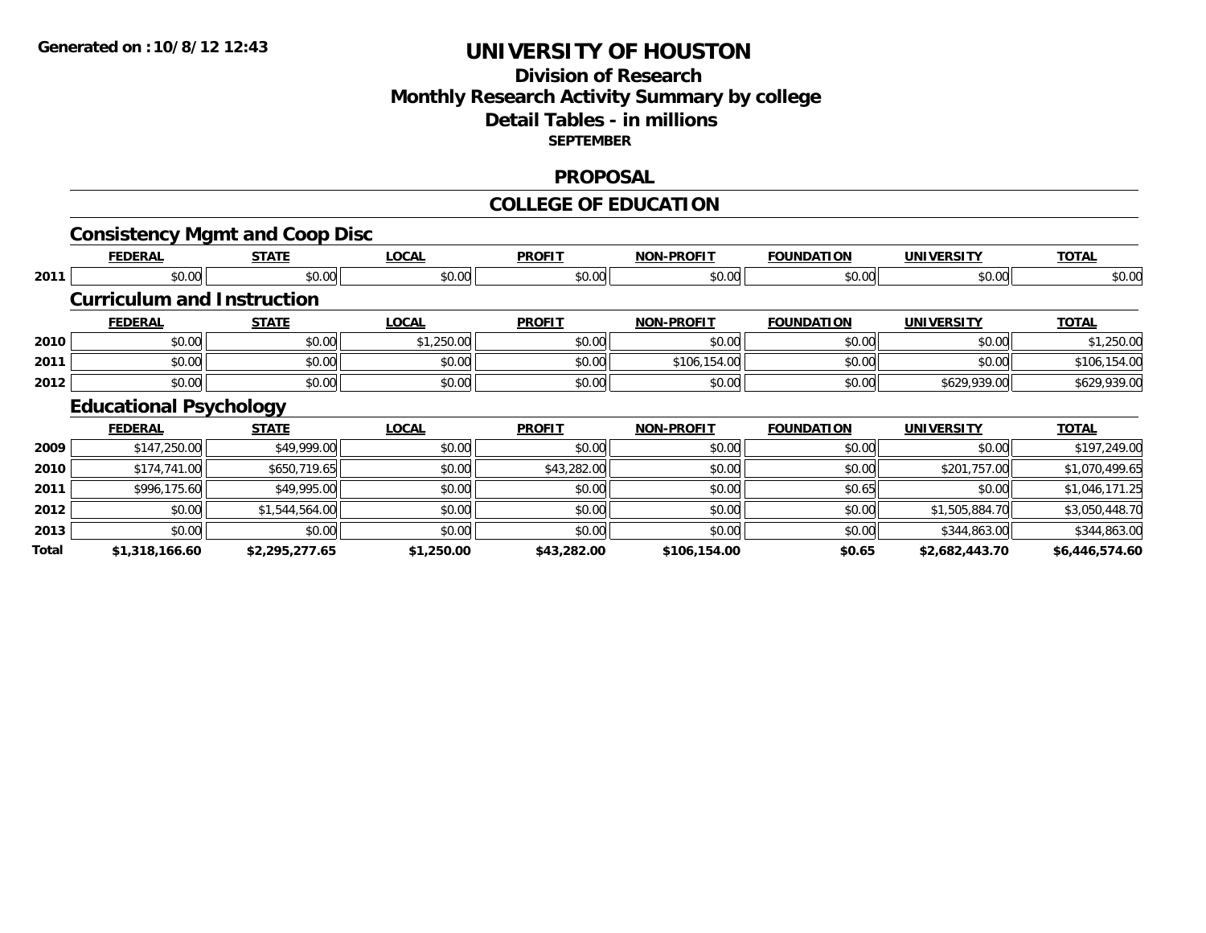# UNIVERSITY OF HOUSTON

## Division of Research
## Monthly Research Activity Summary by college
## Detail Tables - in millions
### SEPTEMBER

## PROPOSAL

## COLLEGE OF EDUCATION

### Consistency Mgmt and Coop Disc

| | FEDERAL | STATE | LOCAL | PROFIT | NON-PROFIT | FOUNDATION | UNIVERSITY | TOTAL |
|---|---|---|---|---|---|---|---|---|
| 2011 | $0.00 | $0.00 | $0.00 | $0.00 | $0.00 | $0.00 | $0.00 | $0.00 |

### Curriculum and Instruction

| | FEDERAL | STATE | LOCAL | PROFIT | NON-PROFIT | FOUNDATION | UNIVERSITY | TOTAL |
|---|---|---|---|---|---|---|---|---|
| 2010 | $0.00 | $0.00 | $1,250.00 | $0.00 | $0.00 | $0.00 | $0.00 | $1,250.00 |
| 2011 | $0.00 | $0.00 | $0.00 | $0.00 | $106,154.00 | $0.00 | $0.00 | $106,154.00 |
| 2012 | $0.00 | $0.00 | $0.00 | $0.00 | $0.00 | $0.00 | $629,939.00 | $629,939.00 |

### Educational Psychology

| | FEDERAL | STATE | LOCAL | PROFIT | NON-PROFIT | FOUNDATION | UNIVERSITY | TOTAL |
|---|---|---|---|---|---|---|---|---|
| 2009 | $147,250.00 | $49,999.00 | $0.00 | $0.00 | $0.00 | $0.00 | $0.00 | $197,249.00 |
| 2010 | $174,741.00 | $650,719.65 | $0.00 | $43,282.00 | $0.00 | $0.00 | $201,757.00 | $1,070,499.65 |
| 2011 | $996,175.60 | $49,995.00 | $0.00 | $0.00 | $0.00 | $0.65 | $0.00 | $1,046,171.25 |
| 2012 | $0.00 | $1,544,564.00 | $0.00 | $0.00 | $0.00 | $0.00 | $1,505,884.70 | $3,050,448.70 |
| 2013 | $0.00 | $0.00 | $0.00 | $0.00 | $0.00 | $0.00 | $344,863.00 | $344,863.00 |
| **Total** | **$1,318,166.60** | **$2,295,277.65** | **$1,250.00** | **$43,282.00** | **$106,154.00** | **$0.65** | **$2,682,443.70** | **$6,446,574.60** |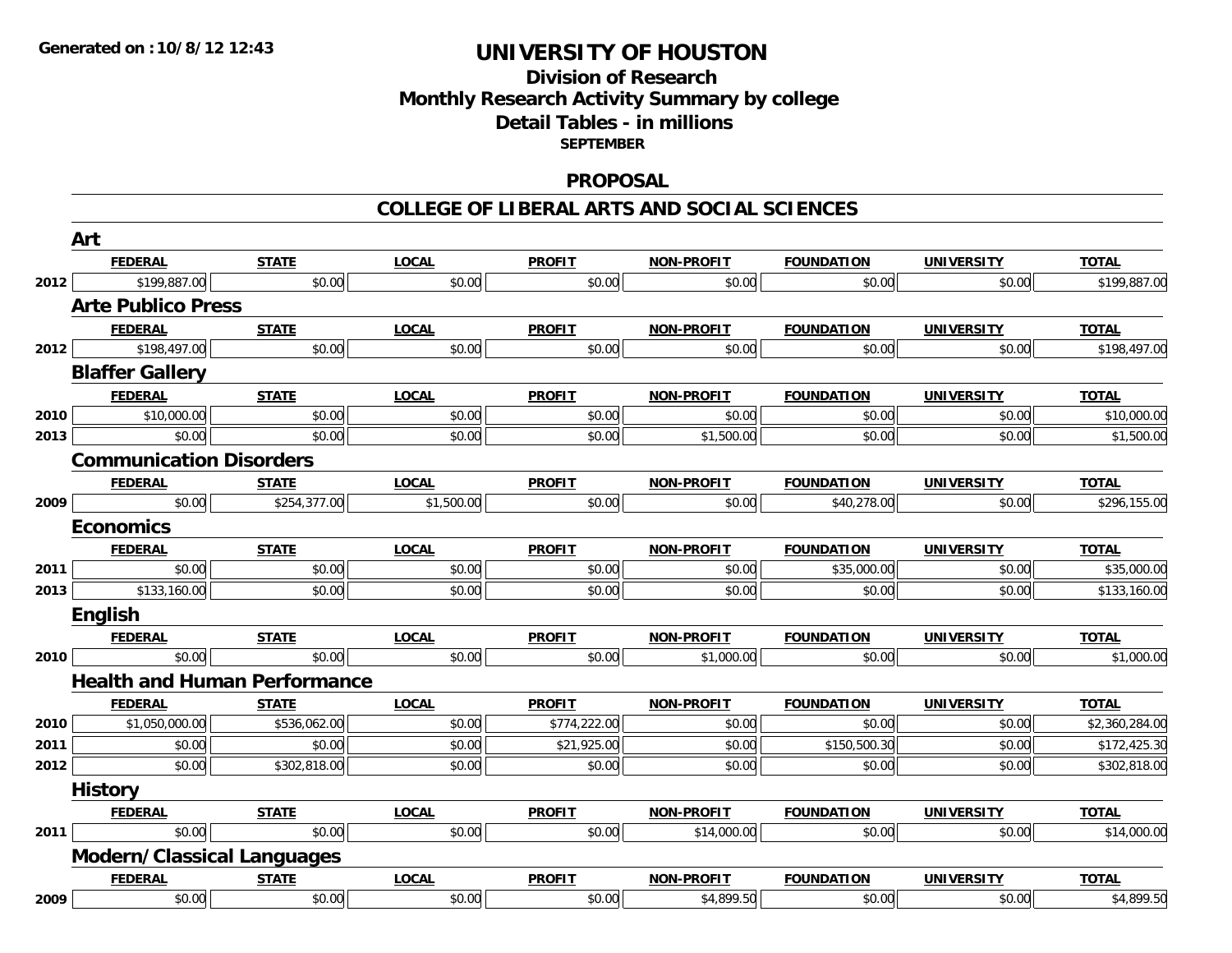**Generated on :10/8/12 12:43**

# UNIVERSITY OF HOUSTON

## Division of Research
## Monthly Research Activity Summary by college
## Detail Tables - in millions
### SEPTEMBER

### PROPOSAL

### COLLEGE OF LIBERAL ARTS AND SOCIAL SCIENCES

#### Art

| | FEDERAL | STATE | LOCAL | PROFIT | NON-PROFIT | FOUNDATION | UNIVERSITY | TOTAL |
|---|---|---|---|---|---|---|---|---|
| 2012 | $199,887.00 | $0.00 | $0.00 | $0.00 | $0.00 | $0.00 | $0.00 | $199,887.00 |

#### Arte Publico Press

| | FEDERAL | STATE | LOCAL | PROFIT | NON-PROFIT | FOUNDATION | UNIVERSITY | TOTAL |
|---|---|---|---|---|---|---|---|---|
| 2012 | $198,497.00 | $0.00 | $0.00 | $0.00 | $0.00 | $0.00 | $0.00 | $198,497.00 |

#### Blaffer Gallery

| | FEDERAL | STATE | LOCAL | PROFIT | NON-PROFIT | FOUNDATION | UNIVERSITY | TOTAL |
|---|---|---|---|---|---|---|---|---|
| 2010 | $10,000.00 | $0.00 | $0.00 | $0.00 | $0.00 | $0.00 | $0.00 | $10,000.00 |
| 2013 | $0.00 | $0.00 | $0.00 | $0.00 | $1,500.00 | $0.00 | $0.00 | $1,500.00 |

#### Communication Disorders

| | FEDERAL | STATE | LOCAL | PROFIT | NON-PROFIT | FOUNDATION | UNIVERSITY | TOTAL |
|---|---|---|---|---|---|---|---|---|
| 2009 | $0.00 | $254,377.00 | $1,500.00 | $0.00 | $0.00 | $40,278.00 | $0.00 | $296,155.00 |

#### Economics

| | FEDERAL | STATE | LOCAL | PROFIT | NON-PROFIT | FOUNDATION | UNIVERSITY | TOTAL |
|---|---|---|---|---|---|---|---|---|
| 2011 | $0.00 | $0.00 | $0.00 | $0.00 | $0.00 | $35,000.00 | $0.00 | $35,000.00 |
| 2013 | $133,160.00 | $0.00 | $0.00 | $0.00 | $0.00 | $0.00 | $0.00 | $133,160.00 |

#### English

| | FEDERAL | STATE | LOCAL | PROFIT | NON-PROFIT | FOUNDATION | UNIVERSITY | TOTAL |
|---|---|---|---|---|---|---|---|---|
| 2010 | $0.00 | $0.00 | $0.00 | $0.00 | $1,000.00 | $0.00 | $0.00 | $1,000.00 |

#### Health and Human Performance

| | FEDERAL | STATE | LOCAL | PROFIT | NON-PROFIT | FOUNDATION | UNIVERSITY | TOTAL |
|---|---|---|---|---|---|---|---|---|
| 2010 | $1,050,000.00 | $536,062.00 | $0.00 | $774,222.00 | $0.00 | $0.00 | $0.00 | $2,360,284.00 |
| 2011 | $0.00 | $0.00 | $0.00 | $21,925.00 | $0.00 | $150,500.30 | $0.00 | $172,425.30 |
| 2012 | $0.00 | $302,818.00 | $0.00 | $0.00 | $0.00 | $0.00 | $0.00 | $302,818.00 |

#### History

| | FEDERAL | STATE | LOCAL | PROFIT | NON-PROFIT | FOUNDATION | UNIVERSITY | TOTAL |
|---|---|---|---|---|---|---|---|---|
| 2011 | $0.00 | $0.00 | $0.00 | $0.00 | $14,000.00 | $0.00 | $0.00 | $14,000.00 |

#### Modern/Classical Languages

| | FEDERAL | STATE | LOCAL | PROFIT | NON-PROFIT | FOUNDATION | UNIVERSITY | TOTAL |
|---|---|---|---|---|---|---|---|---|
| 2009 | $0.00 | $0.00 | $0.00 | $0.00 | $4,899.50 | $0.00 | $0.00 | $4,899.50 |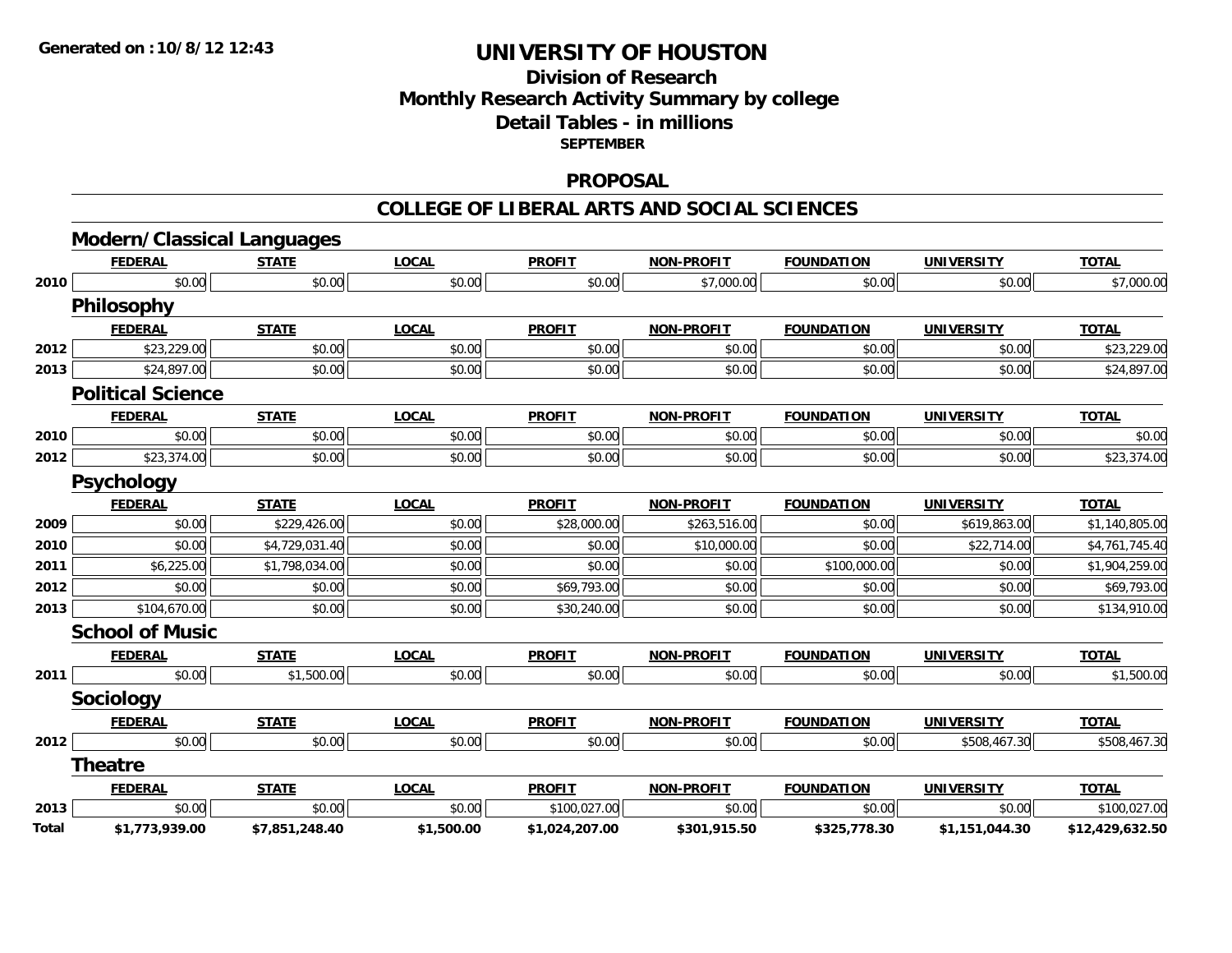**Generated on :10/8/12 12:43**

# UNIVERSITY OF HOUSTON

## Division of Research
## Monthly Research Activity Summary by college
## Detail Tables - in millions
**SEPTEMBER**

## PROPOSAL

## COLLEGE OF LIBERAL ARTS AND SOCIAL SCIENCES

### Modern/Classical Languages

| | FEDERAL | STATE | LOCAL | PROFIT | NON-PROFIT | FOUNDATION | UNIVERSITY | TOTAL |
|---|---|---|---|---|---|---|---|---|
| 2010 | $0.00 | $0.00 | $0.00 | $0.00 | $7,000.00 | $0.00 | $0.00 | $7,000.00 |

### Philosophy

| | FEDERAL | STATE | LOCAL | PROFIT | NON-PROFIT | FOUNDATION | UNIVERSITY | TOTAL |
|---|---|---|---|---|---|---|---|---|
| 2012 | $23,229.00 | $0.00 | $0.00 | $0.00 | $0.00 | $0.00 | $0.00 | $23,229.00 |
| 2013 | $24,897.00 | $0.00 | $0.00 | $0.00 | $0.00 | $0.00 | $0.00 | $24,897.00 |

### Political Science

| | FEDERAL | STATE | LOCAL | PROFIT | NON-PROFIT | FOUNDATION | UNIVERSITY | TOTAL |
|---|---|---|---|---|---|---|---|---|
| 2010 | $0.00 | $0.00 | $0.00 | $0.00 | $0.00 | $0.00 | $0.00 | $0.00 |
| 2012 | $23,374.00 | $0.00 | $0.00 | $0.00 | $0.00 | $0.00 | $0.00 | $23,374.00 |

### Psychology

| | FEDERAL | STATE | LOCAL | PROFIT | NON-PROFIT | FOUNDATION | UNIVERSITY | TOTAL |
|---|---|---|---|---|---|---|---|---|
| 2009 | $0.00 | $229,426.00 | $0.00 | $28,000.00 | $263,516.00 | $0.00 | $619,863.00 | $1,140,805.00 |
| 2010 | $0.00 | $4,729,031.40 | $0.00 | $0.00 | $10,000.00 | $0.00 | $22,714.00 | $4,761,745.40 |
| 2011 | $6,225.00 | $1,798,034.00 | $0.00 | $0.00 | $0.00 | $100,000.00 | $0.00 | $1,904,259.00 |
| 2012 | $0.00 | $0.00 | $0.00 | $69,793.00 | $0.00 | $0.00 | $0.00 | $69,793.00 |
| 2013 | $104,670.00 | $0.00 | $0.00 | $30,240.00 | $0.00 | $0.00 | $0.00 | $134,910.00 |

### School of Music

| | FEDERAL | STATE | LOCAL | PROFIT | NON-PROFIT | FOUNDATION | UNIVERSITY | TOTAL |
|---|---|---|---|---|---|---|---|---|
| 2011 | $0.00 | $1,500.00 | $0.00 | $0.00 | $0.00 | $0.00 | $0.00 | $1,500.00 |

### Sociology

| | FEDERAL | STATE | LOCAL | PROFIT | NON-PROFIT | FOUNDATION | UNIVERSITY | TOTAL |
|---|---|---|---|---|---|---|---|---|
| 2012 | $0.00 | $0.00 | $0.00 | $0.00 | $0.00 | $0.00 | $508,467.30 | $508,467.30 |

### Theatre

| | FEDERAL | STATE | LOCAL | PROFIT | NON-PROFIT | FOUNDATION | UNIVERSITY | TOTAL |
|---|---|---|---|---|---|---|---|---|
| 2013 | $0.00 | $0.00 | $0.00 | $100,027.00 | $0.00 | $0.00 | $0.00 | $100,027.00 |
| **Total** | **$1,773,939.00** | **$7,851,248.40** | **$1,500.00** | **$1,024,207.00** | **$301,915.50** | **$325,778.30** | **$1,151,044.30** | **$12,429,632.50** |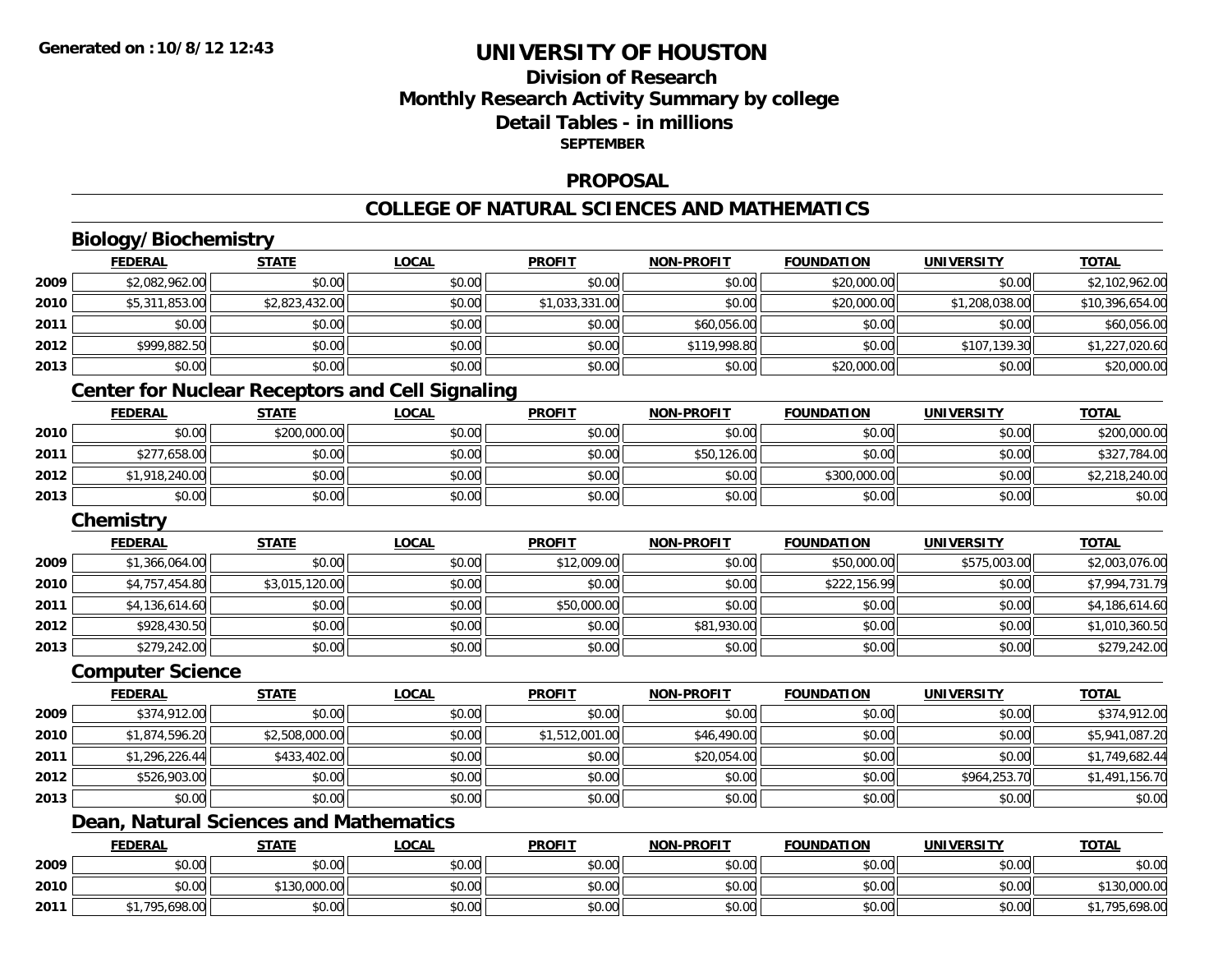# UNIVERSITY OF HOUSTON

## Division of Research
## Monthly Research Activity Summary by college
## Detail Tables - in millions
### SEPTEMBER

## PROPOSAL

## COLLEGE OF NATURAL SCIENCES AND MATHEMATICS

### Biology/Biochemistry

| | FEDERAL | STATE | LOCAL | PROFIT | NON-PROFIT | FOUNDATION | UNIVERSITY | TOTAL |
|---|---|---|---|---|---|---|---|---|
| 2009 | $2,082,962.00 | $0.00 | $0.00 | $0.00 | $0.00 | $20,000.00 | $0.00 | $2,102,962.00 |
| 2010 | $5,311,853.00 | $2,823,432.00 | $0.00 | $1,033,331.00 | $0.00 | $20,000.00 | $1,208,038.00 | $10,396,654.00 |
| 2011 | $0.00 | $0.00 | $0.00 | $0.00 | $60,056.00 | $0.00 | $0.00 | $60,056.00 |
| 2012 | $999,882.50 | $0.00 | $0.00 | $0.00 | $119,998.80 | $0.00 | $107,139.30 | $1,227,020.60 |
| 2013 | $0.00 | $0.00 | $0.00 | $0.00 | $0.00 | $20,000.00 | $0.00 | $20,000.00 |

### Center for Nuclear Receptors and Cell Signaling

| | FEDERAL | STATE | LOCAL | PROFIT | NON-PROFIT | FOUNDATION | UNIVERSITY | TOTAL |
|---|---|---|---|---|---|---|---|---|
| 2010 | $0.00 | $200,000.00 | $0.00 | $0.00 | $0.00 | $0.00 | $0.00 | $200,000.00 |
| 2011 | $277,658.00 | $0.00 | $0.00 | $0.00 | $50,126.00 | $0.00 | $0.00 | $327,784.00 |
| 2012 | $1,918,240.00 | $0.00 | $0.00 | $0.00 | $0.00 | $300,000.00 | $0.00 | $2,218,240.00 |
| 2013 | $0.00 | $0.00 | $0.00 | $0.00 | $0.00 | $0.00 | $0.00 | $0.00 |

### Chemistry

| | FEDERAL | STATE | LOCAL | PROFIT | NON-PROFIT | FOUNDATION | UNIVERSITY | TOTAL |
|---|---|---|---|---|---|---|---|---|
| 2009 | $1,366,064.00 | $0.00 | $0.00 | $12,009.00 | $0.00 | $50,000.00 | $575,003.00 | $2,003,076.00 |
| 2010 | $4,757,454.80 | $3,015,120.00 | $0.00 | $0.00 | $0.00 | $222,156.99 | $0.00 | $7,994,731.79 |
| 2011 | $4,136,614.60 | $0.00 | $0.00 | $50,000.00 | $0.00 | $0.00 | $0.00 | $4,186,614.60 |
| 2012 | $928,430.50 | $0.00 | $0.00 | $0.00 | $81,930.00 | $0.00 | $0.00 | $1,010,360.50 |
| 2013 | $279,242.00 | $0.00 | $0.00 | $0.00 | $0.00 | $0.00 | $0.00 | $279,242.00 |

### Computer Science

| | FEDERAL | STATE | LOCAL | PROFIT | NON-PROFIT | FOUNDATION | UNIVERSITY | TOTAL |
|---|---|---|---|---|---|---|---|---|
| 2009 | $374,912.00 | $0.00 | $0.00 | $0.00 | $0.00 | $0.00 | $0.00 | $374,912.00 |
| 2010 | $1,874,596.20 | $2,508,000.00 | $0.00 | $1,512,001.00 | $46,490.00 | $0.00 | $0.00 | $5,941,087.20 |
| 2011 | $1,296,226.44 | $433,402.00 | $0.00 | $0.00 | $20,054.00 | $0.00 | $0.00 | $1,749,682.44 |
| 2012 | $526,903.00 | $0.00 | $0.00 | $0.00 | $0.00 | $0.00 | $964,253.70 | $1,491,156.70 |
| 2013 | $0.00 | $0.00 | $0.00 | $0.00 | $0.00 | $0.00 | $0.00 | $0.00 |

### Dean, Natural Sciences and Mathematics

| | FEDERAL | STATE | LOCAL | PROFIT | NON-PROFIT | FOUNDATION | UNIVERSITY | TOTAL |
|---|---|---|---|---|---|---|---|---|
| 2009 | $0.00 | $0.00 | $0.00 | $0.00 | $0.00 | $0.00 | $0.00 | $0.00 |
| 2010 | $0.00 | $130,000.00 | $0.00 | $0.00 | $0.00 | $0.00 | $0.00 | $130,000.00 |
| 2011 | $1,795,698.00 | $0.00 | $0.00 | $0.00 | $0.00 | $0.00 | $0.00 | $1,795,698.00 |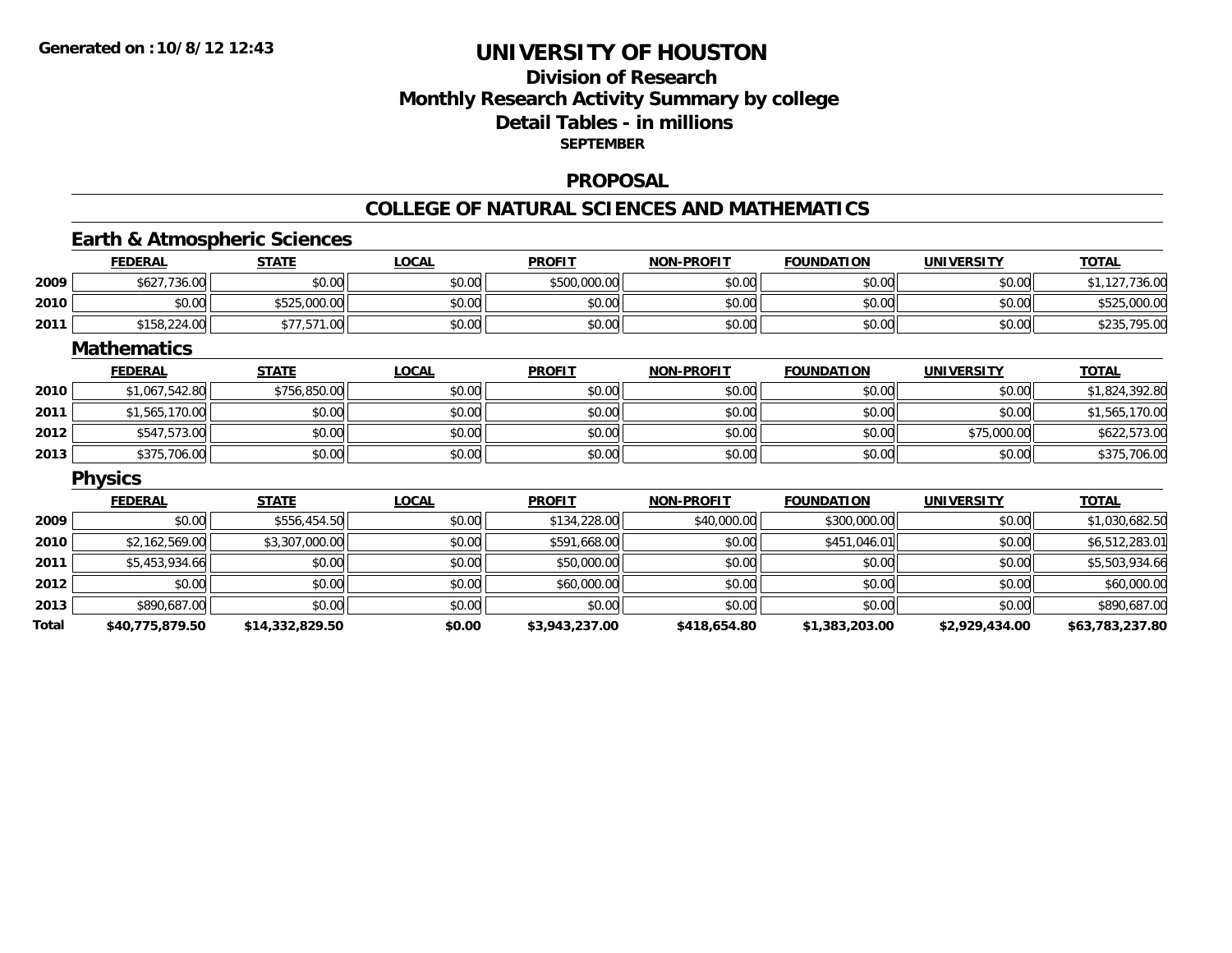# UNIVERSITY OF HOUSTON

## Division of Research
## Monthly Research Activity Summary by college
## Detail Tables - in millions
### SEPTEMBER

Generated on :10/8/12 12:43

## PROPOSAL

## COLLEGE OF NATURAL SCIENCES AND MATHEMATICS

### Earth & Atmospheric Sciences

| | FEDERAL | STATE | LOCAL | PROFIT | NON-PROFIT | FOUNDATION | UNIVERSITY | TOTAL |
|---|---|---|---|---|---|---|---|---|
| 2009 | $627,736.00 | $0.00 | $0.00 | $500,000.00 | $0.00 | $0.00 | $0.00 | $1,127,736.00 |
| 2010 | $0.00 | $525,000.00 | $0.00 | $0.00 | $0.00 | $0.00 | $0.00 | $525,000.00 |
| 2011 | $158,224.00 | $77,571.00 | $0.00 | $0.00 | $0.00 | $0.00 | $0.00 | $235,795.00 |

### Mathematics

| | FEDERAL | STATE | LOCAL | PROFIT | NON-PROFIT | FOUNDATION | UNIVERSITY | TOTAL |
|---|---|---|---|---|---|---|---|---|
| 2010 | $1,067,542.80 | $756,850.00 | $0.00 | $0.00 | $0.00 | $0.00 | $0.00 | $1,824,392.80 |
| 2011 | $1,565,170.00 | $0.00 | $0.00 | $0.00 | $0.00 | $0.00 | $0.00 | $1,565,170.00 |
| 2012 | $547,573.00 | $0.00 | $0.00 | $0.00 | $0.00 | $0.00 | $75,000.00 | $622,573.00 |
| 2013 | $375,706.00 | $0.00 | $0.00 | $0.00 | $0.00 | $0.00 | $0.00 | $375,706.00 |

### Physics

| | FEDERAL | STATE | LOCAL | PROFIT | NON-PROFIT | FOUNDATION | UNIVERSITY | TOTAL |
|---|---|---|---|---|---|---|---|---|
| 2009 | $0.00 | $556,454.50 | $0.00 | $134,228.00 | $40,000.00 | $300,000.00 | $0.00 | $1,030,682.50 |
| 2010 | $2,162,569.00 | $3,307,000.00 | $0.00 | $591,668.00 | $0.00 | $451,046.01 | $0.00 | $6,512,283.01 |
| 2011 | $5,453,934.66 | $0.00 | $0.00 | $50,000.00 | $0.00 | $0.00 | $0.00 | $5,503,934.66 |
| 2012 | $0.00 | $0.00 | $0.00 | $60,000.00 | $0.00 | $0.00 | $0.00 | $60,000.00 |
| 2013 | $890,687.00 | $0.00 | $0.00 | $0.00 | $0.00 | $0.00 | $0.00 | $890,687.00 |
| **Total** | **$40,775,879.50** | **$14,332,829.50** | **$0.00** | **$3,943,237.00** | **$418,654.80** | **$1,383,203.00** | **$2,929,434.00** | **$63,783,237.80** |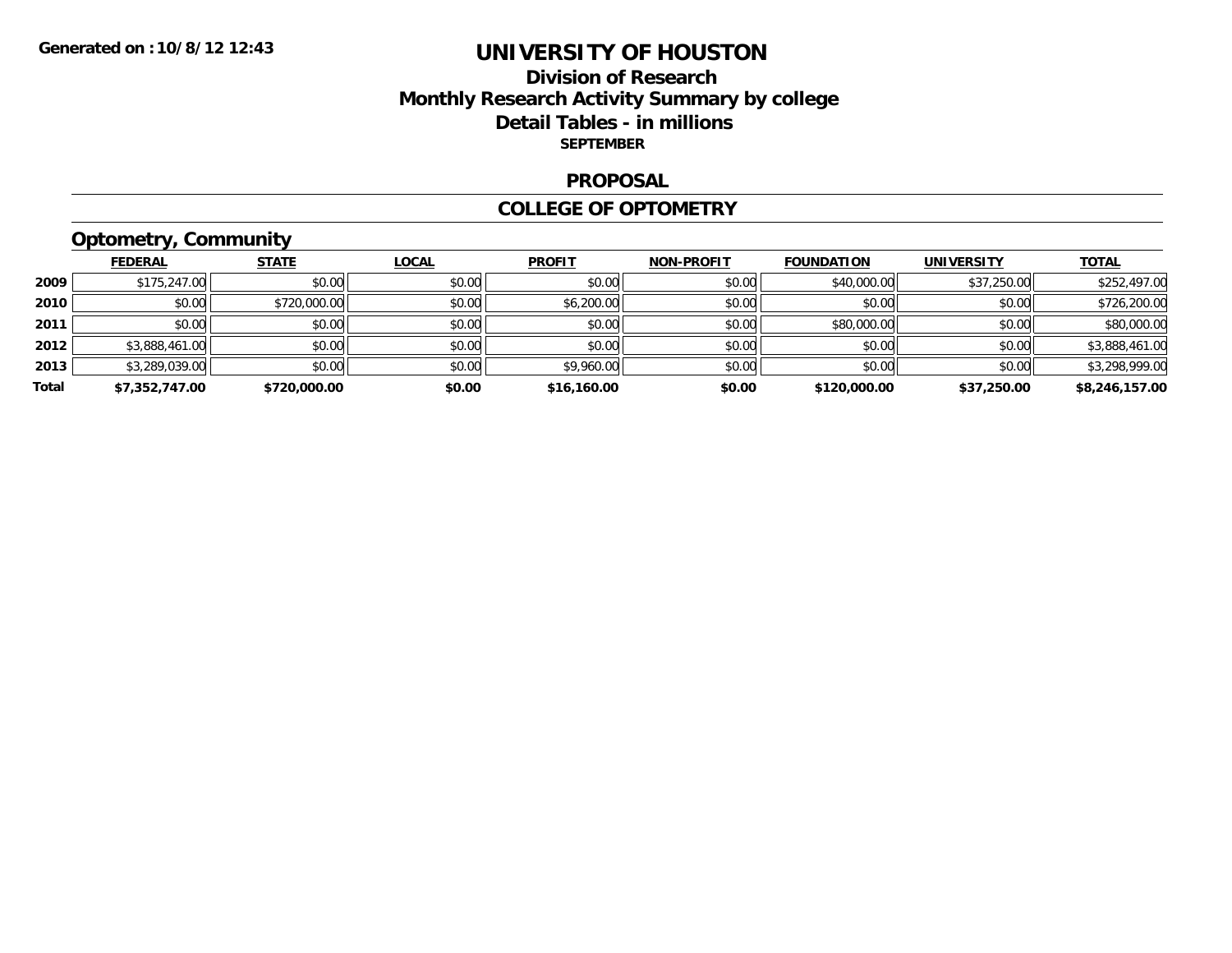Generated on :10/8/12 12:43

# UNIVERSITY OF HOUSTON

## Division of Research

## Monthly Research Activity Summary by college

## Detail Tables - in millions

**SEPTEMBER**

## PROPOSAL

## COLLEGE OF OPTOMETRY

### Optometry, Community

| | FEDERAL | STATE | LOCAL | PROFIT | NON-PROFIT | FOUNDATION | UNIVERSITY | TOTAL |
|---|---|---|---|---|---|---|---|---|
| 2009 | $175,247.00 | $0.00 | $0.00 | $0.00 | $0.00 | $40,000.00 | $37,250.00 | $252,497.00 |
| 2010 | $0.00 | $720,000.00 | $0.00 | $6,200.00 | $0.00 | $0.00 | $0.00 | $726,200.00 |
| 2011 | $0.00 | $0.00 | $0.00 | $0.00 | $0.00 | $80,000.00 | $0.00 | $80,000.00 |
| 2012 | $3,888,461.00 | $0.00 | $0.00 | $0.00 | $0.00 | $0.00 | $0.00 | $3,888,461.00 |
| 2013 | $3,289,039.00 | $0.00 | $0.00 | $9,960.00 | $0.00 | $0.00 | $0.00 | $3,298,999.00 |
| **Total** | **$7,352,747.00** | **$720,000.00** | **$0.00** | **$16,160.00** | **$0.00** | **$120,000.00** | **$37,250.00** | **$8,246,157.00** |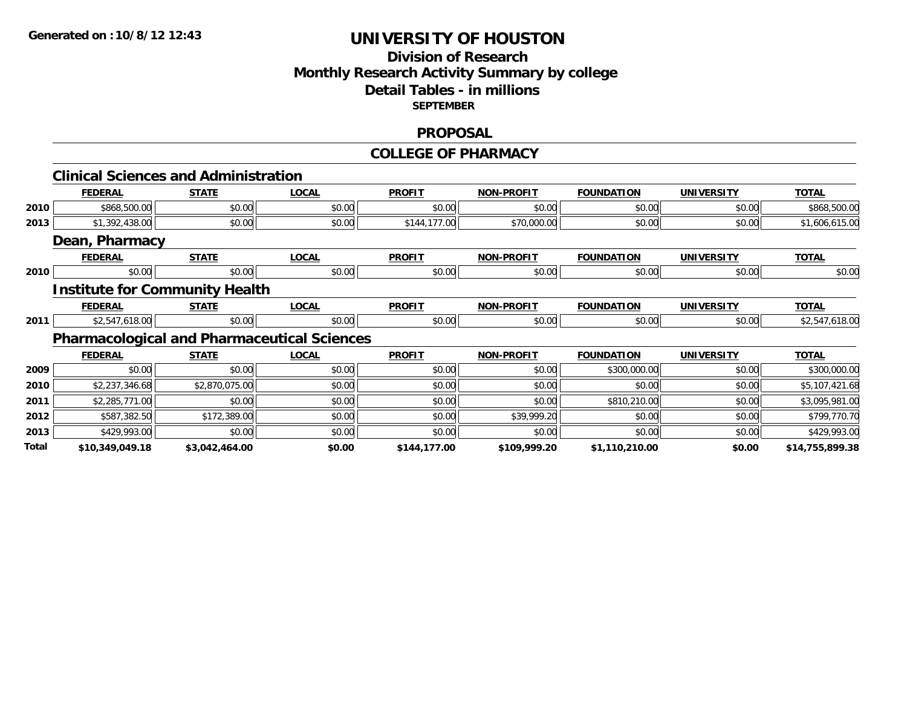# UNIVERSITY OF HOUSTON

## Division of Research
## Monthly Research Activity Summary by college
## Detail Tables - in millions
### SEPTEMBER

Generated on :10/8/12 12:43

## PROPOSAL

## COLLEGE OF PHARMACY

### Clinical Sciences and Administration

| | FEDERAL | STATE | LOCAL | PROFIT | NON-PROFIT | FOUNDATION | UNIVERSITY | TOTAL |
|---|---|---|---|---|---|---|---|---|
| 2010 | $868,500.00 | $0.00 | $0.00 | $0.00 | $0.00 | $0.00 | $0.00 | $868,500.00 |
| 2013 | $1,392,438.00 | $0.00 | $0.00 | $144,177.00 | $70,000.00 | $0.00 | $0.00 | $1,606,615.00 |

### Dean, Pharmacy

| | FEDERAL | STATE | LOCAL | PROFIT | NON-PROFIT | FOUNDATION | UNIVERSITY | TOTAL |
|---|---|---|---|---|---|---|---|---|
| 2010 | $0.00 | $0.00 | $0.00 | $0.00 | $0.00 | $0.00 | $0.00 | $0.00 |

### Institute for Community Health

| | FEDERAL | STATE | LOCAL | PROFIT | NON-PROFIT | FOUNDATION | UNIVERSITY | TOTAL |
|---|---|---|---|---|---|---|---|---|
| 2011 | $2,547,618.00 | $0.00 | $0.00 | $0.00 | $0.00 | $0.00 | $0.00 | $2,547,618.00 |

### Pharmacological and Pharmaceutical Sciences

| | FEDERAL | STATE | LOCAL | PROFIT | NON-PROFIT | FOUNDATION | UNIVERSITY | TOTAL |
|---|---|---|---|---|---|---|---|---|
| 2009 | $0.00 | $0.00 | $0.00 | $0.00 | $0.00 | $300,000.00 | $0.00 | $300,000.00 |
| 2010 | $2,237,346.68 | $2,870,075.00 | $0.00 | $0.00 | $0.00 | $0.00 | $0.00 | $5,107,421.68 |
| 2011 | $2,285,771.00 | $0.00 | $0.00 | $0.00 | $0.00 | $810,210.00 | $0.00 | $3,095,981.00 |
| 2012 | $587,382.50 | $172,389.00 | $0.00 | $0.00 | $39,999.20 | $0.00 | $0.00 | $799,770.70 |
| 2013 | $429,993.00 | $0.00 | $0.00 | $0.00 | $0.00 | $0.00 | $0.00 | $429,993.00 |
| **Total** | **$10,349,049.18** | **$3,042,464.00** | **$0.00** | **$144,177.00** | **$109,999.20** | **$1,110,210.00** | **$0.00** | **$14,755,899.38** |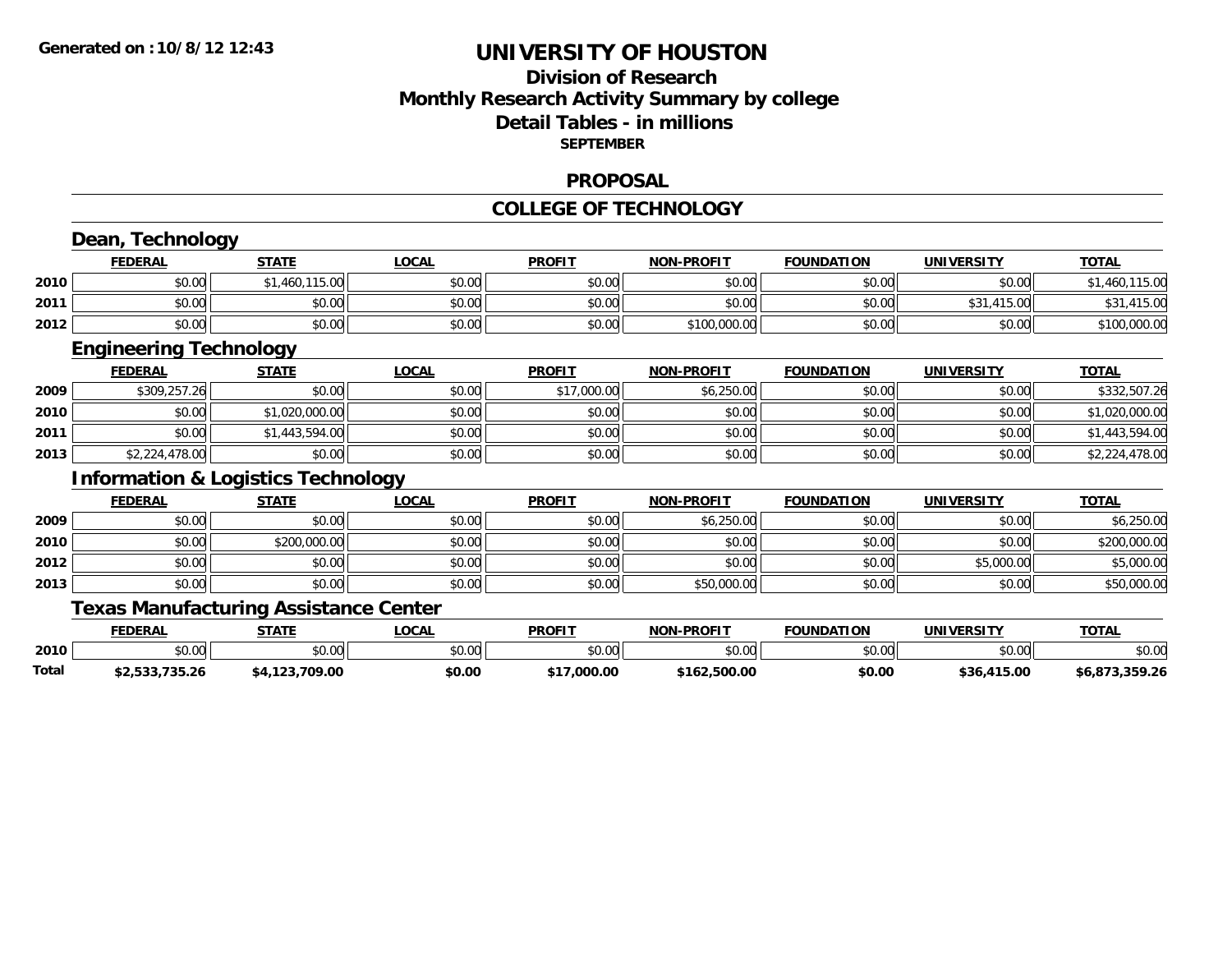**Generated on :10/8/12 12:43**

# UNIVERSITY OF HOUSTON

## Division of Research
## Monthly Research Activity Summary by college
## Detail Tables - in millions
### SEPTEMBER

## PROPOSAL

## COLLEGE OF TECHNOLOGY

### Dean, Technology

| | FEDERAL | STATE | LOCAL | PROFIT | NON-PROFIT | FOUNDATION | UNIVERSITY | TOTAL |
|---|---|---|---|---|---|---|---|---|
| 2010 | $0.00 | $1,460,115.00 | $0.00 | $0.00 | $0.00 | $0.00 | $0.00 | $1,460,115.00 |
| 2011 | $0.00 | $0.00 | $0.00 | $0.00 | $0.00 | $0.00 | $31,415.00 | $31,415.00 |
| 2012 | $0.00 | $0.00 | $0.00 | $0.00 | $100,000.00 | $0.00 | $0.00 | $100,000.00 |

### Engineering Technology

| | FEDERAL | STATE | LOCAL | PROFIT | NON-PROFIT | FOUNDATION | UNIVERSITY | TOTAL |
|---|---|---|---|---|---|---|---|---|
| 2009 | $309,257.26 | $0.00 | $0.00 | $17,000.00 | $6,250.00 | $0.00 | $0.00 | $332,507.26 |
| 2010 | $0.00 | $1,020,000.00 | $0.00 | $0.00 | $0.00 | $0.00 | $0.00 | $1,020,000.00 |
| 2011 | $0.00 | $1,443,594.00 | $0.00 | $0.00 | $0.00 | $0.00 | $0.00 | $1,443,594.00 |
| 2013 | $2,224,478.00 | $0.00 | $0.00 | $0.00 | $0.00 | $0.00 | $0.00 | $2,224,478.00 |

### Information & Logistics Technology

| | FEDERAL | STATE | LOCAL | PROFIT | NON-PROFIT | FOUNDATION | UNIVERSITY | TOTAL |
|---|---|---|---|---|---|---|---|---|
| 2009 | $0.00 | $0.00 | $0.00 | $0.00 | $6,250.00 | $0.00 | $0.00 | $6,250.00 |
| 2010 | $0.00 | $200,000.00 | $0.00 | $0.00 | $0.00 | $0.00 | $0.00 | $200,000.00 |
| 2012 | $0.00 | $0.00 | $0.00 | $0.00 | $0.00 | $0.00 | $5,000.00 | $5,000.00 |
| 2013 | $0.00 | $0.00 | $0.00 | $0.00 | $50,000.00 | $0.00 | $0.00 | $50,000.00 |

### Texas Manufacturing Assistance Center

| | FEDERAL | STATE | LOCAL | PROFIT | NON-PROFIT | FOUNDATION | UNIVERSITY | TOTAL |
|---|---|---|---|---|---|---|---|---|
| 2010 | $0.00 | $0.00 | $0.00 | $0.00 | $0.00 | $0.00 | $0.00 | $0.00 |
| **Total** | **$2,533,735.26** | **$4,123,709.00** | **$0.00** | **$17,000.00** | **$162,500.00** | **$0.00** | **$36,415.00** | **$6,873,359.26** |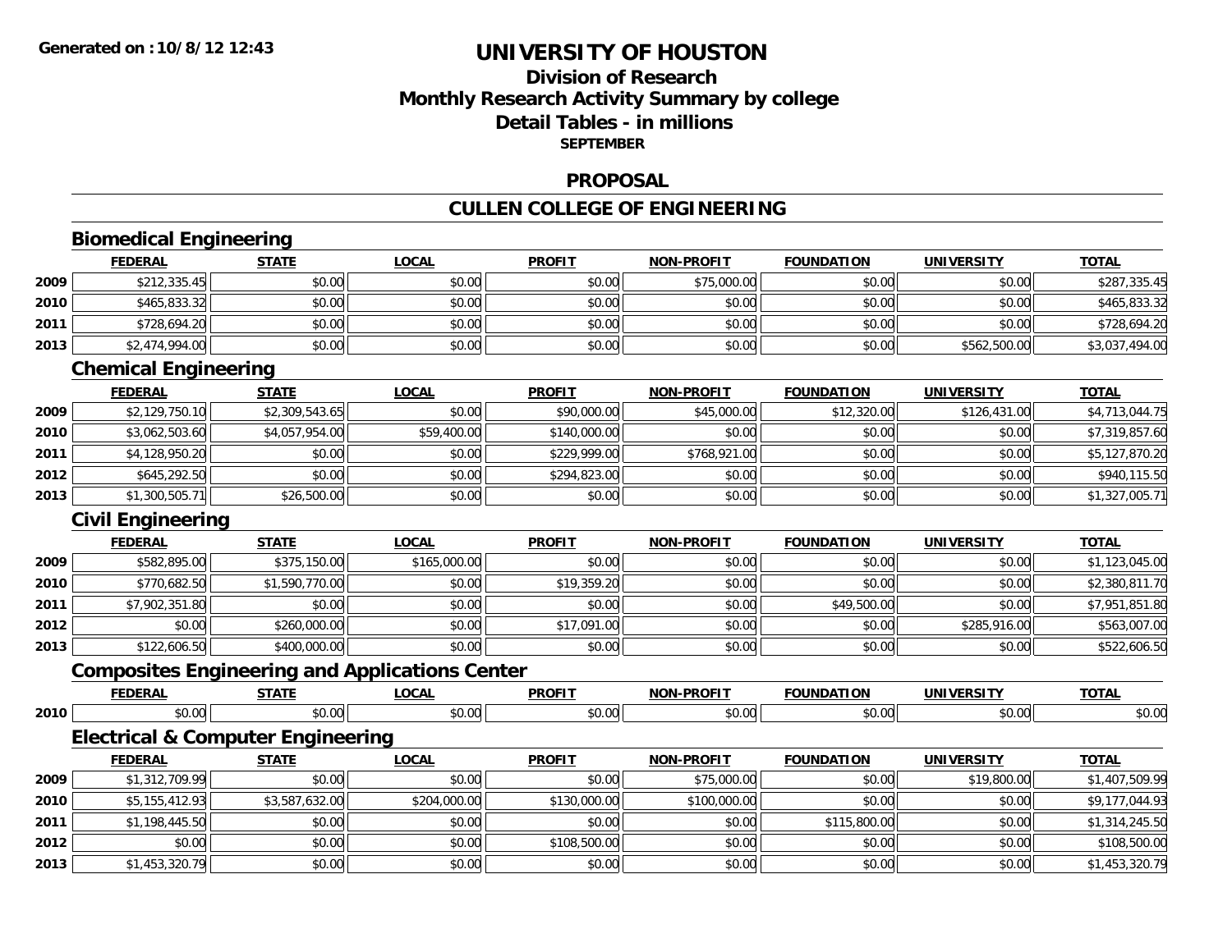**Generated on :10/8/12 12:43**

# UNIVERSITY OF HOUSTON

## Division of Research
## Monthly Research Activity Summary by college
## Detail Tables - in millions
### SEPTEMBER

## PROPOSAL

## CULLEN COLLEGE OF ENGINEERING

### Biomedical Engineering

| | FEDERAL | STATE | LOCAL | PROFIT | NON-PROFIT | FOUNDATION | UNIVERSITY | TOTAL |
|---|---|---|---|---|---|---|---|---|
| 2009 | $212,335.45 | $0.00 | $0.00 | $0.00 | $75,000.00 | $0.00 | $0.00 | $287,335.45 |
| 2010 | $465,833.32 | $0.00 | $0.00 | $0.00 | $0.00 | $0.00 | $0.00 | $465,833.32 |
| 2011 | $728,694.20 | $0.00 | $0.00 | $0.00 | $0.00 | $0.00 | $0.00 | $728,694.20 |
| 2013 | $2,474,994.00 | $0.00 | $0.00 | $0.00 | $0.00 | $0.00 | $562,500.00 | $3,037,494.00 |

### Chemical Engineering

| | FEDERAL | STATE | LOCAL | PROFIT | NON-PROFIT | FOUNDATION | UNIVERSITY | TOTAL |
|---|---|---|---|---|---|---|---|---|
| 2009 | $2,129,750.10 | $2,309,543.65 | $0.00 | $90,000.00 | $45,000.00 | $12,320.00 | $126,431.00 | $4,713,044.75 |
| 2010 | $3,062,503.60 | $4,057,954.00 | $59,400.00 | $140,000.00 | $0.00 | $0.00 | $0.00 | $7,319,857.60 |
| 2011 | $4,128,950.20 | $0.00 | $0.00 | $229,999.00 | $768,921.00 | $0.00 | $0.00 | $5,127,870.20 |
| 2012 | $645,292.50 | $0.00 | $0.00 | $294,823.00 | $0.00 | $0.00 | $0.00 | $940,115.50 |
| 2013 | $1,300,505.71 | $26,500.00 | $0.00 | $0.00 | $0.00 | $0.00 | $0.00 | $1,327,005.71 |

### Civil Engineering

| | FEDERAL | STATE | LOCAL | PROFIT | NON-PROFIT | FOUNDATION | UNIVERSITY | TOTAL |
|---|---|---|---|---|---|---|---|---|
| 2009 | $582,895.00 | $375,150.00 | $165,000.00 | $0.00 | $0.00 | $0.00 | $0.00 | $1,123,045.00 |
| 2010 | $770,682.50 | $1,590,770.00 | $0.00 | $19,359.20 | $0.00 | $0.00 | $0.00 | $2,380,811.70 |
| 2011 | $7,902,351.80 | $0.00 | $0.00 | $0.00 | $0.00 | $49,500.00 | $0.00 | $7,951,851.80 |
| 2012 | $0.00 | $260,000.00 | $0.00 | $17,091.00 | $0.00 | $0.00 | $285,916.00 | $563,007.00 |
| 2013 | $122,606.50 | $400,000.00 | $0.00 | $0.00 | $0.00 | $0.00 | $0.00 | $522,606.50 |

### Composites Engineering and Applications Center

| | FEDERAL | STATE | LOCAL | PROFIT | NON-PROFIT | FOUNDATION | UNIVERSITY | TOTAL |
|---|---|---|---|---|---|---|---|---|
| 2010 | $0.00 | $0.00 | $0.00 | $0.00 | $0.00 | $0.00 | $0.00 | $0.00 |

### Electrical & Computer Engineering

| | FEDERAL | STATE | LOCAL | PROFIT | NON-PROFIT | FOUNDATION | UNIVERSITY | TOTAL |
|---|---|---|---|---|---|---|---|---|
| 2009 | $1,312,709.99 | $0.00 | $0.00 | $0.00 | $75,000.00 | $0.00 | $19,800.00 | $1,407,509.99 |
| 2010 | $5,155,412.93 | $3,587,632.00 | $204,000.00 | $130,000.00 | $100,000.00 | $0.00 | $0.00 | $9,177,044.93 |
| 2011 | $1,198,445.50 | $0.00 | $0.00 | $0.00 | $0.00 | $115,800.00 | $0.00 | $1,314,245.50 |
| 2012 | $0.00 | $0.00 | $0.00 | $108,500.00 | $0.00 | $0.00 | $0.00 | $108,500.00 |
| 2013 | $1,453,320.79 | $0.00 | $0.00 | $0.00 | $0.00 | $0.00 | $0.00 | $1,453,320.79 |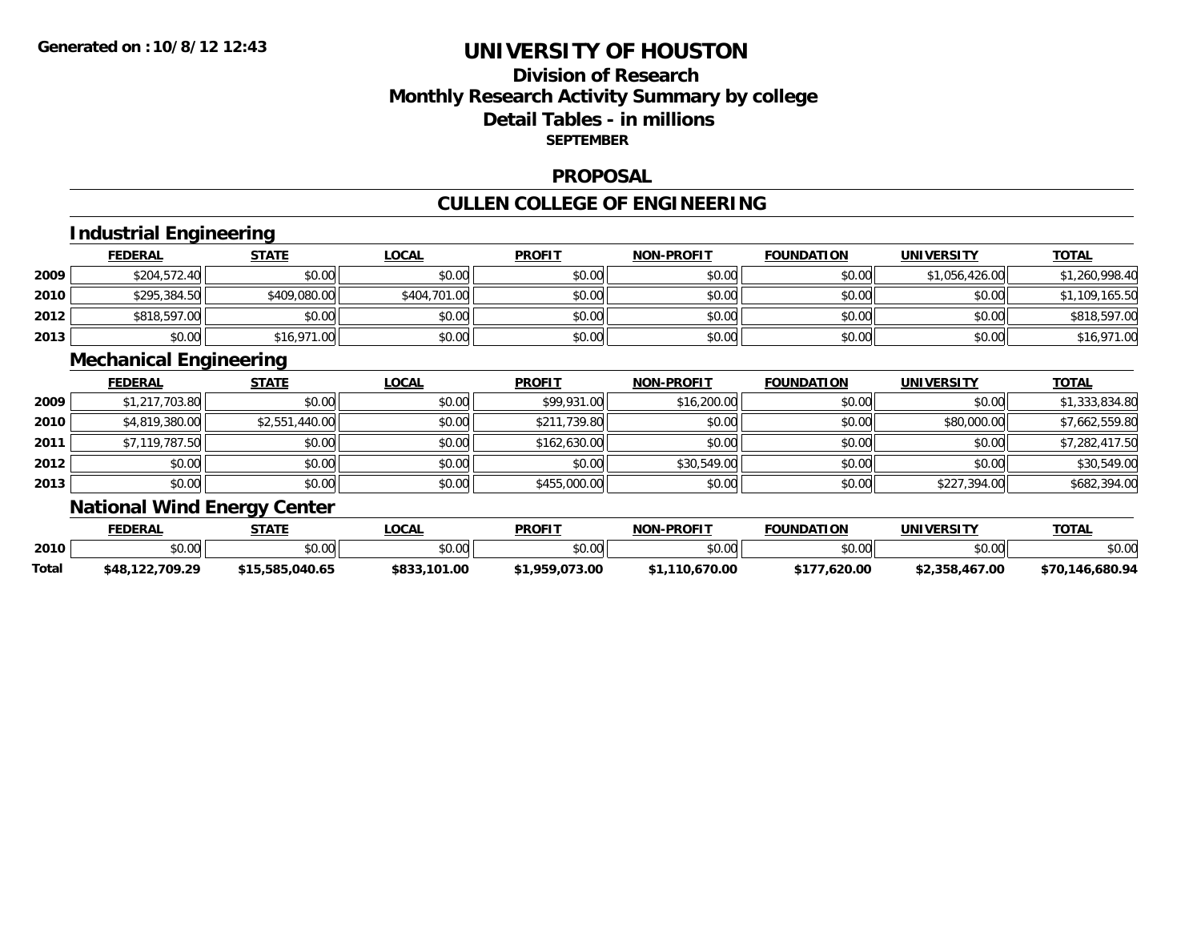Generated on :10/8/12 12:43

# UNIVERSITY OF HOUSTON

## Division of Research
## Monthly Research Activity Summary by college
## Detail Tables - in millions
### SEPTEMBER

## PROPOSAL

## CULLEN COLLEGE OF ENGINEERING

### Industrial Engineering

| | FEDERAL | STATE | LOCAL | PROFIT | NON-PROFIT | FOUNDATION | UNIVERSITY | TOTAL |
|---|---|---|---|---|---|---|---|---|
| 2009 | $204,572.40 | $0.00 | $0.00 | $0.00 | $0.00 | $0.00 | $1,056,426.00 | $1,260,998.40 |
| 2010 | $295,384.50 | $409,080.00 | $404,701.00 | $0.00 | $0.00 | $0.00 | $0.00 | $1,109,165.50 |
| 2012 | $818,597.00 | $0.00 | $0.00 | $0.00 | $0.00 | $0.00 | $0.00 | $818,597.00 |
| 2013 | $0.00 | $16,971.00 | $0.00 | $0.00 | $0.00 | $0.00 | $0.00 | $16,971.00 |

### Mechanical Engineering

| | FEDERAL | STATE | LOCAL | PROFIT | NON-PROFIT | FOUNDATION | UNIVERSITY | TOTAL |
|---|---|---|---|---|---|---|---|---|
| 2009 | $1,217,703.80 | $0.00 | $0.00 | $99,931.00 | $16,200.00 | $0.00 | $0.00 | $1,333,834.80 |
| 2010 | $4,819,380.00 | $2,551,440.00 | $0.00 | $211,739.80 | $0.00 | $0.00 | $80,000.00 | $7,662,559.80 |
| 2011 | $7,119,787.50 | $0.00 | $0.00 | $162,630.00 | $0.00 | $0.00 | $0.00 | $7,282,417.50 |
| 2012 | $0.00 | $0.00 | $0.00 | $0.00 | $30,549.00 | $0.00 | $0.00 | $30,549.00 |
| 2013 | $0.00 | $0.00 | $0.00 | $455,000.00 | $0.00 | $0.00 | $227,394.00 | $682,394.00 |

### National Wind Energy Center

| | FEDERAL | STATE | LOCAL | PROFIT | NON-PROFIT | FOUNDATION | UNIVERSITY | TOTAL |
|---|---|---|---|---|---|---|---|---|
| 2010 | $0.00 | $0.00 | $0.00 | $0.00 | $0.00 | $0.00 | $0.00 | $0.00 |
| **Total** | **$48,122,709.29** | **$15,585,040.65** | **$833,101.00** | **$1,959,073.00** | **$1,110,670.00** | **$177,620.00** | **$2,358,467.00** | **$70,146,680.94** |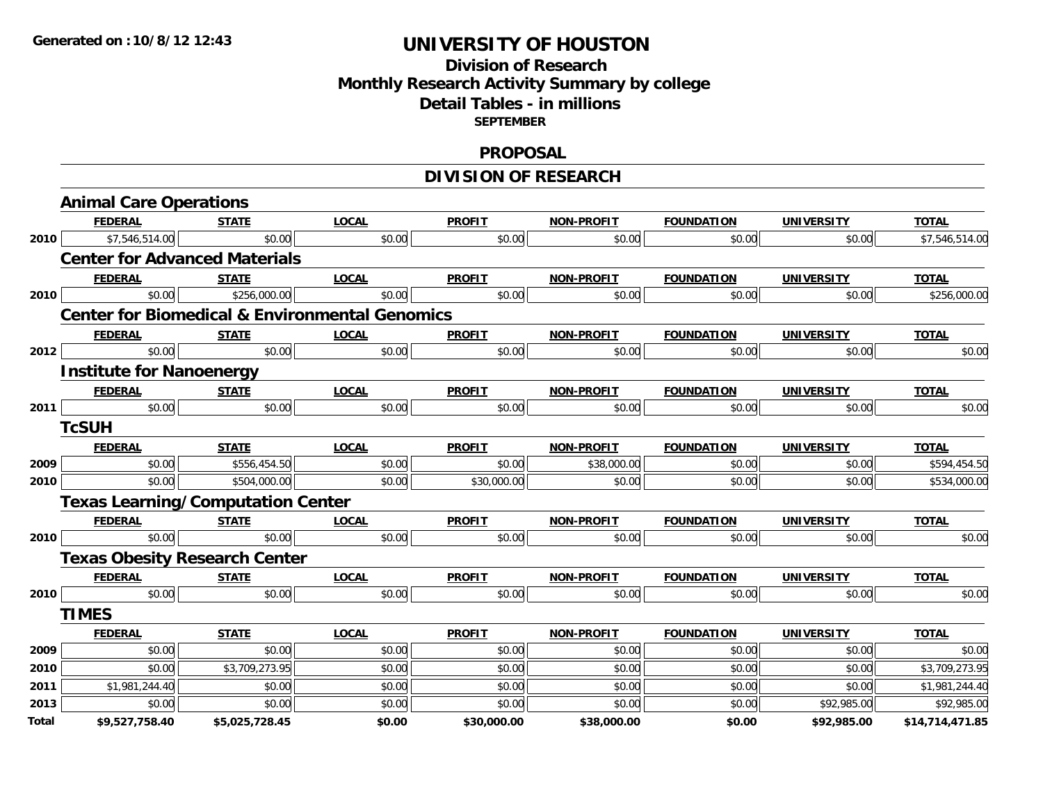Generated on :10/8/12 12:43

# UNIVERSITY OF HOUSTON

## Division of Research
## Monthly Research Activity Summary by college
## Detail Tables - in millions
**SEPTEMBER**

## PROPOSAL

## DIVISION OF RESEARCH

### Animal Care Operations

| | FEDERAL | STATE | LOCAL | PROFIT | NON-PROFIT | FOUNDATION | UNIVERSITY | TOTAL |
|---|---|---|---|---|---|---|---|---|
| 2010 | $7,546,514.00 | $0.00 | $0.00 | $0.00 | $0.00 | $0.00 | $0.00 | $7,546,514.00 |

### Center for Advanced Materials

| | FEDERAL | STATE | LOCAL | PROFIT | NON-PROFIT | FOUNDATION | UNIVERSITY | TOTAL |
|---|---|---|---|---|---|---|---|---|
| 2010 | $0.00 | $256,000.00 | $0.00 | $0.00 | $0.00 | $0.00 | $0.00 | $256,000.00 |

### Center for Biomedical & Environmental Genomics

| | FEDERAL | STATE | LOCAL | PROFIT | NON-PROFIT | FOUNDATION | UNIVERSITY | TOTAL |
|---|---|---|---|---|---|---|---|---|
| 2012 | $0.00 | $0.00 | $0.00 | $0.00 | $0.00 | $0.00 | $0.00 | $0.00 |

### Institute for Nanoenergy

| | FEDERAL | STATE | LOCAL | PROFIT | NON-PROFIT | FOUNDATION | UNIVERSITY | TOTAL |
|---|---|---|---|---|---|---|---|---|
| 2011 | $0.00 | $0.00 | $0.00 | $0.00 | $0.00 | $0.00 | $0.00 | $0.00 |

### TcSUH

| | FEDERAL | STATE | LOCAL | PROFIT | NON-PROFIT | FOUNDATION | UNIVERSITY | TOTAL |
|---|---|---|---|---|---|---|---|---|
| 2009 | $0.00 | $556,454.50 | $0.00 | $0.00 | $38,000.00 | $0.00 | $0.00 | $594,454.50 |
| 2010 | $0.00 | $504,000.00 | $0.00 | $30,000.00 | $0.00 | $0.00 | $0.00 | $534,000.00 |

### Texas Learning/Computation Center

| | FEDERAL | STATE | LOCAL | PROFIT | NON-PROFIT | FOUNDATION | UNIVERSITY | TOTAL |
|---|---|---|---|---|---|---|---|---|
| 2010 | $0.00 | $0.00 | $0.00 | $0.00 | $0.00 | $0.00 | $0.00 | $0.00 |

### Texas Obesity Research Center

| | FEDERAL | STATE | LOCAL | PROFIT | NON-PROFIT | FOUNDATION | UNIVERSITY | TOTAL |
|---|---|---|---|---|---|---|---|---|
| 2010 | $0.00 | $0.00 | $0.00 | $0.00 | $0.00 | $0.00 | $0.00 | $0.00 |

### TIMES

| | FEDERAL | STATE | LOCAL | PROFIT | NON-PROFIT | FOUNDATION | UNIVERSITY | TOTAL |
|---|---|---|---|---|---|---|---|---|
| 2009 | $0.00 | $0.00 | $0.00 | $0.00 | $0.00 | $0.00 | $0.00 | $0.00 |
| 2010 | $0.00 | $3,709,273.95 | $0.00 | $0.00 | $0.00 | $0.00 | $0.00 | $3,709,273.95 |
| 2011 | $1,981,244.40 | $0.00 | $0.00 | $0.00 | $0.00 | $0.00 | $0.00 | $1,981,244.40 |
| 2013 | $0.00 | $0.00 | $0.00 | $0.00 | $0.00 | $0.00 | $92,985.00 | $92,985.00 |
| **Total** | **$9,527,758.40** | **$5,025,728.45** | **$0.00** | **$30,000.00** | **$38,000.00** | **$0.00** | **$92,985.00** | **$14,714,471.85** |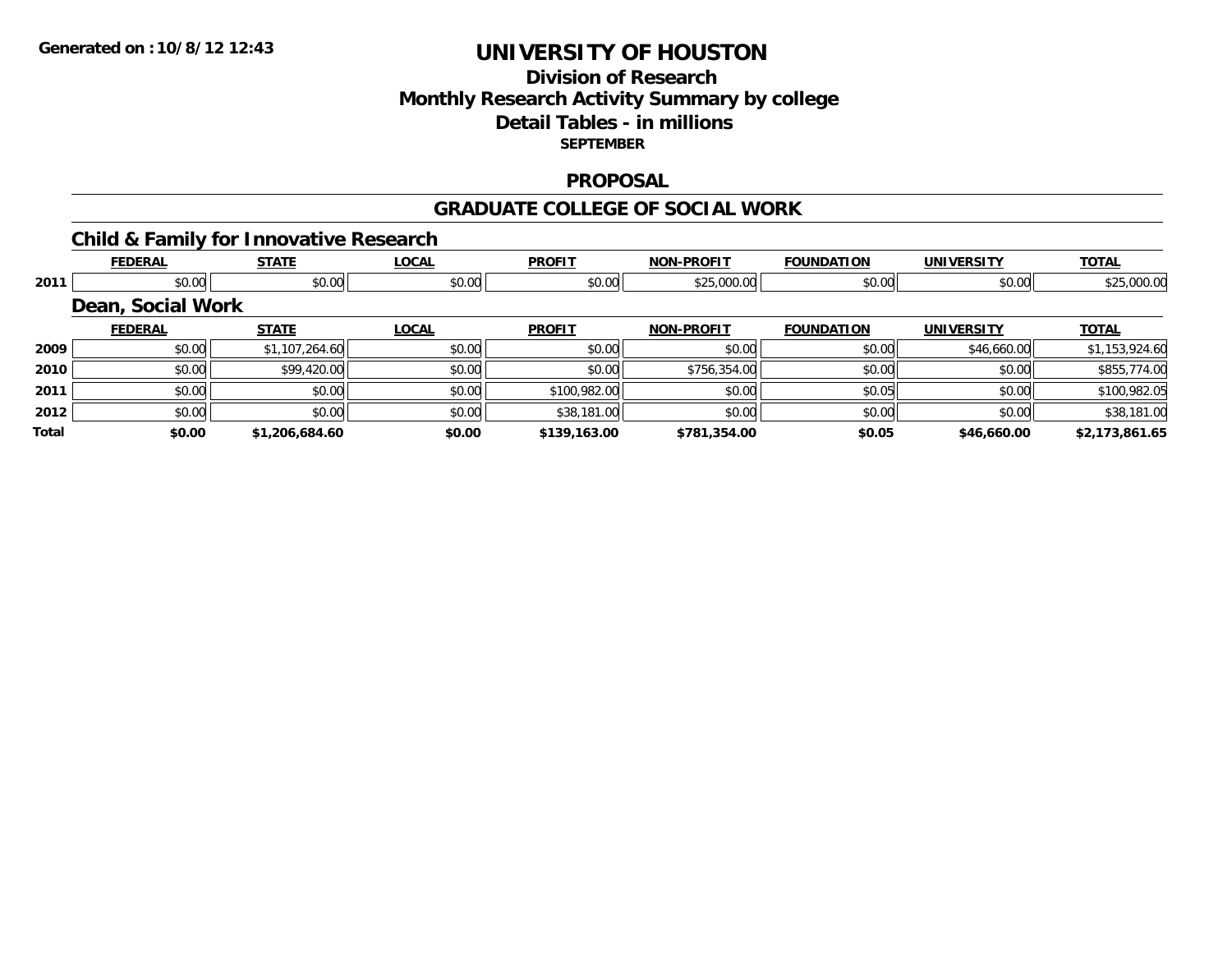**Generated on :10/8/12 12:43**

# UNIVERSITY OF HOUSTON

## Division of Research
## Monthly Research Activity Summary by college
## Detail Tables - in millions
### SEPTEMBER

### PROPOSAL

### GRADUATE COLLEGE OF SOCIAL WORK

#### Child & Family for Innovative Research

| | FEDERAL | STATE | LOCAL | PROFIT | NON-PROFIT | FOUNDATION | UNIVERSITY | TOTAL |
|---|---|---|---|---|---|---|---|---|
| 2011 | $0.00 | $0.00 | $0.00 | $0.00 | $25,000.00 | $0.00 | $0.00 | $25,000.00 |

#### Dean, Social Work

| | FEDERAL | STATE | LOCAL | PROFIT | NON-PROFIT | FOUNDATION | UNIVERSITY | TOTAL |
|---|---|---|---|---|---|---|---|---|
| 2009 | $0.00 | $1,107,264.60 | $0.00 | $0.00 | $0.00 | $0.00 | $46,660.00 | $1,153,924.60 |
| 2010 | $0.00 | $99,420.00 | $0.00 | $0.00 | $756,354.00 | $0.00 | $0.00 | $855,774.00 |
| 2011 | $0.00 | $0.00 | $0.00 | $100,982.00 | $0.00 | $0.05 | $0.00 | $100,982.05 |
| 2012 | $0.00 | $0.00 | $0.00 | $38,181.00 | $0.00 | $0.00 | $0.00 | $38,181.00 |
| **Total** | **$0.00** | **$1,206,684.60** | **$0.00** | **$139,163.00** | **$781,354.00** | **$0.05** | **$46,660.00** | **$2,173,861.65** |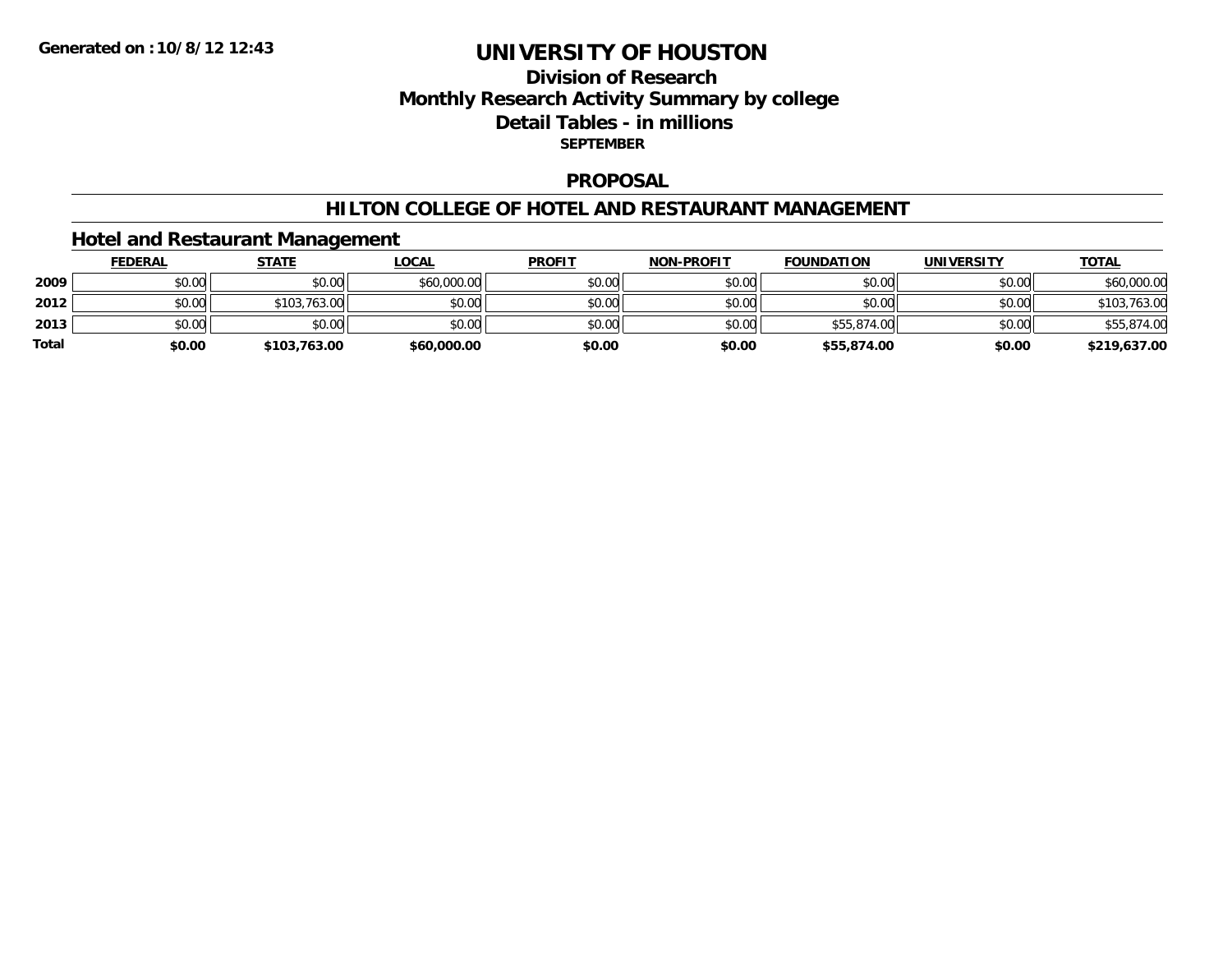Generated on :10/8/12 12:43

# UNIVERSITY OF HOUSTON

## Division of Research
## Monthly Research Activity Summary by college
## Detail Tables - in millions
### SEPTEMBER

### PROPOSAL

### HILTON COLLEGE OF HOTEL AND RESTAURANT MANAGEMENT

#### Hotel and Restaurant Management

| | FEDERAL | STATE | LOCAL | PROFIT | NON-PROFIT | FOUNDATION | UNIVERSITY | TOTAL |
|---|---|---|---|---|---|---|---|---|
| 2009 | $0.00 | $0.00 | $60,000.00 | $0.00 | $0.00 | $0.00 | $0.00 | $60,000.00 |
| 2012 | $0.00 | $103,763.00 | $0.00 | $0.00 | $0.00 | $0.00 | $0.00 | $103,763.00 |
| 2013 | $0.00 | $0.00 | $0.00 | $0.00 | $0.00 | $55,874.00 | $0.00 | $55,874.00 |
| **Total** | **$0.00** | **$103,763.00** | **$60,000.00** | **$0.00** | **$0.00** | **$55,874.00** | **$0.00** | **$219,637.00** |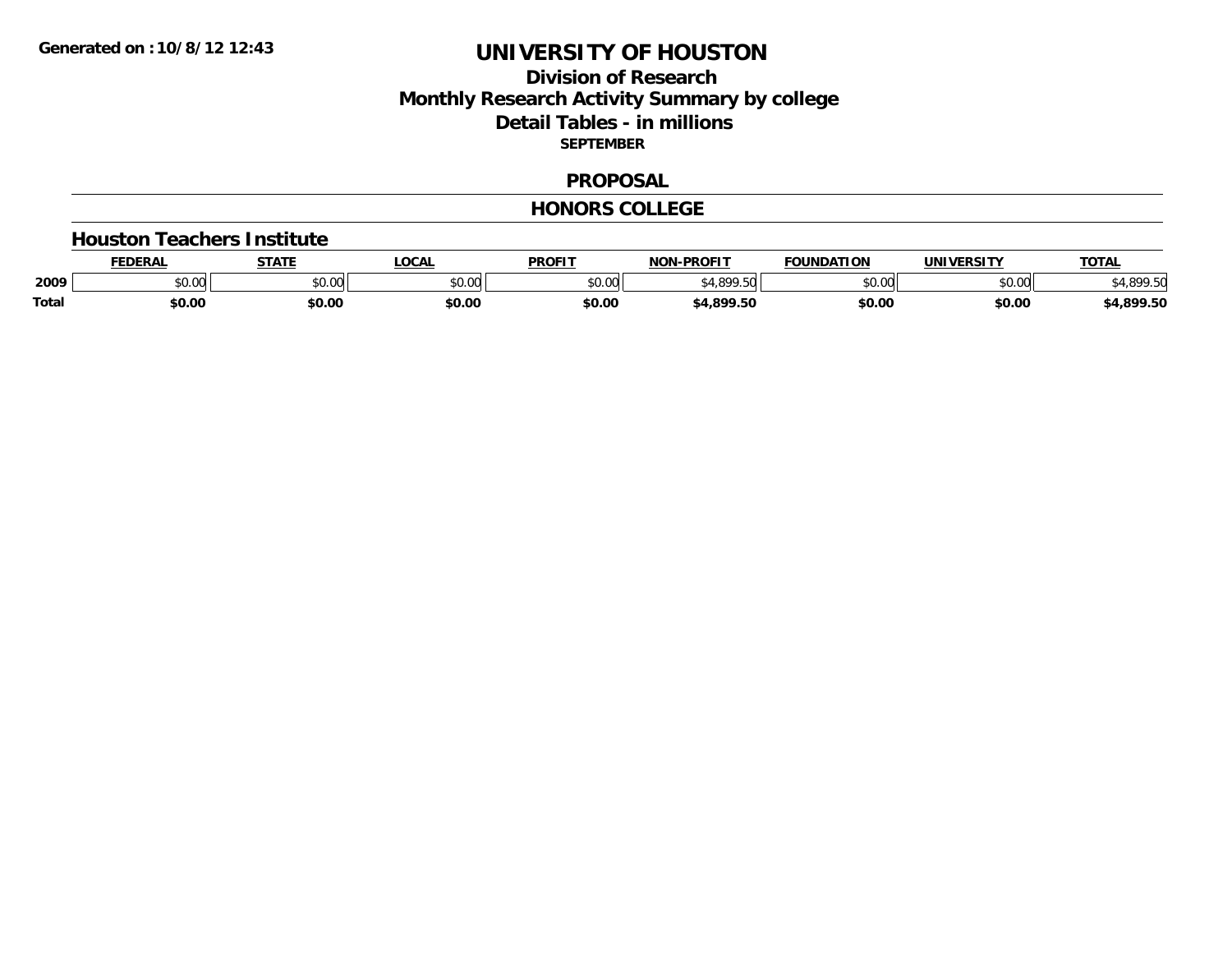Generated on :10/8/12 12:43

# UNIVERSITY OF HOUSTON

## Division of Research
## Monthly Research Activity Summary by college
## Detail Tables - in millions
**SEPTEMBER**

### PROPOSAL

### HONORS COLLEGE

#### Houston Teachers Institute

| | FEDERAL | STATE | LOCAL | PROFIT | NON-PROFIT | FOUNDATION | UNIVERSITY | TOTAL |
|---|---|---|---|---|---|---|---|---|
| 2009 | $0.00 | $0.00 | $0.00 | $0.00 | $4,899.50 | $0.00 | $0.00 | $4,899.50 |
| **Total** | **$0.00** | **$0.00** | **$0.00** | **$0.00** | **$4,899.50** | **$0.00** | **$0.00** | **$4,899.50** |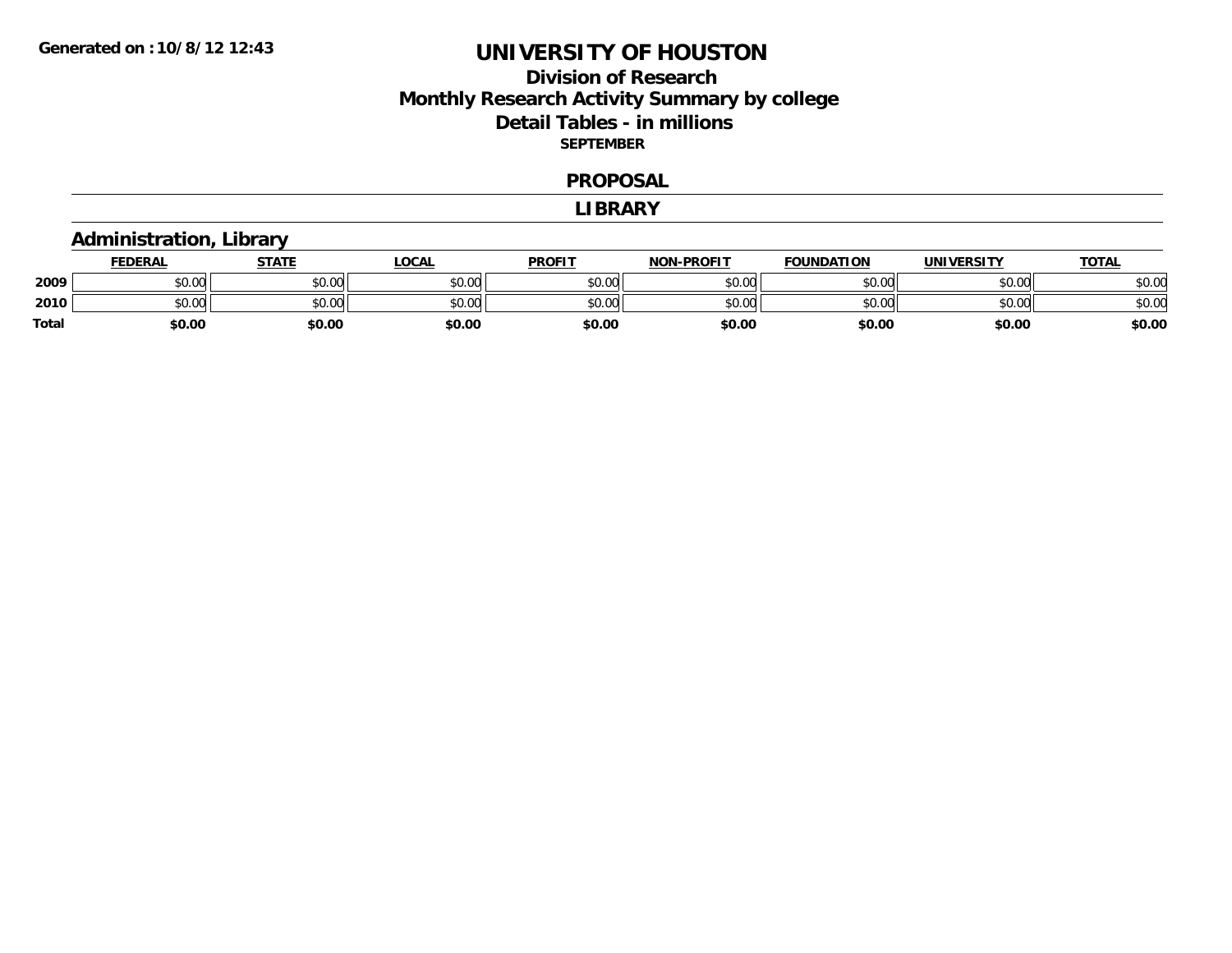Generated on :10/8/12 12:43

# UNIVERSITY OF HOUSTON

## Division of Research
## Monthly Research Activity Summary by college
## Detail Tables - in millions

**SEPTEMBER**

### PROPOSAL

### LIBRARY

### Administration, Library

| | FEDERAL | STATE | LOCAL | PROFIT | NON-PROFIT | FOUNDATION | UNIVERSITY | TOTAL |
|---|---|---|---|---|---|---|---|---|
| **2009** | $0.00 | $0.00 | $0.00 | $0.00 | $0.00 | $0.00 | $0.00 | $0.00 |
| **2010** | $0.00 | $0.00 | $0.00 | $0.00 | $0.00 | $0.00 | $0.00 | $0.00 |
| **Total** | **$0.00** | **$0.00** | **$0.00** | **$0.00** | **$0.00** | **$0.00** | **$0.00** | **$0.00** |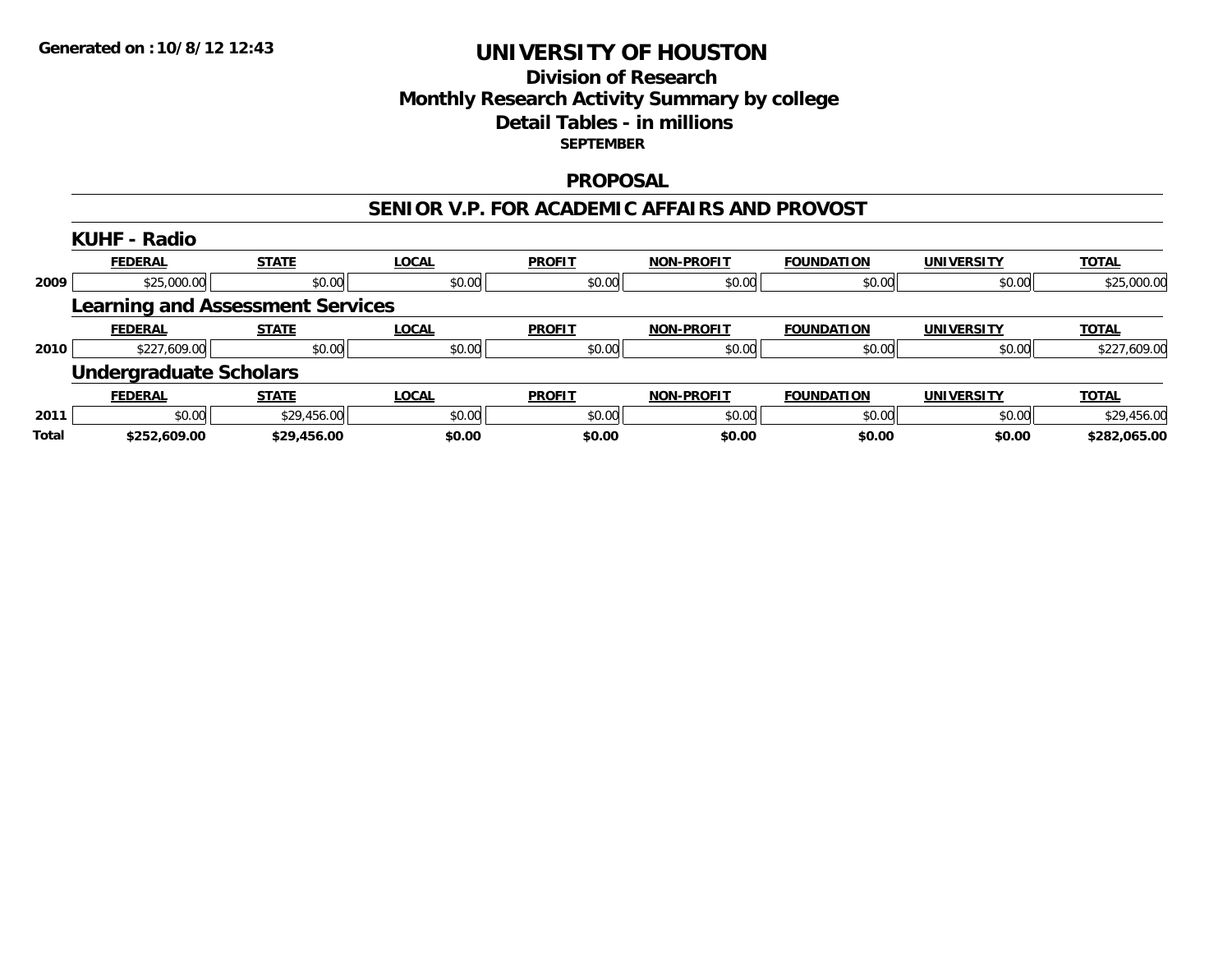**Generated on :10/8/12 12:43**

# UNIVERSITY OF HOUSTON

## Division of Research
## Monthly Research Activity Summary by college
## Detail Tables - in millions
**SEPTEMBER**

## PROPOSAL

## SENIOR V.P. FOR ACADEMIC AFFAIRS AND PROVOST

### KUHF - Radio

| | FEDERAL | STATE | LOCAL | PROFIT | NON-PROFIT | FOUNDATION | UNIVERSITY | TOTAL |
|---|---|---|---|---|---|---|---|---|
| 2009 | $25,000.00 | $0.00 | $0.00 | $0.00 | $0.00 | $0.00 | $0.00 | $25,000.00 |

### Learning and Assessment Services

| | FEDERAL | STATE | LOCAL | PROFIT | NON-PROFIT | FOUNDATION | UNIVERSITY | TOTAL |
|---|---|---|---|---|---|---|---|---|
| 2010 | $227,609.00 | $0.00 | $0.00 | $0.00 | $0.00 | $0.00 | $0.00 | $227,609.00 |

### Undergraduate Scholars

| | FEDERAL | STATE | LOCAL | PROFIT | NON-PROFIT | FOUNDATION | UNIVERSITY | TOTAL |
|---|---|---|---|---|---|---|---|---|
| 2011 | $0.00 | $29,456.00 | $0.00 | $0.00 | $0.00 | $0.00 | $0.00 | $29,456.00 |
| **Total** | **$252,609.00** | **$29,456.00** | **$0.00** | **$0.00** | **$0.00** | **$0.00** | **$0.00** | **$282,065.00** |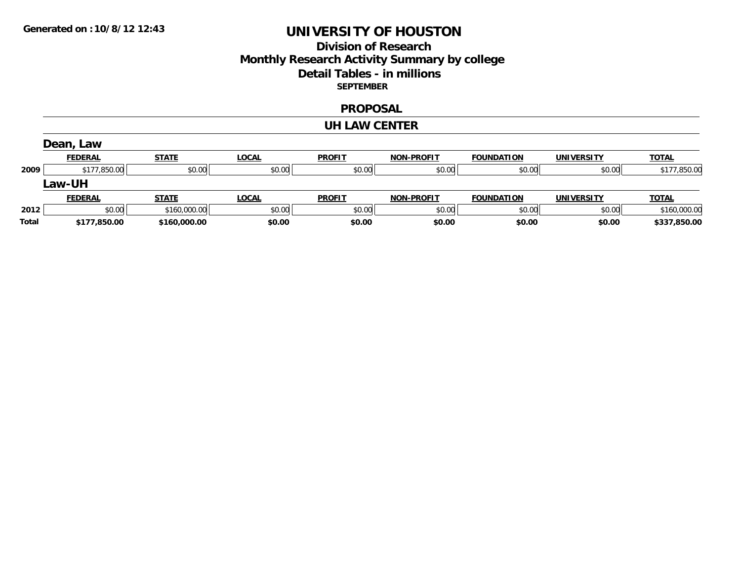Generated on :10/8/12 12:43

# UNIVERSITY OF HOUSTON

## Division of Research
## Monthly Research Activity Summary by college
## Detail Tables - in millions
### SEPTEMBER

### PROPOSAL

### UH LAW CENTER

#### Dean, Law

| | FEDERAL | STATE | LOCAL | PROFIT | NON-PROFIT | FOUNDATION | UNIVERSITY | TOTAL |
|---|---|---|---|---|---|---|---|---|
| 2009 | $177,850.00 | $0.00 | $0.00 | $0.00 | $0.00 | $0.00 | $0.00 | $177,850.00 |

#### Law-UH

| | FEDERAL | STATE | LOCAL | PROFIT | NON-PROFIT | FOUNDATION | UNIVERSITY | TOTAL |
|---|---|---|---|---|---|---|---|---|
| 2012 | $0.00 | $160,000.00 | $0.00 | $0.00 | $0.00 | $0.00 | $0.00 | $160,000.00 |
| **Total** | **$177,850.00** | **$160,000.00** | **$0.00** | **$0.00** | **$0.00** | **$0.00** | **$0.00** | **$337,850.00** |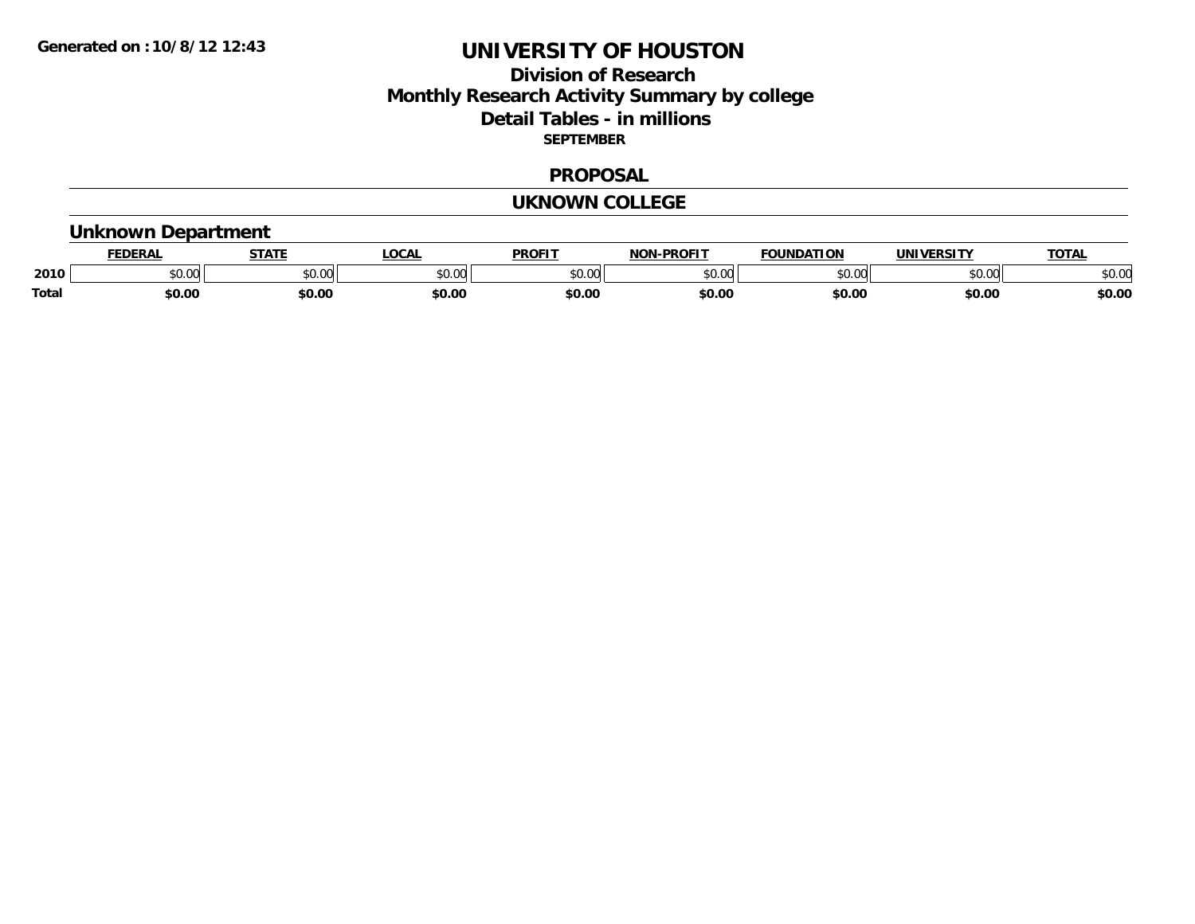Generated on :10/8/12 12:43

# UNIVERSITY OF HOUSTON

## Division of Research

## Monthly Research Activity Summary by college

## Detail Tables - in millions

**SEPTEMBER**

### PROPOSAL

### UKNOWN COLLEGE

### Unknown Department

| | FEDERAL | STATE | LOCAL | PROFIT | NON-PROFIT | FOUNDATION | UNIVERSITY | TOTAL |
|---|---|---|---|---|---|---|---|---|
| 2010 | $0.00 | $0.00 | $0.00 | $0.00 | $0.00 | $0.00 | $0.00 | $0.00 |
| **Total** | **$0.00** | **$0.00** | **$0.00** | **$0.00** | **$0.00** | **$0.00** | **$0.00** | **$0.00** |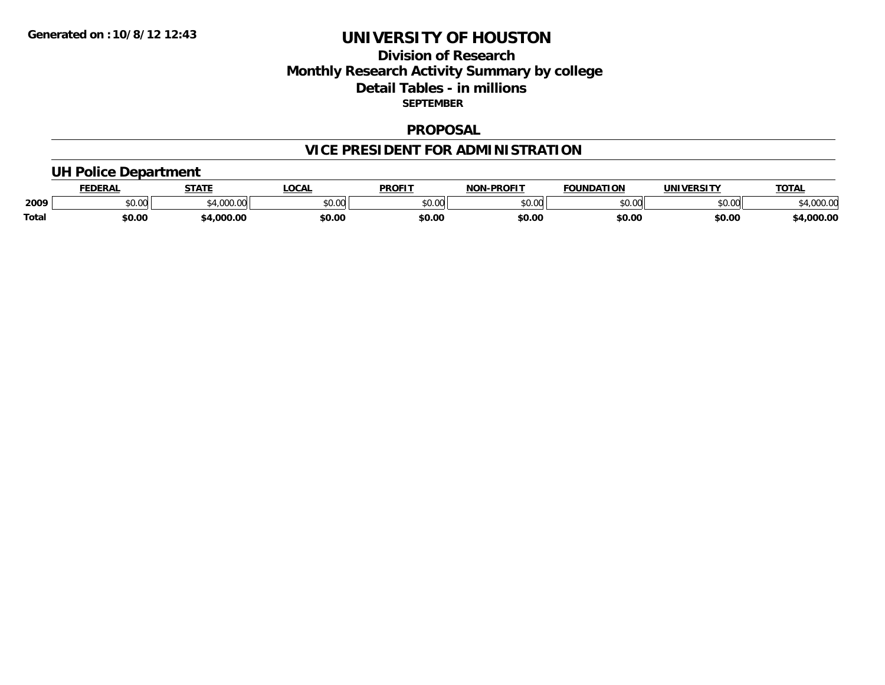Generated on :10/8/12 12:43

# UNIVERSITY OF HOUSTON

## Division of Research
## Monthly Research Activity Summary by college
## Detail Tables - in millions
### SEPTEMBER

## PROPOSAL

## VICE PRESIDENT FOR ADMINISTRATION

### UH Police Department

| | FEDERAL | STATE | LOCAL | PROFIT | NON-PROFIT | FOUNDATION | UNIVERSITY | TOTAL |
|---|---|---|---|---|---|---|---|---|
| 2009 | $0.00 | $4,000.00 | $0.00 | $0.00 | $0.00 | $0.00 | $0.00 | $4,000.00 |
| **Total** | **$0.00** | **$4,000.00** | **$0.00** | **$0.00** | **$0.00** | **$0.00** | **$0.00** | **$4,000.00** |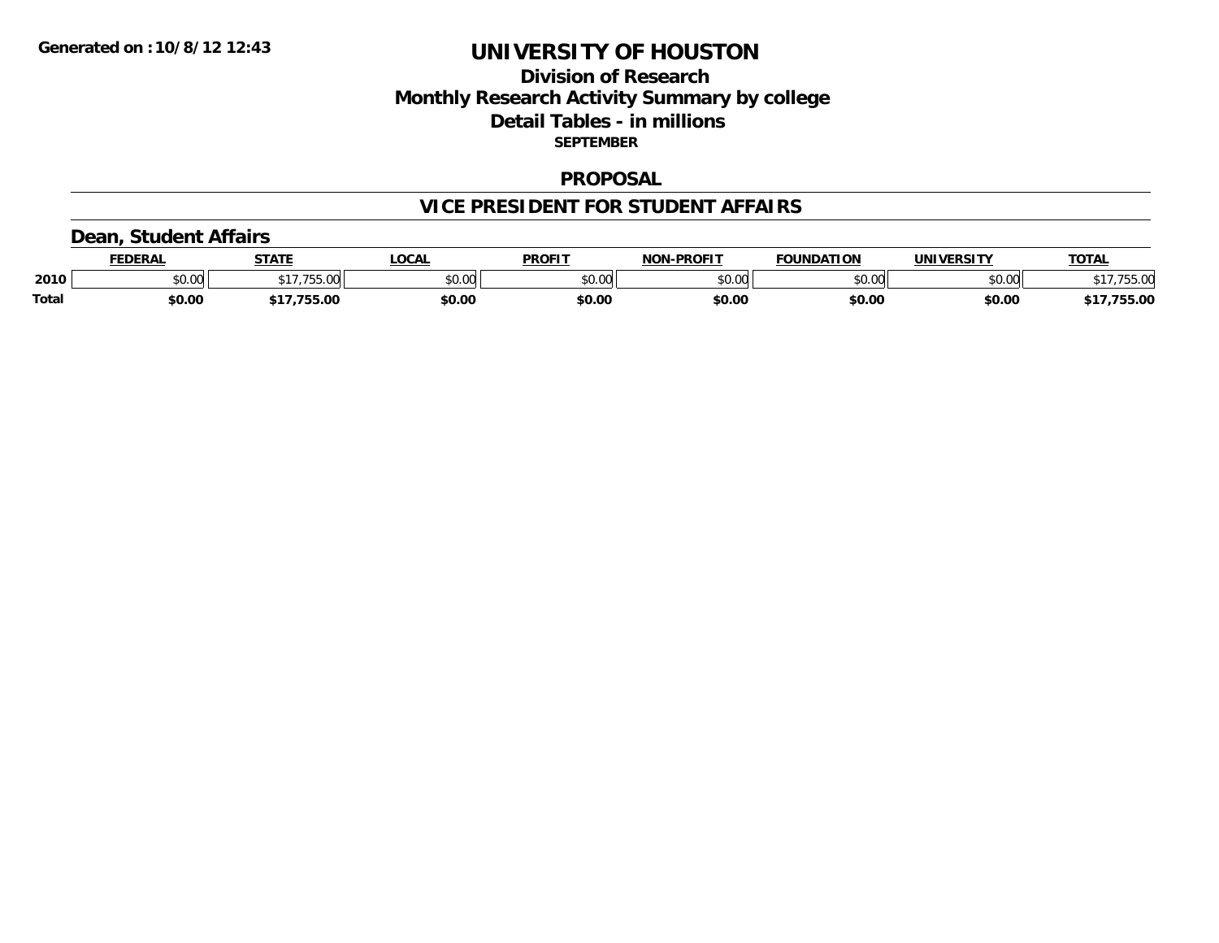**Generated on :10/8/12 12:43**

# UNIVERSITY OF HOUSTON

## Division of Research
## Monthly Research Activity Summary by college
## Detail Tables - in millions
### SEPTEMBER

## PROPOSAL

## VICE PRESIDENT FOR STUDENT AFFAIRS

### Dean, Student Affairs

| | FEDERAL | STATE | LOCAL | PROFIT | NON-PROFIT | FOUNDATION | UNIVERSITY | TOTAL |
|---|---|---|---|---|---|---|---|---|
| 2010 | $0.00 | $17,755.00 | $0.00 | $0.00 | $0.00 | $0.00 | $0.00 | $17,755.00 |
| **Total** | **$0.00** | **$17,755.00** | **$0.00** | **$0.00** | **$0.00** | **$0.00** | **$0.00** | **$17,755.00** |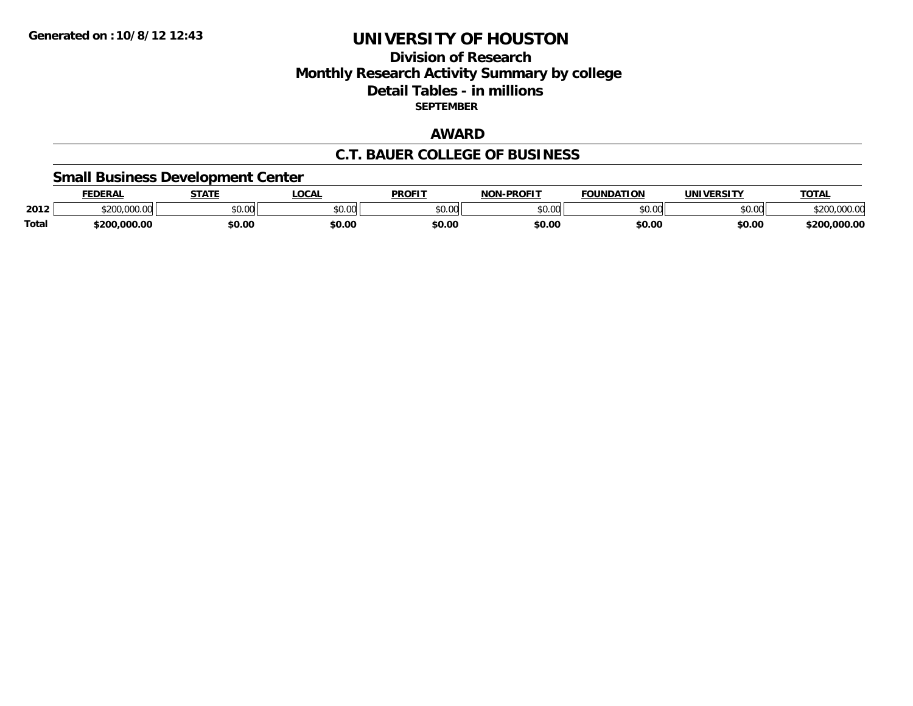# UNIVERSITY OF HOUSTON

## Division of Research
## Monthly Research Activity Summary by college
## Detail Tables - in millions

**SEPTEMBER**

## AWARD

## C.T. BAUER COLLEGE OF BUSINESS

### Small Business Development Center

| | FEDERAL | STATE | LOCAL | PROFIT | NON-PROFIT | FOUNDATION | UNIVERSITY | TOTAL |
|---|---|---|---|---|---|---|---|---|
| 2012 | $200,000.00 | $0.00 | $0.00 | $0.00 | $0.00 | $0.00 | $0.00 | $200,000.00 |
| **Total** | **$200,000.00** | **$0.00** | **$0.00** | **$0.00** | **$0.00** | **$0.00** | **$0.00** | **$200,000.00** |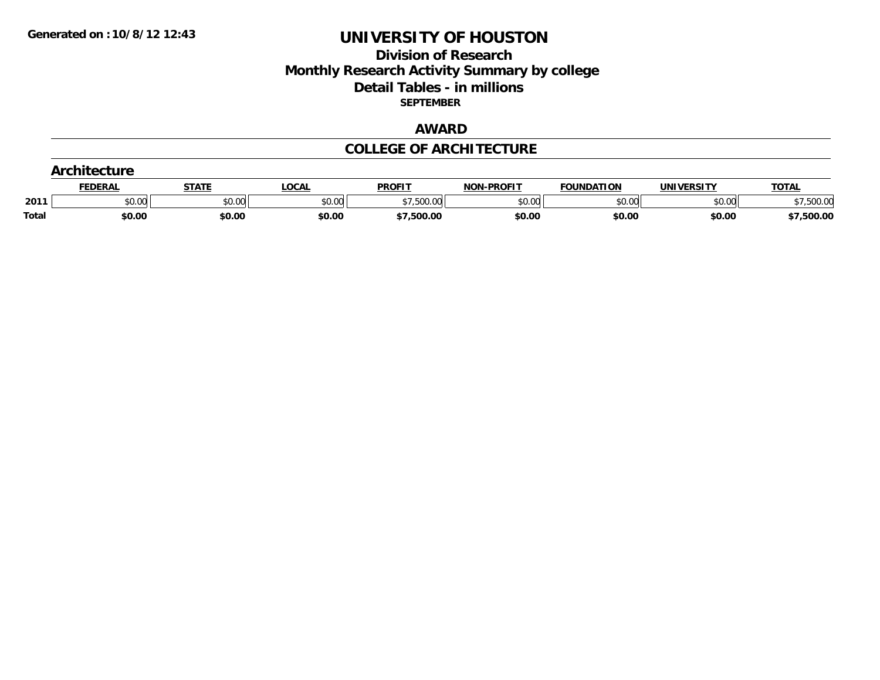Generated on :10/8/12 12:43

# UNIVERSITY OF HOUSTON

## Division of Research
## Monthly Research Activity Summary by college
## Detail Tables - in millions

**SEPTEMBER**

## AWARD

## COLLEGE OF ARCHITECTURE

### Architecture

| | FEDERAL | STATE | LOCAL | PROFIT | NON-PROFIT | FOUNDATION | UNIVERSITY | TOTAL |
|---|---|---|---|---|---|---|---|---|
| 2011 | $0.00 | $0.00 | $0.00 | $7,500.00 | $0.00 | $0.00 | $0.00 | $7,500.00 |
| **Total** | **$0.00** | **$0.00** | **$0.00** | **$7,500.00** | **$0.00** | **$0.00** | **$0.00** | **$7,500.00** |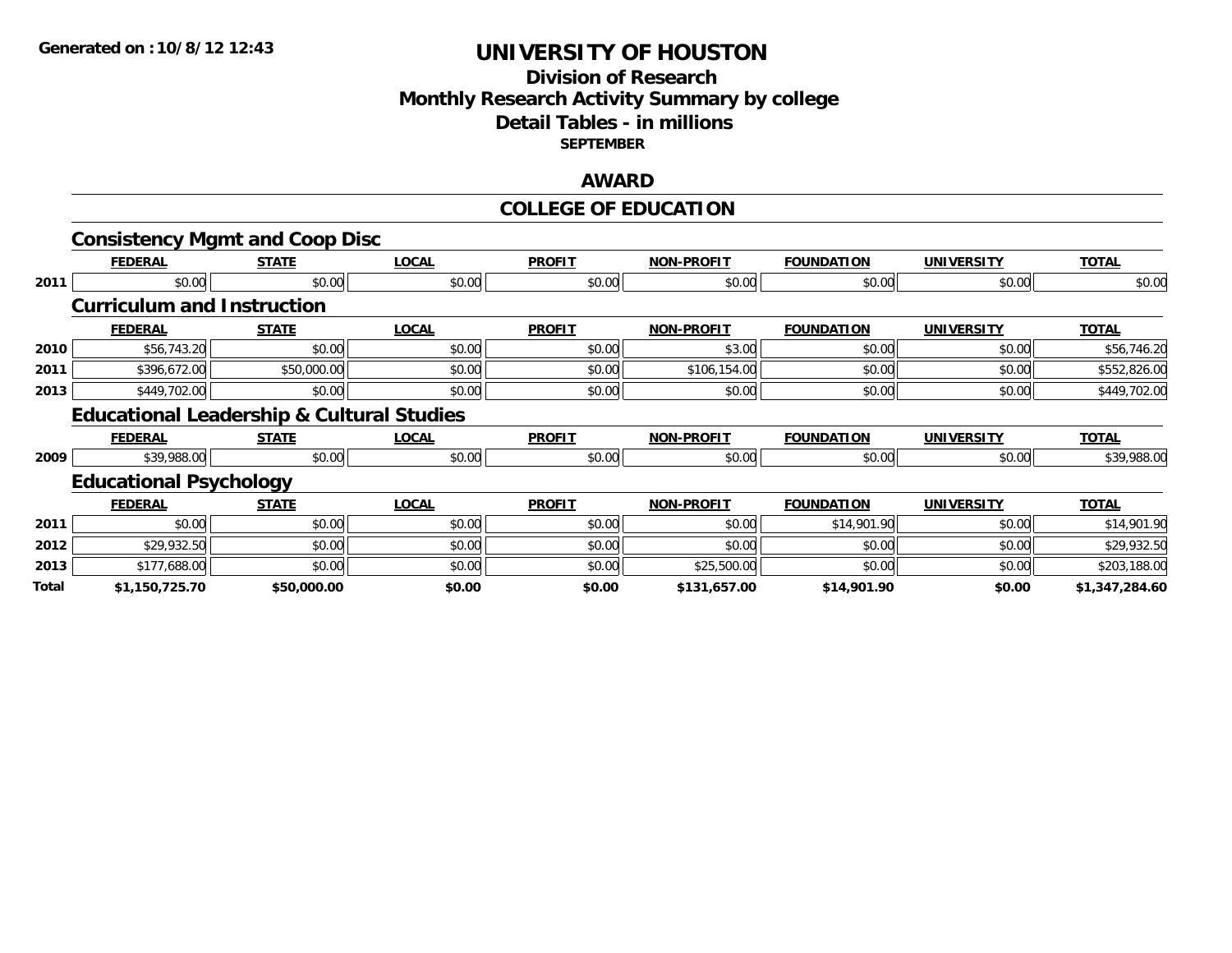**Generated on :10/8/12 12:43**

# UNIVERSITY OF HOUSTON

## Division of Research
## Monthly Research Activity Summary by college
## Detail Tables - in millions
### SEPTEMBER

## AWARD

## COLLEGE OF EDUCATION

### Consistency Mgmt and Coop Disc

| | FEDERAL | STATE | LOCAL | PROFIT | NON-PROFIT | FOUNDATION | UNIVERSITY | TOTAL |
|---|---|---|---|---|---|---|---|---|
| 2011 | $0.00 | $0.00 | $0.00 | $0.00 | $0.00 | $0.00 | $0.00 | $0.00 |

### Curriculum and Instruction

| | FEDERAL | STATE | LOCAL | PROFIT | NON-PROFIT | FOUNDATION | UNIVERSITY | TOTAL |
|---|---|---|---|---|---|---|---|---|
| 2010 | $56,743.20 | $0.00 | $0.00 | $0.00 | $3.00 | $0.00 | $0.00 | $56,746.20 |
| 2011 | $396,672.00 | $50,000.00 | $0.00 | $0.00 | $106,154.00 | $0.00 | $0.00 | $552,826.00 |
| 2013 | $449,702.00 | $0.00 | $0.00 | $0.00 | $0.00 | $0.00 | $0.00 | $449,702.00 |

### Educational Leadership & Cultural Studies

| | FEDERAL | STATE | LOCAL | PROFIT | NON-PROFIT | FOUNDATION | UNIVERSITY | TOTAL |
|---|---|---|---|---|---|---|---|---|
| 2009 | $39,988.00 | $0.00 | $0.00 | $0.00 | $0.00 | $0.00 | $0.00 | $39,988.00 |

### Educational Psychology

| | FEDERAL | STATE | LOCAL | PROFIT | NON-PROFIT | FOUNDATION | UNIVERSITY | TOTAL |
|---|---|---|---|---|---|---|---|---|
| 2011 | $0.00 | $0.00 | $0.00 | $0.00 | $0.00 | $14,901.90 | $0.00 | $14,901.90 |
| 2012 | $29,932.50 | $0.00 | $0.00 | $0.00 | $0.00 | $0.00 | $0.00 | $29,932.50 |
| 2013 | $177,688.00 | $0.00 | $0.00 | $0.00 | $25,500.00 | $0.00 | $0.00 | $203,188.00 |
| **Total** | **$1,150,725.70** | **$50,000.00** | **$0.00** | **$0.00** | **$131,657.00** | **$14,901.90** | **$0.00** | **$1,347,284.60** |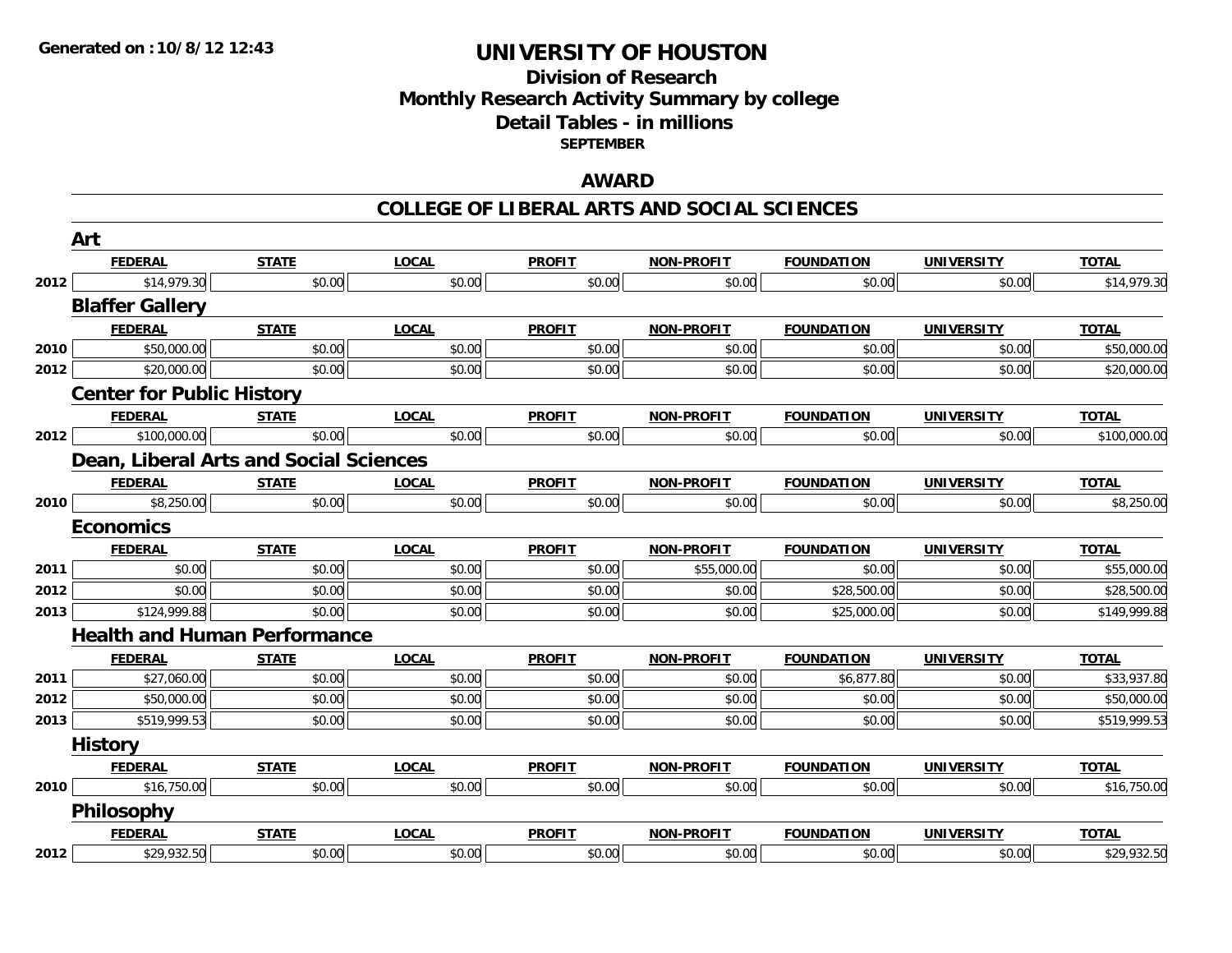Generated on :10/8/12 12:43

# UNIVERSITY OF HOUSTON

## Division of Research
## Monthly Research Activity Summary by college
## Detail Tables - in millions
### SEPTEMBER

## AWARD

## COLLEGE OF LIBERAL ARTS AND SOCIAL SCIENCES

### Art

| | FEDERAL | STATE | LOCAL | PROFIT | NON-PROFIT | FOUNDATION | UNIVERSITY | TOTAL |
|---|---|---|---|---|---|---|---|---|
| 2012 | $14,979.30 | $0.00 | $0.00 | $0.00 | $0.00 | $0.00 | $0.00 | $14,979.30 |

### Blaffer Gallery

| | FEDERAL | STATE | LOCAL | PROFIT | NON-PROFIT | FOUNDATION | UNIVERSITY | TOTAL |
|---|---|---|---|---|---|---|---|---|
| 2010 | $50,000.00 | $0.00 | $0.00 | $0.00 | $0.00 | $0.00 | $0.00 | $50,000.00 |
| 2012 | $20,000.00 | $0.00 | $0.00 | $0.00 | $0.00 | $0.00 | $0.00 | $20,000.00 |

### Center for Public History

| | FEDERAL | STATE | LOCAL | PROFIT | NON-PROFIT | FOUNDATION | UNIVERSITY | TOTAL |
|---|---|---|---|---|---|---|---|---|
| 2012 | $100,000.00 | $0.00 | $0.00 | $0.00 | $0.00 | $0.00 | $0.00 | $100,000.00 |

### Dean, Liberal Arts and Social Sciences

| | FEDERAL | STATE | LOCAL | PROFIT | NON-PROFIT | FOUNDATION | UNIVERSITY | TOTAL |
|---|---|---|---|---|---|---|---|---|
| 2010 | $8,250.00 | $0.00 | $0.00 | $0.00 | $0.00 | $0.00 | $0.00 | $8,250.00 |

### Economics

| | FEDERAL | STATE | LOCAL | PROFIT | NON-PROFIT | FOUNDATION | UNIVERSITY | TOTAL |
|---|---|---|---|---|---|---|---|---|
| 2011 | $0.00 | $0.00 | $0.00 | $0.00 | $55,000.00 | $0.00 | $0.00 | $55,000.00 |
| 2012 | $0.00 | $0.00 | $0.00 | $0.00 | $0.00 | $28,500.00 | $0.00 | $28,500.00 |
| 2013 | $124,999.88 | $0.00 | $0.00 | $0.00 | $0.00 | $25,000.00 | $0.00 | $149,999.88 |

### Health and Human Performance

| | FEDERAL | STATE | LOCAL | PROFIT | NON-PROFIT | FOUNDATION | UNIVERSITY | TOTAL |
|---|---|---|---|---|---|---|---|---|
| 2011 | $27,060.00 | $0.00 | $0.00 | $0.00 | $0.00 | $6,877.80 | $0.00 | $33,937.80 |
| 2012 | $50,000.00 | $0.00 | $0.00 | $0.00 | $0.00 | $0.00 | $0.00 | $50,000.00 |
| 2013 | $519,999.53 | $0.00 | $0.00 | $0.00 | $0.00 | $0.00 | $0.00 | $519,999.53 |

### History

| | FEDERAL | STATE | LOCAL | PROFIT | NON-PROFIT | FOUNDATION | UNIVERSITY | TOTAL |
|---|---|---|---|---|---|---|---|---|
| 2010 | $16,750.00 | $0.00 | $0.00 | $0.00 | $0.00 | $0.00 | $0.00 | $16,750.00 |

### Philosophy

| | FEDERAL | STATE | LOCAL | PROFIT | NON-PROFIT | FOUNDATION | UNIVERSITY | TOTAL |
|---|---|---|---|---|---|---|---|---|
| 2012 | $29,932.50 | $0.00 | $0.00 | $0.00 | $0.00 | $0.00 | $0.00 | $29,932.50 |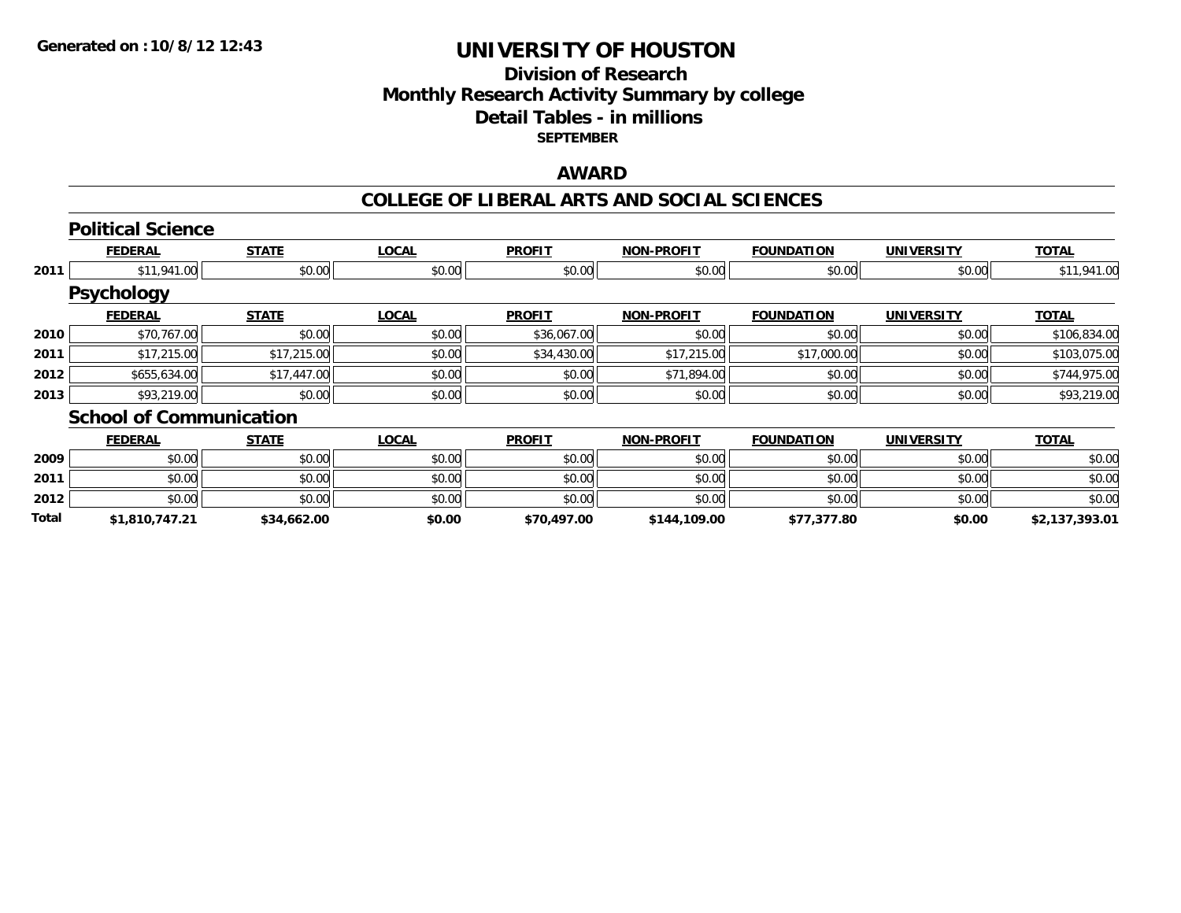**Generated on :10/8/12 12:43**

# UNIVERSITY OF HOUSTON

## Division of Research
## Monthly Research Activity Summary by college
## Detail Tables - in millions
### SEPTEMBER

## AWARD

## COLLEGE OF LIBERAL ARTS AND SOCIAL SCIENCES

### Political Science

| | FEDERAL | STATE | LOCAL | PROFIT | NON-PROFIT | FOUNDATION | UNIVERSITY | TOTAL |
|---|---|---|---|---|---|---|---|---|
| 2011 | $11,941.00 | $0.00 | $0.00 | $0.00 | $0.00 | $0.00 | $0.00 | $11,941.00 |

### Psychology

| | FEDERAL | STATE | LOCAL | PROFIT | NON-PROFIT | FOUNDATION | UNIVERSITY | TOTAL |
|---|---|---|---|---|---|---|---|---|
| 2010 | $70,767.00 | $0.00 | $0.00 | $36,067.00 | $0.00 | $0.00 | $0.00 | $106,834.00 |
| 2011 | $17,215.00 | $17,215.00 | $0.00 | $34,430.00 | $17,215.00 | $17,000.00 | $0.00 | $103,075.00 |
| 2012 | $655,634.00 | $17,447.00 | $0.00 | $0.00 | $71,894.00 | $0.00 | $0.00 | $744,975.00 |
| 2013 | $93,219.00 | $0.00 | $0.00 | $0.00 | $0.00 | $0.00 | $0.00 | $93,219.00 |

### School of Communication

| | FEDERAL | STATE | LOCAL | PROFIT | NON-PROFIT | FOUNDATION | UNIVERSITY | TOTAL |
|---|---|---|---|---|---|---|---|---|
| 2009 | $0.00 | $0.00 | $0.00 | $0.00 | $0.00 | $0.00 | $0.00 | $0.00 |
| 2011 | $0.00 | $0.00 | $0.00 | $0.00 | $0.00 | $0.00 | $0.00 | $0.00 |
| 2012 | $0.00 | $0.00 | $0.00 | $0.00 | $0.00 | $0.00 | $0.00 | $0.00 |
| **Total** | **$1,810,747.21** | **$34,662.00** | **$0.00** | **$70,497.00** | **$144,109.00** | **$77,377.80** | **$0.00** | **$2,137,393.01** |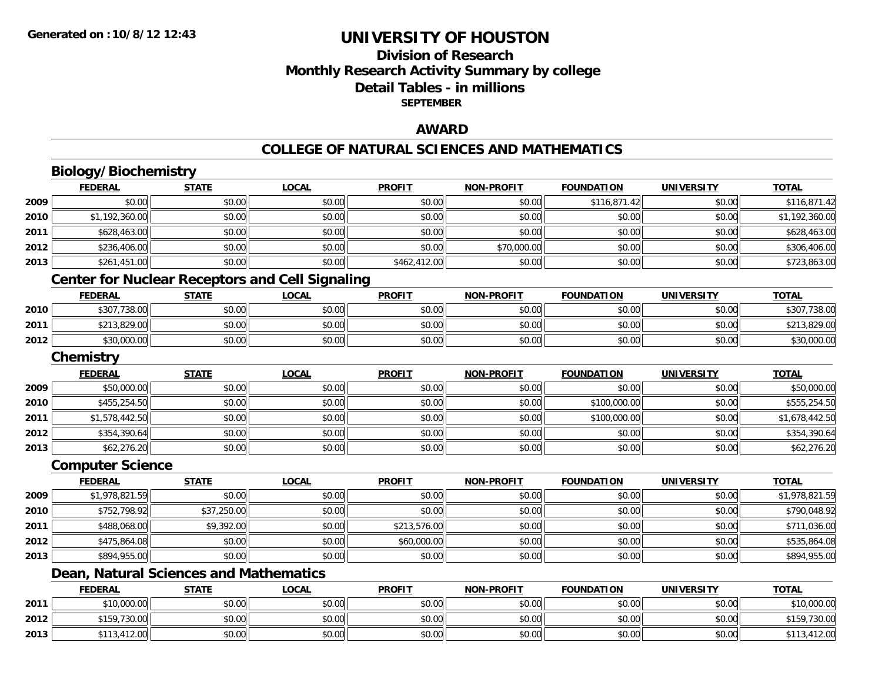# UNIVERSITY OF HOUSTON

## Division of Research
## Monthly Research Activity Summary by college
## Detail Tables - in millions
### SEPTEMBER

### AWARD

### COLLEGE OF NATURAL SCIENCES AND MATHEMATICS

#### Biology/Biochemistry

| | FEDERAL | STATE | LOCAL | PROFIT | NON-PROFIT | FOUNDATION | UNIVERSITY | TOTAL |
|---|---|---|---|---|---|---|---|---|
| 2009 | $0.00 | $0.00 | $0.00 | $0.00 | $0.00 | $116,871.42 | $0.00 | $116,871.42 |
| 2010 | $1,192,360.00 | $0.00 | $0.00 | $0.00 | $0.00 | $0.00 | $0.00 | $1,192,360.00 |
| 2011 | $628,463.00 | $0.00 | $0.00 | $0.00 | $0.00 | $0.00 | $0.00 | $628,463.00 |
| 2012 | $236,406.00 | $0.00 | $0.00 | $0.00 | $70,000.00 | $0.00 | $0.00 | $306,406.00 |
| 2013 | $261,451.00 | $0.00 | $0.00 | $462,412.00 | $0.00 | $0.00 | $0.00 | $723,863.00 |

#### Center for Nuclear Receptors and Cell Signaling

| | FEDERAL | STATE | LOCAL | PROFIT | NON-PROFIT | FOUNDATION | UNIVERSITY | TOTAL |
|---|---|---|---|---|---|---|---|---|
| 2010 | $307,738.00 | $0.00 | $0.00 | $0.00 | $0.00 | $0.00 | $0.00 | $307,738.00 |
| 2011 | $213,829.00 | $0.00 | $0.00 | $0.00 | $0.00 | $0.00 | $0.00 | $213,829.00 |
| 2012 | $30,000.00 | $0.00 | $0.00 | $0.00 | $0.00 | $0.00 | $0.00 | $30,000.00 |

#### Chemistry

| | FEDERAL | STATE | LOCAL | PROFIT | NON-PROFIT | FOUNDATION | UNIVERSITY | TOTAL |
|---|---|---|---|---|---|---|---|---|
| 2009 | $50,000.00 | $0.00 | $0.00 | $0.00 | $0.00 | $0.00 | $0.00 | $50,000.00 |
| 2010 | $455,254.50 | $0.00 | $0.00 | $0.00 | $0.00 | $100,000.00 | $0.00 | $555,254.50 |
| 2011 | $1,578,442.50 | $0.00 | $0.00 | $0.00 | $0.00 | $100,000.00 | $0.00 | $1,678,442.50 |
| 2012 | $354,390.64 | $0.00 | $0.00 | $0.00 | $0.00 | $0.00 | $0.00 | $354,390.64 |
| 2013 | $62,276.20 | $0.00 | $0.00 | $0.00 | $0.00 | $0.00 | $0.00 | $62,276.20 |

#### Computer Science

| | FEDERAL | STATE | LOCAL | PROFIT | NON-PROFIT | FOUNDATION | UNIVERSITY | TOTAL |
|---|---|---|---|---|---|---|---|---|
| 2009 | $1,978,821.59 | $0.00 | $0.00 | $0.00 | $0.00 | $0.00 | $0.00 | $1,978,821.59 |
| 2010 | $752,798.92 | $37,250.00 | $0.00 | $0.00 | $0.00 | $0.00 | $0.00 | $790,048.92 |
| 2011 | $488,068.00 | $9,392.00 | $0.00 | $213,576.00 | $0.00 | $0.00 | $0.00 | $711,036.00 |
| 2012 | $475,864.08 | $0.00 | $0.00 | $60,000.00 | $0.00 | $0.00 | $0.00 | $535,864.08 |
| 2013 | $894,955.00 | $0.00 | $0.00 | $0.00 | $0.00 | $0.00 | $0.00 | $894,955.00 |

#### Dean, Natural Sciences and Mathematics

| | FEDERAL | STATE | LOCAL | PROFIT | NON-PROFIT | FOUNDATION | UNIVERSITY | TOTAL |
|---|---|---|---|---|---|---|---|---|
| 2011 | $10,000.00 | $0.00 | $0.00 | $0.00 | $0.00 | $0.00 | $0.00 | $10,000.00 |
| 2012 | $159,730.00 | $0.00 | $0.00 | $0.00 | $0.00 | $0.00 | $0.00 | $159,730.00 |
| 2013 | $113,412.00 | $0.00 | $0.00 | $0.00 | $0.00 | $0.00 | $0.00 | $113,412.00 |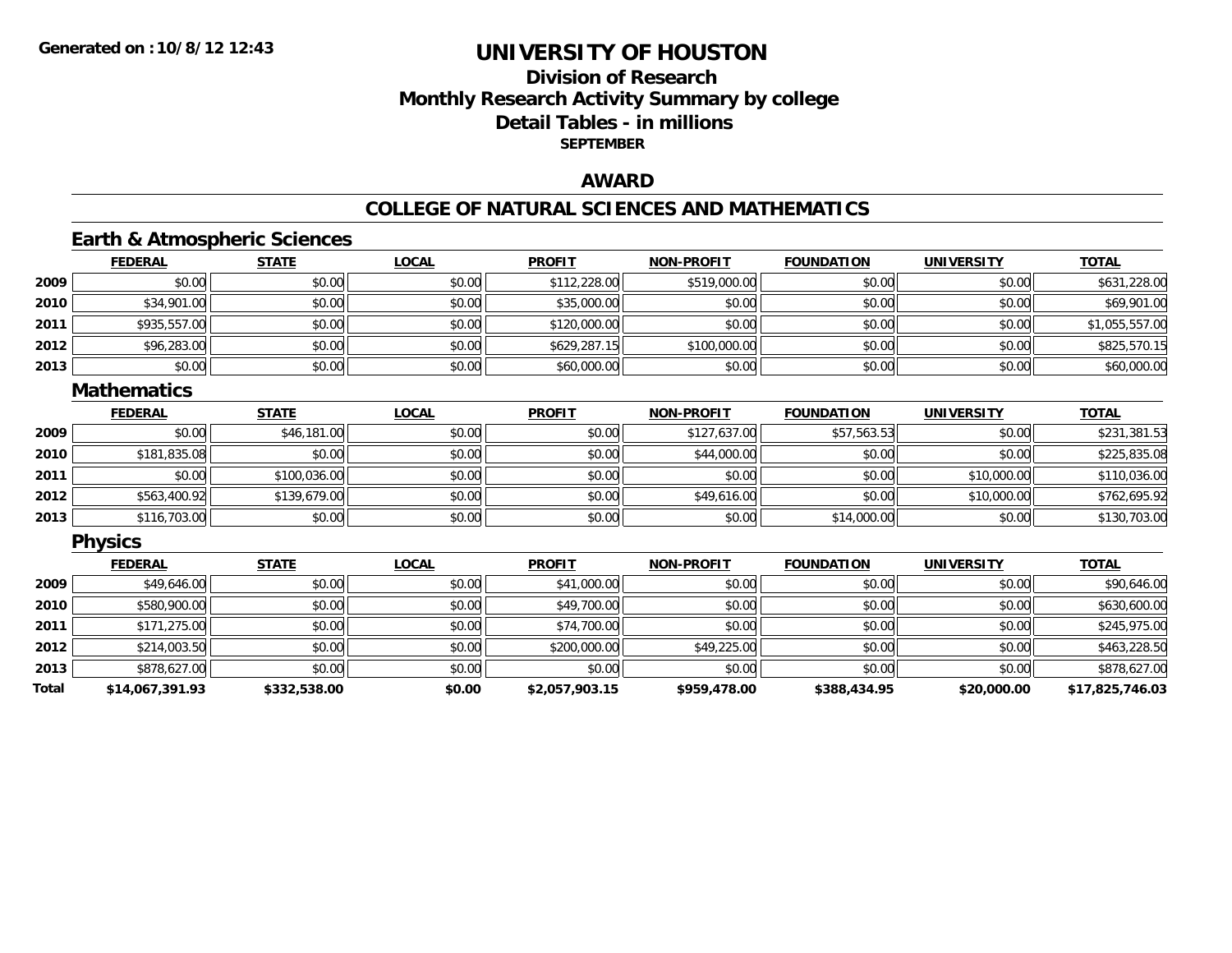Generated on :10/8/12 12:43

# UNIVERSITY OF HOUSTON

## Division of Research
## Monthly Research Activity Summary by college
## Detail Tables - in millions
### SEPTEMBER

## AWARD

## COLLEGE OF NATURAL SCIENCES AND MATHEMATICS

### Earth & Atmospheric Sciences

| | FEDERAL | STATE | LOCAL | PROFIT | NON-PROFIT | FOUNDATION | UNIVERSITY | TOTAL |
|---|---|---|---|---|---|---|---|---|
| 2009 | $0.00 | $0.00 | $0.00 | $112,228.00 | $519,000.00 | $0.00 | $0.00 | $631,228.00 |
| 2010 | $34,901.00 | $0.00 | $0.00 | $35,000.00 | $0.00 | $0.00 | $0.00 | $69,901.00 |
| 2011 | $935,557.00 | $0.00 | $0.00 | $120,000.00 | $0.00 | $0.00 | $0.00 | $1,055,557.00 |
| 2012 | $96,283.00 | $0.00 | $0.00 | $629,287.15 | $100,000.00 | $0.00 | $0.00 | $825,570.15 |
| 2013 | $0.00 | $0.00 | $0.00 | $60,000.00 | $0.00 | $0.00 | $0.00 | $60,000.00 |

### Mathematics

| | FEDERAL | STATE | LOCAL | PROFIT | NON-PROFIT | FOUNDATION | UNIVERSITY | TOTAL |
|---|---|---|---|---|---|---|---|---|
| 2009 | $0.00 | $46,181.00 | $0.00 | $0.00 | $127,637.00 | $57,563.53 | $0.00 | $231,381.53 |
| 2010 | $181,835.08 | $0.00 | $0.00 | $0.00 | $44,000.00 | $0.00 | $0.00 | $225,835.08 |
| 2011 | $0.00 | $100,036.00 | $0.00 | $0.00 | $0.00 | $0.00 | $10,000.00 | $110,036.00 |
| 2012 | $563,400.92 | $139,679.00 | $0.00 | $0.00 | $49,616.00 | $0.00 | $10,000.00 | $762,695.92 |
| 2013 | $116,703.00 | $0.00 | $0.00 | $0.00 | $0.00 | $14,000.00 | $0.00 | $130,703.00 |

### Physics

| | FEDERAL | STATE | LOCAL | PROFIT | NON-PROFIT | FOUNDATION | UNIVERSITY | TOTAL |
|---|---|---|---|---|---|---|---|---|
| 2009 | $49,646.00 | $0.00 | $0.00 | $41,000.00 | $0.00 | $0.00 | $0.00 | $90,646.00 |
| 2010 | $580,900.00 | $0.00 | $0.00 | $49,700.00 | $0.00 | $0.00 | $0.00 | $630,600.00 |
| 2011 | $171,275.00 | $0.00 | $0.00 | $74,700.00 | $0.00 | $0.00 | $0.00 | $245,975.00 |
| 2012 | $214,003.50 | $0.00 | $0.00 | $200,000.00 | $49,225.00 | $0.00 | $0.00 | $463,228.50 |
| 2013 | $878,627.00 | $0.00 | $0.00 | $0.00 | $0.00 | $0.00 | $0.00 | $878,627.00 |
| **Total** | **$14,067,391.93** | **$332,538.00** | **$0.00** | **$2,057,903.15** | **$959,478.00** | **$388,434.95** | **$20,000.00** | **$17,825,746.03** |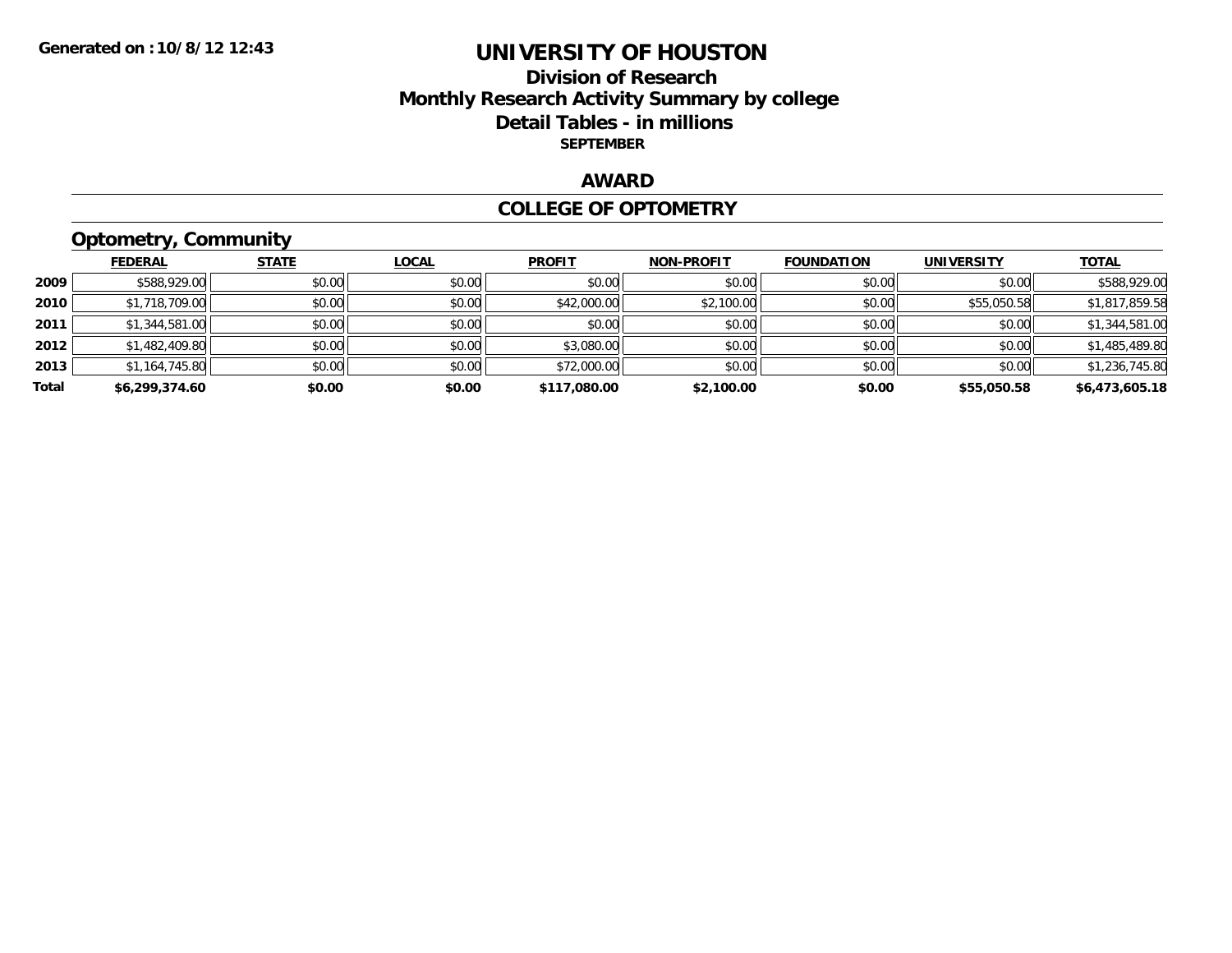# UNIVERSITY OF HOUSTON

## Division of Research
## Monthly Research Activity Summary by college
## Detail Tables - in millions
**SEPTEMBER**

**Generated on :10/8/12 12:43**

## AWARD

## COLLEGE OF OPTOMETRY

### Optometry, Community

| | FEDERAL | STATE | LOCAL | PROFIT | NON-PROFIT | FOUNDATION | UNIVERSITY | TOTAL |
|---|---|---|---|---|---|---|---|---|
| **2009** | $588,929.00 | $0.00 | $0.00 | $0.00 | $0.00 | $0.00 | $0.00 | $588,929.00 |
| **2010** | $1,718,709.00 | $0.00 | $0.00 | $42,000.00 | $2,100.00 | $0.00 | $55,050.58 | $1,817,859.58 |
| **2011** | $1,344,581.00 | $0.00 | $0.00 | $0.00 | $0.00 | $0.00 | $0.00 | $1,344,581.00 |
| **2012** | $1,482,409.80 | $0.00 | $0.00 | $3,080.00 | $0.00 | $0.00 | $0.00 | $1,485,489.80 |
| **2013** | $1,164,745.80 | $0.00 | $0.00 | $72,000.00 | $0.00 | $0.00 | $0.00 | $1,236,745.80 |
| **Total** | **$6,299,374.60** | **$0.00** | **$0.00** | **$117,080.00** | **$2,100.00** | **$0.00** | **$55,050.58** | **$6,473,605.18** |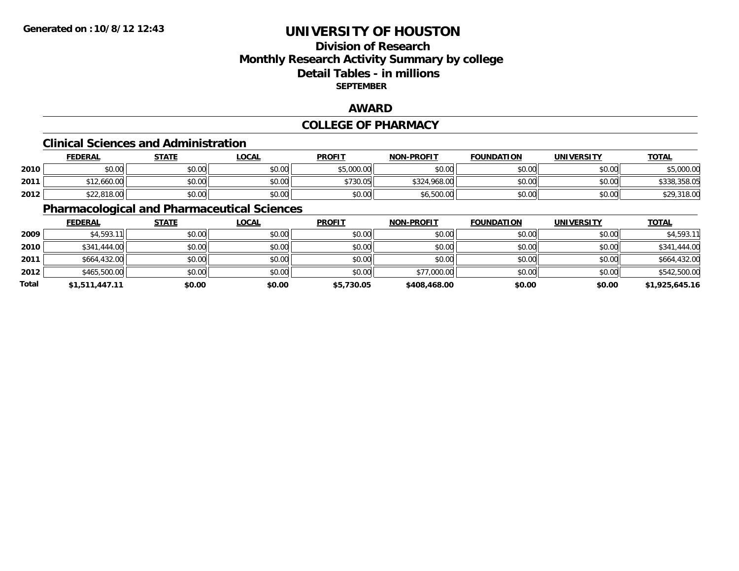Generated on :10/8/12 12:43

# UNIVERSITY OF HOUSTON

## Division of Research
## Monthly Research Activity Summary by college
## Detail Tables - in millions
### SEPTEMBER

## AWARD

## COLLEGE OF PHARMACY

### Clinical Sciences and Administration

| | FEDERAL | STATE | LOCAL | PROFIT | NON-PROFIT | FOUNDATION | UNIVERSITY | TOTAL |
|---|---|---|---|---|---|---|---|---|
| 2010 | $0.00 | $0.00 | $0.00 | $5,000.00 | $0.00 | $0.00 | $0.00 | $5,000.00 |
| 2011 | $12,660.00 | $0.00 | $0.00 | $730.05 | $324,968.00 | $0.00 | $0.00 | $338,358.05 |
| 2012 | $22,818.00 | $0.00 | $0.00 | $0.00 | $6,500.00 | $0.00 | $0.00 | $29,318.00 |

### Pharmacological and Pharmaceutical Sciences

| | FEDERAL | STATE | LOCAL | PROFIT | NON-PROFIT | FOUNDATION | UNIVERSITY | TOTAL |
|---|---|---|---|---|---|---|---|---|
| 2009 | $4,593.11 | $0.00 | $0.00 | $0.00 | $0.00 | $0.00 | $0.00 | $4,593.11 |
| 2010 | $341,444.00 | $0.00 | $0.00 | $0.00 | $0.00 | $0.00 | $0.00 | $341,444.00 |
| 2011 | $664,432.00 | $0.00 | $0.00 | $0.00 | $0.00 | $0.00 | $0.00 | $664,432.00 |
| 2012 | $465,500.00 | $0.00 | $0.00 | $0.00 | $77,000.00 | $0.00 | $0.00 | $542,500.00 |
| **Total** | **$1,511,447.11** | **$0.00** | **$0.00** | **$5,730.05** | **$408,468.00** | **$0.00** | **$0.00** | **$1,925,645.16** |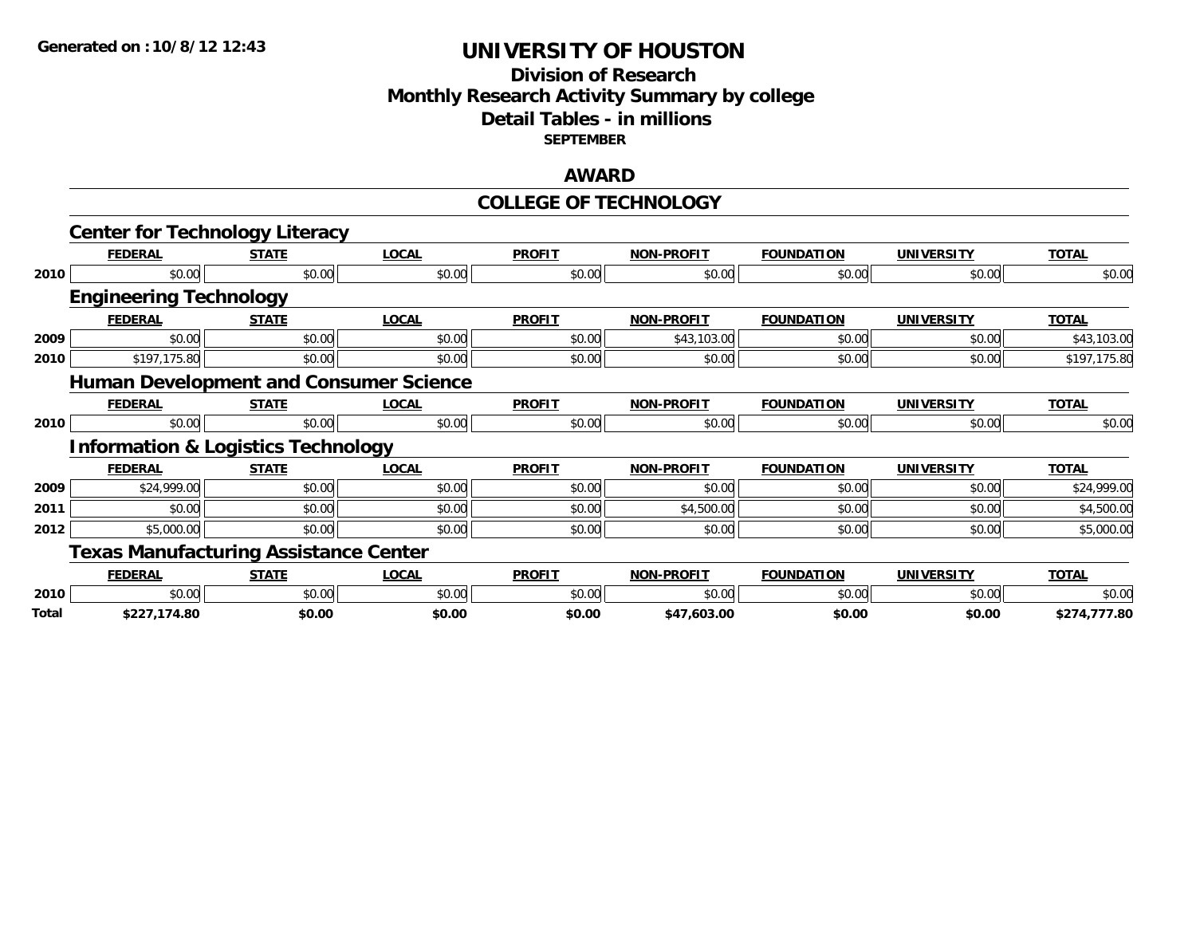Generated on :10/8/12 12:43

# UNIVERSITY OF HOUSTON

## Division of Research
## Monthly Research Activity Summary by college
## Detail Tables - in millions
### SEPTEMBER

## AWARD

## COLLEGE OF TECHNOLOGY

### Center for Technology Literacy

| | FEDERAL | STATE | LOCAL | PROFIT | NON-PROFIT | FOUNDATION | UNIVERSITY | TOTAL |
|---|---|---|---|---|---|---|---|---|
| 2010 | $0.00 | $0.00 | $0.00 | $0.00 | $0.00 | $0.00 | $0.00 | $0.00 |

### Engineering Technology

| | FEDERAL | STATE | LOCAL | PROFIT | NON-PROFIT | FOUNDATION | UNIVERSITY | TOTAL |
|---|---|---|---|---|---|---|---|---|
| 2009 | $0.00 | $0.00 | $0.00 | $0.00 | $43,103.00 | $0.00 | $0.00 | $43,103.00 |
| 2010 | $197,175.80 | $0.00 | $0.00 | $0.00 | $0.00 | $0.00 | $0.00 | $197,175.80 |

### Human Development and Consumer Science

| | FEDERAL | STATE | LOCAL | PROFIT | NON-PROFIT | FOUNDATION | UNIVERSITY | TOTAL |
|---|---|---|---|---|---|---|---|---|
| 2010 | $0.00 | $0.00 | $0.00 | $0.00 | $0.00 | $0.00 | $0.00 | $0.00 |

### Information & Logistics Technology

| | FEDERAL | STATE | LOCAL | PROFIT | NON-PROFIT | FOUNDATION | UNIVERSITY | TOTAL |
|---|---|---|---|---|---|---|---|---|
| 2009 | $24,999.00 | $0.00 | $0.00 | $0.00 | $0.00 | $0.00 | $0.00 | $24,999.00 |
| 2011 | $0.00 | $0.00 | $0.00 | $0.00 | $4,500.00 | $0.00 | $0.00 | $4,500.00 |
| 2012 | $5,000.00 | $0.00 | $0.00 | $0.00 | $0.00 | $0.00 | $0.00 | $5,000.00 |

### Texas Manufacturing Assistance Center

| | FEDERAL | STATE | LOCAL | PROFIT | NON-PROFIT | FOUNDATION | UNIVERSITY | TOTAL |
|---|---|---|---|---|---|---|---|---|
| 2010 | $0.00 | $0.00 | $0.00 | $0.00 | $0.00 | $0.00 | $0.00 | $0.00 |
| **Total** | **$227,174.80** | **$0.00** | **$0.00** | **$0.00** | **$47,603.00** | **$0.00** | **$0.00** | **$274,777.80** |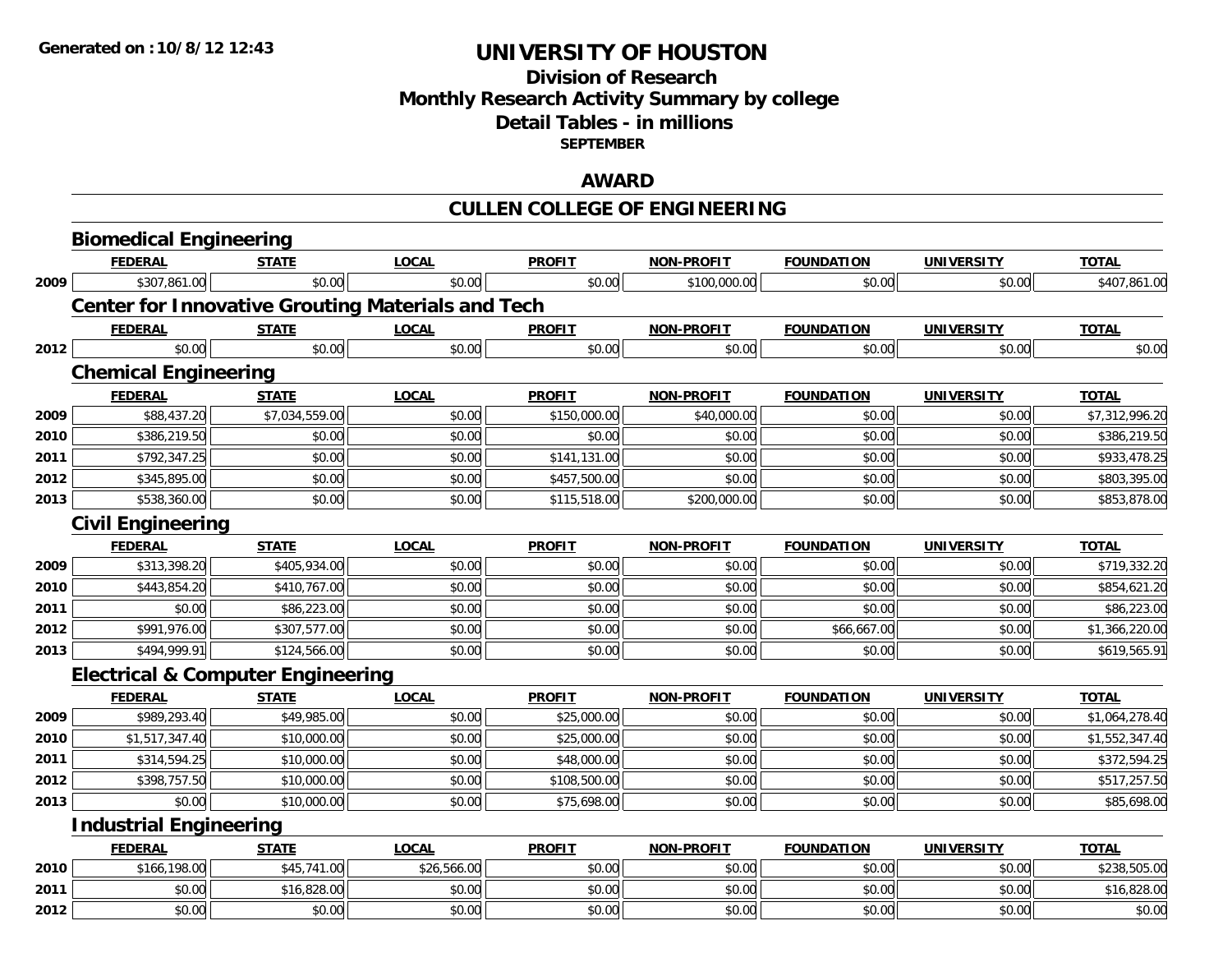# UNIVERSITY OF HOUSTON

## Division of Research
## Monthly Research Activity Summary by college
## Detail Tables - in millions
### SEPTEMBER

## AWARD

## CULLEN COLLEGE OF ENGINEERING

### Biomedical Engineering

| | FEDERAL | STATE | LOCAL | PROFIT | NON-PROFIT | FOUNDATION | UNIVERSITY | TOTAL |
|---|---|---|---|---|---|---|---|---|
| 2009 | $307,861.00 | $0.00 | $0.00 | $0.00 | $100,000.00 | $0.00 | $0.00 | $407,861.00 |

### Center for Innovative Grouting Materials and Tech

| | FEDERAL | STATE | LOCAL | PROFIT | NON-PROFIT | FOUNDATION | UNIVERSITY | TOTAL |
|---|---|---|---|---|---|---|---|---|
| 2012 | $0.00 | $0.00 | $0.00 | $0.00 | $0.00 | $0.00 | $0.00 | $0.00 |

### Chemical Engineering

| | FEDERAL | STATE | LOCAL | PROFIT | NON-PROFIT | FOUNDATION | UNIVERSITY | TOTAL |
|---|---|---|---|---|---|---|---|---|
| 2009 | $88,437.20 | $7,034,559.00 | $0.00 | $150,000.00 | $40,000.00 | $0.00 | $0.00 | $7,312,996.20 |
| 2010 | $386,219.50 | $0.00 | $0.00 | $0.00 | $0.00 | $0.00 | $0.00 | $386,219.50 |
| 2011 | $792,347.25 | $0.00 | $0.00 | $141,131.00 | $0.00 | $0.00 | $0.00 | $933,478.25 |
| 2012 | $345,895.00 | $0.00 | $0.00 | $457,500.00 | $0.00 | $0.00 | $0.00 | $803,395.00 |
| 2013 | $538,360.00 | $0.00 | $0.00 | $115,518.00 | $200,000.00 | $0.00 | $0.00 | $853,878.00 |

### Civil Engineering

| | FEDERAL | STATE | LOCAL | PROFIT | NON-PROFIT | FOUNDATION | UNIVERSITY | TOTAL |
|---|---|---|---|---|---|---|---|---|
| 2009 | $313,398.20 | $405,934.00 | $0.00 | $0.00 | $0.00 | $0.00 | $0.00 | $719,332.20 |
| 2010 | $443,854.20 | $410,767.00 | $0.00 | $0.00 | $0.00 | $0.00 | $0.00 | $854,621.20 |
| 2011 | $0.00 | $86,223.00 | $0.00 | $0.00 | $0.00 | $0.00 | $0.00 | $86,223.00 |
| 2012 | $991,976.00 | $307,577.00 | $0.00 | $0.00 | $0.00 | $66,667.00 | $0.00 | $1,366,220.00 |
| 2013 | $494,999.91 | $124,566.00 | $0.00 | $0.00 | $0.00 | $0.00 | $0.00 | $619,565.91 |

### Electrical & Computer Engineering

| | FEDERAL | STATE | LOCAL | PROFIT | NON-PROFIT | FOUNDATION | UNIVERSITY | TOTAL |
|---|---|---|---|---|---|---|---|---|
| 2009 | $989,293.40 | $49,985.00 | $0.00 | $25,000.00 | $0.00 | $0.00 | $0.00 | $1,064,278.40 |
| 2010 | $1,517,347.40 | $10,000.00 | $0.00 | $25,000.00 | $0.00 | $0.00 | $0.00 | $1,552,347.40 |
| 2011 | $314,594.25 | $10,000.00 | $0.00 | $48,000.00 | $0.00 | $0.00 | $0.00 | $372,594.25 |
| 2012 | $398,757.50 | $10,000.00 | $0.00 | $108,500.00 | $0.00 | $0.00 | $0.00 | $517,257.50 |
| 2013 | $0.00 | $10,000.00 | $0.00 | $75,698.00 | $0.00 | $0.00 | $0.00 | $85,698.00 |

### Industrial Engineering

| | FEDERAL | STATE | LOCAL | PROFIT | NON-PROFIT | FOUNDATION | UNIVERSITY | TOTAL |
|---|---|---|---|---|---|---|---|---|
| 2010 | $166,198.00 | $45,741.00 | $26,566.00 | $0.00 | $0.00 | $0.00 | $0.00 | $238,505.00 |
| 2011 | $0.00 | $16,828.00 | $0.00 | $0.00 | $0.00 | $0.00 | $0.00 | $16,828.00 |
| 2012 | $0.00 | $0.00 | $0.00 | $0.00 | $0.00 | $0.00 | $0.00 | $0.00 |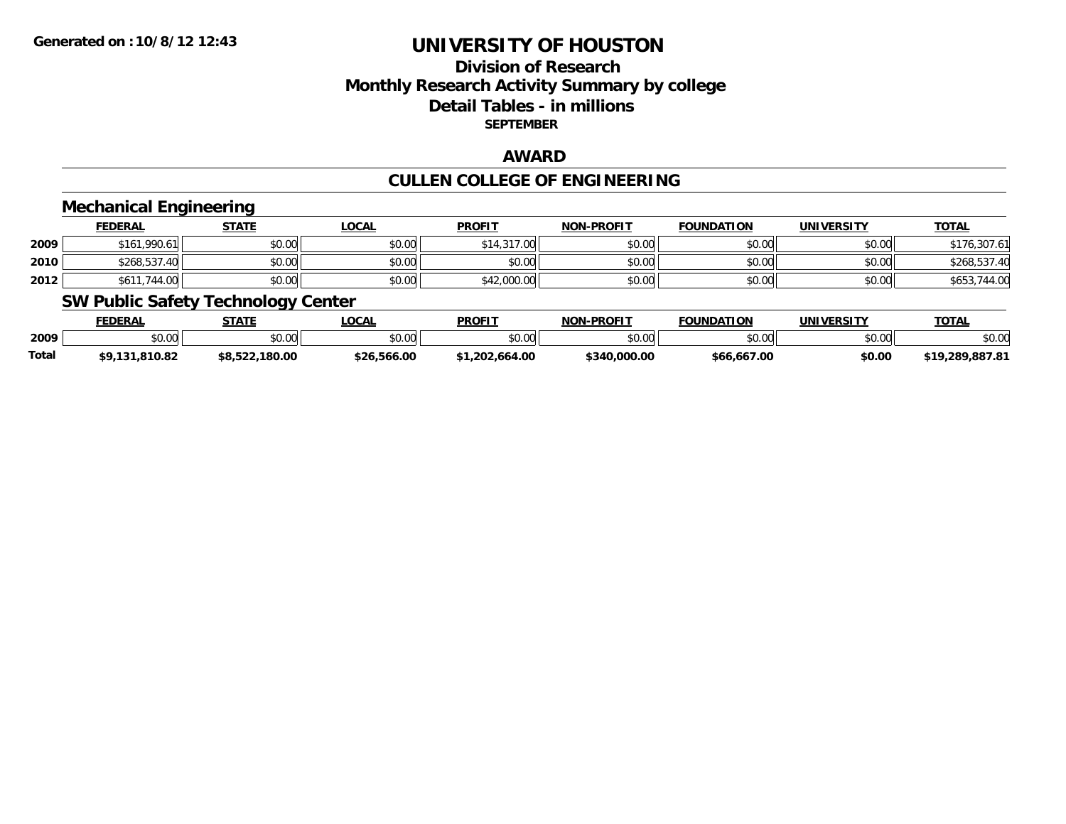Generated on :10/8/12 12:43

# UNIVERSITY OF HOUSTON

## Division of Research
## Monthly Research Activity Summary by college
## Detail Tables - in millions
### SEPTEMBER

## AWARD

## CULLEN COLLEGE OF ENGINEERING

### Mechanical Engineering

| | FEDERAL | STATE | LOCAL | PROFIT | NON-PROFIT | FOUNDATION | UNIVERSITY | TOTAL |
|---|---|---|---|---|---|---|---|---|
| 2009 | $161,990.61 | $0.00 | $0.00 | $14,317.00 | $0.00 | $0.00 | $0.00 | $176,307.61 |
| 2010 | $268,537.40 | $0.00 | $0.00 | $0.00 | $0.00 | $0.00 | $0.00 | $268,537.40 |
| 2012 | $611,744.00 | $0.00 | $0.00 | $42,000.00 | $0.00 | $0.00 | $0.00 | $653,744.00 |

### SW Public Safety Technology Center

| | FEDERAL | STATE | LOCAL | PROFIT | NON-PROFIT | FOUNDATION | UNIVERSITY | TOTAL |
|---|---|---|---|---|---|---|---|---|
| 2009 | $0.00 | $0.00 | $0.00 | $0.00 | $0.00 | $0.00 | $0.00 | $0.00 |
| **Total** | **$9,131,810.82** | **$8,522,180.00** | **$26,566.00** | **$1,202,664.00** | **$340,000.00** | **$66,667.00** | **$0.00** | **$19,289,887.81** |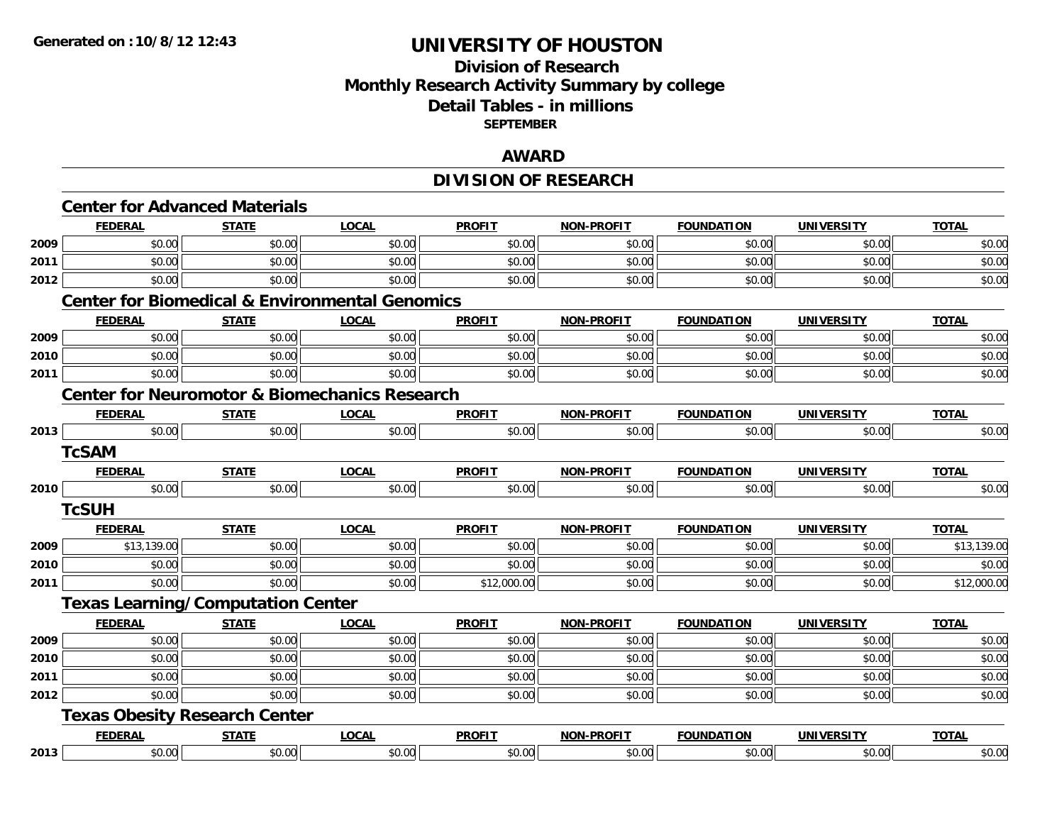**Generated on :10/8/12 12:43**

# UNIVERSITY OF HOUSTON

## Division of Research
## Monthly Research Activity Summary by college
## Detail Tables - in millions
### SEPTEMBER

## AWARD

## DIVISION OF RESEARCH

### Center for Advanced Materials

| | FEDERAL | STATE | LOCAL | PROFIT | NON-PROFIT | FOUNDATION | UNIVERSITY | TOTAL |
|---|---|---|---|---|---|---|---|---|
| 2009 | $0.00 | $0.00 | $0.00 | $0.00 | $0.00 | $0.00 | $0.00 | $0.00 |
| 2011 | $0.00 | $0.00 | $0.00 | $0.00 | $0.00 | $0.00 | $0.00 | $0.00 |
| 2012 | $0.00 | $0.00 | $0.00 | $0.00 | $0.00 | $0.00 | $0.00 | $0.00 |

### Center for Biomedical & Environmental Genomics

| | FEDERAL | STATE | LOCAL | PROFIT | NON-PROFIT | FOUNDATION | UNIVERSITY | TOTAL |
|---|---|---|---|---|---|---|---|---|
| 2009 | $0.00 | $0.00 | $0.00 | $0.00 | $0.00 | $0.00 | $0.00 | $0.00 |
| 2010 | $0.00 | $0.00 | $0.00 | $0.00 | $0.00 | $0.00 | $0.00 | $0.00 |
| 2011 | $0.00 | $0.00 | $0.00 | $0.00 | $0.00 | $0.00 | $0.00 | $0.00 |

### Center for Neuromotor & Biomechanics Research

| | FEDERAL | STATE | LOCAL | PROFIT | NON-PROFIT | FOUNDATION | UNIVERSITY | TOTAL |
|---|---|---|---|---|---|---|---|---|
| 2013 | $0.00 | $0.00 | $0.00 | $0.00 | $0.00 | $0.00 | $0.00 | $0.00 |

### TcSAM

| | FEDERAL | STATE | LOCAL | PROFIT | NON-PROFIT | FOUNDATION | UNIVERSITY | TOTAL |
|---|---|---|---|---|---|---|---|---|
| 2010 | $0.00 | $0.00 | $0.00 | $0.00 | $0.00 | $0.00 | $0.00 | $0.00 |

### TcSUH

| | FEDERAL | STATE | LOCAL | PROFIT | NON-PROFIT | FOUNDATION | UNIVERSITY | TOTAL |
|---|---|---|---|---|---|---|---|---|
| 2009 | $13,139.00 | $0.00 | $0.00 | $0.00 | $0.00 | $0.00 | $0.00 | $13,139.00 |
| 2010 | $0.00 | $0.00 | $0.00 | $0.00 | $0.00 | $0.00 | $0.00 | $0.00 |
| 2011 | $0.00 | $0.00 | $0.00 | $12,000.00 | $0.00 | $0.00 | $0.00 | $12,000.00 |

### Texas Learning/Computation Center

| | FEDERAL | STATE | LOCAL | PROFIT | NON-PROFIT | FOUNDATION | UNIVERSITY | TOTAL |
|---|---|---|---|---|---|---|---|---|
| 2009 | $0.00 | $0.00 | $0.00 | $0.00 | $0.00 | $0.00 | $0.00 | $0.00 |
| 2010 | $0.00 | $0.00 | $0.00 | $0.00 | $0.00 | $0.00 | $0.00 | $0.00 |
| 2011 | $0.00 | $0.00 | $0.00 | $0.00 | $0.00 | $0.00 | $0.00 | $0.00 |
| 2012 | $0.00 | $0.00 | $0.00 | $0.00 | $0.00 | $0.00 | $0.00 | $0.00 |

### Texas Obesity Research Center

| | FEDERAL | STATE | LOCAL | PROFIT | NON-PROFIT | FOUNDATION | UNIVERSITY | TOTAL |
|---|---|---|---|---|---|---|---|---|
| 2013 | $0.00 | $0.00 | $0.00 | $0.00 | $0.00 | $0.00 | $0.00 | $0.00 |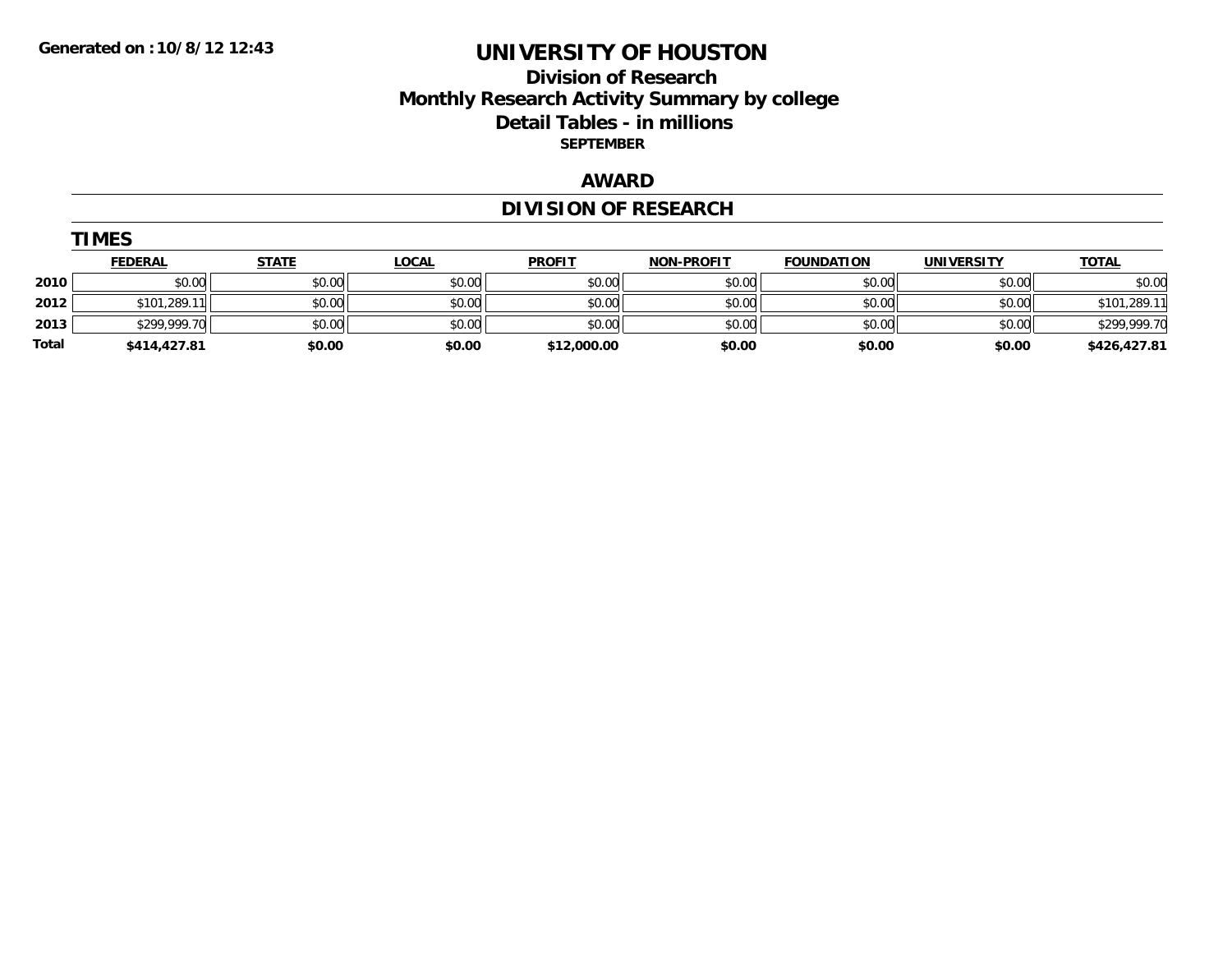**Generated on :10/8/12 12:43**

# UNIVERSITY OF HOUSTON

## Division of Research
## Monthly Research Activity Summary by college
## Detail Tables - in millions

**SEPTEMBER**

## AWARD

## DIVISION OF RESEARCH

### TIMES

| | FEDERAL | STATE | LOCAL | PROFIT | NON-PROFIT | FOUNDATION | UNIVERSITY | TOTAL |
|---|---|---|---|---|---|---|---|---|
| **2010** | $0.00 | $0.00 | $0.00 | $0.00 | $0.00 | $0.00 | $0.00 | $0.00 |
| **2012** | $101,289.11 | $0.00 | $0.00 | $0.00 | $0.00 | $0.00 | $0.00 | $101,289.11 |
| **2013** | $299,999.70 | $0.00 | $0.00 | $0.00 | $0.00 | $0.00 | $0.00 | $299,999.70 |
| **Total** | **$414,427.81** | **$0.00** | **$0.00** | **$12,000.00** | **$0.00** | **$0.00** | **$0.00** | **$426,427.81** |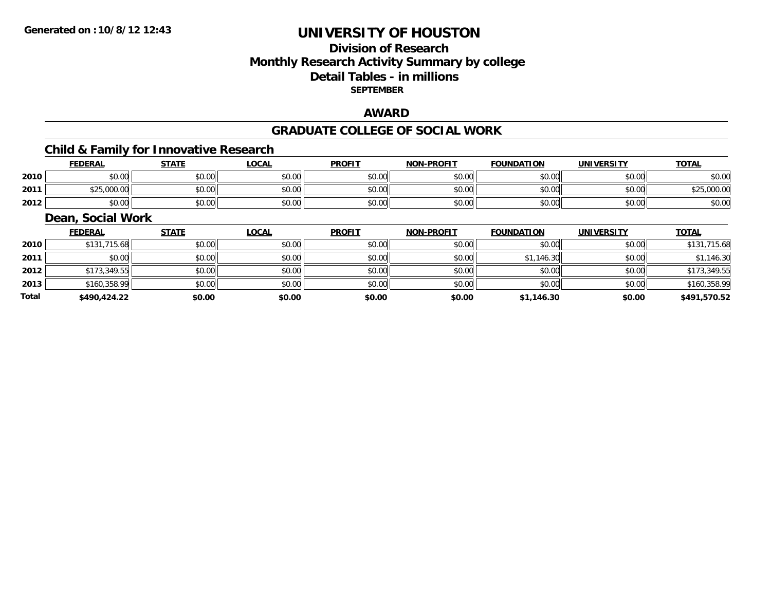# UNIVERSITY OF HOUSTON

## Division of Research
## Monthly Research Activity Summary by college
## Detail Tables - in millions
### SEPTEMBER

## AWARD

## GRADUATE COLLEGE OF SOCIAL WORK

### Child & Family for Innovative Research

| | FEDERAL | STATE | LOCAL | PROFIT | NON-PROFIT | FOUNDATION | UNIVERSITY | TOTAL |
|---|---|---|---|---|---|---|---|---|
| 2010 | $0.00 | $0.00 | $0.00 | $0.00 | $0.00 | $0.00 | $0.00 | $0.00 |
| 2011 | $25,000.00 | $0.00 | $0.00 | $0.00 | $0.00 | $0.00 | $0.00 | $25,000.00 |
| 2012 | $0.00 | $0.00 | $0.00 | $0.00 | $0.00 | $0.00 | $0.00 | $0.00 |

### Dean, Social Work

| | FEDERAL | STATE | LOCAL | PROFIT | NON-PROFIT | FOUNDATION | UNIVERSITY | TOTAL |
|---|---|---|---|---|---|---|---|---|
| 2010 | $131,715.68 | $0.00 | $0.00 | $0.00 | $0.00 | $0.00 | $0.00 | $131,715.68 |
| 2011 | $0.00 | $0.00 | $0.00 | $0.00 | $0.00 | $1,146.30 | $0.00 | $1,146.30 |
| 2012 | $173,349.55 | $0.00 | $0.00 | $0.00 | $0.00 | $0.00 | $0.00 | $173,349.55 |
| 2013 | $160,358.99 | $0.00 | $0.00 | $0.00 | $0.00 | $0.00 | $0.00 | $160,358.99 |
| **Total** | **$490,424.22** | **$0.00** | **$0.00** | **$0.00** | **$0.00** | **$1,146.30** | **$0.00** | **$491,570.52** |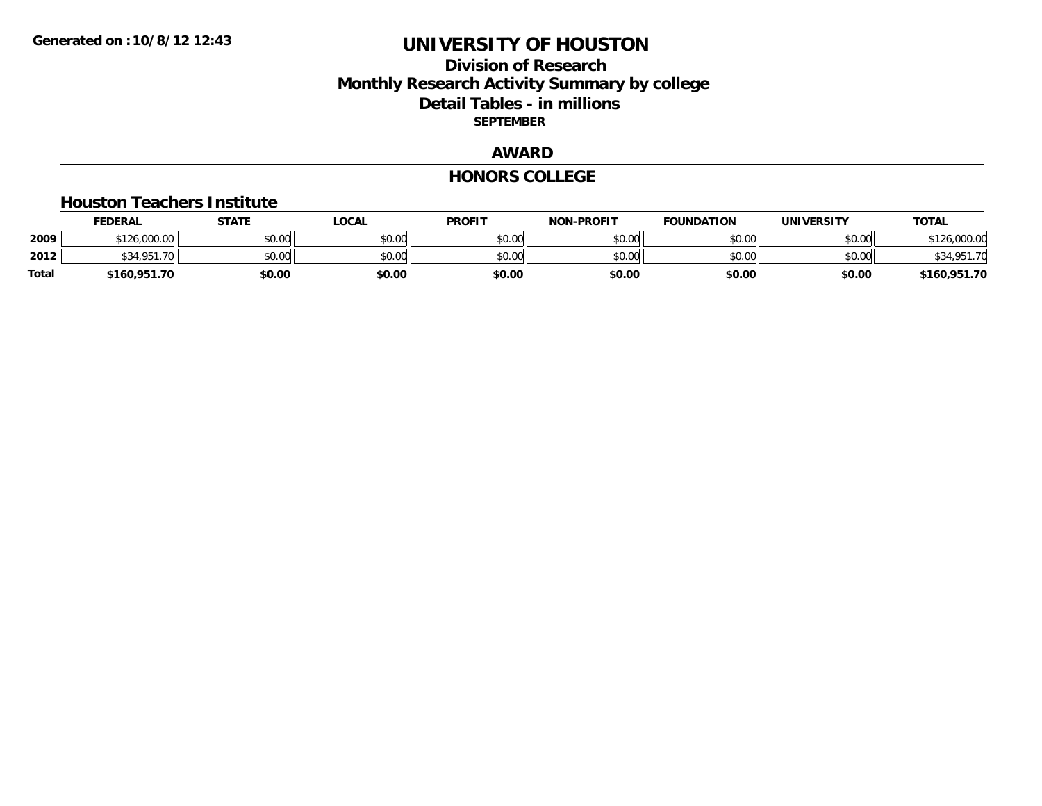Generated on :10/8/12 12:43

# UNIVERSITY OF HOUSTON

## Division of Research
## Monthly Research Activity Summary by college
## Detail Tables - in millions
**SEPTEMBER**

### AWARD

### HONORS COLLEGE

#### Houston Teachers Institute

| | FEDERAL | STATE | LOCAL | PROFIT | NON-PROFIT | FOUNDATION | UNIVERSITY | TOTAL |
|---|---|---|---|---|---|---|---|---|
| 2009 | $126,000.00 | $0.00 | $0.00 | $0.00 | $0.00 | $0.00 | $0.00 | $126,000.00 |
| 2012 | $34,951.70 | $0.00 | $0.00 | $0.00 | $0.00 | $0.00 | $0.00 | $34,951.70 |
| **Total** | **$160,951.70** | **$0.00** | **$0.00** | **$0.00** | **$0.00** | **$0.00** | **$0.00** | **$160,951.70** |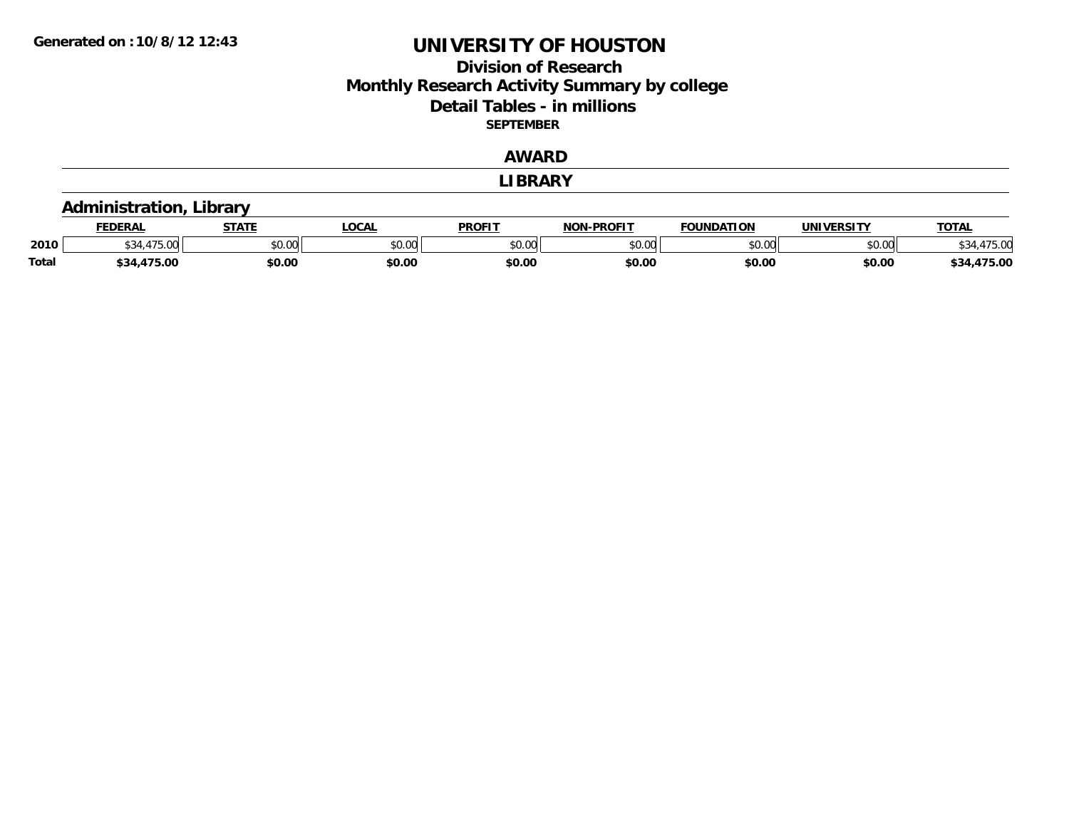Generated on :10/8/12 12:43

# UNIVERSITY OF HOUSTON

## Division of Research
## Monthly Research Activity Summary by college
## Detail Tables - in millions
**SEPTEMBER**

## AWARD

## LIBRARY

### Administration, Library

| | FEDERAL | STATE | LOCAL | PROFIT | NON-PROFIT | FOUNDATION | UNIVERSITY | TOTAL |
|---|---|---|---|---|---|---|---|---|
| 2010 | $34,475.00 | $0.00 | $0.00 | $0.00 | $0.00 | $0.00 | $0.00 | $34,475.00 |
| Total | $34,475.00 | $0.00 | $0.00 | $0.00 | $0.00 | $0.00 | $0.00 | $34,475.00 |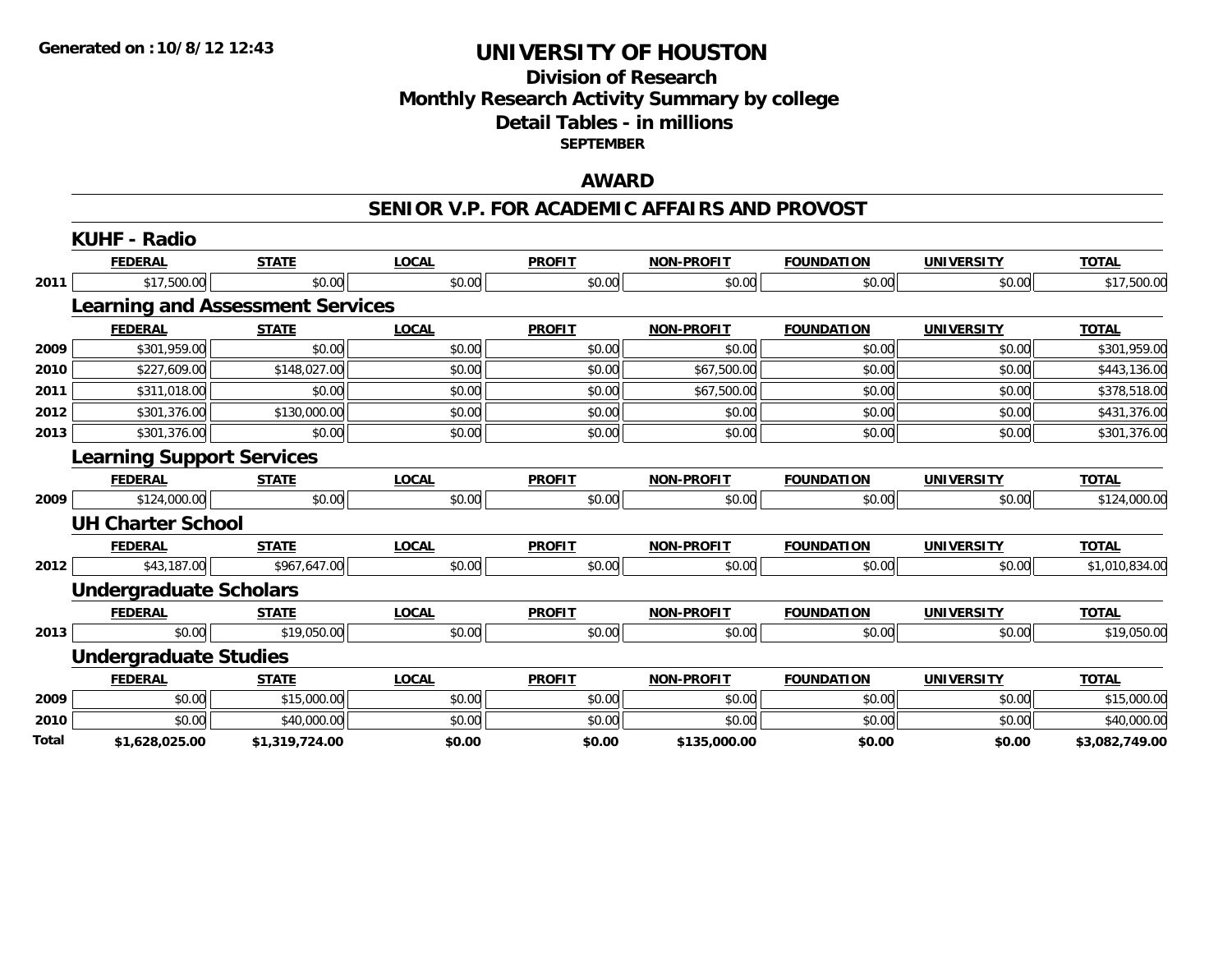**Generated on :10/8/12 12:43**

# UNIVERSITY OF HOUSTON

## Division of Research
## Monthly Research Activity Summary by college
## Detail Tables - in millions
### SEPTEMBER

## AWARD

## SENIOR V.P. FOR ACADEMIC AFFAIRS AND PROVOST

### KUHF - Radio

| | FEDERAL | STATE | LOCAL | PROFIT | NON-PROFIT | FOUNDATION | UNIVERSITY | TOTAL |
|---|---|---|---|---|---|---|---|---|
| 2011 | $17,500.00 | $0.00 | $0.00 | $0.00 | $0.00 | $0.00 | $0.00 | $17,500.00 |

### Learning and Assessment Services

| | FEDERAL | STATE | LOCAL | PROFIT | NON-PROFIT | FOUNDATION | UNIVERSITY | TOTAL |
|---|---|---|---|---|---|---|---|---|
| 2009 | $301,959.00 | $0.00 | $0.00 | $0.00 | $0.00 | $0.00 | $0.00 | $301,959.00 |
| 2010 | $227,609.00 | $148,027.00 | $0.00 | $0.00 | $67,500.00 | $0.00 | $0.00 | $443,136.00 |
| 2011 | $311,018.00 | $0.00 | $0.00 | $0.00 | $67,500.00 | $0.00 | $0.00 | $378,518.00 |
| 2012 | $301,376.00 | $130,000.00 | $0.00 | $0.00 | $0.00 | $0.00 | $0.00 | $431,376.00 |
| 2013 | $301,376.00 | $0.00 | $0.00 | $0.00 | $0.00 | $0.00 | $0.00 | $301,376.00 |

### Learning Support Services

| | FEDERAL | STATE | LOCAL | PROFIT | NON-PROFIT | FOUNDATION | UNIVERSITY | TOTAL |
|---|---|---|---|---|---|---|---|---|
| 2009 | $124,000.00 | $0.00 | $0.00 | $0.00 | $0.00 | $0.00 | $0.00 | $124,000.00 |

### UH Charter School

| | FEDERAL | STATE | LOCAL | PROFIT | NON-PROFIT | FOUNDATION | UNIVERSITY | TOTAL |
|---|---|---|---|---|---|---|---|---|
| 2012 | $43,187.00 | $967,647.00 | $0.00 | $0.00 | $0.00 | $0.00 | $0.00 | $1,010,834.00 |

### Undergraduate Scholars

| | FEDERAL | STATE | LOCAL | PROFIT | NON-PROFIT | FOUNDATION | UNIVERSITY | TOTAL |
|---|---|---|---|---|---|---|---|---|
| 2013 | $0.00 | $19,050.00 | $0.00 | $0.00 | $0.00 | $0.00 | $0.00 | $19,050.00 |

### Undergraduate Studies

| | FEDERAL | STATE | LOCAL | PROFIT | NON-PROFIT | FOUNDATION | UNIVERSITY | TOTAL |
|---|---|---|---|---|---|---|---|---|
| 2009 | $0.00 | $15,000.00 | $0.00 | $0.00 | $0.00 | $0.00 | $0.00 | $15,000.00 |
| 2010 | $0.00 | $40,000.00 | $0.00 | $0.00 | $0.00 | $0.00 | $0.00 | $40,000.00 |
| **Total** | **$1,628,025.00** | **$1,319,724.00** | **$0.00** | **$0.00** | **$135,000.00** | **$0.00** | **$0.00** | **$3,082,749.00** |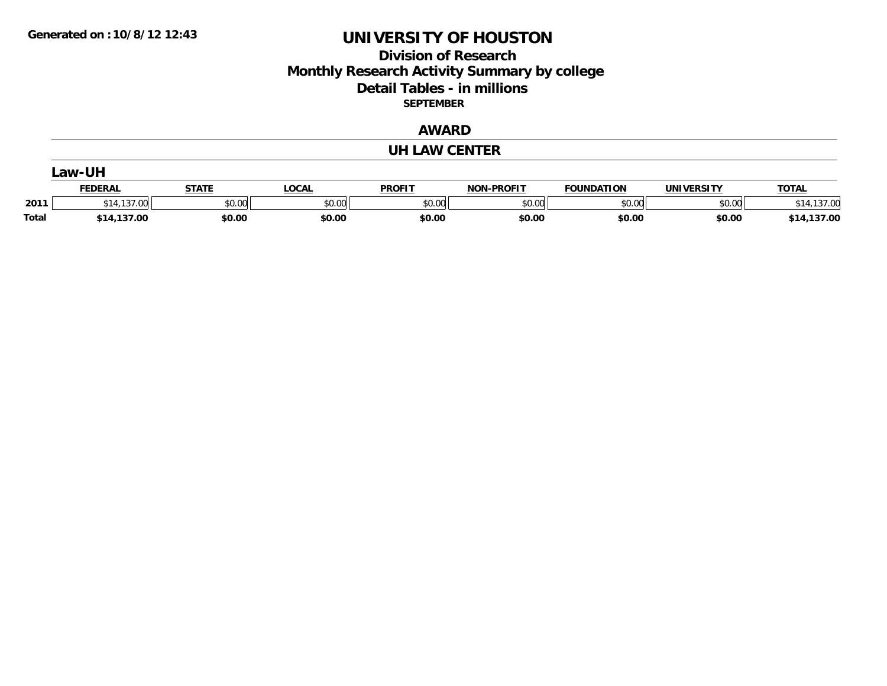**Generated on :10/8/12 12:43**

# UNIVERSITY OF HOUSTON

## Division of Research
## Monthly Research Activity Summary by college
## Detail Tables - in millions
### SEPTEMBER

## AWARD

## UH LAW CENTER

### Law-UH

| | FEDERAL | STATE | LOCAL | PROFIT | NON-PROFIT | FOUNDATION | UNIVERSITY | TOTAL |
|---|---|---|---|---|---|---|---|---|
| 2011 | $14,137.00 | $0.00 | $0.00 | $0.00 | $0.00 | $0.00 | $0.00 | $14,137.00 |
| **Total** | **$14,137.00** | **$0.00** | **$0.00** | **$0.00** | **$0.00** | **$0.00** | **$0.00** | **$14,137.00** |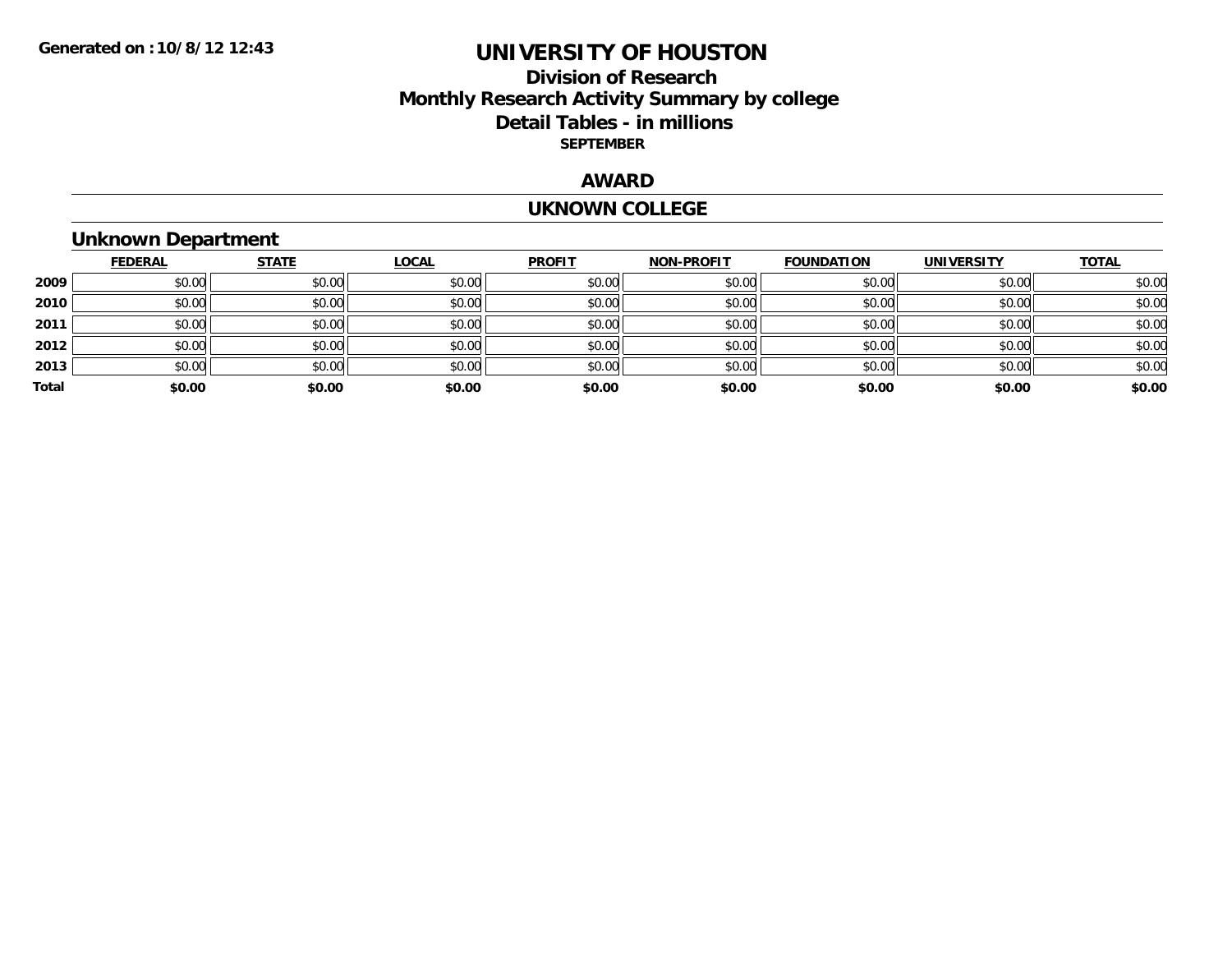# UNIVERSITY OF HOUSTON

## Division of Research
## Monthly Research Activity Summary by college
## Detail Tables - in millions

**SEPTEMBER**

Generated on :10/8/12 12:43

### AWARD

### UKNOWN COLLEGE

### Unknown Department

| | FEDERAL | STATE | LOCAL | PROFIT | NON-PROFIT | FOUNDATION | UNIVERSITY | TOTAL |
|---|---|---|---|---|---|---|---|---|
| 2009 | $0.00 | $0.00 | $0.00 | $0.00 | $0.00 | $0.00 | $0.00 | $0.00 |
| 2010 | $0.00 | $0.00 | $0.00 | $0.00 | $0.00 | $0.00 | $0.00 | $0.00 |
| 2011 | $0.00 | $0.00 | $0.00 | $0.00 | $0.00 | $0.00 | $0.00 | $0.00 |
| 2012 | $0.00 | $0.00 | $0.00 | $0.00 | $0.00 | $0.00 | $0.00 | $0.00 |
| 2013 | $0.00 | $0.00 | $0.00 | $0.00 | $0.00 | $0.00 | $0.00 | $0.00 |
| **Total** | **$0.00** | **$0.00** | **$0.00** | **$0.00** | **$0.00** | **$0.00** | **$0.00** | **$0.00** |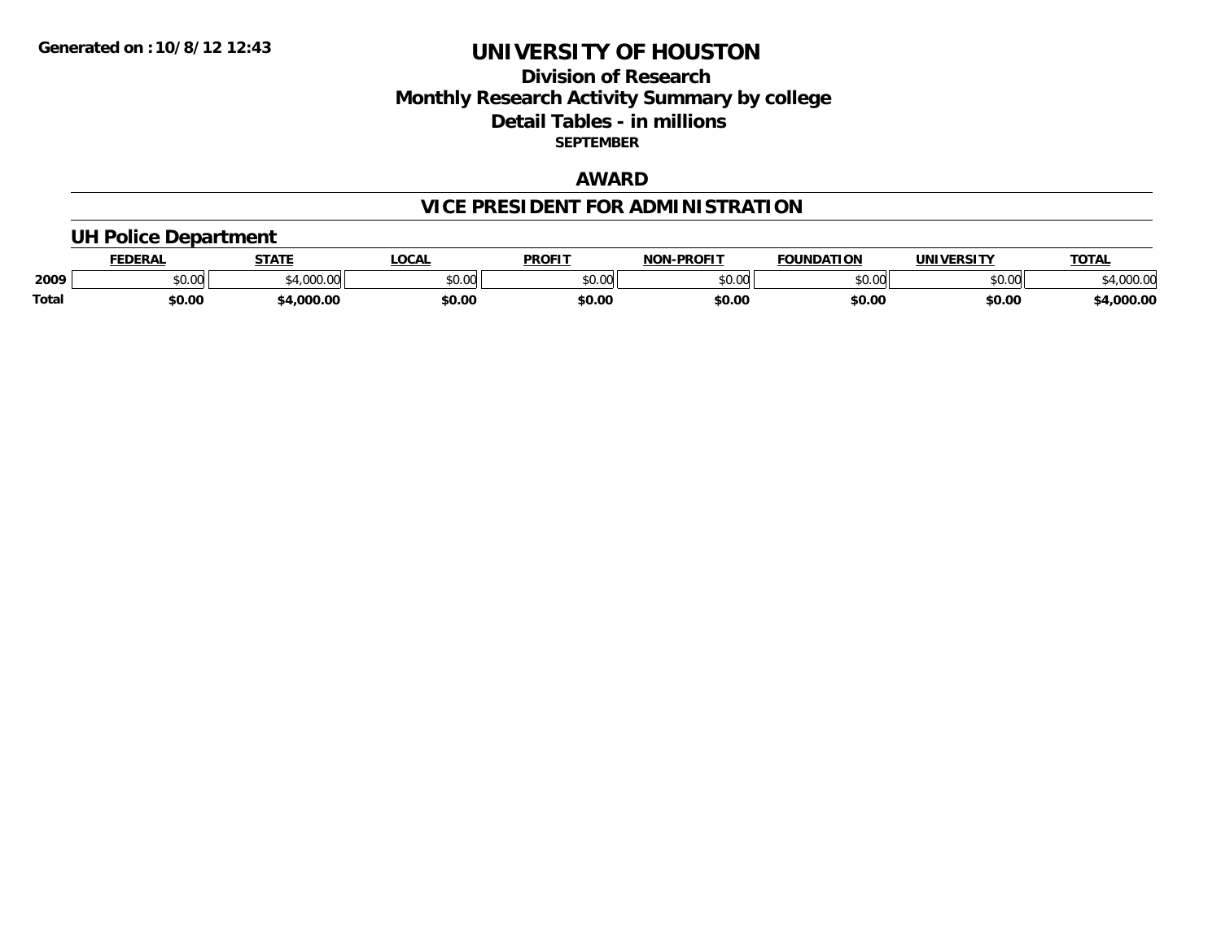Generated on : 10/8/12 12:43

# UNIVERSITY OF HOUSTON

## Division of Research
## Monthly Research Activity Summary by college
## Detail Tables - in millions
### SEPTEMBER

## AWARD

## VICE PRESIDENT FOR ADMINISTRATION

### UH Police Department

| | FEDERAL | STATE | LOCAL | PROFIT | NON-PROFIT | FOUNDATION | UNIVERSITY | TOTAL |
|---|---|---|---|---|---|---|---|---|
| 2009 | $0.00 | $4,000.00 | $0.00 | $0.00 | $0.00 | $0.00 | $0.00 | $4,000.00 |
| **Total** | **$0.00** | **$4,000.00** | **$0.00** | **$0.00** | **$0.00** | **$0.00** | **$0.00** | **$4,000.00** |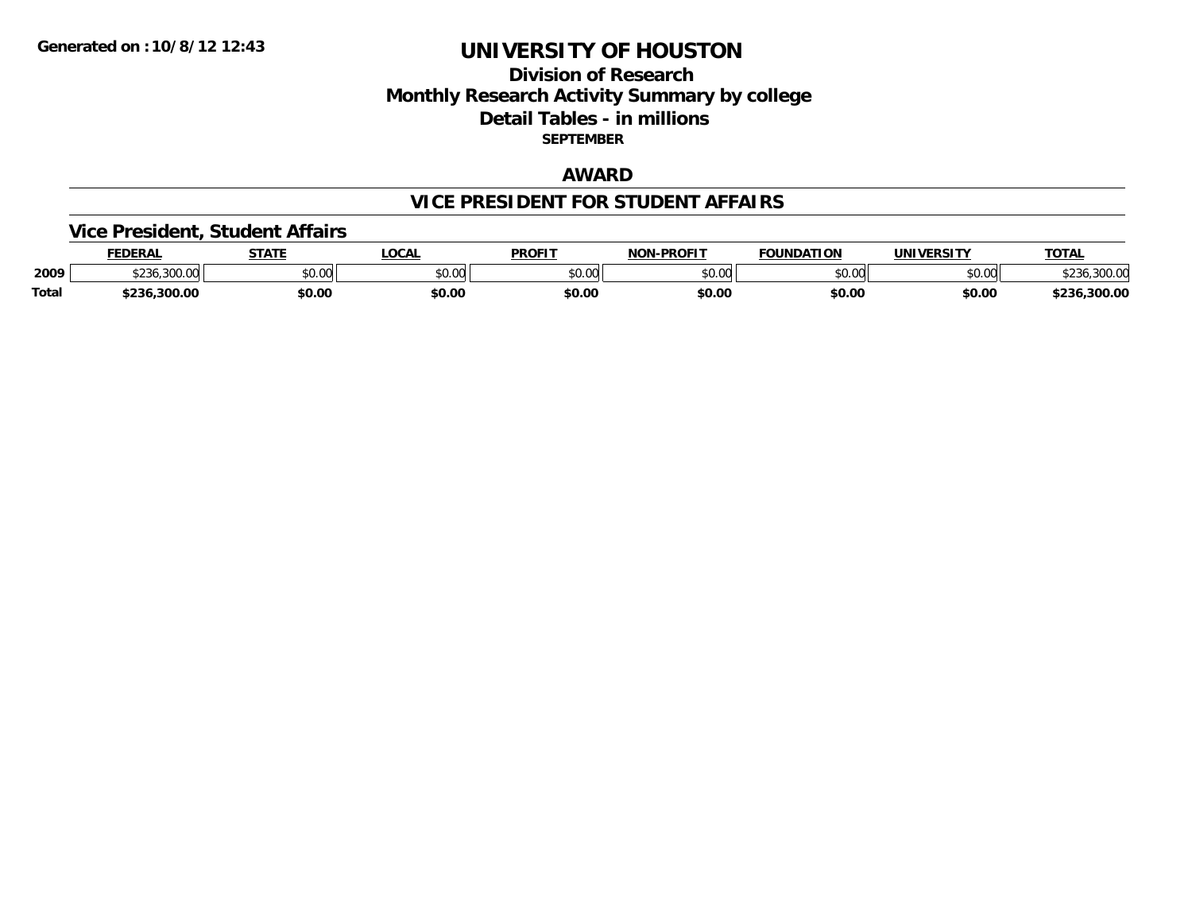Generated on :10/8/12 12:43

# UNIVERSITY OF HOUSTON

## Division of Research
## Monthly Research Activity Summary by college
## Detail Tables - in millions
### SEPTEMBER

## AWARD

## VICE PRESIDENT FOR STUDENT AFFAIRS

### Vice President, Student Affairs

| | FEDERAL | STATE | LOCAL | PROFIT | NON-PROFIT | FOUNDATION | UNIVERSITY | TOTAL |
|---|---|---|---|---|---|---|---|---|
| 2009 | $236,300.00 | $0.00 | $0.00 | $0.00 | $0.00 | $0.00 | $0.00 | $236,300.00 |
| **Total** | **$236,300.00** | **$0.00** | **$0.00** | **$0.00** | **$0.00** | **$0.00** | **$0.00** | **$236,300.00** |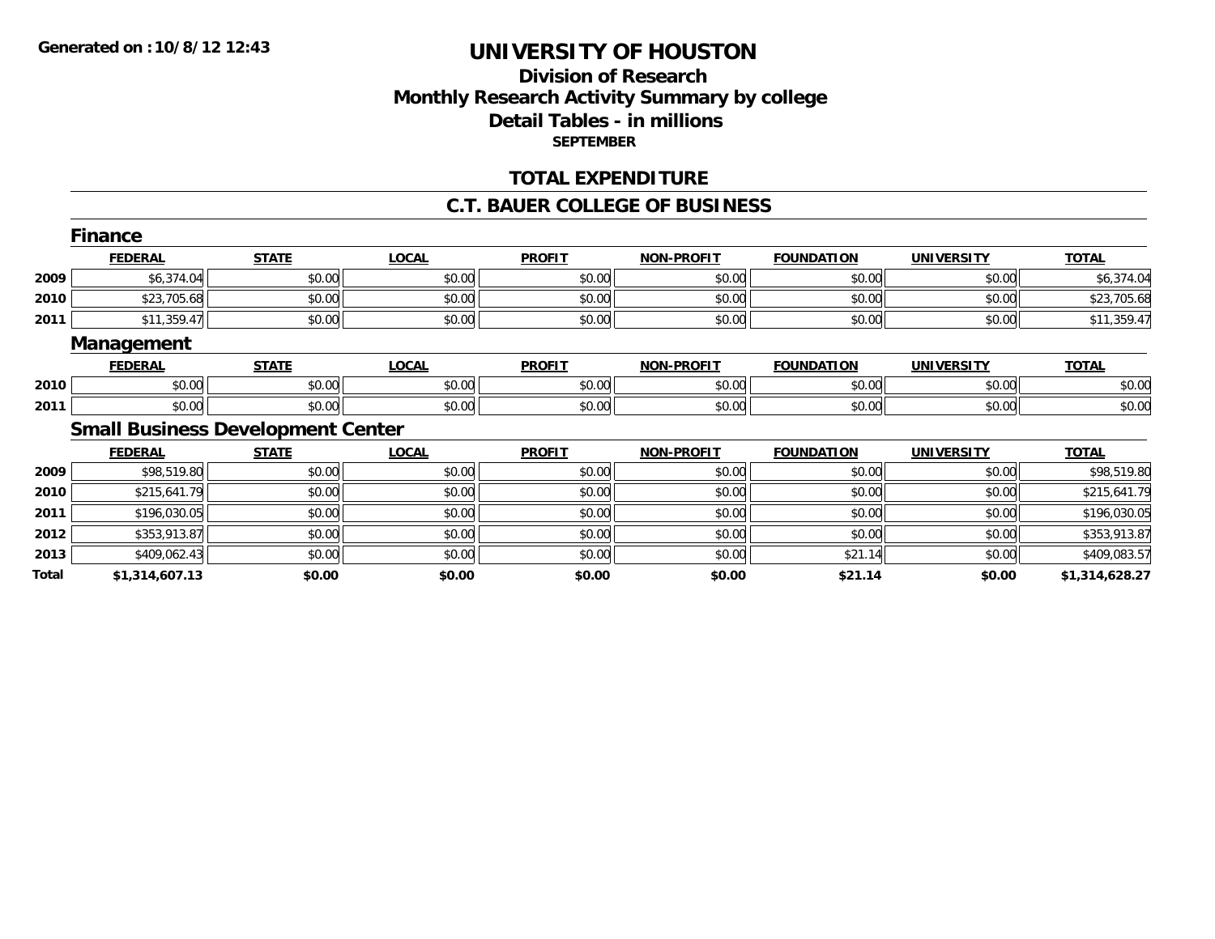# UNIVERSITY OF HOUSTON

## Division of Research
## Monthly Research Activity Summary by college
## Detail Tables - in millions
### SEPTEMBER

## TOTAL EXPENDITURE

## C.T. BAUER COLLEGE OF BUSINESS

### Finance

| | FEDERAL | STATE | LOCAL | PROFIT | NON-PROFIT | FOUNDATION | UNIVERSITY | TOTAL |
|---|---|---|---|---|---|---|---|---|
| 2009 | $6,374.04 | $0.00 | $0.00 | $0.00 | $0.00 | $0.00 | $0.00 | $6,374.04 |
| 2010 | $23,705.68 | $0.00 | $0.00 | $0.00 | $0.00 | $0.00 | $0.00 | $23,705.68 |
| 2011 | $11,359.47 | $0.00 | $0.00 | $0.00 | $0.00 | $0.00 | $0.00 | $11,359.47 |

### Management

| | FEDERAL | STATE | LOCAL | PROFIT | NON-PROFIT | FOUNDATION | UNIVERSITY | TOTAL |
|---|---|---|---|---|---|---|---|---|
| 2010 | $0.00 | $0.00 | $0.00 | $0.00 | $0.00 | $0.00 | $0.00 | $0.00 |
| 2011 | $0.00 | $0.00 | $0.00 | $0.00 | $0.00 | $0.00 | $0.00 | $0.00 |

### Small Business Development Center

| | FEDERAL | STATE | LOCAL | PROFIT | NON-PROFIT | FOUNDATION | UNIVERSITY | TOTAL |
|---|---|---|---|---|---|---|---|---|
| 2009 | $98,519.80 | $0.00 | $0.00 | $0.00 | $0.00 | $0.00 | $0.00 | $98,519.80 |
| 2010 | $215,641.79 | $0.00 | $0.00 | $0.00 | $0.00 | $0.00 | $0.00 | $215,641.79 |
| 2011 | $196,030.05 | $0.00 | $0.00 | $0.00 | $0.00 | $0.00 | $0.00 | $196,030.05 |
| 2012 | $353,913.87 | $0.00 | $0.00 | $0.00 | $0.00 | $0.00 | $0.00 | $353,913.87 |
| 2013 | $409,062.43 | $0.00 | $0.00 | $0.00 | $0.00 | $21.14 | $0.00 | $409,083.57 |
| **Total** | **$1,314,607.13** | **$0.00** | **$0.00** | **$0.00** | **$0.00** | **$21.14** | **$0.00** | **$1,314,628.27** |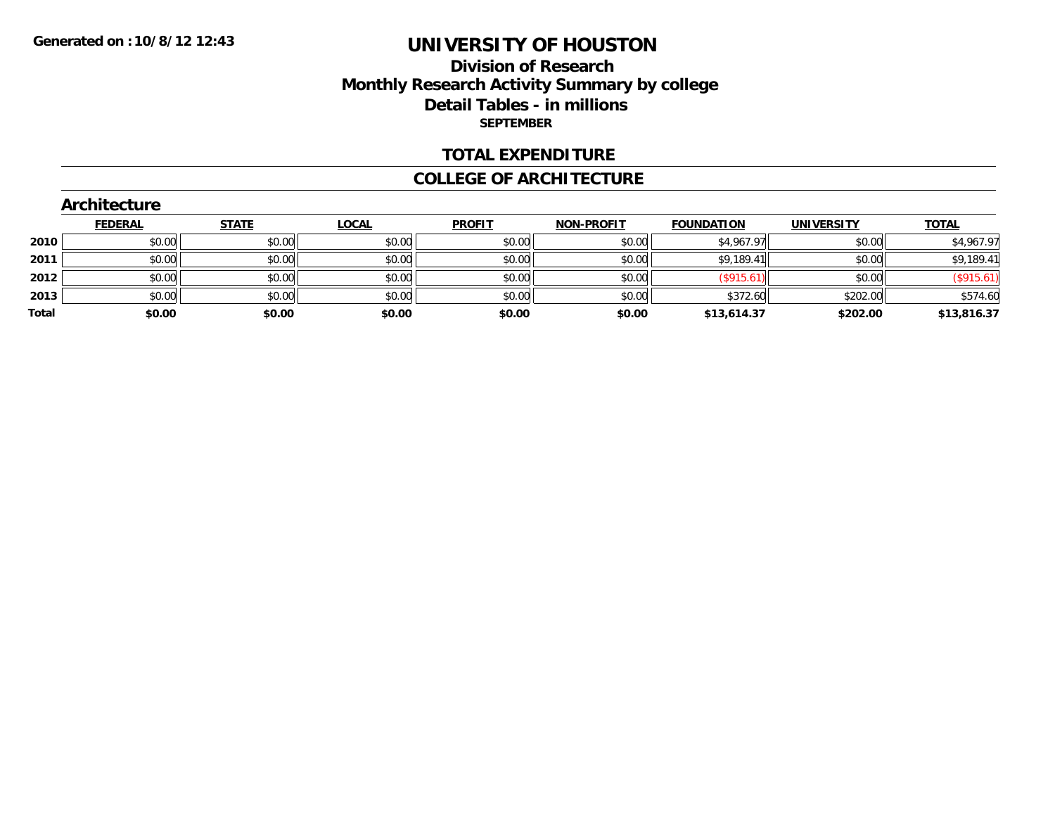Generated on :10/8/12 12:43

# UNIVERSITY OF HOUSTON

## Division of Research
## Monthly Research Activity Summary by college
## Detail Tables - in millions
### SEPTEMBER

## TOTAL EXPENDITURE

## COLLEGE OF ARCHITECTURE

### Architecture

| | FEDERAL | STATE | LOCAL | PROFIT | NON-PROFIT | FOUNDATION | UNIVERSITY | TOTAL |
|---|---|---|---|---|---|---|---|---|
| 2010 | $0.00 | $0.00 | $0.00 | $0.00 | $0.00 | $4,967.97 | $0.00 | $4,967.97 |
| 2011 | $0.00 | $0.00 | $0.00 | $0.00 | $0.00 | $9,189.41 | $0.00 | $9,189.41 |
| 2012 | $0.00 | $0.00 | $0.00 | $0.00 | $0.00 | ($915.61) | $0.00 | ($915.61) |
| 2013 | $0.00 | $0.00 | $0.00 | $0.00 | $0.00 | $372.60 | $202.00 | $574.60 |
| **Total** | **$0.00** | **$0.00** | **$0.00** | **$0.00** | **$0.00** | **$13,614.37** | **$202.00** | **$13,816.37** |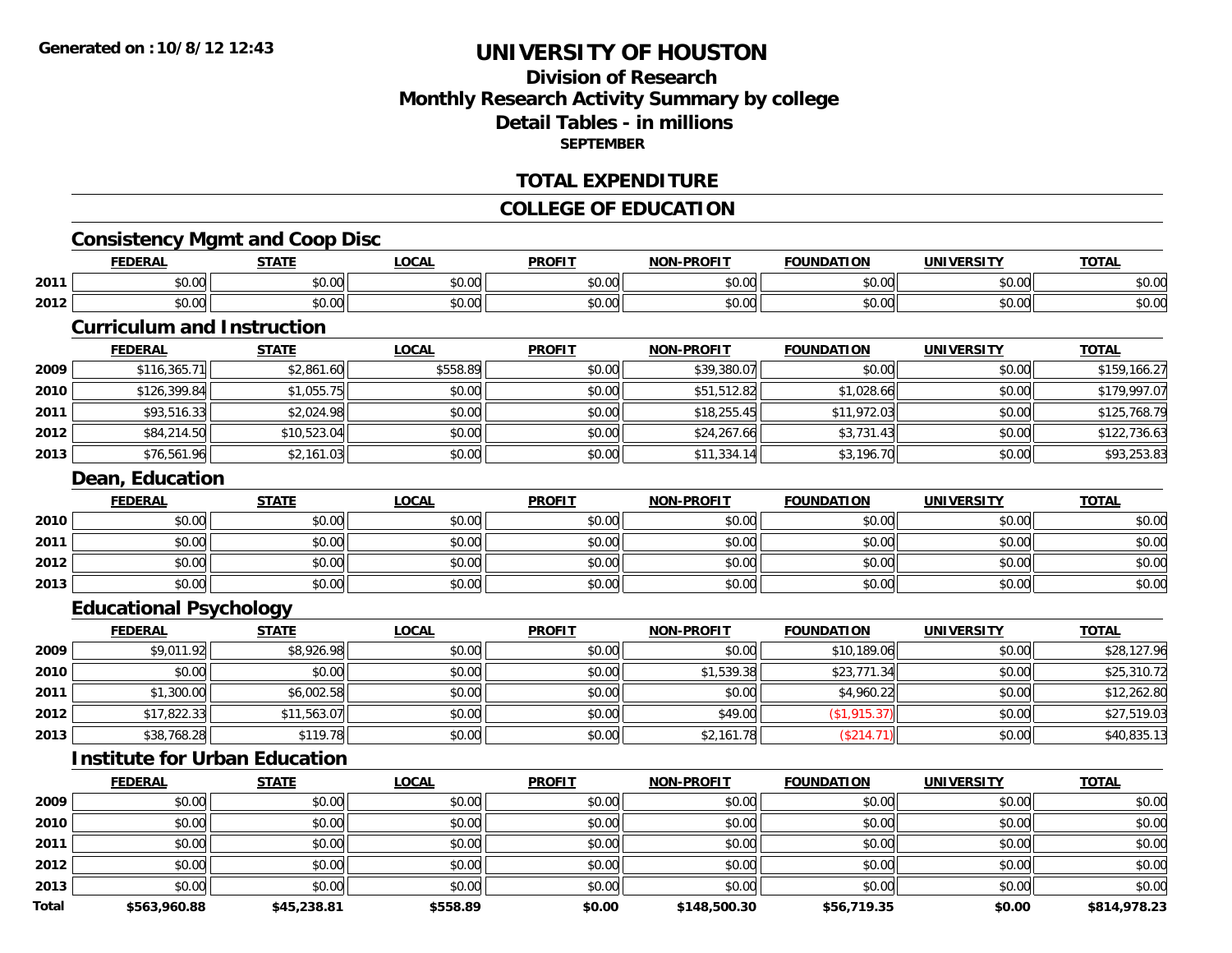Generated on :10/8/12 12:43

# UNIVERSITY OF HOUSTON

## Division of Research
## Monthly Research Activity Summary by college
## Detail Tables - in millions
### SEPTEMBER

## TOTAL EXPENDITURE

## COLLEGE OF EDUCATION

### Consistency Mgmt and Coop Disc

| | FEDERAL | STATE | LOCAL | PROFIT | NON-PROFIT | FOUNDATION | UNIVERSITY | TOTAL |
|---|---|---|---|---|---|---|---|---|
| 2011 | $0.00 | $0.00 | $0.00 | $0.00 | $0.00 | $0.00 | $0.00 | $0.00 |
| 2012 | $0.00 | $0.00 | $0.00 | $0.00 | $0.00 | $0.00 | $0.00 | $0.00 |

### Curriculum and Instruction

| | FEDERAL | STATE | LOCAL | PROFIT | NON-PROFIT | FOUNDATION | UNIVERSITY | TOTAL |
|---|---|---|---|---|---|---|---|---|
| 2009 | $116,365.71 | $2,861.60 | $558.89 | $0.00 | $39,380.07 | $0.00 | $0.00 | $159,166.27 |
| 2010 | $126,399.84 | $1,055.75 | $0.00 | $0.00 | $51,512.82 | $1,028.66 | $0.00 | $179,997.07 |
| 2011 | $93,516.33 | $2,024.98 | $0.00 | $0.00 | $18,255.45 | $11,972.03 | $0.00 | $125,768.79 |
| 2012 | $84,214.50 | $10,523.04 | $0.00 | $0.00 | $24,267.66 | $3,731.43 | $0.00 | $122,736.63 |
| 2013 | $76,561.96 | $2,161.03 | $0.00 | $0.00 | $11,334.14 | $3,196.70 | $0.00 | $93,253.83 |

### Dean, Education

| | FEDERAL | STATE | LOCAL | PROFIT | NON-PROFIT | FOUNDATION | UNIVERSITY | TOTAL |
|---|---|---|---|---|---|---|---|---|
| 2010 | $0.00 | $0.00 | $0.00 | $0.00 | $0.00 | $0.00 | $0.00 | $0.00 |
| 2011 | $0.00 | $0.00 | $0.00 | $0.00 | $0.00 | $0.00 | $0.00 | $0.00 |
| 2012 | $0.00 | $0.00 | $0.00 | $0.00 | $0.00 | $0.00 | $0.00 | $0.00 |
| 2013 | $0.00 | $0.00 | $0.00 | $0.00 | $0.00 | $0.00 | $0.00 | $0.00 |

### Educational Psychology

| | FEDERAL | STATE | LOCAL | PROFIT | NON-PROFIT | FOUNDATION | UNIVERSITY | TOTAL |
|---|---|---|---|---|---|---|---|---|
| 2009 | $9,011.92 | $8,926.98 | $0.00 | $0.00 | $0.00 | $10,189.06 | $0.00 | $28,127.96 |
| 2010 | $0.00 | $0.00 | $0.00 | $0.00 | $1,539.38 | $23,771.34 | $0.00 | $25,310.72 |
| 2011 | $1,300.00 | $6,002.58 | $0.00 | $0.00 | $0.00 | $4,960.22 | $0.00 | $12,262.80 |
| 2012 | $17,822.33 | $11,563.07 | $0.00 | $0.00 | $49.00 | ($1,915.37) | $0.00 | $27,519.03 |
| 2013 | $38,768.28 | $119.78 | $0.00 | $0.00 | $2,161.78 | ($214.71) | $0.00 | $40,835.13 |

### Institute for Urban Education

| | FEDERAL | STATE | LOCAL | PROFIT | NON-PROFIT | FOUNDATION | UNIVERSITY | TOTAL |
|---|---|---|---|---|---|---|---|---|
| 2009 | $0.00 | $0.00 | $0.00 | $0.00 | $0.00 | $0.00 | $0.00 | $0.00 |
| 2010 | $0.00 | $0.00 | $0.00 | $0.00 | $0.00 | $0.00 | $0.00 | $0.00 |
| 2011 | $0.00 | $0.00 | $0.00 | $0.00 | $0.00 | $0.00 | $0.00 | $0.00 |
| 2012 | $0.00 | $0.00 | $0.00 | $0.00 | $0.00 | $0.00 | $0.00 | $0.00 |
| 2013 | $0.00 | $0.00 | $0.00 | $0.00 | $0.00 | $0.00 | $0.00 | $0.00 |
| **Total** | **$563,960.88** | **$45,238.81** | **$558.89** | **$0.00** | **$148,500.30** | **$56,719.35** | **$0.00** | **$814,978.23** |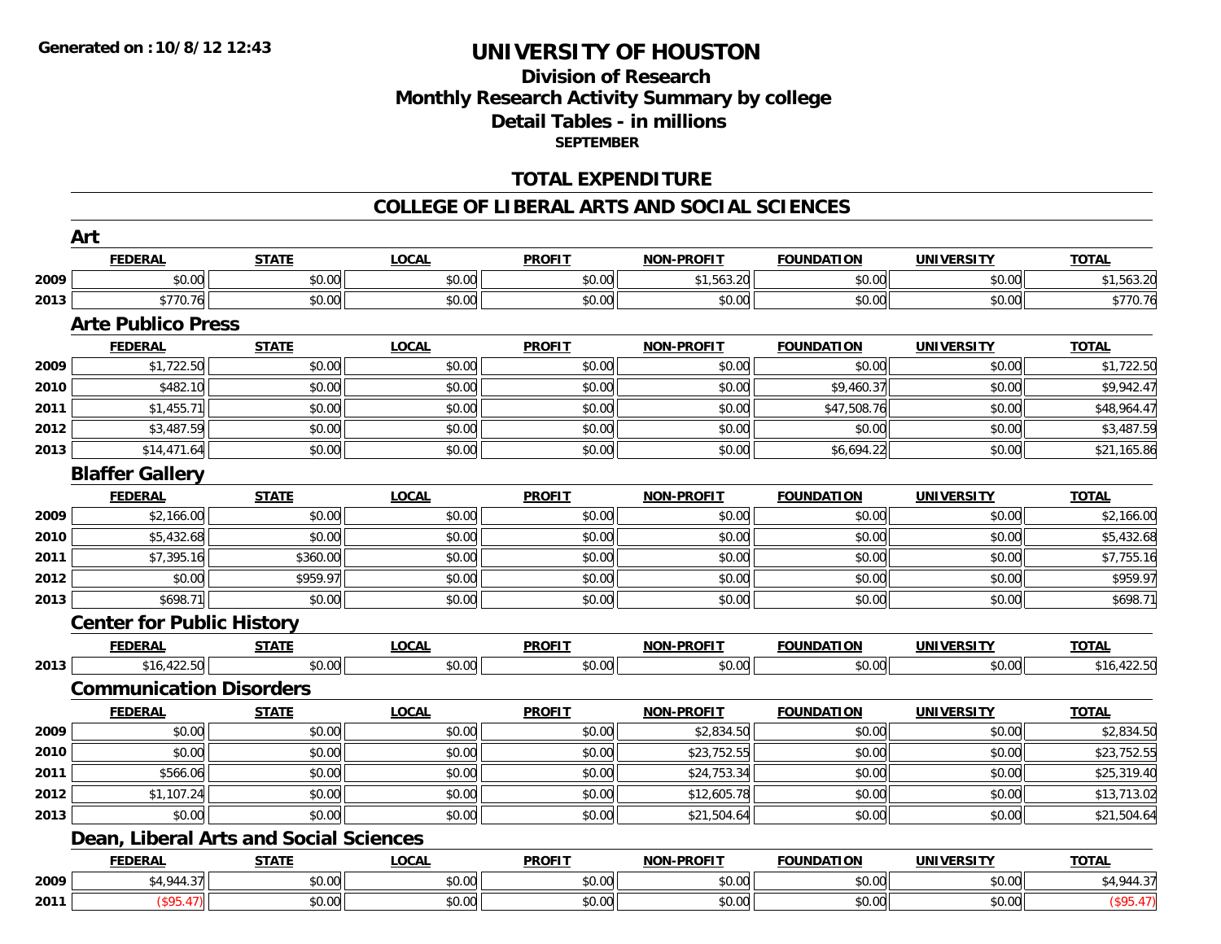**Generated on :10/8/12 12:43**

# UNIVERSITY OF HOUSTON

## Division of Research
## Monthly Research Activity Summary by college
## Detail Tables - in millions
### SEPTEMBER

## TOTAL EXPENDITURE

## COLLEGE OF LIBERAL ARTS AND SOCIAL SCIENCES

### Art

| | FEDERAL | STATE | LOCAL | PROFIT | NON-PROFIT | FOUNDATION | UNIVERSITY | TOTAL |
|---|---|---|---|---|---|---|---|---|
| 2009 | $0.00 | $0.00 | $0.00 | $0.00 | $1,563.20 | $0.00 | $0.00 | $1,563.20 |
| 2013 | $770.76 | $0.00 | $0.00 | $0.00 | $0.00 | $0.00 | $0.00 | $770.76 |

### Arte Publico Press

| | FEDERAL | STATE | LOCAL | PROFIT | NON-PROFIT | FOUNDATION | UNIVERSITY | TOTAL |
|---|---|---|---|---|---|---|---|---|
| 2009 | $1,722.50 | $0.00 | $0.00 | $0.00 | $0.00 | $0.00 | $0.00 | $1,722.50 |
| 2010 | $482.10 | $0.00 | $0.00 | $0.00 | $0.00 | $9,460.37 | $0.00 | $9,942.47 |
| 2011 | $1,455.71 | $0.00 | $0.00 | $0.00 | $0.00 | $47,508.76 | $0.00 | $48,964.47 |
| 2012 | $3,487.59 | $0.00 | $0.00 | $0.00 | $0.00 | $0.00 | $0.00 | $3,487.59 |
| 2013 | $14,471.64 | $0.00 | $0.00 | $0.00 | $0.00 | $6,694.22 | $0.00 | $21,165.86 |

### Blaffer Gallery

| | FEDERAL | STATE | LOCAL | PROFIT | NON-PROFIT | FOUNDATION | UNIVERSITY | TOTAL |
|---|---|---|---|---|---|---|---|---|
| 2009 | $2,166.00 | $0.00 | $0.00 | $0.00 | $0.00 | $0.00 | $0.00 | $2,166.00 |
| 2010 | $5,432.68 | $0.00 | $0.00 | $0.00 | $0.00 | $0.00 | $0.00 | $5,432.68 |
| 2011 | $7,395.16 | $360.00 | $0.00 | $0.00 | $0.00 | $0.00 | $0.00 | $7,755.16 |
| 2012 | $0.00 | $959.97 | $0.00 | $0.00 | $0.00 | $0.00 | $0.00 | $959.97 |
| 2013 | $698.71 | $0.00 | $0.00 | $0.00 | $0.00 | $0.00 | $0.00 | $698.71 |

### Center for Public History

| | FEDERAL | STATE | LOCAL | PROFIT | NON-PROFIT | FOUNDATION | UNIVERSITY | TOTAL |
|---|---|---|---|---|---|---|---|---|
| 2013 | $16,422.50 | $0.00 | $0.00 | $0.00 | $0.00 | $0.00 | $0.00 | $16,422.50 |

### Communication Disorders

| | FEDERAL | STATE | LOCAL | PROFIT | NON-PROFIT | FOUNDATION | UNIVERSITY | TOTAL |
|---|---|---|---|---|---|---|---|---|
| 2009 | $0.00 | $0.00 | $0.00 | $0.00 | $2,834.50 | $0.00 | $0.00 | $2,834.50 |
| 2010 | $0.00 | $0.00 | $0.00 | $0.00 | $23,752.55 | $0.00 | $0.00 | $23,752.55 |
| 2011 | $566.06 | $0.00 | $0.00 | $0.00 | $24,753.34 | $0.00 | $0.00 | $25,319.40 |
| 2012 | $1,107.24 | $0.00 | $0.00 | $0.00 | $12,605.78 | $0.00 | $0.00 | $13,713.02 |
| 2013 | $0.00 | $0.00 | $0.00 | $0.00 | $21,504.64 | $0.00 | $0.00 | $21,504.64 |

### Dean, Liberal Arts and Social Sciences

| | FEDERAL | STATE | LOCAL | PROFIT | NON-PROFIT | FOUNDATION | UNIVERSITY | TOTAL |
|---|---|---|---|---|---|---|---|---|
| 2009 | $4,944.37 | $0.00 | $0.00 | $0.00 | $0.00 | $0.00 | $0.00 | $4,944.37 |
| 2011 | ($95.47) | $0.00 | $0.00 | $0.00 | $0.00 | $0.00 | $0.00 | ($95.47) |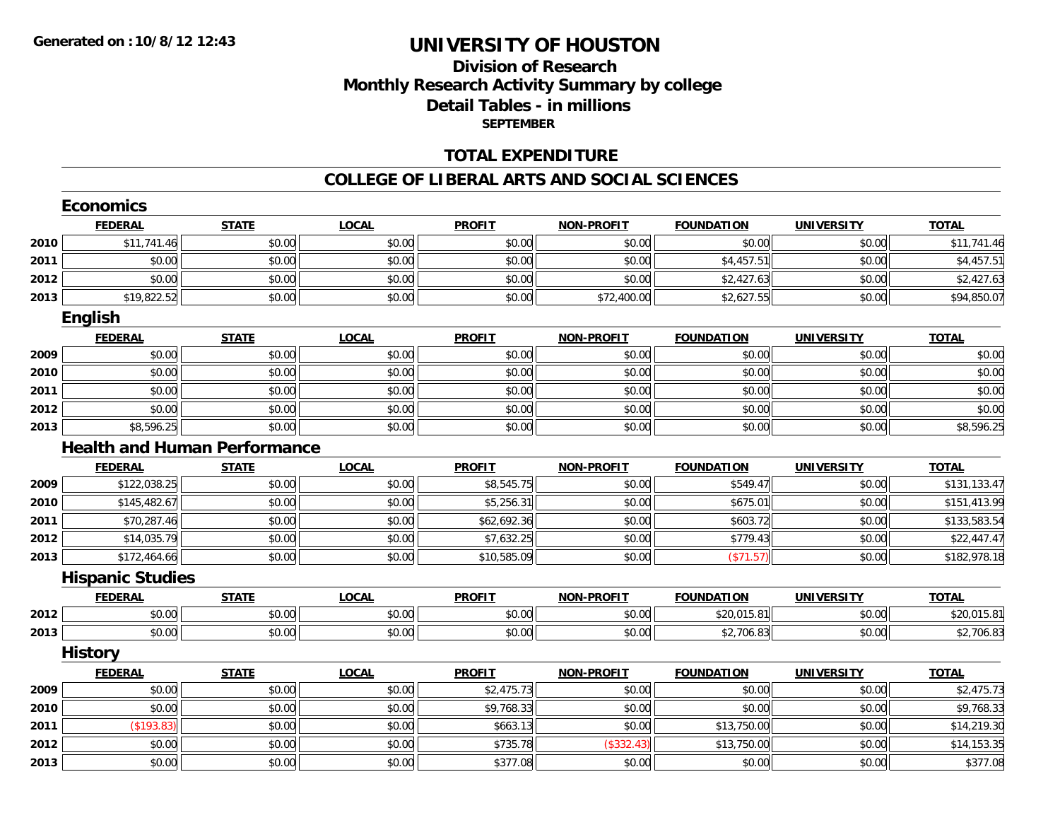**Generated on :10/8/12 12:43**

# UNIVERSITY OF HOUSTON

## Division of Research
## Monthly Research Activity Summary by college
## Detail Tables - in millions
### SEPTEMBER

## TOTAL EXPENDITURE

## COLLEGE OF LIBERAL ARTS AND SOCIAL SCIENCES

### Economics

| | FEDERAL | STATE | LOCAL | PROFIT | NON-PROFIT | FOUNDATION | UNIVERSITY | TOTAL |
|---|---|---|---|---|---|---|---|---|
| 2010 | $11,741.46 | $0.00 | $0.00 | $0.00 | $0.00 | $0.00 | $0.00 | $11,741.46 |
| 2011 | $0.00 | $0.00 | $0.00 | $0.00 | $0.00 | $4,457.51 | $0.00 | $4,457.51 |
| 2012 | $0.00 | $0.00 | $0.00 | $0.00 | $0.00 | $2,427.63 | $0.00 | $2,427.63 |
| 2013 | $19,822.52 | $0.00 | $0.00 | $0.00 | $72,400.00 | $2,627.55 | $0.00 | $94,850.07 |

### English

| | FEDERAL | STATE | LOCAL | PROFIT | NON-PROFIT | FOUNDATION | UNIVERSITY | TOTAL |
|---|---|---|---|---|---|---|---|---|
| 2009 | $0.00 | $0.00 | $0.00 | $0.00 | $0.00 | $0.00 | $0.00 | $0.00 |
| 2010 | $0.00 | $0.00 | $0.00 | $0.00 | $0.00 | $0.00 | $0.00 | $0.00 |
| 2011 | $0.00 | $0.00 | $0.00 | $0.00 | $0.00 | $0.00 | $0.00 | $0.00 |
| 2012 | $0.00 | $0.00 | $0.00 | $0.00 | $0.00 | $0.00 | $0.00 | $0.00 |
| 2013 | $8,596.25 | $0.00 | $0.00 | $0.00 | $0.00 | $0.00 | $0.00 | $8,596.25 |

### Health and Human Performance

| | FEDERAL | STATE | LOCAL | PROFIT | NON-PROFIT | FOUNDATION | UNIVERSITY | TOTAL |
|---|---|---|---|---|---|---|---|---|
| 2009 | $122,038.25 | $0.00 | $0.00 | $8,545.75 | $0.00 | $549.47 | $0.00 | $131,133.47 |
| 2010 | $145,482.67 | $0.00 | $0.00 | $5,256.31 | $0.00 | $675.01 | $0.00 | $151,413.99 |
| 2011 | $70,287.46 | $0.00 | $0.00 | $62,692.36 | $0.00 | $603.72 | $0.00 | $133,583.54 |
| 2012 | $14,035.79 | $0.00 | $0.00 | $7,632.25 | $0.00 | $779.43 | $0.00 | $22,447.47 |
| 2013 | $172,464.66 | $0.00 | $0.00 | $10,585.09 | $0.00 | ($71.57) | $0.00 | $182,978.18 |

### Hispanic Studies

| | FEDERAL | STATE | LOCAL | PROFIT | NON-PROFIT | FOUNDATION | UNIVERSITY | TOTAL |
|---|---|---|---|---|---|---|---|---|
| 2012 | $0.00 | $0.00 | $0.00 | $0.00 | $0.00 | $20,015.81 | $0.00 | $20,015.81 |
| 2013 | $0.00 | $0.00 | $0.00 | $0.00 | $0.00 | $2,706.83 | $0.00 | $2,706.83 |

### History

| | FEDERAL | STATE | LOCAL | PROFIT | NON-PROFIT | FOUNDATION | UNIVERSITY | TOTAL |
|---|---|---|---|---|---|---|---|---|
| 2009 | $0.00 | $0.00 | $0.00 | $2,475.73 | $0.00 | $0.00 | $0.00 | $2,475.73 |
| 2010 | $0.00 | $0.00 | $0.00 | $9,768.33 | $0.00 | $0.00 | $0.00 | $9,768.33 |
| 2011 | ($193.83) | $0.00 | $0.00 | $663.13 | $0.00 | $13,750.00 | $0.00 | $14,219.30 |
| 2012 | $0.00 | $0.00 | $0.00 | $735.78 | ($332.43) | $13,750.00 | $0.00 | $14,153.35 |
| 2013 | $0.00 | $0.00 | $0.00 | $377.08 | $0.00 | $0.00 | $0.00 | $377.08 |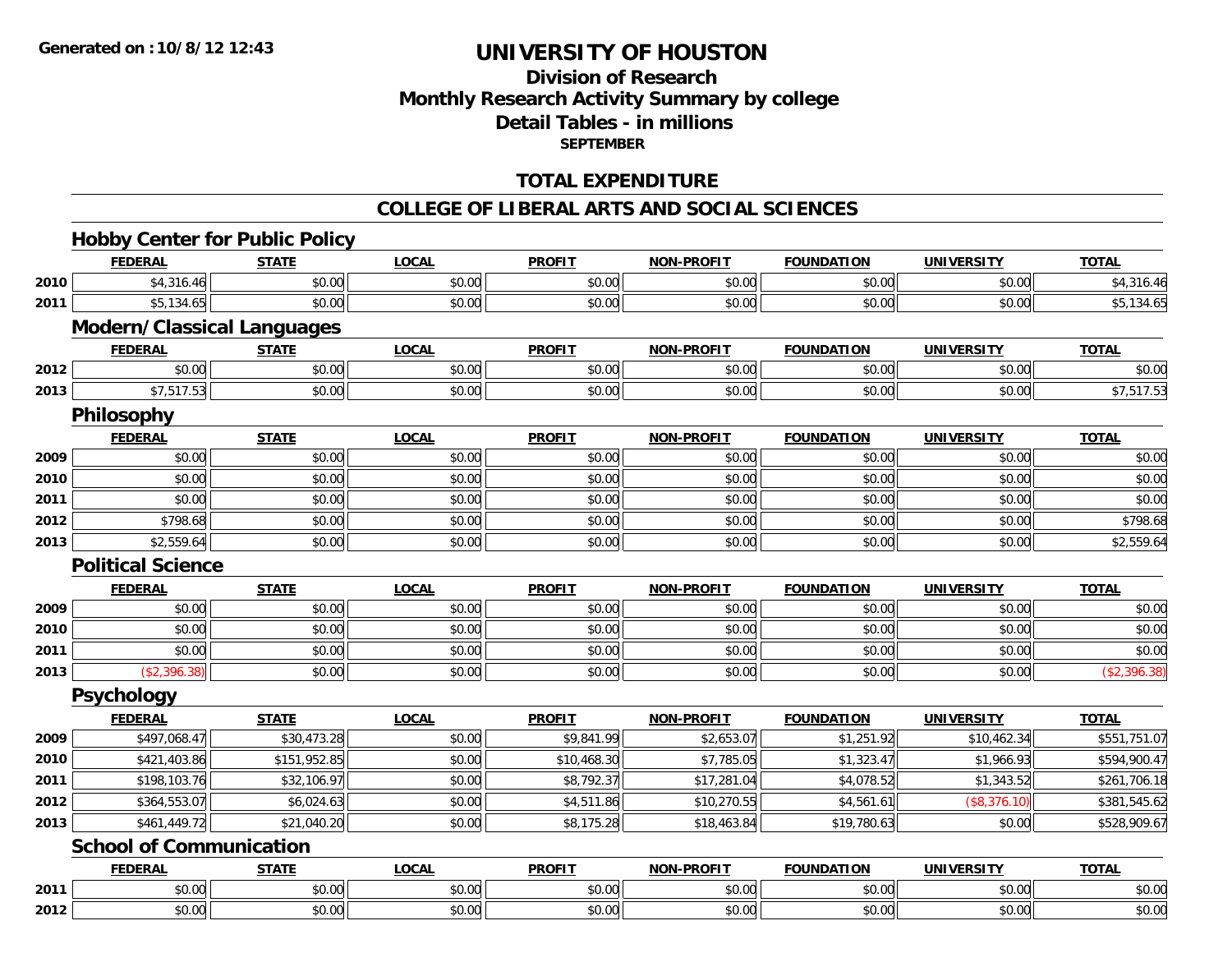# UNIVERSITY OF HOUSTON

## Division of Research
## Monthly Research Activity Summary by college
## Detail Tables - in millions
### SEPTEMBER

Generated on :10/8/12 12:43

## TOTAL EXPENDITURE

## COLLEGE OF LIBERAL ARTS AND SOCIAL SCIENCES

### Hobby Center for Public Policy

| | FEDERAL | STATE | LOCAL | PROFIT | NON-PROFIT | FOUNDATION | UNIVERSITY | TOTAL |
|---|---|---|---|---|---|---|---|---|
| 2010 | $4,316.46 | $0.00 | $0.00 | $0.00 | $0.00 | $0.00 | $0.00 | $4,316.46 |
| 2011 | $5,134.65 | $0.00 | $0.00 | $0.00 | $0.00 | $0.00 | $0.00 | $5,134.65 |

### Modern/Classical Languages

| | FEDERAL | STATE | LOCAL | PROFIT | NON-PROFIT | FOUNDATION | UNIVERSITY | TOTAL |
|---|---|---|---|---|---|---|---|---|
| 2012 | $0.00 | $0.00 | $0.00 | $0.00 | $0.00 | $0.00 | $0.00 | $0.00 |
| 2013 | $7,517.53 | $0.00 | $0.00 | $0.00 | $0.00 | $0.00 | $0.00 | $7,517.53 |

### Philosophy

| | FEDERAL | STATE | LOCAL | PROFIT | NON-PROFIT | FOUNDATION | UNIVERSITY | TOTAL |
|---|---|---|---|---|---|---|---|---|
| 2009 | $0.00 | $0.00 | $0.00 | $0.00 | $0.00 | $0.00 | $0.00 | $0.00 |
| 2010 | $0.00 | $0.00 | $0.00 | $0.00 | $0.00 | $0.00 | $0.00 | $0.00 |
| 2011 | $0.00 | $0.00 | $0.00 | $0.00 | $0.00 | $0.00 | $0.00 | $0.00 |
| 2012 | $798.68 | $0.00 | $0.00 | $0.00 | $0.00 | $0.00 | $0.00 | $798.68 |
| 2013 | $2,559.64 | $0.00 | $0.00 | $0.00 | $0.00 | $0.00 | $0.00 | $2,559.64 |

### Political Science

| | FEDERAL | STATE | LOCAL | PROFIT | NON-PROFIT | FOUNDATION | UNIVERSITY | TOTAL |
|---|---|---|---|---|---|---|---|---|
| 2009 | $0.00 | $0.00 | $0.00 | $0.00 | $0.00 | $0.00 | $0.00 | $0.00 |
| 2010 | $0.00 | $0.00 | $0.00 | $0.00 | $0.00 | $0.00 | $0.00 | $0.00 |
| 2011 | $0.00 | $0.00 | $0.00 | $0.00 | $0.00 | $0.00 | $0.00 | $0.00 |
| 2013 | ($2,396.38) | $0.00 | $0.00 | $0.00 | $0.00 | $0.00 | $0.00 | ($2,396.38) |

### Psychology

| | FEDERAL | STATE | LOCAL | PROFIT | NON-PROFIT | FOUNDATION | UNIVERSITY | TOTAL |
|---|---|---|---|---|---|---|---|---|
| 2009 | $497,068.47 | $30,473.28 | $0.00 | $9,841.99 | $2,653.07 | $1,251.92 | $10,462.34 | $551,751.07 |
| 2010 | $421,403.86 | $151,952.85 | $0.00 | $10,468.30 | $7,785.05 | $1,323.47 | $1,966.93 | $594,900.47 |
| 2011 | $198,103.76 | $32,106.97 | $0.00 | $8,792.37 | $17,281.04 | $4,078.52 | $1,343.52 | $261,706.18 |
| 2012 | $364,553.07 | $6,024.63 | $0.00 | $4,511.86 | $10,270.55 | $4,561.61 | ($8,376.10) | $381,545.62 |
| 2013 | $461,449.72 | $21,040.20 | $0.00 | $8,175.28 | $18,463.84 | $19,780.63 | $0.00 | $528,909.67 |

### School of Communication

| | FEDERAL | STATE | LOCAL | PROFIT | NON-PROFIT | FOUNDATION | UNIVERSITY | TOTAL |
|---|---|---|---|---|---|---|---|---|
| 2011 | $0.00 | $0.00 | $0.00 | $0.00 | $0.00 | $0.00 | $0.00 | $0.00 |
| 2012 | $0.00 | $0.00 | $0.00 | $0.00 | $0.00 | $0.00 | $0.00 | $0.00 |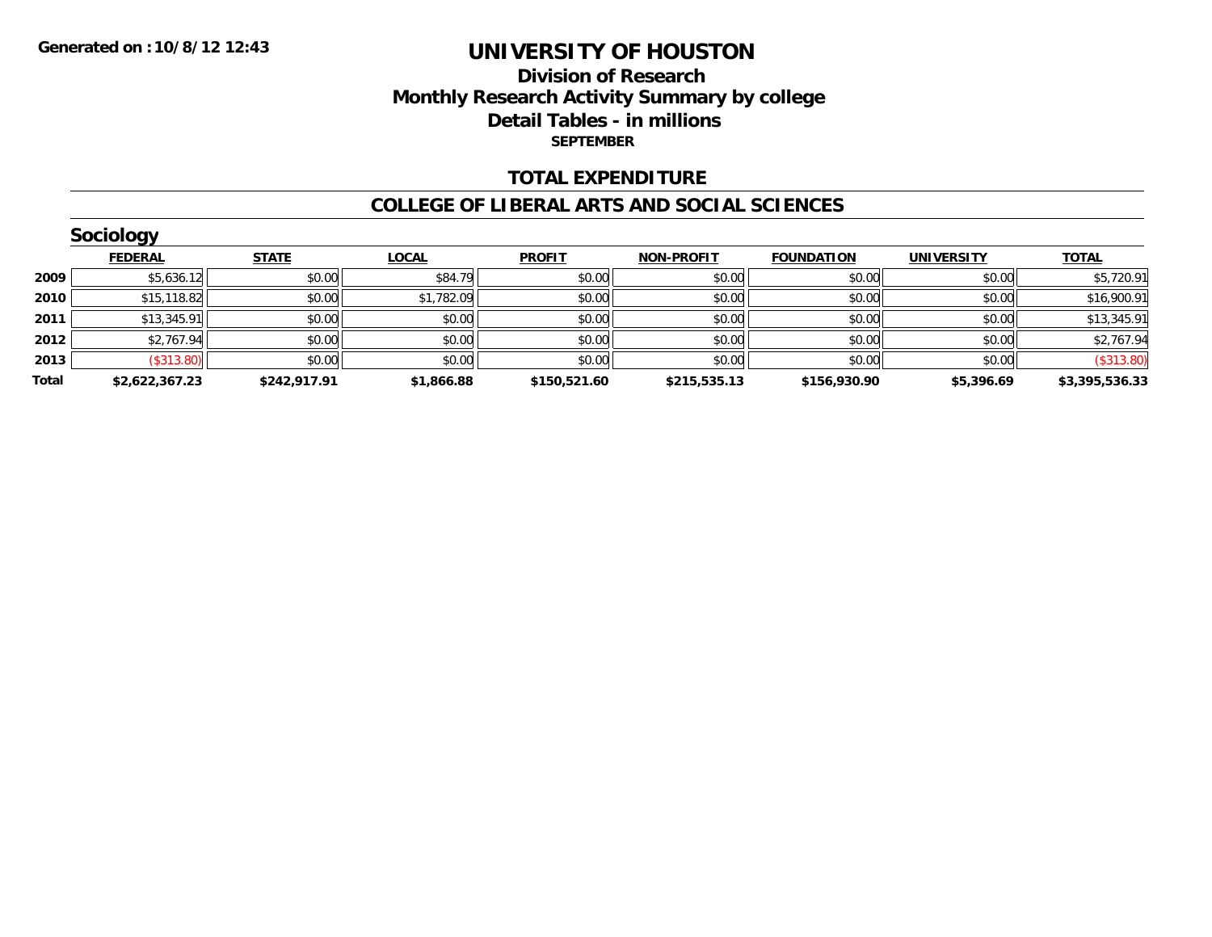Generated on :10/8/12 12:43

# UNIVERSITY OF HOUSTON

## Division of Research
## Monthly Research Activity Summary by college
## Detail Tables - in millions
### SEPTEMBER

## TOTAL EXPENDITURE

## COLLEGE OF LIBERAL ARTS AND SOCIAL SCIENCES

### Sociology

| | FEDERAL | STATE | LOCAL | PROFIT | NON-PROFIT | FOUNDATION | UNIVERSITY | TOTAL |
|---|---|---|---|---|---|---|---|---|
| 2009 | $5,636.12 | $0.00 | $84.79 | $0.00 | $0.00 | $0.00 | $0.00 | $5,720.91 |
| 2010 | $15,118.82 | $0.00 | $1,782.09 | $0.00 | $0.00 | $0.00 | $0.00 | $16,900.91 |
| 2011 | $13,345.91 | $0.00 | $0.00 | $0.00 | $0.00 | $0.00 | $0.00 | $13,345.91 |
| 2012 | $2,767.94 | $0.00 | $0.00 | $0.00 | $0.00 | $0.00 | $0.00 | $2,767.94 |
| 2013 | ($313.80) | $0.00 | $0.00 | $0.00 | $0.00 | $0.00 | $0.00 | ($313.80) |
| **Total** | **$2,622,367.23** | **$242,917.91** | **$1,866.88** | **$150,521.60** | **$215,535.13** | **$156,930.90** | **$5,396.69** | **$3,395,536.33** |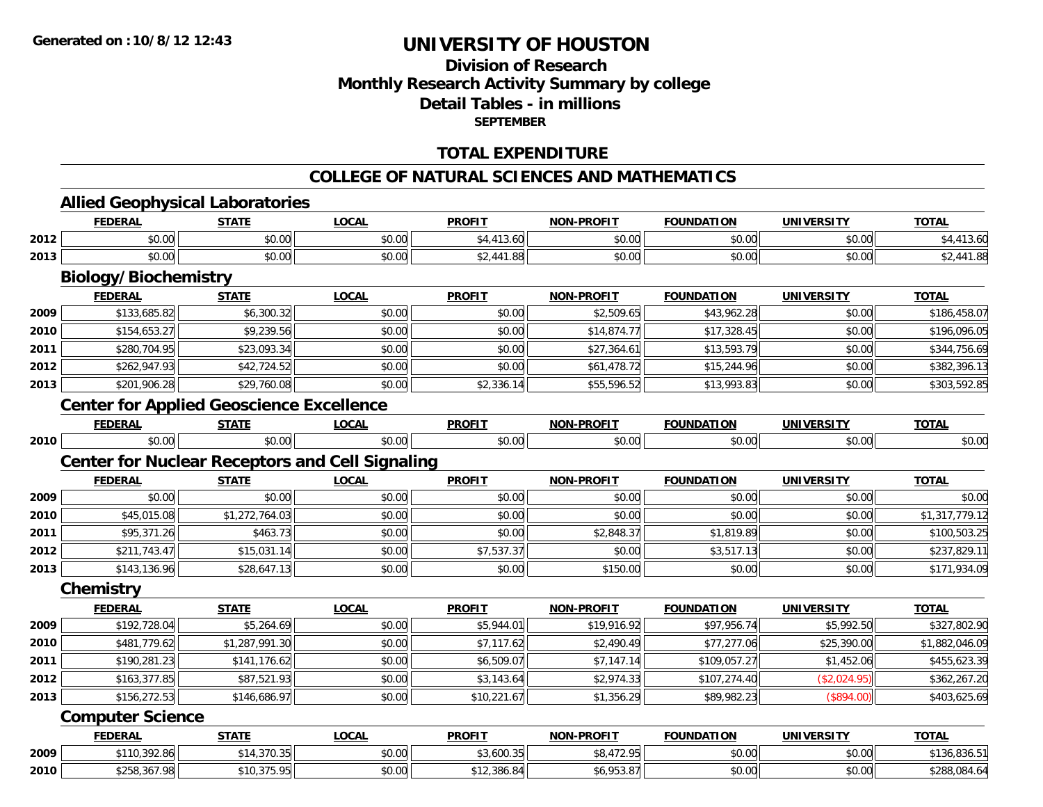# UNIVERSITY OF HOUSTON

## Division of Research
## Monthly Research Activity Summary by college
## Detail Tables - in millions
### SEPTEMBER

## TOTAL EXPENDITURE

## COLLEGE OF NATURAL SCIENCES AND MATHEMATICS

### Allied Geophysical Laboratories

| | FEDERAL | STATE | LOCAL | PROFIT | NON-PROFIT | FOUNDATION | UNIVERSITY | TOTAL |
|---|---|---|---|---|---|---|---|---|
| 2012 | $0.00 | $0.00 | $0.00 | $4,413.60 | $0.00 | $0.00 | $0.00 | $4,413.60 |
| 2013 | $0.00 | $0.00 | $0.00 | $2,441.88 | $0.00 | $0.00 | $0.00 | $2,441.88 |

### Biology/Biochemistry

| | FEDERAL | STATE | LOCAL | PROFIT | NON-PROFIT | FOUNDATION | UNIVERSITY | TOTAL |
|---|---|---|---|---|---|---|---|---|
| 2009 | $133,685.82 | $6,300.32 | $0.00 | $0.00 | $2,509.65 | $43,962.28 | $0.00 | $186,458.07 |
| 2010 | $154,653.27 | $9,239.56 | $0.00 | $0.00 | $14,874.77 | $17,328.45 | $0.00 | $196,096.05 |
| 2011 | $280,704.95 | $23,093.34 | $0.00 | $0.00 | $27,364.61 | $13,593.79 | $0.00 | $344,756.69 |
| 2012 | $262,947.93 | $42,724.52 | $0.00 | $0.00 | $61,478.72 | $15,244.96 | $0.00 | $382,396.13 |
| 2013 | $201,906.28 | $29,760.08 | $0.00 | $2,336.14 | $55,596.52 | $13,993.83 | $0.00 | $303,592.85 |

### Center for Applied Geoscience Excellence

| | FEDERAL | STATE | LOCAL | PROFIT | NON-PROFIT | FOUNDATION | UNIVERSITY | TOTAL |
|---|---|---|---|---|---|---|---|---|
| 2010 | $0.00 | $0.00 | $0.00 | $0.00 | $0.00 | $0.00 | $0.00 | $0.00 |

### Center for Nuclear Receptors and Cell Signaling

| | FEDERAL | STATE | LOCAL | PROFIT | NON-PROFIT | FOUNDATION | UNIVERSITY | TOTAL |
|---|---|---|---|---|---|---|---|---|
| 2009 | $0.00 | $0.00 | $0.00 | $0.00 | $0.00 | $0.00 | $0.00 | $0.00 |
| 2010 | $45,015.08 | $1,272,764.03 | $0.00 | $0.00 | $0.00 | $0.00 | $0.00 | $1,317,779.12 |
| 2011 | $95,371.26 | $463.73 | $0.00 | $0.00 | $2,848.37 | $1,819.89 | $0.00 | $100,503.25 |
| 2012 | $211,743.47 | $15,031.14 | $0.00 | $7,537.37 | $0.00 | $3,517.13 | $0.00 | $237,829.11 |
| 2013 | $143,136.96 | $28,647.13 | $0.00 | $0.00 | $150.00 | $0.00 | $0.00 | $171,934.09 |

### Chemistry

| | FEDERAL | STATE | LOCAL | PROFIT | NON-PROFIT | FOUNDATION | UNIVERSITY | TOTAL |
|---|---|---|---|---|---|---|---|---|
| 2009 | $192,728.04 | $5,264.69 | $0.00 | $5,944.01 | $19,916.92 | $97,956.74 | $5,992.50 | $327,802.90 |
| 2010 | $481,779.62 | $1,287,991.30 | $0.00 | $7,117.62 | $2,490.49 | $77,277.06 | $25,390.00 | $1,882,046.09 |
| 2011 | $190,281.23 | $141,176.62 | $0.00 | $6,509.07 | $7,147.14 | $109,057.27 | $1,452.06 | $455,623.39 |
| 2012 | $163,377.85 | $87,521.93 | $0.00 | $3,143.64 | $2,974.33 | $107,274.40 | ($2,024.95) | $362,267.20 |
| 2013 | $156,272.53 | $146,686.97 | $0.00 | $10,221.67 | $1,356.29 | $89,982.23 | ($894.00) | $403,625.69 |

### Computer Science

| | FEDERAL | STATE | LOCAL | PROFIT | NON-PROFIT | FOUNDATION | UNIVERSITY | TOTAL |
|---|---|---|---|---|---|---|---|---|
| 2009 | $110,392.86 | $14,370.35 | $0.00 | $3,600.35 | $8,472.95 | $0.00 | $0.00 | $136,836.51 |
| 2010 | $258,367.98 | $10,375.95 | $0.00 | $12,386.84 | $6,953.87 | $0.00 | $0.00 | $288,084.64 |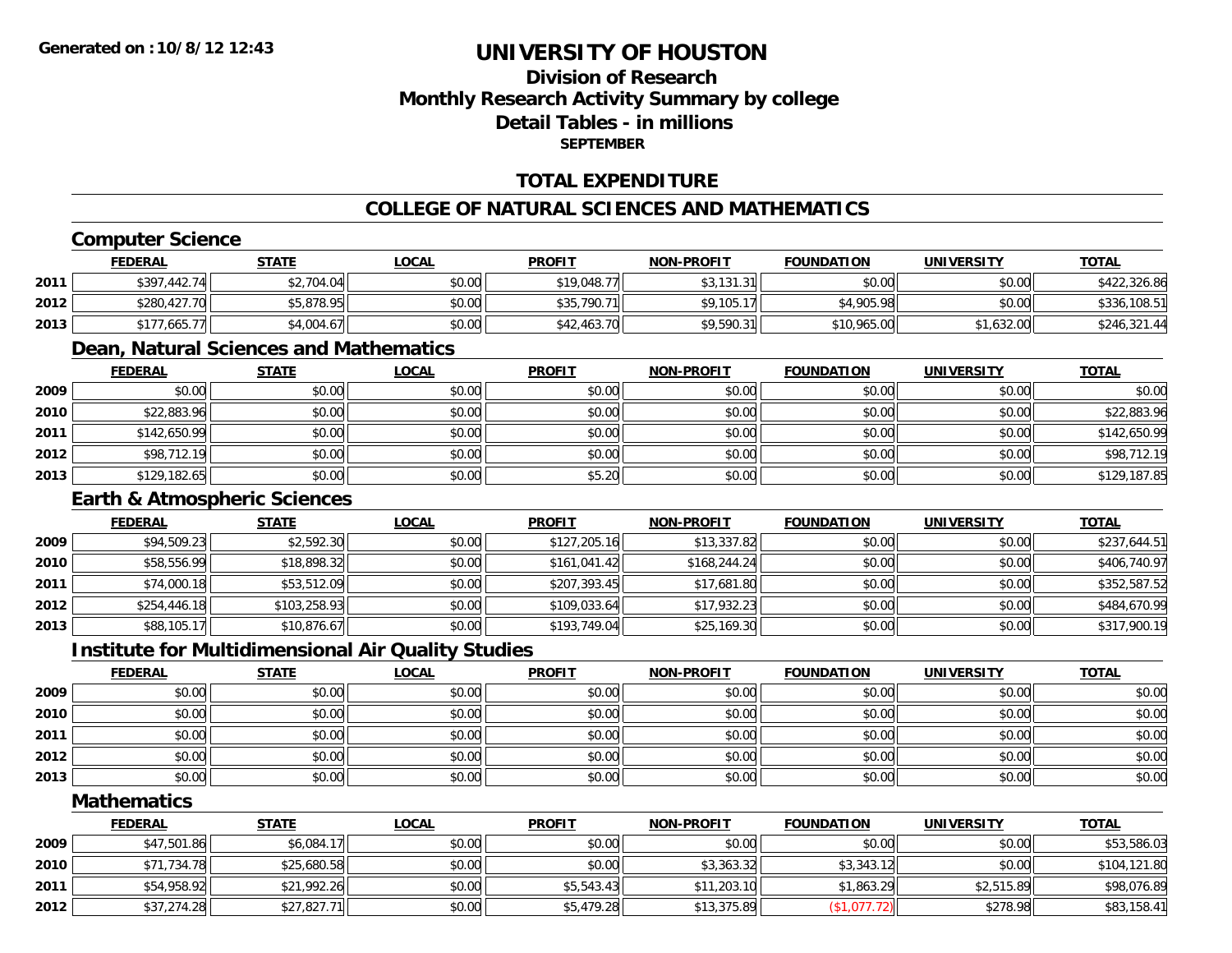# UNIVERSITY OF HOUSTON

## Division of Research
## Monthly Research Activity Summary by college
## Detail Tables - in millions
### SEPTEMBER

## TOTAL EXPENDITURE

## COLLEGE OF NATURAL SCIENCES AND MATHEMATICS

### Computer Science

| | FEDERAL | STATE | LOCAL | PROFIT | NON-PROFIT | FOUNDATION | UNIVERSITY | TOTAL |
|---|---|---|---|---|---|---|---|---|
| 2011 | $397,442.74 | $2,704.04 | $0.00 | $19,048.77 | $3,131.31 | $0.00 | $0.00 | $422,326.86 |
| 2012 | $280,427.70 | $5,878.95 | $0.00 | $35,790.71 | $9,105.17 | $4,905.98 | $0.00 | $336,108.51 |
| 2013 | $177,665.77 | $4,004.67 | $0.00 | $42,463.70 | $9,590.31 | $10,965.00 | $1,632.00 | $246,321.44 |

### Dean, Natural Sciences and Mathematics

| | FEDERAL | STATE | LOCAL | PROFIT | NON-PROFIT | FOUNDATION | UNIVERSITY | TOTAL |
|---|---|---|---|---|---|---|---|---|
| 2009 | $0.00 | $0.00 | $0.00 | $0.00 | $0.00 | $0.00 | $0.00 | $0.00 |
| 2010 | $22,883.96 | $0.00 | $0.00 | $0.00 | $0.00 | $0.00 | $0.00 | $22,883.96 |
| 2011 | $142,650.99 | $0.00 | $0.00 | $0.00 | $0.00 | $0.00 | $0.00 | $142,650.99 |
| 2012 | $98,712.19 | $0.00 | $0.00 | $0.00 | $0.00 | $0.00 | $0.00 | $98,712.19 |
| 2013 | $129,182.65 | $0.00 | $0.00 | $5.20 | $0.00 | $0.00 | $0.00 | $129,187.85 |

### Earth & Atmospheric Sciences

| | FEDERAL | STATE | LOCAL | PROFIT | NON-PROFIT | FOUNDATION | UNIVERSITY | TOTAL |
|---|---|---|---|---|---|---|---|---|
| 2009 | $94,509.23 | $2,592.30 | $0.00 | $127,205.16 | $13,337.82 | $0.00 | $0.00 | $237,644.51 |
| 2010 | $58,556.99 | $18,898.32 | $0.00 | $161,041.42 | $168,244.24 | $0.00 | $0.00 | $406,740.97 |
| 2011 | $74,000.18 | $53,512.09 | $0.00 | $207,393.45 | $17,681.80 | $0.00 | $0.00 | $352,587.52 |
| 2012 | $254,446.18 | $103,258.93 | $0.00 | $109,033.64 | $17,932.23 | $0.00 | $0.00 | $484,670.99 |
| 2013 | $88,105.17 | $10,876.67 | $0.00 | $193,749.04 | $25,169.30 | $0.00 | $0.00 | $317,900.19 |

### Institute for Multidimensional Air Quality Studies

| | FEDERAL | STATE | LOCAL | PROFIT | NON-PROFIT | FOUNDATION | UNIVERSITY | TOTAL |
|---|---|---|---|---|---|---|---|---|
| 2009 | $0.00 | $0.00 | $0.00 | $0.00 | $0.00 | $0.00 | $0.00 | $0.00 |
| 2010 | $0.00 | $0.00 | $0.00 | $0.00 | $0.00 | $0.00 | $0.00 | $0.00 |
| 2011 | $0.00 | $0.00 | $0.00 | $0.00 | $0.00 | $0.00 | $0.00 | $0.00 |
| 2012 | $0.00 | $0.00 | $0.00 | $0.00 | $0.00 | $0.00 | $0.00 | $0.00 |
| 2013 | $0.00 | $0.00 | $0.00 | $0.00 | $0.00 | $0.00 | $0.00 | $0.00 |

### Mathematics

| | FEDERAL | STATE | LOCAL | PROFIT | NON-PROFIT | FOUNDATION | UNIVERSITY | TOTAL |
|---|---|---|---|---|---|---|---|---|
| 2009 | $47,501.86 | $6,084.17 | $0.00 | $0.00 | $0.00 | $0.00 | $0.00 | $53,586.03 |
| 2010 | $71,734.78 | $25,680.58 | $0.00 | $0.00 | $3,363.32 | $3,343.12 | $0.00 | $104,121.80 |
| 2011 | $54,958.92 | $21,992.26 | $0.00 | $5,543.43 | $11,203.10 | $1,863.29 | $2,515.89 | $98,076.89 |
| 2012 | $37,274.28 | $27,827.71 | $0.00 | $5,479.28 | $13,375.89 | ($1,077.72) | $278.98 | $83,158.41 |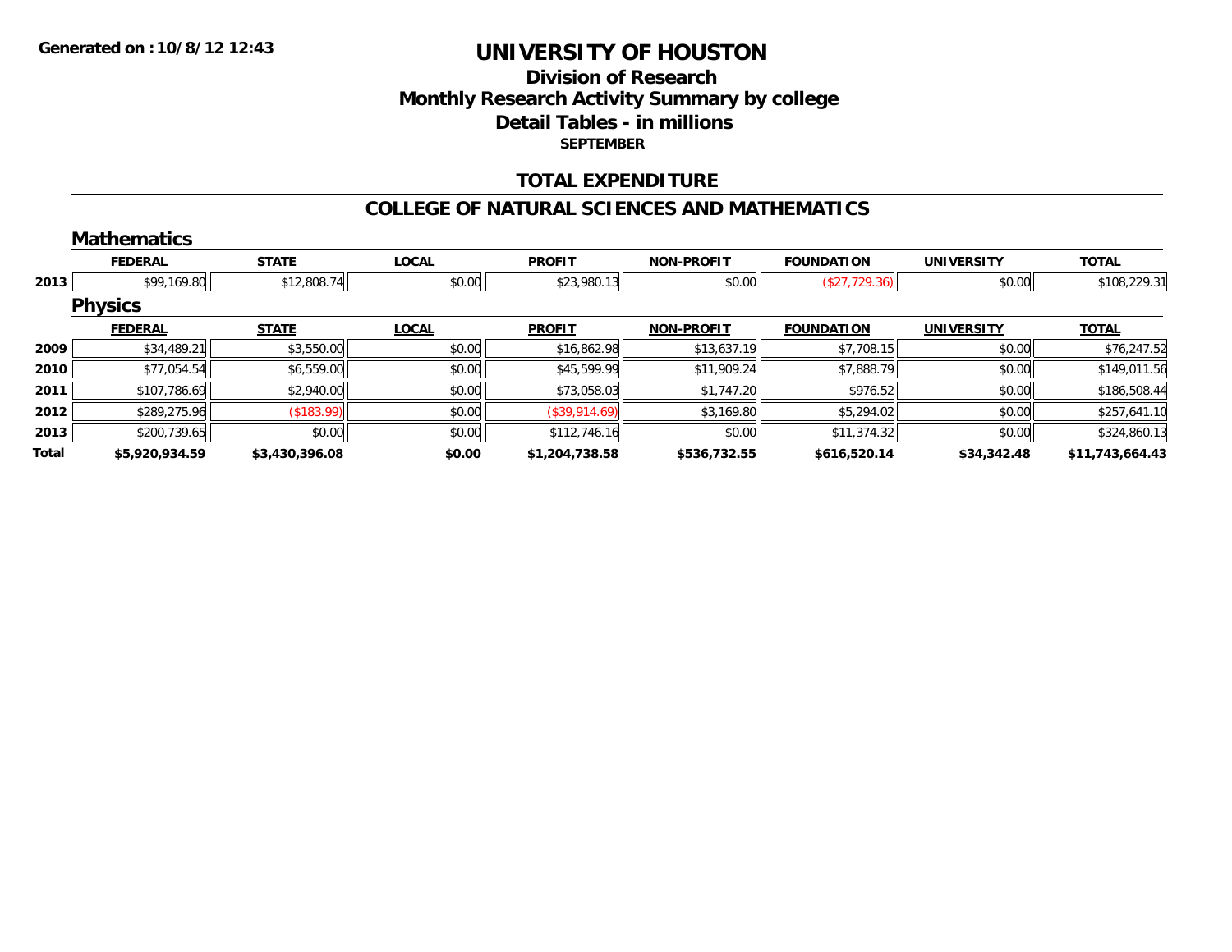Generated on :10/8/12 12:43

# UNIVERSITY OF HOUSTON

## Division of Research

## Monthly Research Activity Summary by college

## Detail Tables - in millions

### SEPTEMBER

### TOTAL EXPENDITURE

### COLLEGE OF NATURAL SCIENCES AND MATHEMATICS

#### Mathematics

| | FEDERAL | STATE | LOCAL | PROFIT | NON-PROFIT | FOUNDATION | UNIVERSITY | TOTAL |
|---|---|---|---|---|---|---|---|---|
| 2013 | $99,169.80 | $12,808.74 | $0.00 | $23,980.13 | $0.00 | ($27,729.36) | $0.00 | $108,229.31 |

#### Physics

| | FEDERAL | STATE | LOCAL | PROFIT | NON-PROFIT | FOUNDATION | UNIVERSITY | TOTAL |
|---|---|---|---|---|---|---|---|---|
| 2009 | $34,489.21 | $3,550.00 | $0.00 | $16,862.98 | $13,637.19 | $7,708.15 | $0.00 | $76,247.52 |
| 2010 | $77,054.54 | $6,559.00 | $0.00 | $45,599.99 | $11,909.24 | $7,888.79 | $0.00 | $149,011.56 |
| 2011 | $107,786.69 | $2,940.00 | $0.00 | $73,058.03 | $1,747.20 | $976.52 | $0.00 | $186,508.44 |
| 2012 | $289,275.96 | ($183.99) | $0.00 | ($39,914.69) | $3,169.80 | $5,294.02 | $0.00 | $257,641.10 |
| 2013 | $200,739.65 | $0.00 | $0.00 | $112,746.16 | $0.00 | $11,374.32 | $0.00 | $324,860.13 |
| **Total** | **$5,920,934.59** | **$3,430,396.08** | **$0.00** | **$1,204,738.58** | **$536,732.55** | **$616,520.14** | **$34,342.48** | **$11,743,664.43** |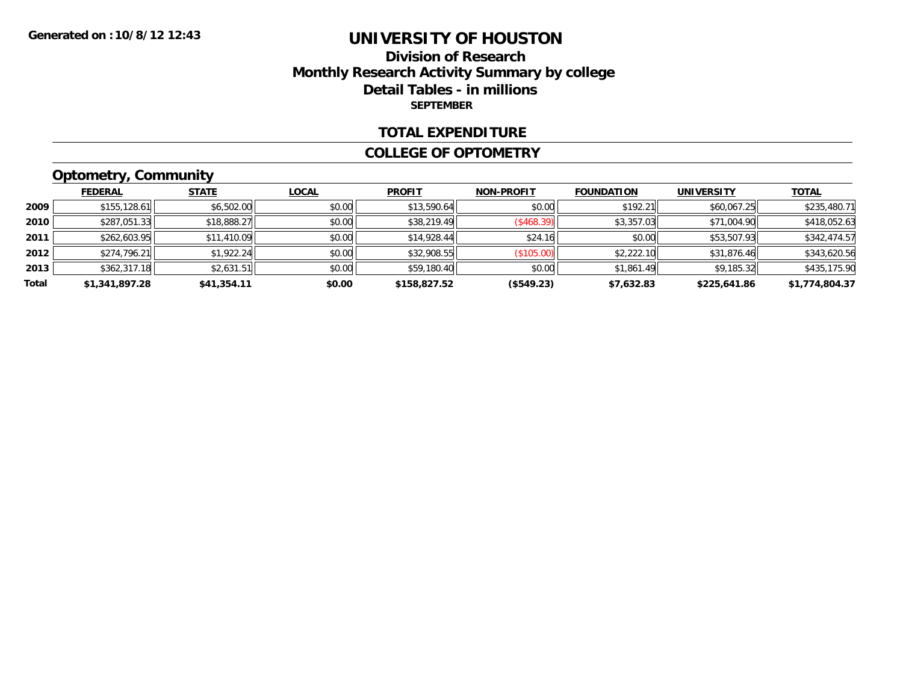**Generated on :10/8/12 12:43**

# UNIVERSITY OF HOUSTON

## Division of Research
## Monthly Research Activity Summary by college
## Detail Tables - in millions
### SEPTEMBER

### TOTAL EXPENDITURE

### COLLEGE OF OPTOMETRY

### Optometry, Community

| | FEDERAL | STATE | LOCAL | PROFIT | NON-PROFIT | FOUNDATION | UNIVERSITY | TOTAL |
|---|---|---|---|---|---|---|---|---|
| 2009 | $155,128.61 | $6,502.00 | $0.00 | $13,590.64 | $0.00 | $192.21 | $60,067.25 | $235,480.71 |
| 2010 | $287,051.33 | $18,888.27 | $0.00 | $38,219.49 | ($468.39) | $3,357.03 | $71,004.90 | $418,052.63 |
| 2011 | $262,603.95 | $11,410.09 | $0.00 | $14,928.44 | $24.16 | $0.00 | $53,507.93 | $342,474.57 |
| 2012 | $274,796.21 | $1,922.24 | $0.00 | $32,908.55 | ($105.00) | $2,222.10 | $31,876.46 | $343,620.56 |
| 2013 | $362,317.18 | $2,631.51 | $0.00 | $59,180.40 | $0.00 | $1,861.49 | $9,185.32 | $435,175.90 |
| **Total** | **$1,341,897.28** | **$41,354.11** | **$0.00** | **$158,827.52** | **($549.23)** | **$7,632.83** | **$225,641.86** | **$1,774,804.37** |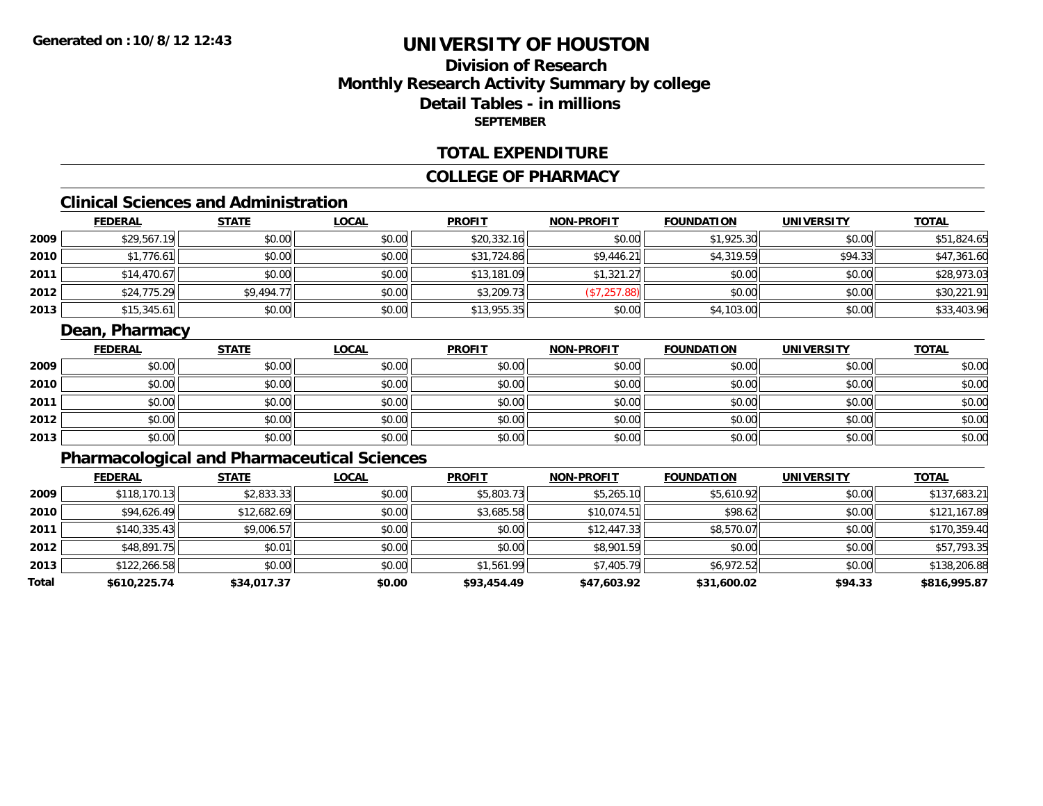**Generated on :10/8/12 12:43**

# UNIVERSITY OF HOUSTON

## Division of Research
## Monthly Research Activity Summary by college
## Detail Tables - in millions
### SEPTEMBER

## TOTAL EXPENDITURE

## COLLEGE OF PHARMACY

### Clinical Sciences and Administration

| | FEDERAL | STATE | LOCAL | PROFIT | NON-PROFIT | FOUNDATION | UNIVERSITY | TOTAL |
|---|---|---|---|---|---|---|---|---|
| 2009 | $29,567.19 | $0.00 | $0.00 | $20,332.16 | $0.00 | $1,925.30 | $0.00 | $51,824.65 |
| 2010 | $1,776.61 | $0.00 | $0.00 | $31,724.86 | $9,446.21 | $4,319.59 | $94.33 | $47,361.60 |
| 2011 | $14,470.67 | $0.00 | $0.00 | $13,181.09 | $1,321.27 | $0.00 | $0.00 | $28,973.03 |
| 2012 | $24,775.29 | $9,494.77 | $0.00 | $3,209.73 | ($7,257.88) | $0.00 | $0.00 | $30,221.91 |
| 2013 | $15,345.61 | $0.00 | $0.00 | $13,955.35 | $0.00 | $4,103.00 | $0.00 | $33,403.96 |

### Dean, Pharmacy

| | FEDERAL | STATE | LOCAL | PROFIT | NON-PROFIT | FOUNDATION | UNIVERSITY | TOTAL |
|---|---|---|---|---|---|---|---|---|
| 2009 | $0.00 | $0.00 | $0.00 | $0.00 | $0.00 | $0.00 | $0.00 | $0.00 |
| 2010 | $0.00 | $0.00 | $0.00 | $0.00 | $0.00 | $0.00 | $0.00 | $0.00 |
| 2011 | $0.00 | $0.00 | $0.00 | $0.00 | $0.00 | $0.00 | $0.00 | $0.00 |
| 2012 | $0.00 | $0.00 | $0.00 | $0.00 | $0.00 | $0.00 | $0.00 | $0.00 |
| 2013 | $0.00 | $0.00 | $0.00 | $0.00 | $0.00 | $0.00 | $0.00 | $0.00 |

### Pharmacological and Pharmaceutical Sciences

| | FEDERAL | STATE | LOCAL | PROFIT | NON-PROFIT | FOUNDATION | UNIVERSITY | TOTAL |
|---|---|---|---|---|---|---|---|---|
| 2009 | $118,170.13 | $2,833.33 | $0.00 | $5,803.73 | $5,265.10 | $5,610.92 | $0.00 | $137,683.21 |
| 2010 | $94,626.49 | $12,682.69 | $0.00 | $3,685.58 | $10,074.51 | $98.62 | $0.00 | $121,167.89 |
| 2011 | $140,335.43 | $9,006.57 | $0.00 | $0.00 | $12,447.33 | $8,570.07 | $0.00 | $170,359.40 |
| 2012 | $48,891.75 | $0.01 | $0.00 | $0.00 | $8,901.59 | $0.00 | $0.00 | $57,793.35 |
| 2013 | $122,266.58 | $0.00 | $0.00 | $1,561.99 | $7,405.79 | $6,972.52 | $0.00 | $138,206.88 |
| **Total** | **$610,225.74** | **$34,017.37** | **$0.00** | **$93,454.49** | **$47,603.92** | **$31,600.02** | **$94.33** | **$816,995.87** |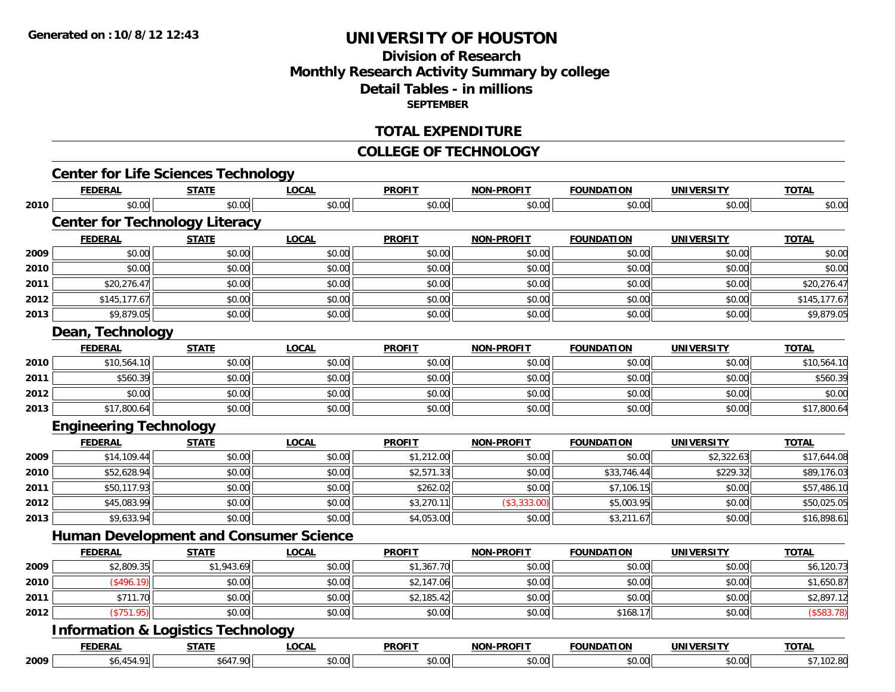**Generated on :10/8/12 12:43**

# UNIVERSITY OF HOUSTON

## Division of Research
## Monthly Research Activity Summary by college
## Detail Tables - in millions
### SEPTEMBER

## TOTAL EXPENDITURE

## COLLEGE OF TECHNOLOGY

### Center for Life Sciences Technology

| | FEDERAL | STATE | LOCAL | PROFIT | NON-PROFIT | FOUNDATION | UNIVERSITY | TOTAL |
|---|---|---|---|---|---|---|---|---|
| 2010 | $0.00 | $0.00 | $0.00 | $0.00 | $0.00 | $0.00 | $0.00 | $0.00 |

### Center for Technology Literacy

| | FEDERAL | STATE | LOCAL | PROFIT | NON-PROFIT | FOUNDATION | UNIVERSITY | TOTAL |
|---|---|---|---|---|---|---|---|---|
| 2009 | $0.00 | $0.00 | $0.00 | $0.00 | $0.00 | $0.00 | $0.00 | $0.00 |
| 2010 | $0.00 | $0.00 | $0.00 | $0.00 | $0.00 | $0.00 | $0.00 | $0.00 |
| 2011 | $20,276.47 | $0.00 | $0.00 | $0.00 | $0.00 | $0.00 | $0.00 | $20,276.47 |
| 2012 | $145,177.67 | $0.00 | $0.00 | $0.00 | $0.00 | $0.00 | $0.00 | $145,177.67 |
| 2013 | $9,879.05 | $0.00 | $0.00 | $0.00 | $0.00 | $0.00 | $0.00 | $9,879.05 |

### Dean, Technology

| | FEDERAL | STATE | LOCAL | PROFIT | NON-PROFIT | FOUNDATION | UNIVERSITY | TOTAL |
|---|---|---|---|---|---|---|---|---|
| 2010 | $10,564.10 | $0.00 | $0.00 | $0.00 | $0.00 | $0.00 | $0.00 | $10,564.10 |
| 2011 | $560.39 | $0.00 | $0.00 | $0.00 | $0.00 | $0.00 | $0.00 | $560.39 |
| 2012 | $0.00 | $0.00 | $0.00 | $0.00 | $0.00 | $0.00 | $0.00 | $0.00 |
| 2013 | $17,800.64 | $0.00 | $0.00 | $0.00 | $0.00 | $0.00 | $0.00 | $17,800.64 |

### Engineering Technology

| | FEDERAL | STATE | LOCAL | PROFIT | NON-PROFIT | FOUNDATION | UNIVERSITY | TOTAL |
|---|---|---|---|---|---|---|---|---|
| 2009 | $14,109.44 | $0.00 | $0.00 | $1,212.00 | $0.00 | $0.00 | $2,322.63 | $17,644.08 |
| 2010 | $52,628.94 | $0.00 | $0.00 | $2,571.33 | $0.00 | $33,746.44 | $229.32 | $89,176.03 |
| 2011 | $50,117.93 | $0.00 | $0.00 | $262.02 | $0.00 | $7,106.15 | $0.00 | $57,486.10 |
| 2012 | $45,083.99 | $0.00 | $0.00 | $3,270.11 | ($3,333.00) | $5,003.95 | $0.00 | $50,025.05 |
| 2013 | $9,633.94 | $0.00 | $0.00 | $4,053.00 | $0.00 | $3,211.67 | $0.00 | $16,898.61 |

### Human Development and Consumer Science

| | FEDERAL | STATE | LOCAL | PROFIT | NON-PROFIT | FOUNDATION | UNIVERSITY | TOTAL |
|---|---|---|---|---|---|---|---|---|
| 2009 | $2,809.35 | $1,943.69 | $0.00 | $1,367.70 | $0.00 | $0.00 | $0.00 | $6,120.73 |
| 2010 | ($496.19) | $0.00 | $0.00 | $2,147.06 | $0.00 | $0.00 | $0.00 | $1,650.87 |
| 2011 | $711.70 | $0.00 | $0.00 | $2,185.42 | $0.00 | $0.00 | $0.00 | $2,897.12 |
| 2012 | ($751.95) | $0.00 | $0.00 | $0.00 | $0.00 | $168.17 | $0.00 | ($583.78) |

### Information & Logistics Technology

| | FEDERAL | STATE | LOCAL | PROFIT | NON-PROFIT | FOUNDATION | UNIVERSITY | TOTAL |
|---|---|---|---|---|---|---|---|---|
| 2009 | $6,454.91 | $647.90 | $0.00 | $0.00 | $0.00 | $0.00 | $0.00 | $7,102.80 |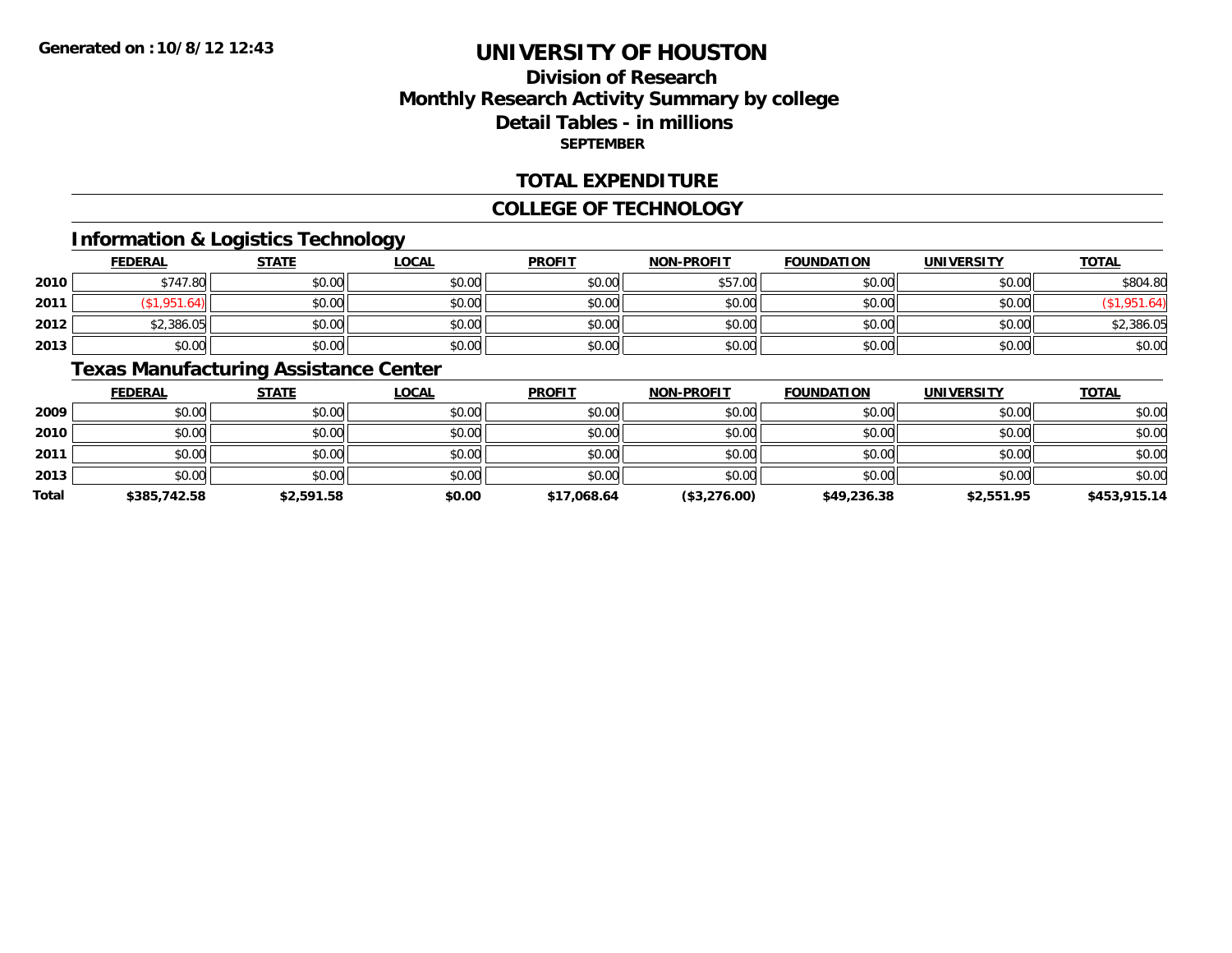# UNIVERSITY OF HOUSTON

## Division of Research
## Monthly Research Activity Summary by college
## Detail Tables - in millions
### SEPTEMBER

Generated on :10/8/12 12:43

## TOTAL EXPENDITURE

## COLLEGE OF TECHNOLOGY

### Information & Logistics Technology

| | FEDERAL | STATE | LOCAL | PROFIT | NON-PROFIT | FOUNDATION | UNIVERSITY | TOTAL |
|---|---|---|---|---|---|---|---|---|
| 2010 | $747.80 | $0.00 | $0.00 | $0.00 | $57.00 | $0.00 | $0.00 | $804.80 |
| 2011 | ($1,951.64) | $0.00 | $0.00 | $0.00 | $0.00 | $0.00 | $0.00 | ($1,951.64) |
| 2012 | $2,386.05 | $0.00 | $0.00 | $0.00 | $0.00 | $0.00 | $0.00 | $2,386.05 |
| 2013 | $0.00 | $0.00 | $0.00 | $0.00 | $0.00 | $0.00 | $0.00 | $0.00 |

### Texas Manufacturing Assistance Center

| | FEDERAL | STATE | LOCAL | PROFIT | NON-PROFIT | FOUNDATION | UNIVERSITY | TOTAL |
|---|---|---|---|---|---|---|---|---|
| 2009 | $0.00 | $0.00 | $0.00 | $0.00 | $0.00 | $0.00 | $0.00 | $0.00 |
| 2010 | $0.00 | $0.00 | $0.00 | $0.00 | $0.00 | $0.00 | $0.00 | $0.00 |
| 2011 | $0.00 | $0.00 | $0.00 | $0.00 | $0.00 | $0.00 | $0.00 | $0.00 |
| 2013 | $0.00 | $0.00 | $0.00 | $0.00 | $0.00 | $0.00 | $0.00 | $0.00 |
| **Total** | **$385,742.58** | **$2,591.58** | **$0.00** | **$17,068.64** | **($3,276.00)** | **$49,236.38** | **$2,551.95** | **$453,915.14** |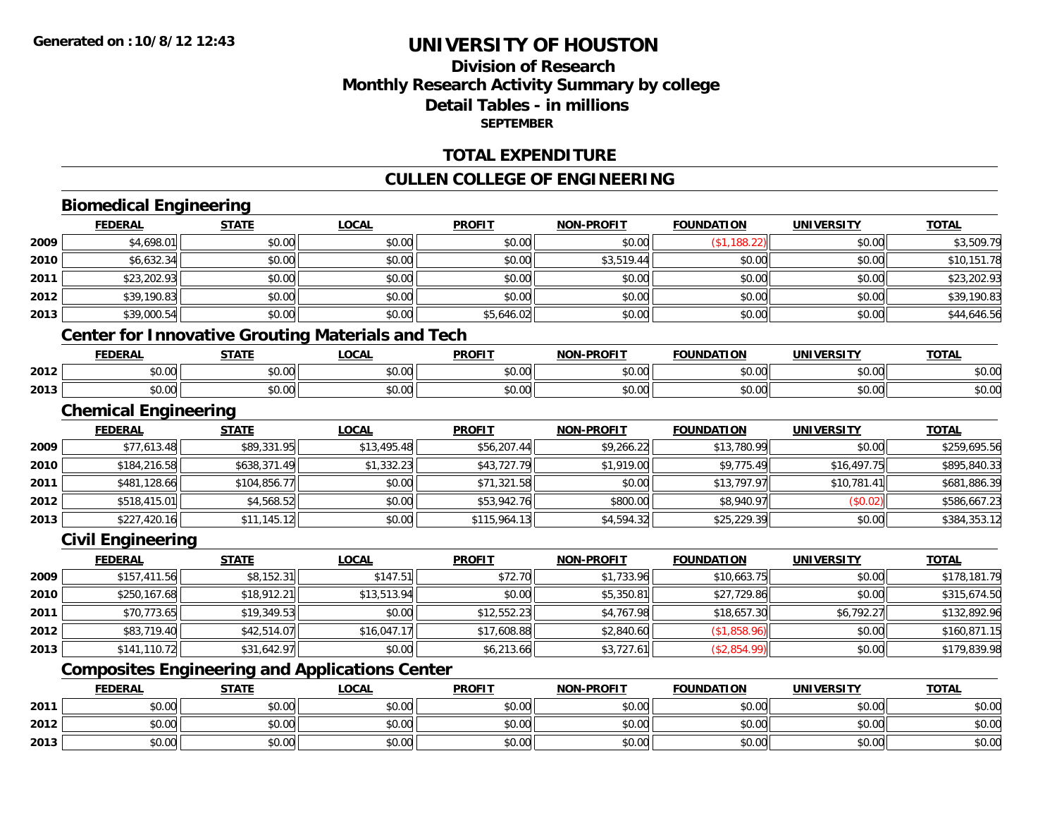# UNIVERSITY OF HOUSTON

## Division of Research
## Monthly Research Activity Summary by college
## Detail Tables - in millions
### SEPTEMBER

## TOTAL EXPENDITURE

## CULLEN COLLEGE OF ENGINEERING

### Biomedical Engineering

| | FEDERAL | STATE | LOCAL | PROFIT | NON-PROFIT | FOUNDATION | UNIVERSITY | TOTAL |
|---|---|---|---|---|---|---|---|---|
| 2009 | $4,698.01 | $0.00 | $0.00 | $0.00 | $0.00 | ($1,188.22) | $0.00 | $3,509.79 |
| 2010 | $6,632.34 | $0.00 | $0.00 | $0.00 | $3,519.44 | $0.00 | $0.00 | $10,151.78 |
| 2011 | $23,202.93 | $0.00 | $0.00 | $0.00 | $0.00 | $0.00 | $0.00 | $23,202.93 |
| 2012 | $39,190.83 | $0.00 | $0.00 | $0.00 | $0.00 | $0.00 | $0.00 | $39,190.83 |
| 2013 | $39,000.54 | $0.00 | $0.00 | $5,646.02 | $0.00 | $0.00 | $0.00 | $44,646.56 |

### Center for Innovative Grouting Materials and Tech

| | FEDERAL | STATE | LOCAL | PROFIT | NON-PROFIT | FOUNDATION | UNIVERSITY | TOTAL |
|---|---|---|---|---|---|---|---|---|
| 2012 | $0.00 | $0.00 | $0.00 | $0.00 | $0.00 | $0.00 | $0.00 | $0.00 |
| 2013 | $0.00 | $0.00 | $0.00 | $0.00 | $0.00 | $0.00 | $0.00 | $0.00 |

### Chemical Engineering

| | FEDERAL | STATE | LOCAL | PROFIT | NON-PROFIT | FOUNDATION | UNIVERSITY | TOTAL |
|---|---|---|---|---|---|---|---|---|
| 2009 | $77,613.48 | $89,331.95 | $13,495.48 | $56,207.44 | $9,266.22 | $13,780.99 | $0.00 | $259,695.56 |
| 2010 | $184,216.58 | $638,371.49 | $1,332.23 | $43,727.79 | $1,919.00 | $9,775.49 | $16,497.75 | $895,840.33 |
| 2011 | $481,128.66 | $104,856.77 | $0.00 | $71,321.58 | $0.00 | $13,797.97 | $10,781.41 | $681,886.39 |
| 2012 | $518,415.01 | $4,568.52 | $0.00 | $53,942.76 | $800.00 | $8,940.97 | ($0.02) | $586,667.23 |
| 2013 | $227,420.16 | $11,145.12 | $0.00 | $115,964.13 | $4,594.32 | $25,229.39 | $0.00 | $384,353.12 |

### Civil Engineering

| | FEDERAL | STATE | LOCAL | PROFIT | NON-PROFIT | FOUNDATION | UNIVERSITY | TOTAL |
|---|---|---|---|---|---|---|---|---|
| 2009 | $157,411.56 | $8,152.31 | $147.51 | $72.70 | $1,733.96 | $10,663.75 | $0.00 | $178,181.79 |
| 2010 | $250,167.68 | $18,912.21 | $13,513.94 | $0.00 | $5,350.81 | $27,729.86 | $0.00 | $315,674.50 |
| 2011 | $70,773.65 | $19,349.53 | $0.00 | $12,552.23 | $4,767.98 | $18,657.30 | $6,792.27 | $132,892.96 |
| 2012 | $83,719.40 | $42,514.07 | $16,047.17 | $17,608.88 | $2,840.60 | ($1,858.96) | $0.00 | $160,871.15 |
| 2013 | $141,110.72 | $31,642.97 | $0.00 | $6,213.66 | $3,727.61 | ($2,854.99) | $0.00 | $179,839.98 |

### Composites Engineering and Applications Center

| | FEDERAL | STATE | LOCAL | PROFIT | NON-PROFIT | FOUNDATION | UNIVERSITY | TOTAL |
|---|---|---|---|---|---|---|---|---|
| 2011 | $0.00 | $0.00 | $0.00 | $0.00 | $0.00 | $0.00 | $0.00 | $0.00 |
| 2012 | $0.00 | $0.00 | $0.00 | $0.00 | $0.00 | $0.00 | $0.00 | $0.00 |
| 2013 | $0.00 | $0.00 | $0.00 | $0.00 | $0.00 | $0.00 | $0.00 | $0.00 |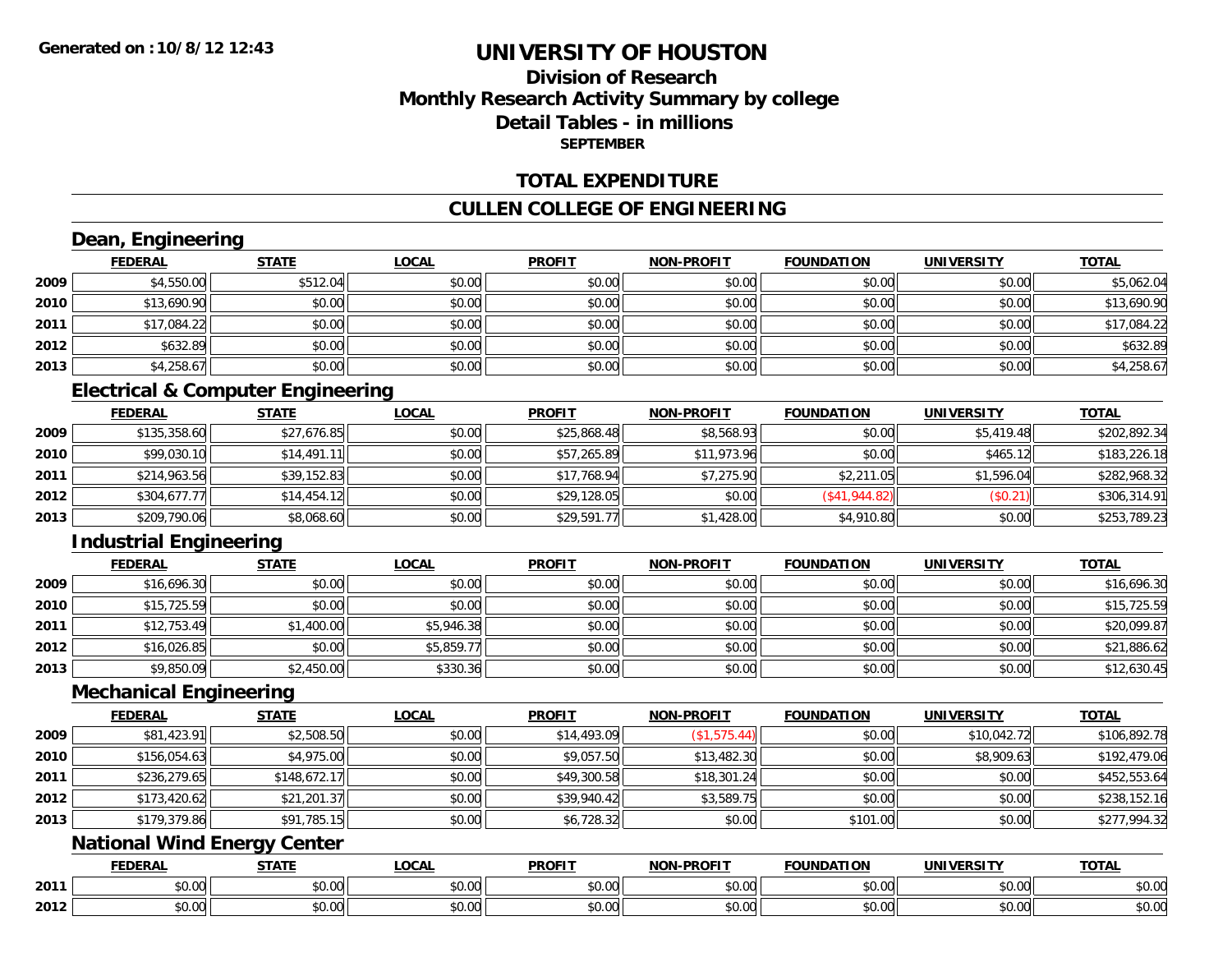**Generated on :10/8/12 12:43**

# UNIVERSITY OF HOUSTON

## Division of Research
## Monthly Research Activity Summary by college
## Detail Tables - in millions
### SEPTEMBER

## TOTAL EXPENDITURE

## CULLEN COLLEGE OF ENGINEERING

### Dean, Engineering

| | FEDERAL | STATE | LOCAL | PROFIT | NON-PROFIT | FOUNDATION | UNIVERSITY | TOTAL |
|---|---|---|---|---|---|---|---|---|
| 2009 | $4,550.00 | $512.04 | $0.00 | $0.00 | $0.00 | $0.00 | $0.00 | $5,062.04 |
| 2010 | $13,690.90 | $0.00 | $0.00 | $0.00 | $0.00 | $0.00 | $0.00 | $13,690.90 |
| 2011 | $17,084.22 | $0.00 | $0.00 | $0.00 | $0.00 | $0.00 | $0.00 | $17,084.22 |
| 2012 | $632.89 | $0.00 | $0.00 | $0.00 | $0.00 | $0.00 | $0.00 | $632.89 |
| 2013 | $4,258.67 | $0.00 | $0.00 | $0.00 | $0.00 | $0.00 | $0.00 | $4,258.67 |

### Electrical & Computer Engineering

| | FEDERAL | STATE | LOCAL | PROFIT | NON-PROFIT | FOUNDATION | UNIVERSITY | TOTAL |
|---|---|---|---|---|---|---|---|---|
| 2009 | $135,358.60 | $27,676.85 | $0.00 | $25,868.48 | $8,568.93 | $0.00 | $5,419.48 | $202,892.34 |
| 2010 | $99,030.10 | $14,491.11 | $0.00 | $57,265.89 | $11,973.96 | $0.00 | $465.12 | $183,226.18 |
| 2011 | $214,963.56 | $39,152.83 | $0.00 | $17,768.94 | $7,275.90 | $2,211.05 | $1,596.04 | $282,968.32 |
| 2012 | $304,677.77 | $14,454.12 | $0.00 | $29,128.05 | $0.00 | ($41,944.82) | ($0.21) | $306,314.91 |
| 2013 | $209,790.06 | $8,068.60 | $0.00 | $29,591.77 | $1,428.00 | $4,910.80 | $0.00 | $253,789.23 |

### Industrial Engineering

| | FEDERAL | STATE | LOCAL | PROFIT | NON-PROFIT | FOUNDATION | UNIVERSITY | TOTAL |
|---|---|---|---|---|---|---|---|---|
| 2009 | $16,696.30 | $0.00 | $0.00 | $0.00 | $0.00 | $0.00 | $0.00 | $16,696.30 |
| 2010 | $15,725.59 | $0.00 | $0.00 | $0.00 | $0.00 | $0.00 | $0.00 | $15,725.59 |
| 2011 | $12,753.49 | $1,400.00 | $5,946.38 | $0.00 | $0.00 | $0.00 | $0.00 | $20,099.87 |
| 2012 | $16,026.85 | $0.00 | $5,859.77 | $0.00 | $0.00 | $0.00 | $0.00 | $21,886.62 |
| 2013 | $9,850.09 | $2,450.00 | $330.36 | $0.00 | $0.00 | $0.00 | $0.00 | $12,630.45 |

### Mechanical Engineering

| | FEDERAL | STATE | LOCAL | PROFIT | NON-PROFIT | FOUNDATION | UNIVERSITY | TOTAL |
|---|---|---|---|---|---|---|---|---|
| 2009 | $81,423.91 | $2,508.50 | $0.00 | $14,493.09 | ($1,575.44) | $0.00 | $10,042.72 | $106,892.78 |
| 2010 | $156,054.63 | $4,975.00 | $0.00 | $9,057.50 | $13,482.30 | $0.00 | $8,909.63 | $192,479.06 |
| 2011 | $236,279.65 | $148,672.17 | $0.00 | $49,300.58 | $18,301.24 | $0.00 | $0.00 | $452,553.64 |
| 2012 | $173,420.62 | $21,201.37 | $0.00 | $39,940.42 | $3,589.75 | $0.00 | $0.00 | $238,152.16 |
| 2013 | $179,379.86 | $91,785.15 | $0.00 | $6,728.32 | $0.00 | $101.00 | $0.00 | $277,994.32 |

### National Wind Energy Center

| | FEDERAL | STATE | LOCAL | PROFIT | NON-PROFIT | FOUNDATION | UNIVERSITY | TOTAL |
|---|---|---|---|---|---|---|---|---|
| 2011 | $0.00 | $0.00 | $0.00 | $0.00 | $0.00 | $0.00 | $0.00 | $0.00 |
| 2012 | $0.00 | $0.00 | $0.00 | $0.00 | $0.00 | $0.00 | $0.00 | $0.00 |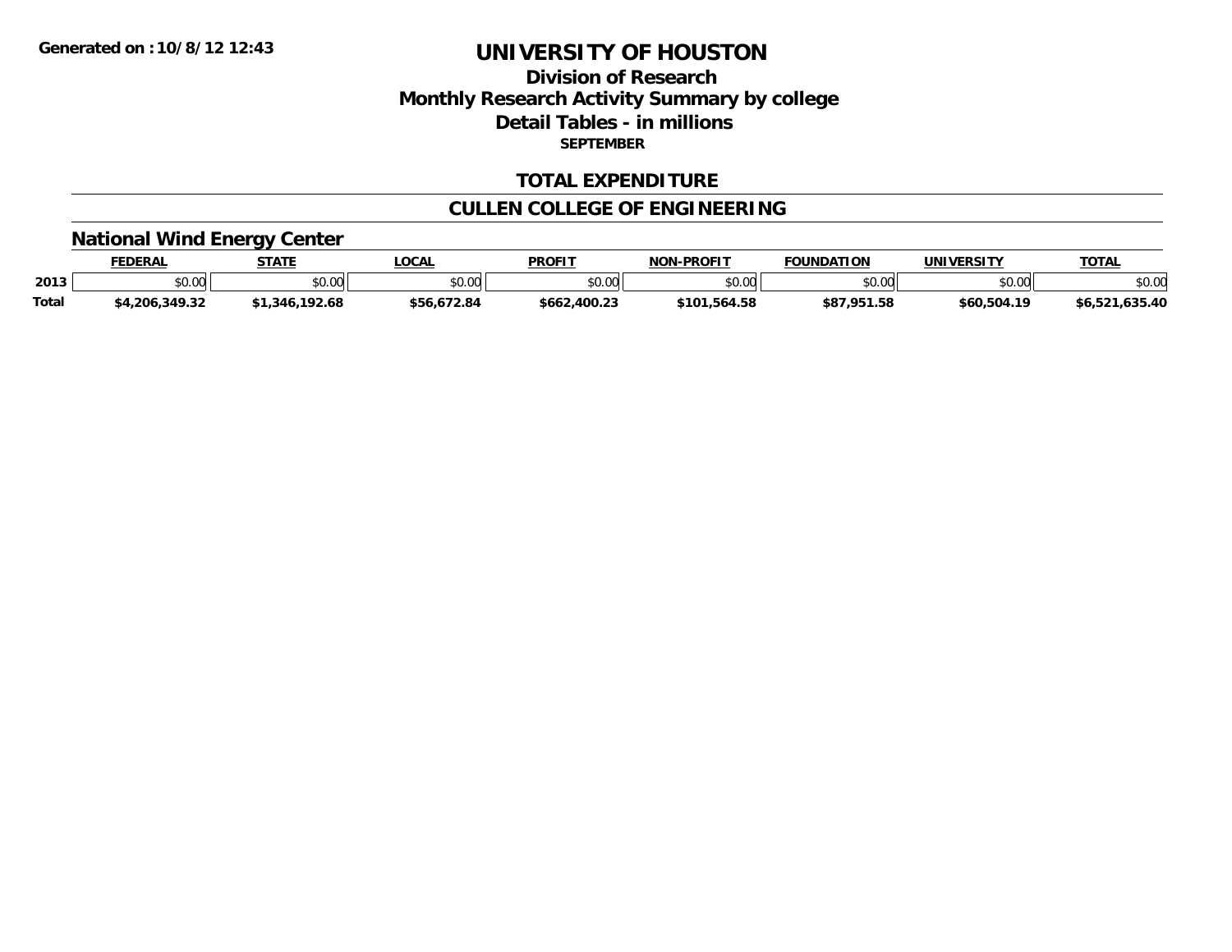Generated on :10/8/12 12:43

# UNIVERSITY OF HOUSTON

## Division of Research
## Monthly Research Activity Summary by college
## Detail Tables - in millions
### SEPTEMBER

### TOTAL EXPENDITURE

### CULLEN COLLEGE OF ENGINEERING

### National Wind Energy Center

| | FEDERAL | STATE | LOCAL | PROFIT | NON-PROFIT | FOUNDATION | UNIVERSITY | TOTAL |
|---|---|---|---|---|---|---|---|---|
| 2013 | $0.00 | $0.00 | $0.00 | $0.00 | $0.00 | $0.00 | $0.00 | $0.00 |
| Total | $4,206,349.32 | $1,346,192.68 | $56,672.84 | $662,400.23 | $101,564.58 | $87,951.58 | $60,504.19 | $6,521,635.40 |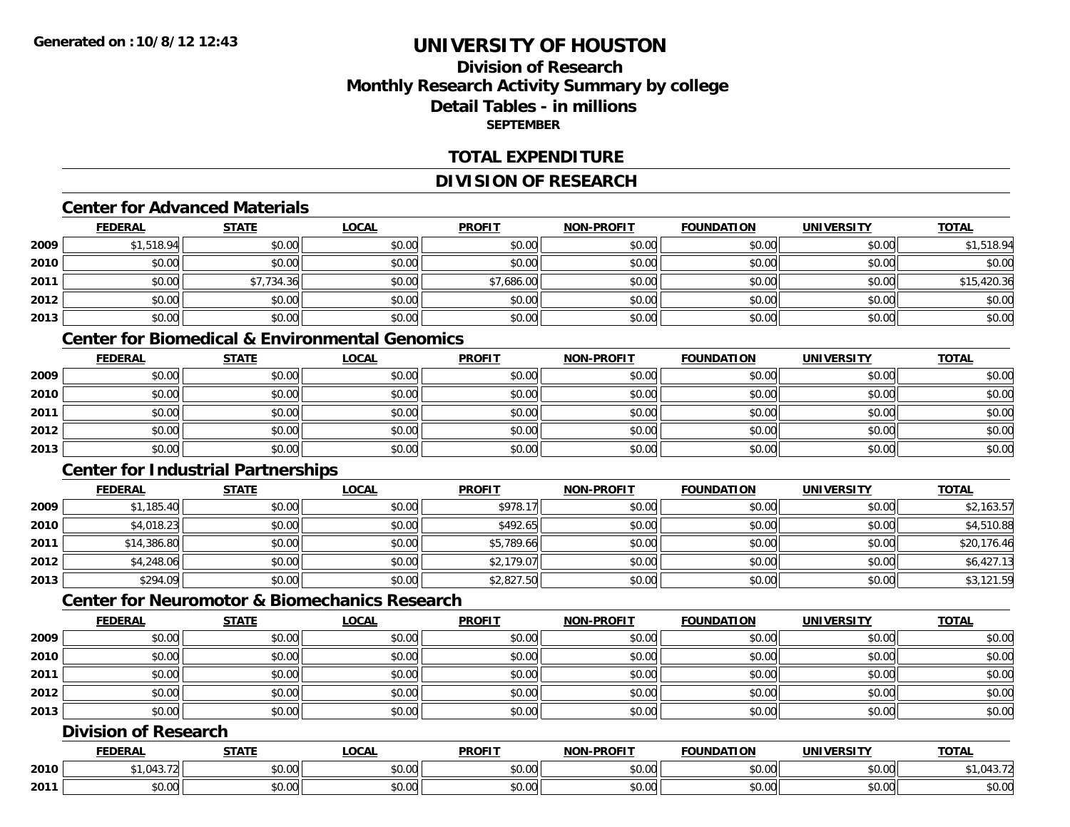# UNIVERSITY OF HOUSTON

## Division of Research
## Monthly Research Activity Summary by college
## Detail Tables - in millions
### SEPTEMBER

## TOTAL EXPENDITURE

## DIVISION OF RESEARCH

### Center for Advanced Materials

| | FEDERAL | STATE | LOCAL | PROFIT | NON-PROFIT | FOUNDATION | UNIVERSITY | TOTAL |
|---|---|---|---|---|---|---|---|---|
| 2009 | $1,518.94 | $0.00 | $0.00 | $0.00 | $0.00 | $0.00 | $0.00 | $1,518.94 |
| 2010 | $0.00 | $0.00 | $0.00 | $0.00 | $0.00 | $0.00 | $0.00 | $0.00 |
| 2011 | $0.00 | $7,734.36 | $0.00 | $7,686.00 | $0.00 | $0.00 | $0.00 | $15,420.36 |
| 2012 | $0.00 | $0.00 | $0.00 | $0.00 | $0.00 | $0.00 | $0.00 | $0.00 |
| 2013 | $0.00 | $0.00 | $0.00 | $0.00 | $0.00 | $0.00 | $0.00 | $0.00 |

### Center for Biomedical & Environmental Genomics

| | FEDERAL | STATE | LOCAL | PROFIT | NON-PROFIT | FOUNDATION | UNIVERSITY | TOTAL |
|---|---|---|---|---|---|---|---|---|
| 2009 | $0.00 | $0.00 | $0.00 | $0.00 | $0.00 | $0.00 | $0.00 | $0.00 |
| 2010 | $0.00 | $0.00 | $0.00 | $0.00 | $0.00 | $0.00 | $0.00 | $0.00 |
| 2011 | $0.00 | $0.00 | $0.00 | $0.00 | $0.00 | $0.00 | $0.00 | $0.00 |
| 2012 | $0.00 | $0.00 | $0.00 | $0.00 | $0.00 | $0.00 | $0.00 | $0.00 |
| 2013 | $0.00 | $0.00 | $0.00 | $0.00 | $0.00 | $0.00 | $0.00 | $0.00 |

### Center for Industrial Partnerships

| | FEDERAL | STATE | LOCAL | PROFIT | NON-PROFIT | FOUNDATION | UNIVERSITY | TOTAL |
|---|---|---|---|---|---|---|---|---|
| 2009 | $1,185.40 | $0.00 | $0.00 | $978.17 | $0.00 | $0.00 | $0.00 | $2,163.57 |
| 2010 | $4,018.23 | $0.00 | $0.00 | $492.65 | $0.00 | $0.00 | $0.00 | $4,510.88 |
| 2011 | $14,386.80 | $0.00 | $0.00 | $5,789.66 | $0.00 | $0.00 | $0.00 | $20,176.46 |
| 2012 | $4,248.06 | $0.00 | $0.00 | $2,179.07 | $0.00 | $0.00 | $0.00 | $6,427.13 |
| 2013 | $294.09 | $0.00 | $0.00 | $2,827.50 | $0.00 | $0.00 | $0.00 | $3,121.59 |

### Center for Neuromotor & Biomechanics Research

| | FEDERAL | STATE | LOCAL | PROFIT | NON-PROFIT | FOUNDATION | UNIVERSITY | TOTAL |
|---|---|---|---|---|---|---|---|---|
| 2009 | $0.00 | $0.00 | $0.00 | $0.00 | $0.00 | $0.00 | $0.00 | $0.00 |
| 2010 | $0.00 | $0.00 | $0.00 | $0.00 | $0.00 | $0.00 | $0.00 | $0.00 |
| 2011 | $0.00 | $0.00 | $0.00 | $0.00 | $0.00 | $0.00 | $0.00 | $0.00 |
| 2012 | $0.00 | $0.00 | $0.00 | $0.00 | $0.00 | $0.00 | $0.00 | $0.00 |
| 2013 | $0.00 | $0.00 | $0.00 | $0.00 | $0.00 | $0.00 | $0.00 | $0.00 |

### Division of Research

| | FEDERAL | STATE | LOCAL | PROFIT | NON-PROFIT | FOUNDATION | UNIVERSITY | TOTAL |
|---|---|---|---|---|---|---|---|---|
| 2010 | $1,043.72 | $0.00 | $0.00 | $0.00 | $0.00 | $0.00 | $0.00 | $1,043.72 |
| 2011 | $0.00 | $0.00 | $0.00 | $0.00 | $0.00 | $0.00 | $0.00 | $0.00 |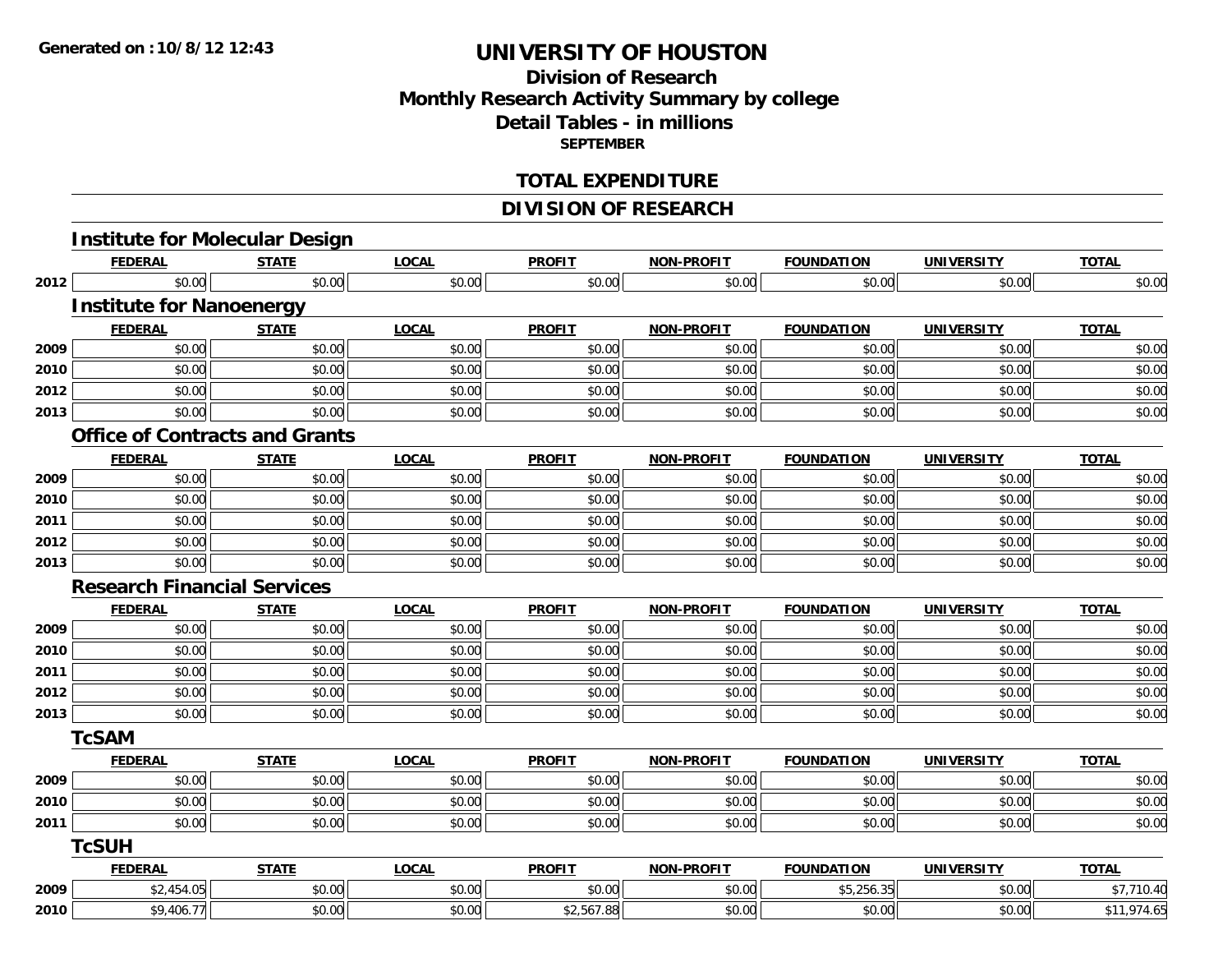**Generated on :10/8/12 12:43**

# UNIVERSITY OF HOUSTON

## Division of Research
## Monthly Research Activity Summary by college
## Detail Tables - in millions
### SEPTEMBER

## TOTAL EXPENDITURE

## DIVISION OF RESEARCH

### Institute for Molecular Design

| | FEDERAL | STATE | LOCAL | PROFIT | NON-PROFIT | FOUNDATION | UNIVERSITY | TOTAL |
|---|---|---|---|---|---|---|---|---|
| 2012 | $0.00 | $0.00 | $0.00 | $0.00 | $0.00 | $0.00 | $0.00 | $0.00 |

### Institute for Nanoenergy

| | FEDERAL | STATE | LOCAL | PROFIT | NON-PROFIT | FOUNDATION | UNIVERSITY | TOTAL |
|---|---|---|---|---|---|---|---|---|
| 2009 | $0.00 | $0.00 | $0.00 | $0.00 | $0.00 | $0.00 | $0.00 | $0.00 |
| 2010 | $0.00 | $0.00 | $0.00 | $0.00 | $0.00 | $0.00 | $0.00 | $0.00 |
| 2012 | $0.00 | $0.00 | $0.00 | $0.00 | $0.00 | $0.00 | $0.00 | $0.00 |
| 2013 | $0.00 | $0.00 | $0.00 | $0.00 | $0.00 | $0.00 | $0.00 | $0.00 |

### Office of Contracts and Grants

| | FEDERAL | STATE | LOCAL | PROFIT | NON-PROFIT | FOUNDATION | UNIVERSITY | TOTAL |
|---|---|---|---|---|---|---|---|---|
| 2009 | $0.00 | $0.00 | $0.00 | $0.00 | $0.00 | $0.00 | $0.00 | $0.00 |
| 2010 | $0.00 | $0.00 | $0.00 | $0.00 | $0.00 | $0.00 | $0.00 | $0.00 |
| 2011 | $0.00 | $0.00 | $0.00 | $0.00 | $0.00 | $0.00 | $0.00 | $0.00 |
| 2012 | $0.00 | $0.00 | $0.00 | $0.00 | $0.00 | $0.00 | $0.00 | $0.00 |
| 2013 | $0.00 | $0.00 | $0.00 | $0.00 | $0.00 | $0.00 | $0.00 | $0.00 |

### Research Financial Services

| | FEDERAL | STATE | LOCAL | PROFIT | NON-PROFIT | FOUNDATION | UNIVERSITY | TOTAL |
|---|---|---|---|---|---|---|---|---|
| 2009 | $0.00 | $0.00 | $0.00 | $0.00 | $0.00 | $0.00 | $0.00 | $0.00 |
| 2010 | $0.00 | $0.00 | $0.00 | $0.00 | $0.00 | $0.00 | $0.00 | $0.00 |
| 2011 | $0.00 | $0.00 | $0.00 | $0.00 | $0.00 | $0.00 | $0.00 | $0.00 |
| 2012 | $0.00 | $0.00 | $0.00 | $0.00 | $0.00 | $0.00 | $0.00 | $0.00 |
| 2013 | $0.00 | $0.00 | $0.00 | $0.00 | $0.00 | $0.00 | $0.00 | $0.00 |

### TcSAM

| | FEDERAL | STATE | LOCAL | PROFIT | NON-PROFIT | FOUNDATION | UNIVERSITY | TOTAL |
|---|---|---|---|---|---|---|---|---|
| 2009 | $0.00 | $0.00 | $0.00 | $0.00 | $0.00 | $0.00 | $0.00 | $0.00 |
| 2010 | $0.00 | $0.00 | $0.00 | $0.00 | $0.00 | $0.00 | $0.00 | $0.00 |
| 2011 | $0.00 | $0.00 | $0.00 | $0.00 | $0.00 | $0.00 | $0.00 | $0.00 |

### TcSUH

| | FEDERAL | STATE | LOCAL | PROFIT | NON-PROFIT | FOUNDATION | UNIVERSITY | TOTAL |
|---|---|---|---|---|---|---|---|---|
| 2009 | $2,454.05 | $0.00 | $0.00 | $0.00 | $0.00 | $5,256.35 | $0.00 | $7,710.40 |
| 2010 | $9,406.77 | $0.00 | $0.00 | $2,567.88 | $0.00 | $0.00 | $0.00 | $11,974.65 |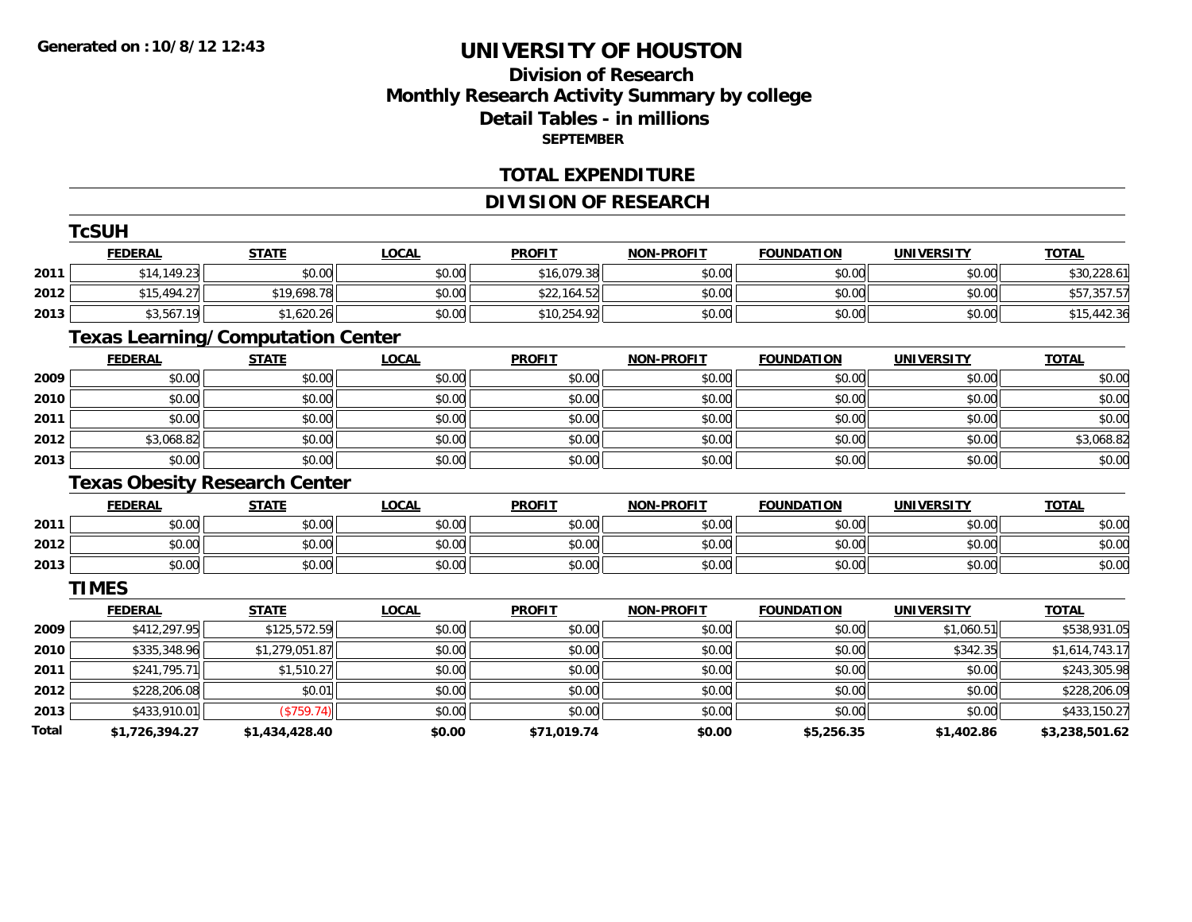Generated on :10/8/12 12:43

# UNIVERSITY OF HOUSTON

## Division of Research
## Monthly Research Activity Summary by college
## Detail Tables - in millions
### SEPTEMBER

## TOTAL EXPENDITURE

## DIVISION OF RESEARCH

### TcSUH

| | FEDERAL | STATE | LOCAL | PROFIT | NON-PROFIT | FOUNDATION | UNIVERSITY | TOTAL |
|---|---|---|---|---|---|---|---|---|
| 2011 | $14,149.23 | $0.00 | $0.00 | $16,079.38 | $0.00 | $0.00 | $0.00 | $30,228.61 |
| 2012 | $15,494.27 | $19,698.78 | $0.00 | $22,164.52 | $0.00 | $0.00 | $0.00 | $57,357.57 |
| 2013 | $3,567.19 | $1,620.26 | $0.00 | $10,254.92 | $0.00 | $0.00 | $0.00 | $15,442.36 |

### Texas Learning/Computation Center

| | FEDERAL | STATE | LOCAL | PROFIT | NON-PROFIT | FOUNDATION | UNIVERSITY | TOTAL |
|---|---|---|---|---|---|---|---|---|
| 2009 | $0.00 | $0.00 | $0.00 | $0.00 | $0.00 | $0.00 | $0.00 | $0.00 |
| 2010 | $0.00 | $0.00 | $0.00 | $0.00 | $0.00 | $0.00 | $0.00 | $0.00 |
| 2011 | $0.00 | $0.00 | $0.00 | $0.00 | $0.00 | $0.00 | $0.00 | $0.00 |
| 2012 | $3,068.82 | $0.00 | $0.00 | $0.00 | $0.00 | $0.00 | $0.00 | $3,068.82 |
| 2013 | $0.00 | $0.00 | $0.00 | $0.00 | $0.00 | $0.00 | $0.00 | $0.00 |

### Texas Obesity Research Center

| | FEDERAL | STATE | LOCAL | PROFIT | NON-PROFIT | FOUNDATION | UNIVERSITY | TOTAL |
|---|---|---|---|---|---|---|---|---|
| 2011 | $0.00 | $0.00 | $0.00 | $0.00 | $0.00 | $0.00 | $0.00 | $0.00 |
| 2012 | $0.00 | $0.00 | $0.00 | $0.00 | $0.00 | $0.00 | $0.00 | $0.00 |
| 2013 | $0.00 | $0.00 | $0.00 | $0.00 | $0.00 | $0.00 | $0.00 | $0.00 |

### TIMES

| | FEDERAL | STATE | LOCAL | PROFIT | NON-PROFIT | FOUNDATION | UNIVERSITY | TOTAL |
|---|---|---|---|---|---|---|---|---|
| 2009 | $412,297.95 | $125,572.59 | $0.00 | $0.00 | $0.00 | $0.00 | $1,060.51 | $538,931.05 |
| 2010 | $335,348.96 | $1,279,051.87 | $0.00 | $0.00 | $0.00 | $0.00 | $342.35 | $1,614,743.17 |
| 2011 | $241,795.71 | $1,510.27 | $0.00 | $0.00 | $0.00 | $0.00 | $0.00 | $243,305.98 |
| 2012 | $228,206.08 | $0.01 | $0.00 | $0.00 | $0.00 | $0.00 | $0.00 | $228,206.09 |
| 2013 | $433,910.01 | ($759.74) | $0.00 | $0.00 | $0.00 | $0.00 | $0.00 | $433,150.27 |
| **Total** | **$1,726,394.27** | **$1,434,428.40** | **$0.00** | **$71,019.74** | **$0.00** | **$5,256.35** | **$1,402.86** | **$3,238,501.62** |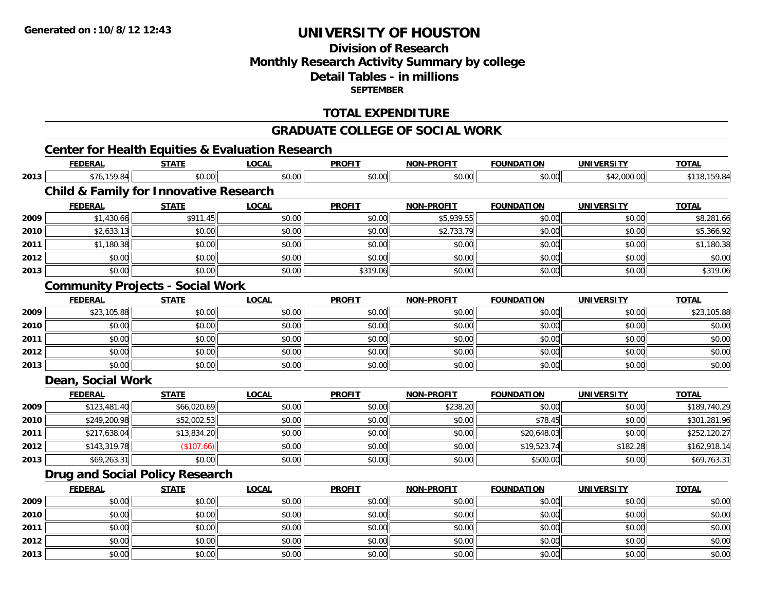**Generated on :10/8/12 12:43**

# UNIVERSITY OF HOUSTON

## Division of Research
## Monthly Research Activity Summary by college
## Detail Tables - in millions
### SEPTEMBER

## TOTAL EXPENDITURE

## GRADUATE COLLEGE OF SOCIAL WORK

### Center for Health Equities & Evaluation Research

| | FEDERAL | STATE | LOCAL | PROFIT | NON-PROFIT | FOUNDATION | UNIVERSITY | TOTAL |
|---|---|---|---|---|---|---|---|---|
| 2013 | $76,159.84 | $0.00 | $0.00 | $0.00 | $0.00 | $0.00 | $42,000.00 | $118,159.84 |

### Child & Family for Innovative Research

| | FEDERAL | STATE | LOCAL | PROFIT | NON-PROFIT | FOUNDATION | UNIVERSITY | TOTAL |
|---|---|---|---|---|---|---|---|---|
| 2009 | $1,430.66 | $911.45 | $0.00 | $0.00 | $5,939.55 | $0.00 | $0.00 | $8,281.66 |
| 2010 | $2,633.13 | $0.00 | $0.00 | $0.00 | $2,733.79 | $0.00 | $0.00 | $5,366.92 |
| 2011 | $1,180.38 | $0.00 | $0.00 | $0.00 | $0.00 | $0.00 | $0.00 | $1,180.38 |
| 2012 | $0.00 | $0.00 | $0.00 | $0.00 | $0.00 | $0.00 | $0.00 | $0.00 |
| 2013 | $0.00 | $0.00 | $0.00 | $319.06 | $0.00 | $0.00 | $0.00 | $319.06 |

### Community Projects - Social Work

| | FEDERAL | STATE | LOCAL | PROFIT | NON-PROFIT | FOUNDATION | UNIVERSITY | TOTAL |
|---|---|---|---|---|---|---|---|---|
| 2009 | $23,105.88 | $0.00 | $0.00 | $0.00 | $0.00 | $0.00 | $0.00 | $23,105.88 |
| 2010 | $0.00 | $0.00 | $0.00 | $0.00 | $0.00 | $0.00 | $0.00 | $0.00 |
| 2011 | $0.00 | $0.00 | $0.00 | $0.00 | $0.00 | $0.00 | $0.00 | $0.00 |
| 2012 | $0.00 | $0.00 | $0.00 | $0.00 | $0.00 | $0.00 | $0.00 | $0.00 |
| 2013 | $0.00 | $0.00 | $0.00 | $0.00 | $0.00 | $0.00 | $0.00 | $0.00 |

### Dean, Social Work

| | FEDERAL | STATE | LOCAL | PROFIT | NON-PROFIT | FOUNDATION | UNIVERSITY | TOTAL |
|---|---|---|---|---|---|---|---|---|
| 2009 | $123,481.40 | $66,020.69 | $0.00 | $0.00 | $238.20 | $0.00 | $0.00 | $189,740.29 |
| 2010 | $249,200.98 | $52,002.53 | $0.00 | $0.00 | $0.00 | $78.45 | $0.00 | $301,281.96 |
| 2011 | $217,638.04 | $13,834.20 | $0.00 | $0.00 | $0.00 | $20,648.03 | $0.00 | $252,120.27 |
| 2012 | $143,319.78 | ($107.66) | $0.00 | $0.00 | $0.00 | $19,523.74 | $182.28 | $162,918.14 |
| 2013 | $69,263.31 | $0.00 | $0.00 | $0.00 | $0.00 | $500.00 | $0.00 | $69,763.31 |

### Drug and Social Policy Research

| | FEDERAL | STATE | LOCAL | PROFIT | NON-PROFIT | FOUNDATION | UNIVERSITY | TOTAL |
|---|---|---|---|---|---|---|---|---|
| 2009 | $0.00 | $0.00 | $0.00 | $0.00 | $0.00 | $0.00 | $0.00 | $0.00 |
| 2010 | $0.00 | $0.00 | $0.00 | $0.00 | $0.00 | $0.00 | $0.00 | $0.00 |
| 2011 | $0.00 | $0.00 | $0.00 | $0.00 | $0.00 | $0.00 | $0.00 | $0.00 |
| 2012 | $0.00 | $0.00 | $0.00 | $0.00 | $0.00 | $0.00 | $0.00 | $0.00 |
| 2013 | $0.00 | $0.00 | $0.00 | $0.00 | $0.00 | $0.00 | $0.00 | $0.00 |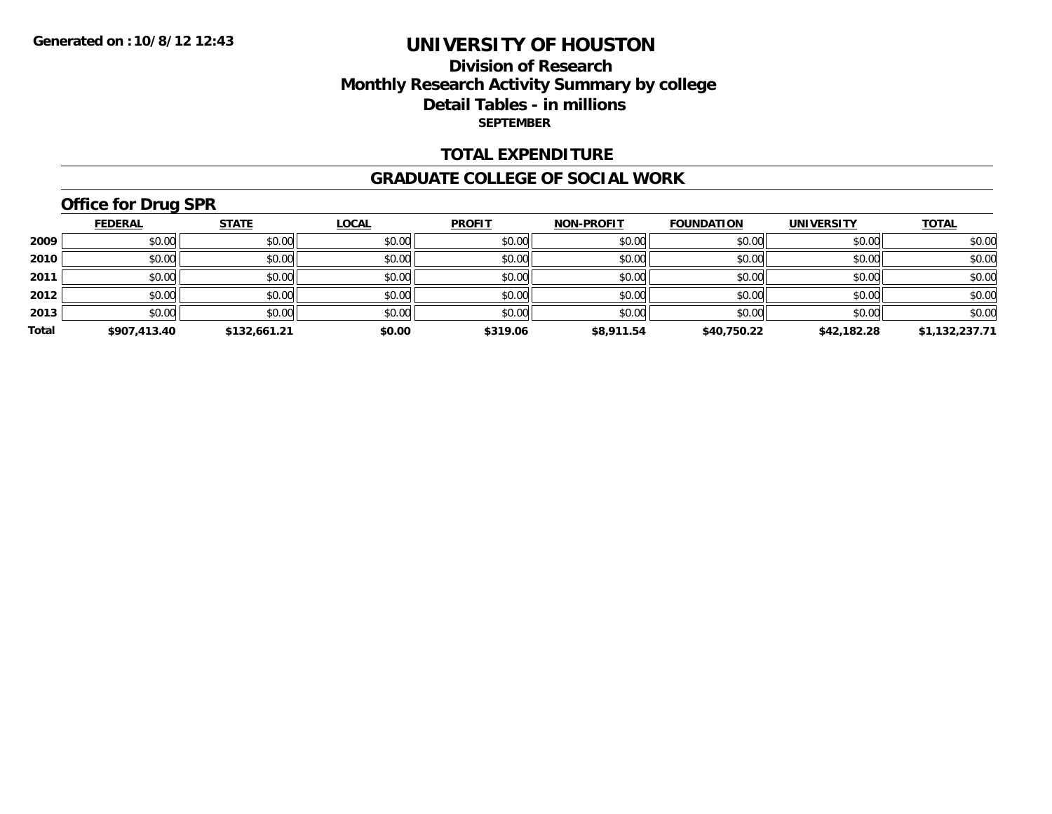**Generated on :10/8/12 12:43**

# UNIVERSITY OF HOUSTON

## Division of Research
## Monthly Research Activity Summary by college
## Detail Tables - in millions
**SEPTEMBER**

## TOTAL EXPENDITURE

## GRADUATE COLLEGE OF SOCIAL WORK

### Office for Drug SPR

| | FEDERAL | STATE | LOCAL | PROFIT | NON-PROFIT | FOUNDATION | UNIVERSITY | TOTAL |
|---|---|---|---|---|---|---|---|---|
| 2009 | $0.00 | $0.00 | $0.00 | $0.00 | $0.00 | $0.00 | $0.00 | $0.00 |
| 2010 | $0.00 | $0.00 | $0.00 | $0.00 | $0.00 | $0.00 | $0.00 | $0.00 |
| 2011 | $0.00 | $0.00 | $0.00 | $0.00 | $0.00 | $0.00 | $0.00 | $0.00 |
| 2012 | $0.00 | $0.00 | $0.00 | $0.00 | $0.00 | $0.00 | $0.00 | $0.00 |
| 2013 | $0.00 | $0.00 | $0.00 | $0.00 | $0.00 | $0.00 | $0.00 | $0.00 |
| **Total** | **$907,413.40** | **$132,661.21** | **$0.00** | **$319.06** | **$8,911.54** | **$40,750.22** | **$42,182.28** | **$1,132,237.71** |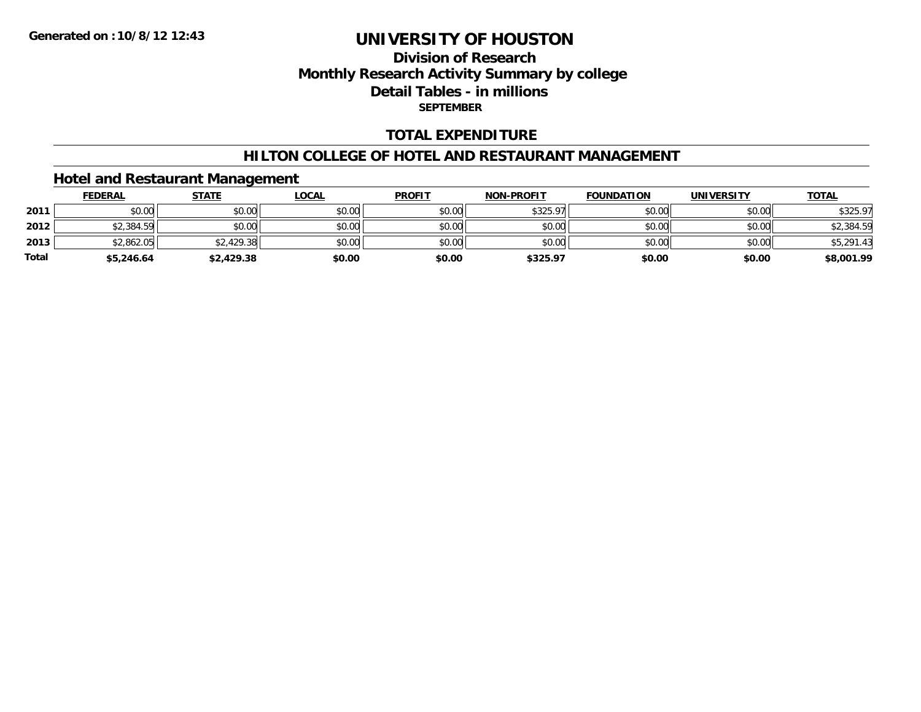**Generated on :10/8/12 12:43**

# UNIVERSITY OF HOUSTON

## Division of Research
## Monthly Research Activity Summary by college
## Detail Tables - in millions
**SEPTEMBER**

## TOTAL EXPENDITURE

## HILTON COLLEGE OF HOTEL AND RESTAURANT MANAGEMENT

### Hotel and Restaurant Management

| | FEDERAL | STATE | LOCAL | PROFIT | NON-PROFIT | FOUNDATION | UNIVERSITY | TOTAL |
|---|---|---|---|---|---|---|---|---|
| **2011** | $0.00 | $0.00 | $0.00 | $0.00 | $325.97 | $0.00 | $0.00 | $325.97 |
| **2012** | $2,384.59 | $0.00 | $0.00 | $0.00 | $0.00 | $0.00 | $0.00 | $2,384.59 |
| **2013** | $2,862.05 | $2,429.38 | $0.00 | $0.00 | $0.00 | $0.00 | $0.00 | $5,291.43 |
| **Total** | **$5,246.64** | **$2,429.38** | **$0.00** | **$0.00** | **$325.97** | **$0.00** | **$0.00** | **$8,001.99** |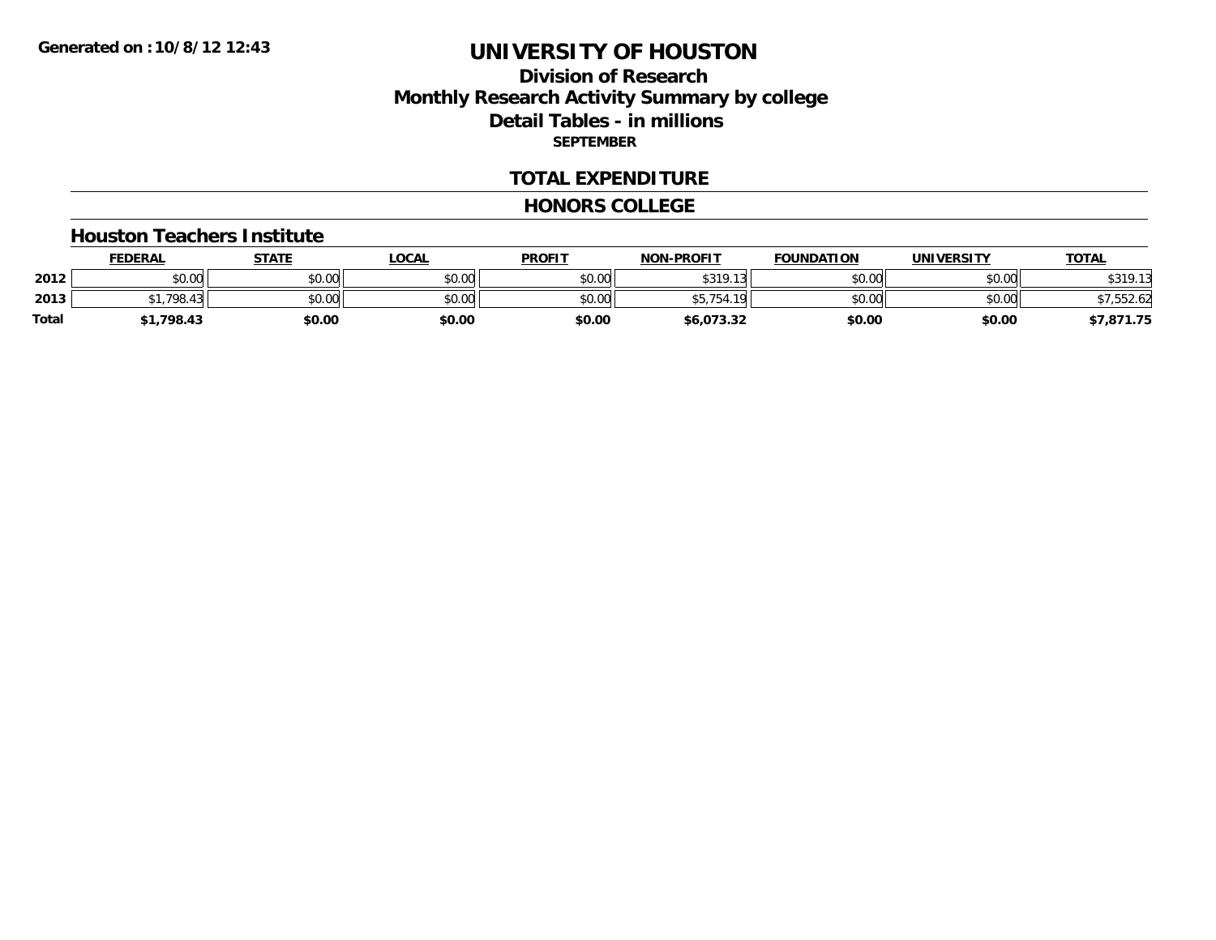Generated on :10/8/12 12:43

# UNIVERSITY OF HOUSTON

## Division of Research
## Monthly Research Activity Summary by college
## Detail Tables - in millions
**SEPTEMBER**

### TOTAL EXPENDITURE

### HONORS COLLEGE

#### Houston Teachers Institute

| | FEDERAL | STATE | LOCAL | PROFIT | NON-PROFIT | FOUNDATION | UNIVERSITY | TOTAL |
|---|---|---|---|---|---|---|---|---|
| 2012 | $0.00 | $0.00 | $0.00 | $0.00 | $319.13 | $0.00 | $0.00 | $319.13 |
| 2013 | $1,798.43 | $0.00 | $0.00 | $0.00 | $5,754.19 | $0.00 | $0.00 | $7,552.62 |
| **Total** | **$1,798.43** | **$0.00** | **$0.00** | **$0.00** | **$6,073.32** | **$0.00** | **$0.00** | **$7,871.75** |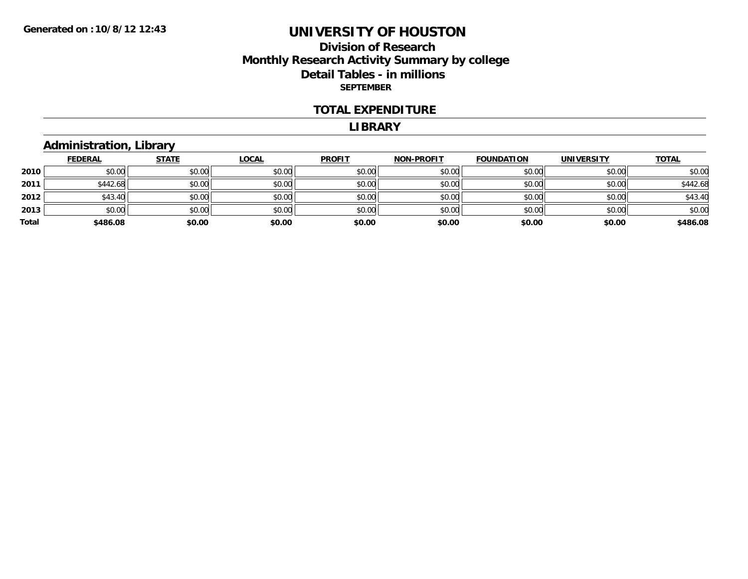Generated on :10/8/12 12:43

# UNIVERSITY OF HOUSTON

## Division of Research
## Monthly Research Activity Summary by college
## Detail Tables - in millions

**SEPTEMBER**

### TOTAL EXPENDITURE

### LIBRARY

### Administration, Library

| | FEDERAL | STATE | LOCAL | PROFIT | NON-PROFIT | FOUNDATION | UNIVERSITY | TOTAL |
|---|---|---|---|---|---|---|---|---|
| **2010** | $0.00 | $0.00 | $0.00 | $0.00 | $0.00 | $0.00 | $0.00 | $0.00 |
| **2011** | $442.68 | $0.00 | $0.00 | $0.00 | $0.00 | $0.00 | $0.00 | $442.68 |
| **2012** | $43.40 | $0.00 | $0.00 | $0.00 | $0.00 | $0.00 | $0.00 | $43.40 |
| **2013** | $0.00 | $0.00 | $0.00 | $0.00 | $0.00 | $0.00 | $0.00 | $0.00 |
| **Total** | **$486.08** | **$0.00** | **$0.00** | **$0.00** | **$0.00** | **$0.00** | **$0.00** | **$486.08** |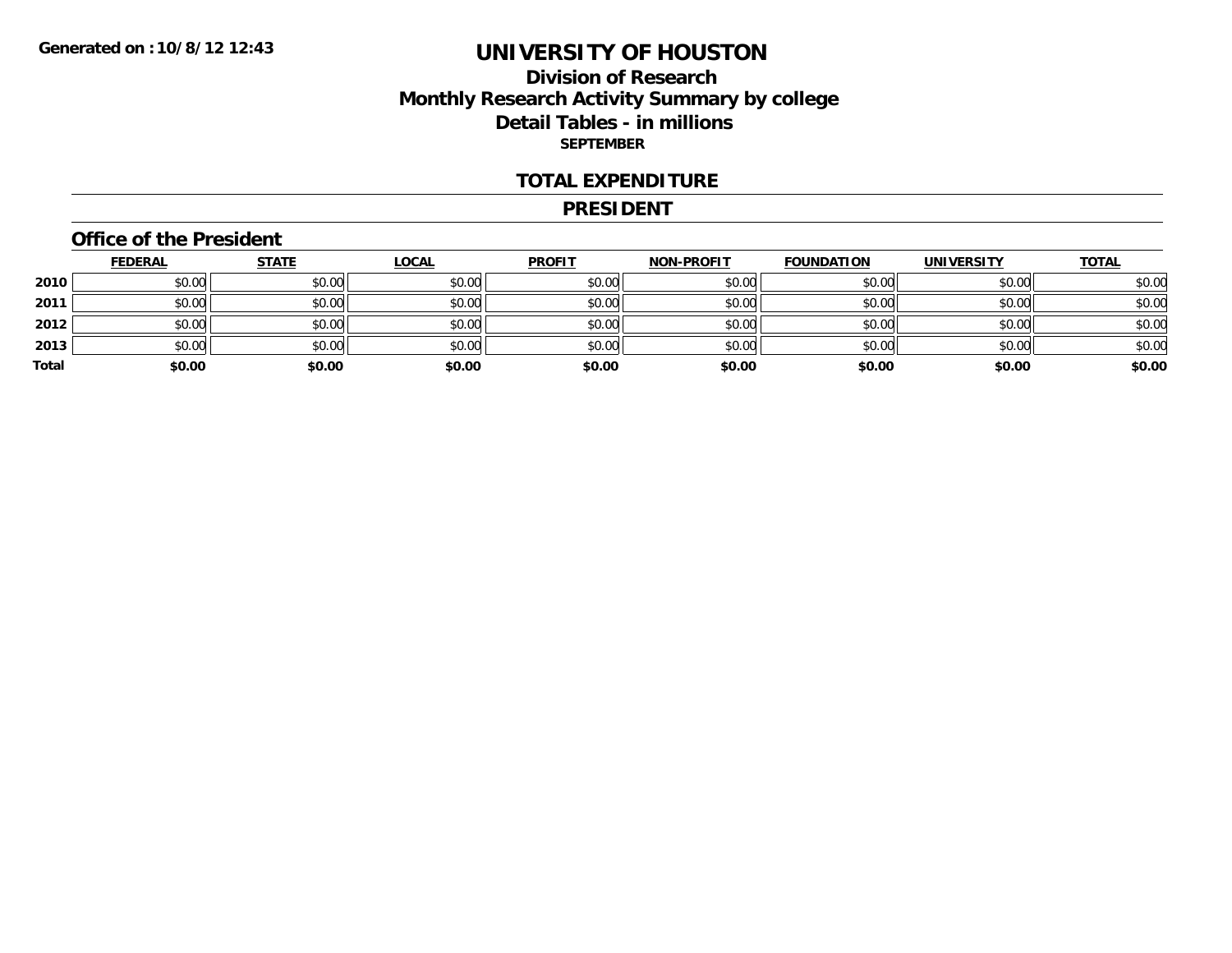**Generated on :10/8/12 12:43**

# UNIVERSITY OF HOUSTON

## Division of Research
## Monthly Research Activity Summary by college
## Detail Tables - in millions

**SEPTEMBER**

### TOTAL EXPENDITURE

### PRESIDENT

#### Office of the President

| | FEDERAL | STATE | LOCAL | PROFIT | NON-PROFIT | FOUNDATION | UNIVERSITY | TOTAL |
|---|---|---|---|---|---|---|---|---|
| **2010** | $0.00 | $0.00 | $0.00 | $0.00 | $0.00 | $0.00 | $0.00 | $0.00 |
| **2011** | $0.00 | $0.00 | $0.00 | $0.00 | $0.00 | $0.00 | $0.00 | $0.00 |
| **2012** | $0.00 | $0.00 | $0.00 | $0.00 | $0.00 | $0.00 | $0.00 | $0.00 |
| **2013** | $0.00 | $0.00 | $0.00 | $0.00 | $0.00 | $0.00 | $0.00 | $0.00 |
| **Total** | **$0.00** | **$0.00** | **$0.00** | **$0.00** | **$0.00** | **$0.00** | **$0.00** | **$0.00** |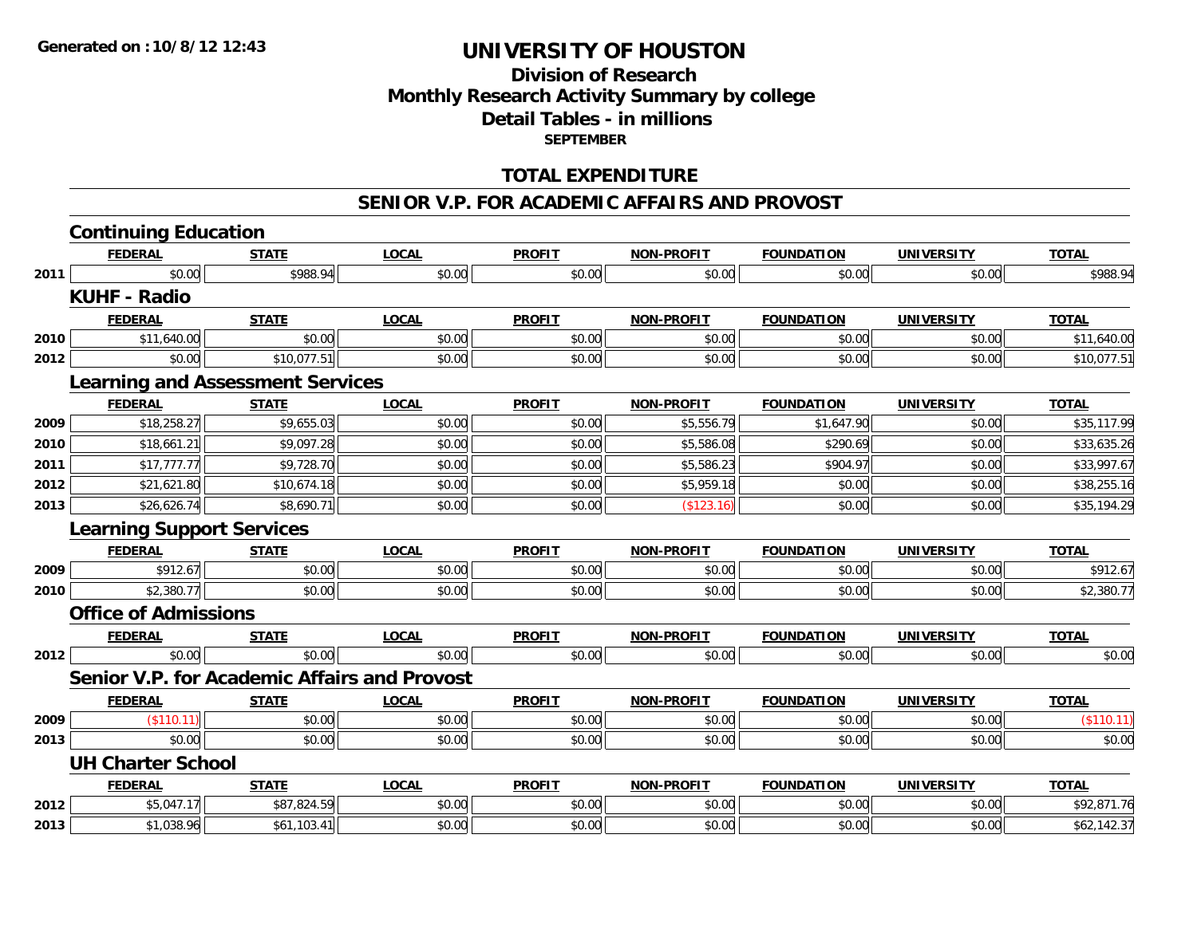Generated on :10/8/12 12:43

# UNIVERSITY OF HOUSTON

## Division of Research
## Monthly Research Activity Summary by college
## Detail Tables - in millions
### SEPTEMBER

## TOTAL EXPENDITURE

## SENIOR V.P. FOR ACADEMIC AFFAIRS AND PROVOST

### Continuing Education

| | FEDERAL | STATE | LOCAL | PROFIT | NON-PROFIT | FOUNDATION | UNIVERSITY | TOTAL |
|---|---|---|---|---|---|---|---|---|
| 2011 | $0.00 | $988.94 | $0.00 | $0.00 | $0.00 | $0.00 | $0.00 | $988.94 |

### KUHF - Radio

| | FEDERAL | STATE | LOCAL | PROFIT | NON-PROFIT | FOUNDATION | UNIVERSITY | TOTAL |
|---|---|---|---|---|---|---|---|---|
| 2010 | $11,640.00 | $0.00 | $0.00 | $0.00 | $0.00 | $0.00 | $0.00 | $11,640.00 |
| 2012 | $0.00 | $10,077.51 | $0.00 | $0.00 | $0.00 | $0.00 | $0.00 | $10,077.51 |

### Learning and Assessment Services

| | FEDERAL | STATE | LOCAL | PROFIT | NON-PROFIT | FOUNDATION | UNIVERSITY | TOTAL |
|---|---|---|---|---|---|---|---|---|
| 2009 | $18,258.27 | $9,655.03 | $0.00 | $0.00 | $5,556.79 | $1,647.90 | $0.00 | $35,117.99 |
| 2010 | $18,661.21 | $9,097.28 | $0.00 | $0.00 | $5,586.08 | $290.69 | $0.00 | $33,635.26 |
| 2011 | $17,777.77 | $9,728.70 | $0.00 | $0.00 | $5,586.23 | $904.97 | $0.00 | $33,997.67 |
| 2012 | $21,621.80 | $10,674.18 | $0.00 | $0.00 | $5,959.18 | $0.00 | $0.00 | $38,255.16 |
| 2013 | $26,626.74 | $8,690.71 | $0.00 | $0.00 | ($123.16) | $0.00 | $0.00 | $35,194.29 |

### Learning Support Services

| | FEDERAL | STATE | LOCAL | PROFIT | NON-PROFIT | FOUNDATION | UNIVERSITY | TOTAL |
|---|---|---|---|---|---|---|---|---|
| 2009 | $912.67 | $0.00 | $0.00 | $0.00 | $0.00 | $0.00 | $0.00 | $912.67 |
| 2010 | $2,380.77 | $0.00 | $0.00 | $0.00 | $0.00 | $0.00 | $0.00 | $2,380.77 |

### Office of Admissions

| | FEDERAL | STATE | LOCAL | PROFIT | NON-PROFIT | FOUNDATION | UNIVERSITY | TOTAL |
|---|---|---|---|---|---|---|---|---|
| 2012 | $0.00 | $0.00 | $0.00 | $0.00 | $0.00 | $0.00 | $0.00 | $0.00 |

### Senior V.P. for Academic Affairs and Provost

| | FEDERAL | STATE | LOCAL | PROFIT | NON-PROFIT | FOUNDATION | UNIVERSITY | TOTAL |
|---|---|---|---|---|---|---|---|---|
| 2009 | ($110.11) | $0.00 | $0.00 | $0.00 | $0.00 | $0.00 | $0.00 | ($110.11) |
| 2013 | $0.00 | $0.00 | $0.00 | $0.00 | $0.00 | $0.00 | $0.00 | $0.00 |

### UH Charter School

| | FEDERAL | STATE | LOCAL | PROFIT | NON-PROFIT | FOUNDATION | UNIVERSITY | TOTAL |
|---|---|---|---|---|---|---|---|---|
| 2012 | $5,047.17 | $87,824.59 | $0.00 | $0.00 | $0.00 | $0.00 | $0.00 | $92,871.76 |
| 2013 | $1,038.96 | $61,103.41 | $0.00 | $0.00 | $0.00 | $0.00 | $0.00 | $62,142.37 |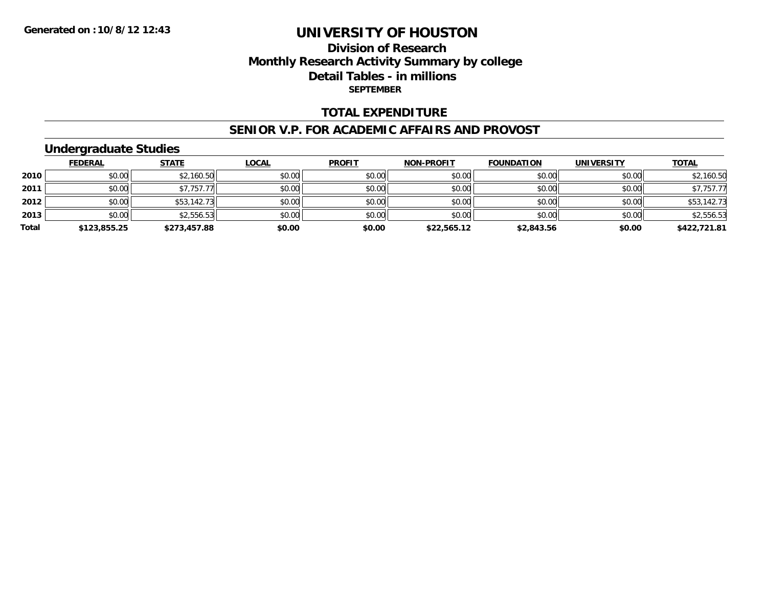Generated on :10/8/12 12:43

# UNIVERSITY OF HOUSTON

## Division of Research
## Monthly Research Activity Summary by college
## Detail Tables - in millions
**SEPTEMBER**

### TOTAL EXPENDITURE

### SENIOR V.P. FOR ACADEMIC AFFAIRS AND PROVOST

### Undergraduate Studies

| | FEDERAL | STATE | LOCAL | PROFIT | NON-PROFIT | FOUNDATION | UNIVERSITY | TOTAL |
|---|---|---|---|---|---|---|---|---|
| 2010 | $0.00 | $2,160.50 | $0.00 | $0.00 | $0.00 | $0.00 | $0.00 | $2,160.50 |
| 2011 | $0.00 | $7,757.77 | $0.00 | $0.00 | $0.00 | $0.00 | $0.00 | $7,757.77 |
| 2012 | $0.00 | $53,142.73 | $0.00 | $0.00 | $0.00 | $0.00 | $0.00 | $53,142.73 |
| 2013 | $0.00 | $2,556.53 | $0.00 | $0.00 | $0.00 | $0.00 | $0.00 | $2,556.53 |
| **Total** | **$123,855.25** | **$273,457.88** | **$0.00** | **$0.00** | **$22,565.12** | **$2,843.56** | **$0.00** | **$422,721.81** |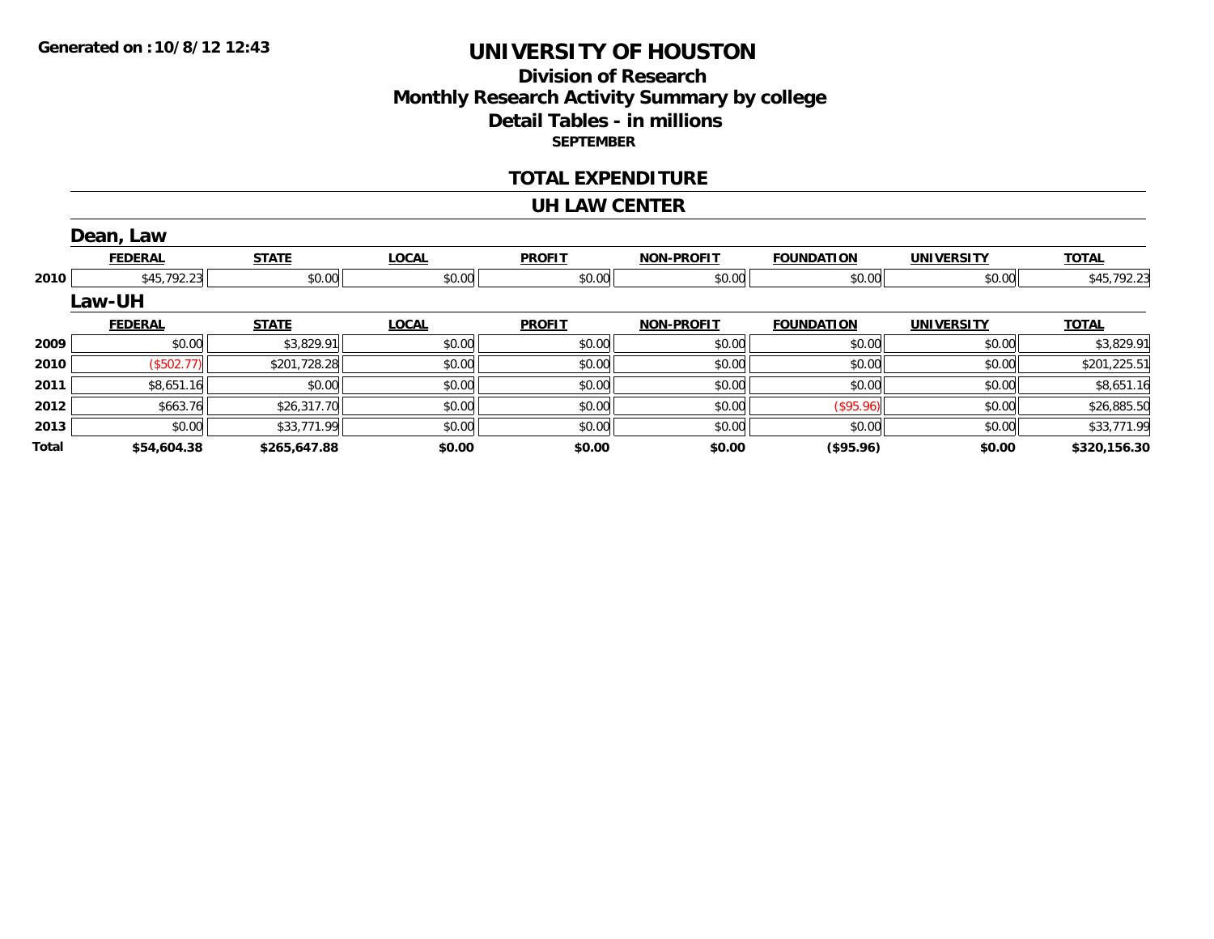**Generated on :10/8/12 12:43**

# UNIVERSITY OF HOUSTON

## Division of Research
## Monthly Research Activity Summary by college
## Detail Tables - in millions
### SEPTEMBER

## TOTAL EXPENDITURE

## UH LAW CENTER

### Dean, Law

| | FEDERAL | STATE | LOCAL | PROFIT | NON-PROFIT | FOUNDATION | UNIVERSITY | TOTAL |
|---|---|---|---|---|---|---|---|---|
| 2010 | $45,792.23 | $0.00 | $0.00 | $0.00 | $0.00 | $0.00 | $0.00 | $45,792.23 |

### Law-UH

| | FEDERAL | STATE | LOCAL | PROFIT | NON-PROFIT | FOUNDATION | UNIVERSITY | TOTAL |
|---|---|---|---|---|---|---|---|---|
| 2009 | $0.00 | $3,829.91 | $0.00 | $0.00 | $0.00 | $0.00 | $0.00 | $3,829.91 |
| 2010 | ($502.77) | $201,728.28 | $0.00 | $0.00 | $0.00 | $0.00 | $0.00 | $201,225.51 |
| 2011 | $8,651.16 | $0.00 | $0.00 | $0.00 | $0.00 | $0.00 | $0.00 | $8,651.16 |
| 2012 | $663.76 | $26,317.70 | $0.00 | $0.00 | $0.00 | ($95.96) | $0.00 | $26,885.50 |
| 2013 | $0.00 | $33,771.99 | $0.00 | $0.00 | $0.00 | $0.00 | $0.00 | $33,771.99 |
| **Total** | **$54,604.38** | **$265,647.88** | **$0.00** | **$0.00** | **$0.00** | **($95.96)** | **$0.00** | **$320,156.30** |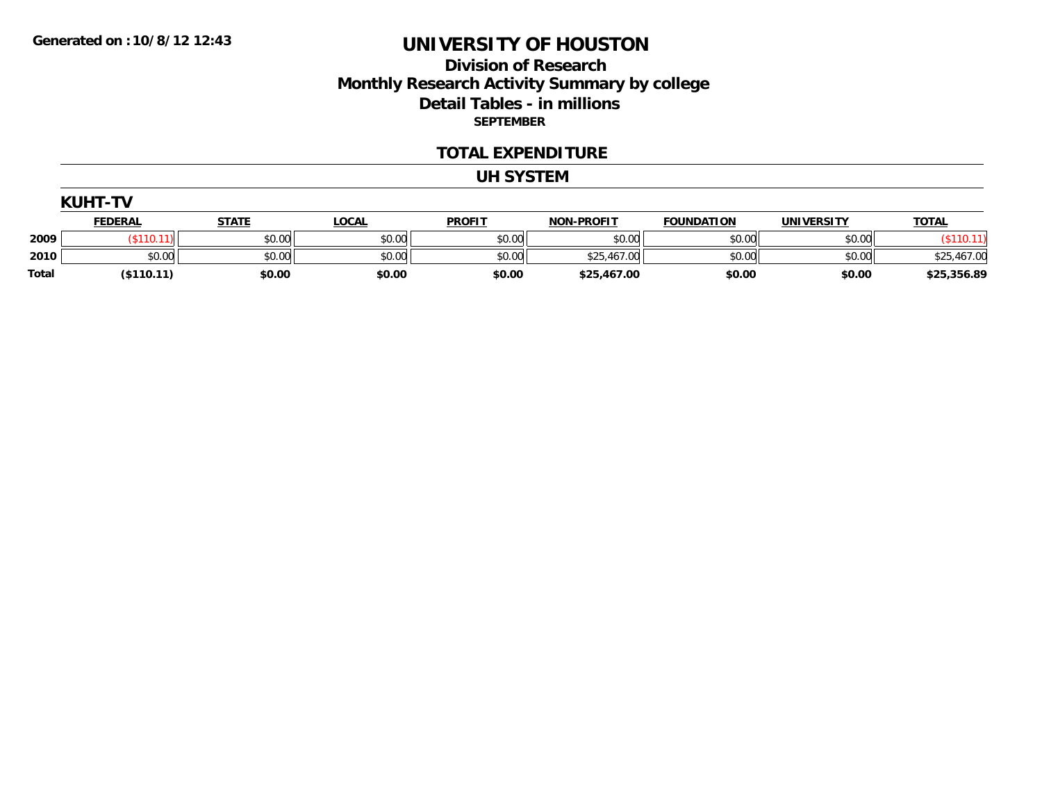Generated on :10/8/12 12:43

# UNIVERSITY OF HOUSTON

## Division of Research
## Monthly Research Activity Summary by college
## Detail Tables - in millions

**SEPTEMBER**

## TOTAL EXPENDITURE

## UH SYSTEM

### KUHT-TV

| | FEDERAL | STATE | LOCAL | PROFIT | NON-PROFIT | FOUNDATION | UNIVERSITY | TOTAL |
|---|---|---|---|---|---|---|---|---|
| 2009 | ($110.11) | $0.00 | $0.00 | $0.00 | $0.00 | $0.00 | $0.00 | ($110.11) |
| 2010 | $0.00 | $0.00 | $0.00 | $0.00 | $25,467.00 | $0.00 | $0.00 | $25,467.00 |
| Total | ($110.11) | $0.00 | $0.00 | $0.00 | $25,467.00 | $0.00 | $0.00 | $25,356.89 |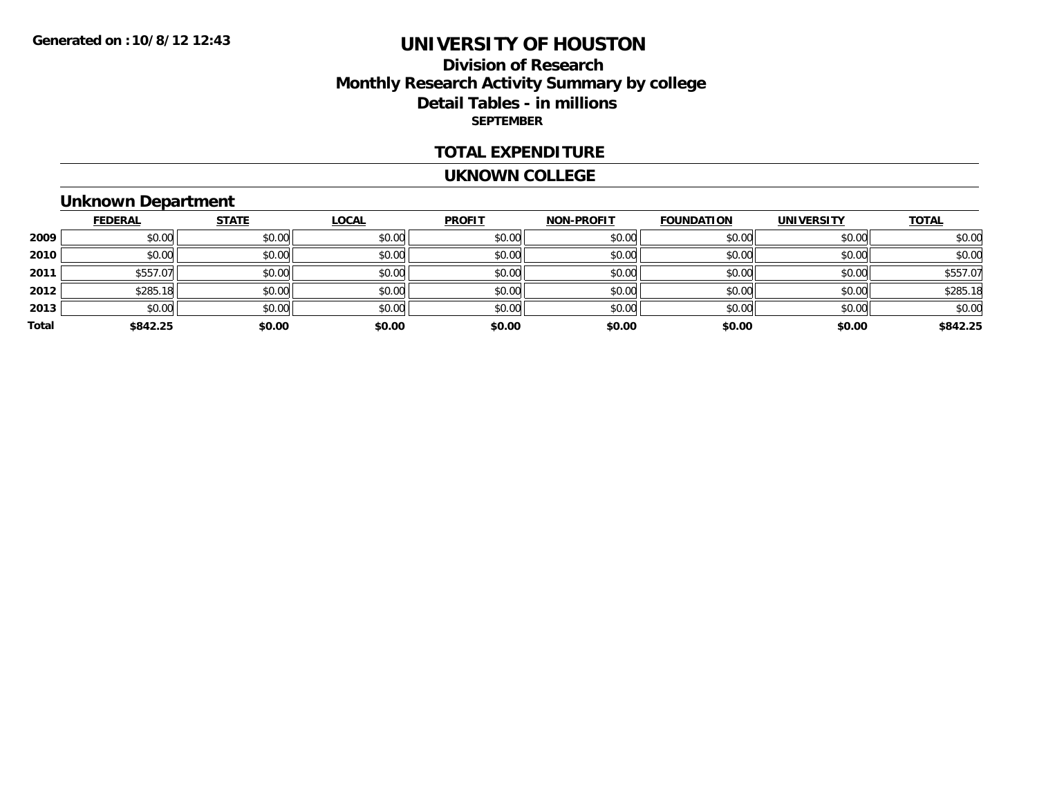# UNIVERSITY OF HOUSTON

## Division of Research
## Monthly Research Activity Summary by college
## Detail Tables - in millions
**SEPTEMBER**

### TOTAL EXPENDITURE

### UKNOWN COLLEGE

### Unknown Department

| | FEDERAL | STATE | LOCAL | PROFIT | NON-PROFIT | FOUNDATION | UNIVERSITY | TOTAL |
|---|---|---|---|---|---|---|---|---|
| 2009 | $0.00 | $0.00 | $0.00 | $0.00 | $0.00 | $0.00 | $0.00 | $0.00 |
| 2010 | $0.00 | $0.00 | $0.00 | $0.00 | $0.00 | $0.00 | $0.00 | $0.00 |
| 2011 | $557.07 | $0.00 | $0.00 | $0.00 | $0.00 | $0.00 | $0.00 | $557.07 |
| 2012 | $285.18 | $0.00 | $0.00 | $0.00 | $0.00 | $0.00 | $0.00 | $285.18 |
| 2013 | $0.00 | $0.00 | $0.00 | $0.00 | $0.00 | $0.00 | $0.00 | $0.00 |
| **Total** | **$842.25** | **$0.00** | **$0.00** | **$0.00** | **$0.00** | **$0.00** | **$0.00** | **$842.25** |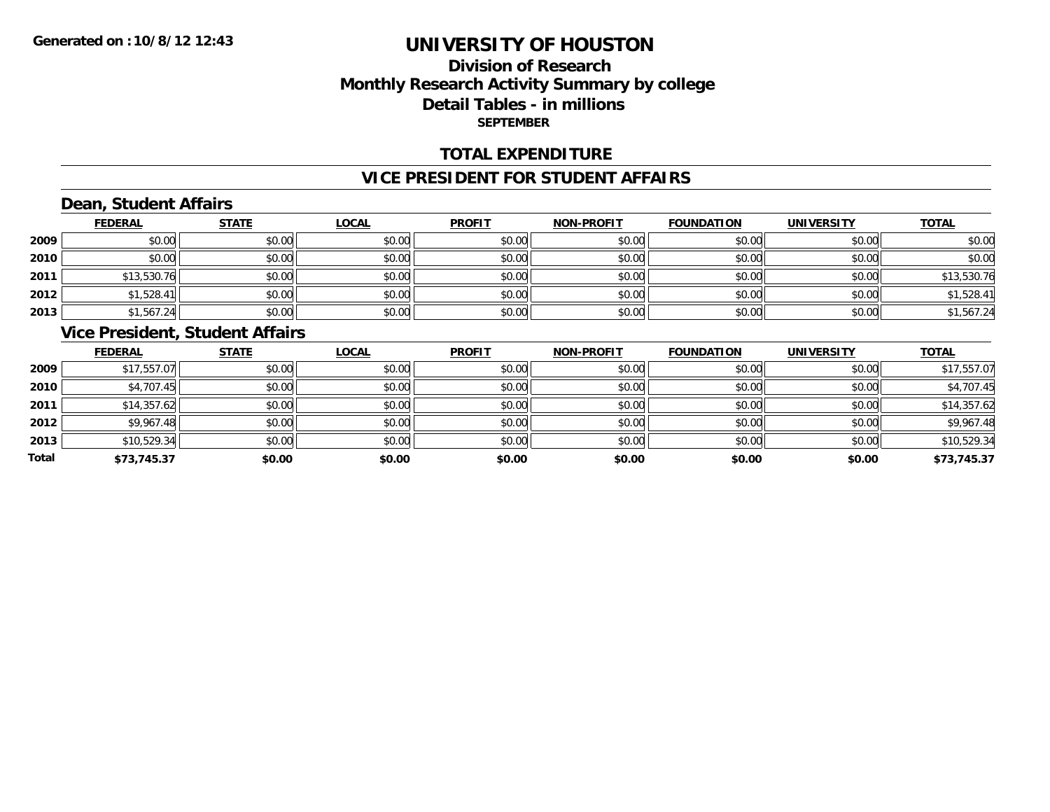**Generated on :10/8/12 12:43**

# UNIVERSITY OF HOUSTON

## Division of Research
## Monthly Research Activity Summary by college
## Detail Tables - in millions
**SEPTEMBER**

## TOTAL EXPENDITURE

## VICE PRESIDENT FOR STUDENT AFFAIRS

### Dean, Student Affairs

| | FEDERAL | STATE | LOCAL | PROFIT | NON-PROFIT | FOUNDATION | UNIVERSITY | TOTAL |
|---|---|---|---|---|---|---|---|---|
| 2009 | $0.00 | $0.00 | $0.00 | $0.00 | $0.00 | $0.00 | $0.00 | $0.00 |
| 2010 | $0.00 | $0.00 | $0.00 | $0.00 | $0.00 | $0.00 | $0.00 | $0.00 |
| 2011 | $13,530.76 | $0.00 | $0.00 | $0.00 | $0.00 | $0.00 | $0.00 | $13,530.76 |
| 2012 | $1,528.41 | $0.00 | $0.00 | $0.00 | $0.00 | $0.00 | $0.00 | $1,528.41 |
| 2013 | $1,567.24 | $0.00 | $0.00 | $0.00 | $0.00 | $0.00 | $0.00 | $1,567.24 |

### Vice President, Student Affairs

| | FEDERAL | STATE | LOCAL | PROFIT | NON-PROFIT | FOUNDATION | UNIVERSITY | TOTAL |
|---|---|---|---|---|---|---|---|---|
| 2009 | $17,557.07 | $0.00 | $0.00 | $0.00 | $0.00 | $0.00 | $0.00 | $17,557.07 |
| 2010 | $4,707.45 | $0.00 | $0.00 | $0.00 | $0.00 | $0.00 | $0.00 | $4,707.45 |
| 2011 | $14,357.62 | $0.00 | $0.00 | $0.00 | $0.00 | $0.00 | $0.00 | $14,357.62 |
| 2012 | $9,967.48 | $0.00 | $0.00 | $0.00 | $0.00 | $0.00 | $0.00 | $9,967.48 |
| 2013 | $10,529.34 | $0.00 | $0.00 | $0.00 | $0.00 | $0.00 | $0.00 | $10,529.34 |
| **Total** | **$73,745.37** | **$0.00** | **$0.00** | **$0.00** | **$0.00** | **$0.00** | **$0.00** | **$73,745.37** |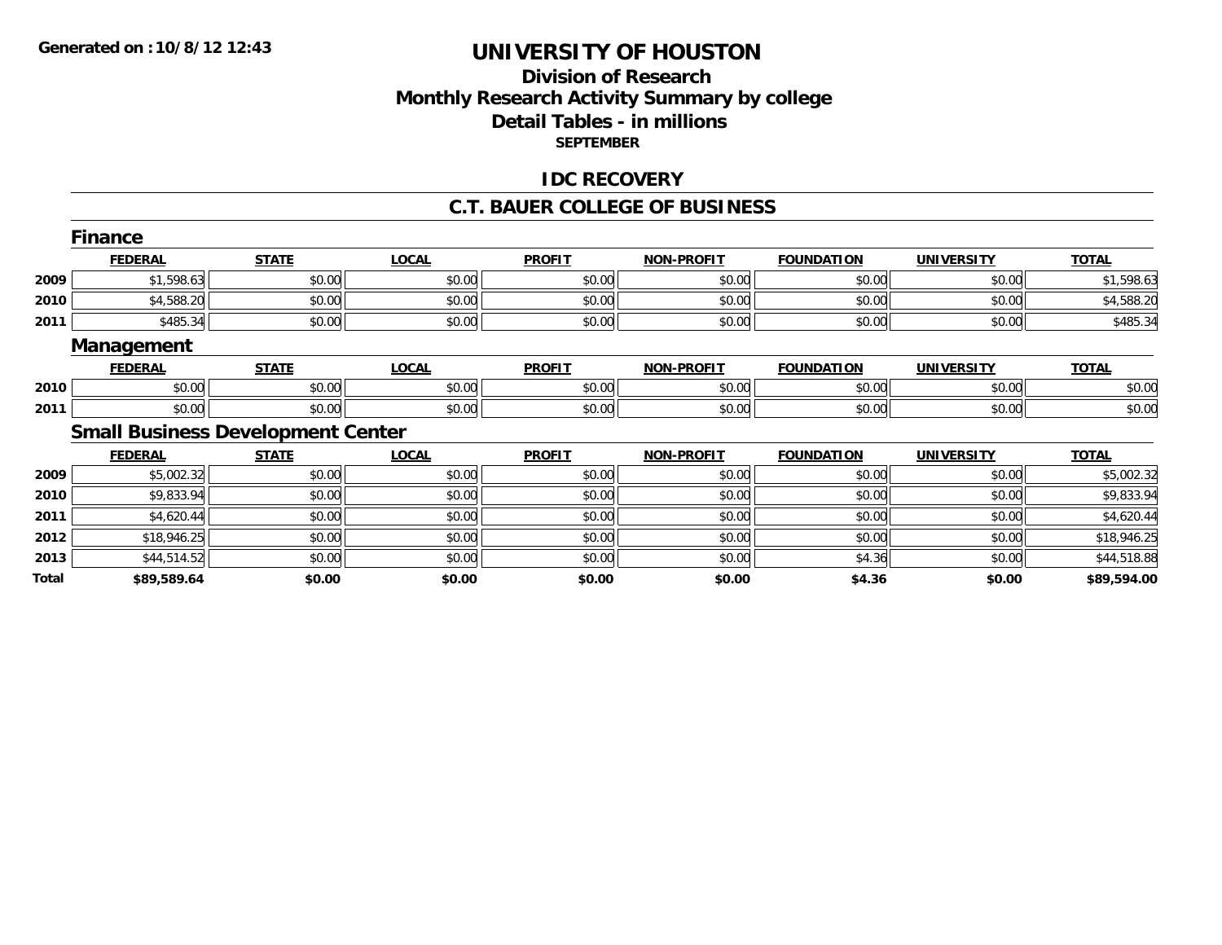# UNIVERSITY OF HOUSTON

## Division of Research
## Monthly Research Activity Summary by college
## Detail Tables - in millions

**SEPTEMBER**

### IDC RECOVERY

### C.T. BAUER COLLEGE OF BUSINESS

#### Finance

| | FEDERAL | STATE | LOCAL | PROFIT | NON-PROFIT | FOUNDATION | UNIVERSITY | TOTAL |
|---|---|---|---|---|---|---|---|---|
| 2009 | $1,598.63 | $0.00 | $0.00 | $0.00 | $0.00 | $0.00 | $0.00 | $1,598.63 |
| 2010 | $4,588.20 | $0.00 | $0.00 | $0.00 | $0.00 | $0.00 | $0.00 | $4,588.20 |
| 2011 | $485.34 | $0.00 | $0.00 | $0.00 | $0.00 | $0.00 | $0.00 | $485.34 |

#### Management

| | FEDERAL | STATE | LOCAL | PROFIT | NON-PROFIT | FOUNDATION | UNIVERSITY | TOTAL |
|---|---|---|---|---|---|---|---|---|
| 2010 | $0.00 | $0.00 | $0.00 | $0.00 | $0.00 | $0.00 | $0.00 | $0.00 |
| 2011 | $0.00 | $0.00 | $0.00 | $0.00 | $0.00 | $0.00 | $0.00 | $0.00 |

#### Small Business Development Center

| | FEDERAL | STATE | LOCAL | PROFIT | NON-PROFIT | FOUNDATION | UNIVERSITY | TOTAL |
|---|---|---|---|---|---|---|---|---|
| 2009 | $5,002.32 | $0.00 | $0.00 | $0.00 | $0.00 | $0.00 | $0.00 | $5,002.32 |
| 2010 | $9,833.94 | $0.00 | $0.00 | $0.00 | $0.00 | $0.00 | $0.00 | $9,833.94 |
| 2011 | $4,620.44 | $0.00 | $0.00 | $0.00 | $0.00 | $0.00 | $0.00 | $4,620.44 |
| 2012 | $18,946.25 | $0.00 | $0.00 | $0.00 | $0.00 | $0.00 | $0.00 | $18,946.25 |
| 2013 | $44,514.52 | $0.00 | $0.00 | $0.00 | $0.00 | $4.36 | $0.00 | $44,518.88 |
| **Total** | **$89,589.64** | **$0.00** | **$0.00** | **$0.00** | **$0.00** | **$4.36** | **$0.00** | **$89,594.00** |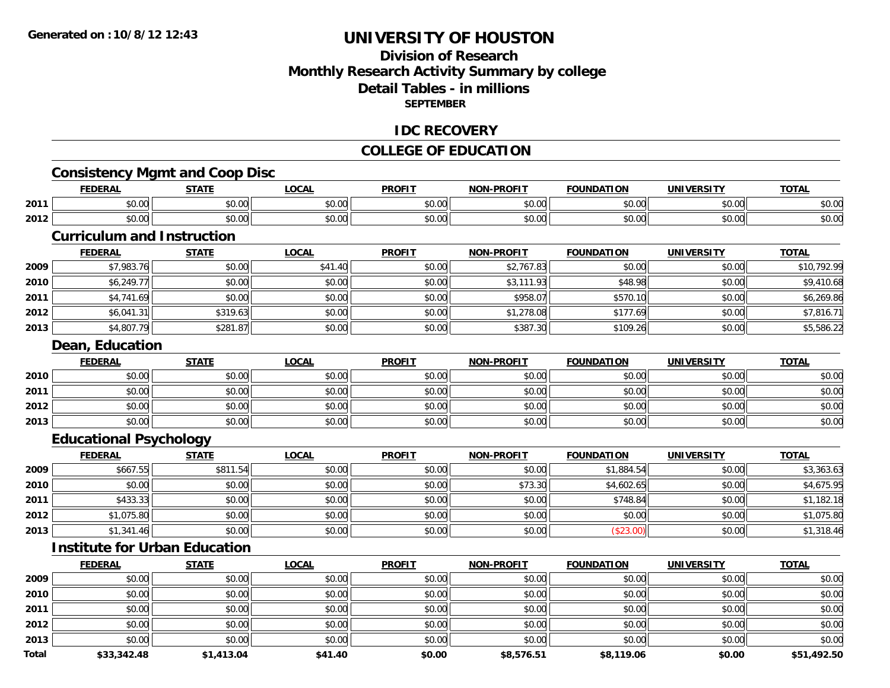**Generated on :10/8/12 12:43**

# UNIVERSITY OF HOUSTON

## Division of Research
## Monthly Research Activity Summary by college
## Detail Tables - in millions
### SEPTEMBER

## IDC RECOVERY

## COLLEGE OF EDUCATION

### Consistency Mgmt and Coop Disc

| | FEDERAL | STATE | LOCAL | PROFIT | NON-PROFIT | FOUNDATION | UNIVERSITY | TOTAL |
|---|---|---|---|---|---|---|---|---|
| 2011 | $0.00 | $0.00 | $0.00 | $0.00 | $0.00 | $0.00 | $0.00 | $0.00 |
| 2012 | $0.00 | $0.00 | $0.00 | $0.00 | $0.00 | $0.00 | $0.00 | $0.00 |

### Curriculum and Instruction

| | FEDERAL | STATE | LOCAL | PROFIT | NON-PROFIT | FOUNDATION | UNIVERSITY | TOTAL |
|---|---|---|---|---|---|---|---|---|
| 2009 | $7,983.76 | $0.00 | $41.40 | $0.00 | $2,767.83 | $0.00 | $0.00 | $10,792.99 |
| 2010 | $6,249.77 | $0.00 | $0.00 | $0.00 | $3,111.93 | $48.98 | $0.00 | $9,410.68 |
| 2011 | $4,741.69 | $0.00 | $0.00 | $0.00 | $958.07 | $570.10 | $0.00 | $6,269.86 |
| 2012 | $6,041.31 | $319.63 | $0.00 | $0.00 | $1,278.08 | $177.69 | $0.00 | $7,816.71 |
| 2013 | $4,807.79 | $281.87 | $0.00 | $0.00 | $387.30 | $109.26 | $0.00 | $5,586.22 |

### Dean, Education

| | FEDERAL | STATE | LOCAL | PROFIT | NON-PROFIT | FOUNDATION | UNIVERSITY | TOTAL |
|---|---|---|---|---|---|---|---|---|
| 2010 | $0.00 | $0.00 | $0.00 | $0.00 | $0.00 | $0.00 | $0.00 | $0.00 |
| 2011 | $0.00 | $0.00 | $0.00 | $0.00 | $0.00 | $0.00 | $0.00 | $0.00 |
| 2012 | $0.00 | $0.00 | $0.00 | $0.00 | $0.00 | $0.00 | $0.00 | $0.00 |
| 2013 | $0.00 | $0.00 | $0.00 | $0.00 | $0.00 | $0.00 | $0.00 | $0.00 |

### Educational Psychology

| | FEDERAL | STATE | LOCAL | PROFIT | NON-PROFIT | FOUNDATION | UNIVERSITY | TOTAL |
|---|---|---|---|---|---|---|---|---|
| 2009 | $667.55 | $811.54 | $0.00 | $0.00 | $0.00 | $1,884.54 | $0.00 | $3,363.63 |
| 2010 | $0.00 | $0.00 | $0.00 | $0.00 | $73.30 | $4,602.65 | $0.00 | $4,675.95 |
| 2011 | $433.33 | $0.00 | $0.00 | $0.00 | $0.00 | $748.84 | $0.00 | $1,182.18 |
| 2012 | $1,075.80 | $0.00 | $0.00 | $0.00 | $0.00 | $0.00 | $0.00 | $1,075.80 |
| 2013 | $1,341.46 | $0.00 | $0.00 | $0.00 | $0.00 | ($23.00) | $0.00 | $1,318.46 |

### Institute for Urban Education

| | FEDERAL | STATE | LOCAL | PROFIT | NON-PROFIT | FOUNDATION | UNIVERSITY | TOTAL |
|---|---|---|---|---|---|---|---|---|
| 2009 | $0.00 | $0.00 | $0.00 | $0.00 | $0.00 | $0.00 | $0.00 | $0.00 |
| 2010 | $0.00 | $0.00 | $0.00 | $0.00 | $0.00 | $0.00 | $0.00 | $0.00 |
| 2011 | $0.00 | $0.00 | $0.00 | $0.00 | $0.00 | $0.00 | $0.00 | $0.00 |
| 2012 | $0.00 | $0.00 | $0.00 | $0.00 | $0.00 | $0.00 | $0.00 | $0.00 |
| 2013 | $0.00 | $0.00 | $0.00 | $0.00 | $0.00 | $0.00 | $0.00 | $0.00 |
| **Total** | **$33,342.48** | **$1,413.04** | **$41.40** | **$0.00** | **$8,576.51** | **$8,119.06** | **$0.00** | **$51,492.50** |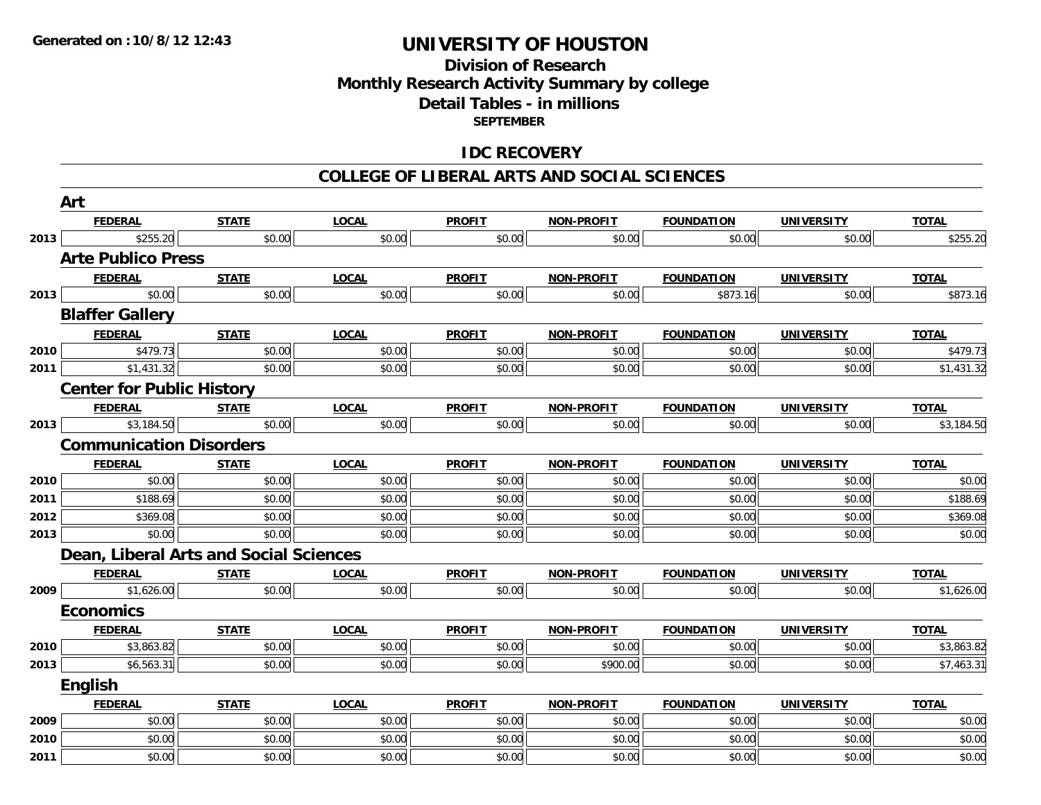**Generated on :10/8/12 12:43**

# UNIVERSITY OF HOUSTON

## Division of Research
## Monthly Research Activity Summary by college
## Detail Tables - in millions
### SEPTEMBER

## IDC RECOVERY

## COLLEGE OF LIBERAL ARTS AND SOCIAL SCIENCES

### Art

| | FEDERAL | STATE | LOCAL | PROFIT | NON-PROFIT | FOUNDATION | UNIVERSITY | TOTAL |
|---|---|---|---|---|---|---|---|---|
| 2013 | $255.20 | $0.00 | $0.00 | $0.00 | $0.00 | $0.00 | $0.00 | $255.20 |

### Arte Publico Press

| | FEDERAL | STATE | LOCAL | PROFIT | NON-PROFIT | FOUNDATION | UNIVERSITY | TOTAL |
|---|---|---|---|---|---|---|---|---|
| 2013 | $0.00 | $0.00 | $0.00 | $0.00 | $0.00 | $873.16 | $0.00 | $873.16 |

### Blaffer Gallery

| | FEDERAL | STATE | LOCAL | PROFIT | NON-PROFIT | FOUNDATION | UNIVERSITY | TOTAL |
|---|---|---|---|---|---|---|---|---|
| 2010 | $479.73 | $0.00 | $0.00 | $0.00 | $0.00 | $0.00 | $0.00 | $479.73 |
| 2011 | $1,431.32 | $0.00 | $0.00 | $0.00 | $0.00 | $0.00 | $0.00 | $1,431.32 |

### Center for Public History

| | FEDERAL | STATE | LOCAL | PROFIT | NON-PROFIT | FOUNDATION | UNIVERSITY | TOTAL |
|---|---|---|---|---|---|---|---|---|
| 2013 | $3,184.50 | $0.00 | $0.00 | $0.00 | $0.00 | $0.00 | $0.00 | $3,184.50 |

### Communication Disorders

| | FEDERAL | STATE | LOCAL | PROFIT | NON-PROFIT | FOUNDATION | UNIVERSITY | TOTAL |
|---|---|---|---|---|---|---|---|---|
| 2010 | $0.00 | $0.00 | $0.00 | $0.00 | $0.00 | $0.00 | $0.00 | $0.00 |
| 2011 | $188.69 | $0.00 | $0.00 | $0.00 | $0.00 | $0.00 | $0.00 | $188.69 |
| 2012 | $369.08 | $0.00 | $0.00 | $0.00 | $0.00 | $0.00 | $0.00 | $369.08 |
| 2013 | $0.00 | $0.00 | $0.00 | $0.00 | $0.00 | $0.00 | $0.00 | $0.00 |

### Dean, Liberal Arts and Social Sciences

| | FEDERAL | STATE | LOCAL | PROFIT | NON-PROFIT | FOUNDATION | UNIVERSITY | TOTAL |
|---|---|---|---|---|---|---|---|---|
| 2009 | $1,626.00 | $0.00 | $0.00 | $0.00 | $0.00 | $0.00 | $0.00 | $1,626.00 |

### Economics

| | FEDERAL | STATE | LOCAL | PROFIT | NON-PROFIT | FOUNDATION | UNIVERSITY | TOTAL |
|---|---|---|---|---|---|---|---|---|
| 2010 | $3,863.82 | $0.00 | $0.00 | $0.00 | $0.00 | $0.00 | $0.00 | $3,863.82 |
| 2013 | $6,563.31 | $0.00 | $0.00 | $0.00 | $900.00 | $0.00 | $0.00 | $7,463.31 |

### English

| | FEDERAL | STATE | LOCAL | PROFIT | NON-PROFIT | FOUNDATION | UNIVERSITY | TOTAL |
|---|---|---|---|---|---|---|---|---|
| 2009 | $0.00 | $0.00 | $0.00 | $0.00 | $0.00 | $0.00 | $0.00 | $0.00 |
| 2010 | $0.00 | $0.00 | $0.00 | $0.00 | $0.00 | $0.00 | $0.00 | $0.00 |
| 2011 | $0.00 | $0.00 | $0.00 | $0.00 | $0.00 | $0.00 | $0.00 | $0.00 |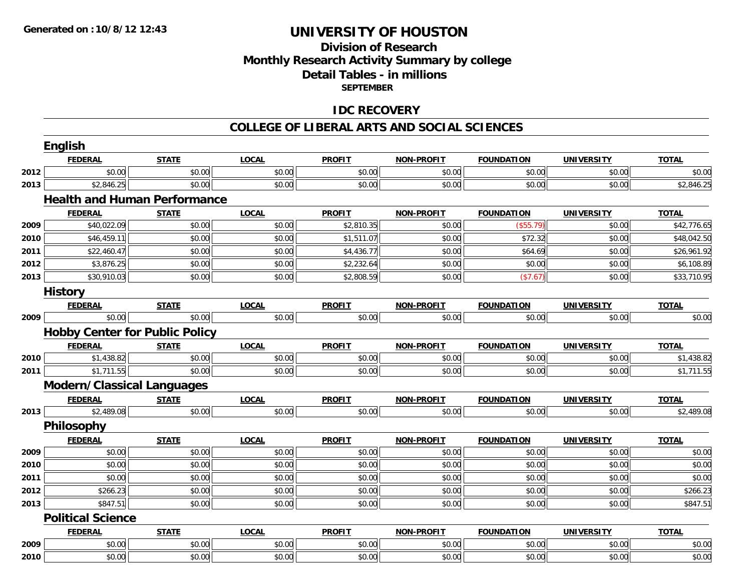**Generated on :10/8/12 12:43**

# UNIVERSITY OF HOUSTON

## Division of Research
## Monthly Research Activity Summary by college
## Detail Tables - in millions
### SEPTEMBER

## IDC RECOVERY

## COLLEGE OF LIBERAL ARTS AND SOCIAL SCIENCES

### English

| | FEDERAL | STATE | LOCAL | PROFIT | NON-PROFIT | FOUNDATION | UNIVERSITY | TOTAL |
|---|---|---|---|---|---|---|---|---|
| 2012 | $0.00 | $0.00 | $0.00 | $0.00 | $0.00 | $0.00 | $0.00 | $0.00 |
| 2013 | $2,846.25 | $0.00 | $0.00 | $0.00 | $0.00 | $0.00 | $0.00 | $2,846.25 |

### Health and Human Performance

| | FEDERAL | STATE | LOCAL | PROFIT | NON-PROFIT | FOUNDATION | UNIVERSITY | TOTAL |
|---|---|---|---|---|---|---|---|---|
| 2009 | $40,022.09 | $0.00 | $0.00 | $2,810.35 | $0.00 | ($55.79) | $0.00 | $42,776.65 |
| 2010 | $46,459.11 | $0.00 | $0.00 | $1,511.07 | $0.00 | $72.32 | $0.00 | $48,042.50 |
| 2011 | $22,460.47 | $0.00 | $0.00 | $4,436.77 | $0.00 | $64.69 | $0.00 | $26,961.92 |
| 2012 | $3,876.25 | $0.00 | $0.00 | $2,232.64 | $0.00 | $0.00 | $0.00 | $6,108.89 |
| 2013 | $30,910.03 | $0.00 | $0.00 | $2,808.59 | $0.00 | ($7.67) | $0.00 | $33,710.95 |

### History

| | FEDERAL | STATE | LOCAL | PROFIT | NON-PROFIT | FOUNDATION | UNIVERSITY | TOTAL |
|---|---|---|---|---|---|---|---|---|
| 2009 | $0.00 | $0.00 | $0.00 | $0.00 | $0.00 | $0.00 | $0.00 | $0.00 |

### Hobby Center for Public Policy

| | FEDERAL | STATE | LOCAL | PROFIT | NON-PROFIT | FOUNDATION | UNIVERSITY | TOTAL |
|---|---|---|---|---|---|---|---|---|
| 2010 | $1,438.82 | $0.00 | $0.00 | $0.00 | $0.00 | $0.00 | $0.00 | $1,438.82 |
| 2011 | $1,711.55 | $0.00 | $0.00 | $0.00 | $0.00 | $0.00 | $0.00 | $1,711.55 |

### Modern/Classical Languages

| | FEDERAL | STATE | LOCAL | PROFIT | NON-PROFIT | FOUNDATION | UNIVERSITY | TOTAL |
|---|---|---|---|---|---|---|---|---|
| 2013 | $2,489.08 | $0.00 | $0.00 | $0.00 | $0.00 | $0.00 | $0.00 | $2,489.08 |

### Philosophy

| | FEDERAL | STATE | LOCAL | PROFIT | NON-PROFIT | FOUNDATION | UNIVERSITY | TOTAL |
|---|---|---|---|---|---|---|---|---|
| 2009 | $0.00 | $0.00 | $0.00 | $0.00 | $0.00 | $0.00 | $0.00 | $0.00 |
| 2010 | $0.00 | $0.00 | $0.00 | $0.00 | $0.00 | $0.00 | $0.00 | $0.00 |
| 2011 | $0.00 | $0.00 | $0.00 | $0.00 | $0.00 | $0.00 | $0.00 | $0.00 |
| 2012 | $266.23 | $0.00 | $0.00 | $0.00 | $0.00 | $0.00 | $0.00 | $266.23 |
| 2013 | $847.51 | $0.00 | $0.00 | $0.00 | $0.00 | $0.00 | $0.00 | $847.51 |

### Political Science

| | FEDERAL | STATE | LOCAL | PROFIT | NON-PROFIT | FOUNDATION | UNIVERSITY | TOTAL |
|---|---|---|---|---|---|---|---|---|
| 2009 | $0.00 | $0.00 | $0.00 | $0.00 | $0.00 | $0.00 | $0.00 | $0.00 |
| 2010 | $0.00 | $0.00 | $0.00 | $0.00 | $0.00 | $0.00 | $0.00 | $0.00 |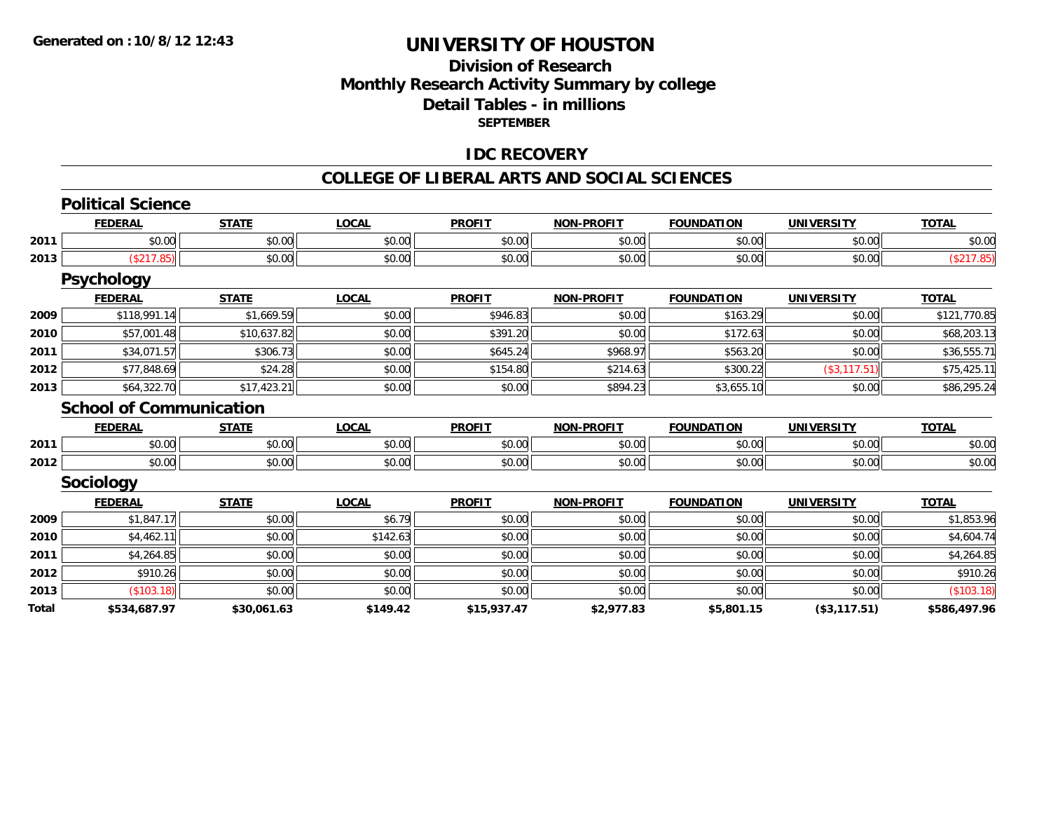**Generated on :10/8/12 12:43**

# UNIVERSITY OF HOUSTON

## Division of Research
## Monthly Research Activity Summary by college
## Detail Tables - in millions
### SEPTEMBER

## IDC RECOVERY

## COLLEGE OF LIBERAL ARTS AND SOCIAL SCIENCES

### Political Science

| | FEDERAL | STATE | LOCAL | PROFIT | NON-PROFIT | FOUNDATION | UNIVERSITY | TOTAL |
|---|---|---|---|---|---|---|---|---|
| 2011 | $0.00 | $0.00 | $0.00 | $0.00 | $0.00 | $0.00 | $0.00 | $0.00 |
| 2013 | ($217.85) | $0.00 | $0.00 | $0.00 | $0.00 | $0.00 | $0.00 | ($217.85) |

### Psychology

| | FEDERAL | STATE | LOCAL | PROFIT | NON-PROFIT | FOUNDATION | UNIVERSITY | TOTAL |
|---|---|---|---|---|---|---|---|---|
| 2009 | $118,991.14 | $1,669.59 | $0.00 | $946.83 | $0.00 | $163.29 | $0.00 | $121,770.85 |
| 2010 | $57,001.48 | $10,637.82 | $0.00 | $391.20 | $0.00 | $172.63 | $0.00 | $68,203.13 |
| 2011 | $34,071.57 | $306.73 | $0.00 | $645.24 | $968.97 | $563.20 | $0.00 | $36,555.71 |
| 2012 | $77,848.69 | $24.28 | $0.00 | $154.80 | $214.63 | $300.22 | ($3,117.51) | $75,425.11 |
| 2013 | $64,322.70 | $17,423.21 | $0.00 | $0.00 | $894.23 | $3,655.10 | $0.00 | $86,295.24 |

### School of Communication

| | FEDERAL | STATE | LOCAL | PROFIT | NON-PROFIT | FOUNDATION | UNIVERSITY | TOTAL |
|---|---|---|---|---|---|---|---|---|
| 2011 | $0.00 | $0.00 | $0.00 | $0.00 | $0.00 | $0.00 | $0.00 | $0.00 |
| 2012 | $0.00 | $0.00 | $0.00 | $0.00 | $0.00 | $0.00 | $0.00 | $0.00 |

### Sociology

| | FEDERAL | STATE | LOCAL | PROFIT | NON-PROFIT | FOUNDATION | UNIVERSITY | TOTAL |
|---|---|---|---|---|---|---|---|---|
| 2009 | $1,847.17 | $0.00 | $6.79 | $0.00 | $0.00 | $0.00 | $0.00 | $1,853.96 |
| 2010 | $4,462.11 | $0.00 | $142.63 | $0.00 | $0.00 | $0.00 | $0.00 | $4,604.74 |
| 2011 | $4,264.85 | $0.00 | $0.00 | $0.00 | $0.00 | $0.00 | $0.00 | $4,264.85 |
| 2012 | $910.26 | $0.00 | $0.00 | $0.00 | $0.00 | $0.00 | $0.00 | $910.26 |
| 2013 | ($103.18) | $0.00 | $0.00 | $0.00 | $0.00 | $0.00 | $0.00 | ($103.18) |
| **Total** | **$534,687.97** | **$30,061.63** | **$149.42** | **$15,937.47** | **$2,977.83** | **$5,801.15** | **($3,117.51)** | **$586,497.96** |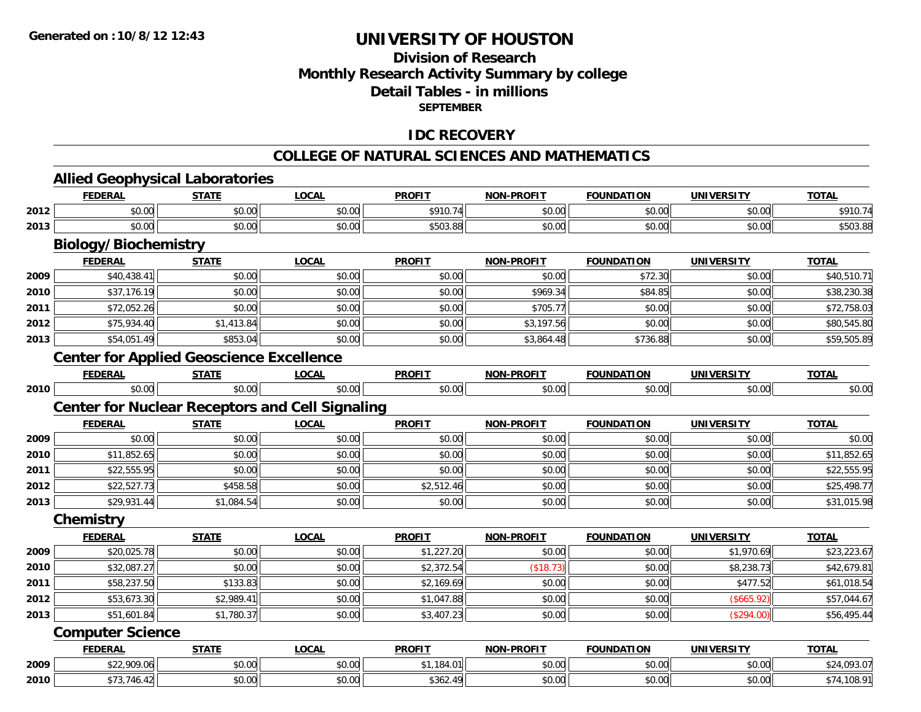# UNIVERSITY OF HOUSTON

## Division of Research
## Monthly Research Activity Summary by college
## Detail Tables - in millions
### SEPTEMBER

## IDC RECOVERY

## COLLEGE OF NATURAL SCIENCES AND MATHEMATICS

### Allied Geophysical Laboratories

| | FEDERAL | STATE | LOCAL | PROFIT | NON-PROFIT | FOUNDATION | UNIVERSITY | TOTAL |
|---|---|---|---|---|---|---|---|---|
| 2012 | $0.00 | $0.00 | $0.00 | $910.74 | $0.00 | $0.00 | $0.00 | $910.74 |
| 2013 | $0.00 | $0.00 | $0.00 | $503.88 | $0.00 | $0.00 | $0.00 | $503.88 |

### Biology/Biochemistry

| | FEDERAL | STATE | LOCAL | PROFIT | NON-PROFIT | FOUNDATION | UNIVERSITY | TOTAL |
|---|---|---|---|---|---|---|---|---|
| 2009 | $40,438.41 | $0.00 | $0.00 | $0.00 | $0.00 | $72.30 | $0.00 | $40,510.71 |
| 2010 | $37,176.19 | $0.00 | $0.00 | $0.00 | $969.34 | $84.85 | $0.00 | $38,230.38 |
| 2011 | $72,052.26 | $0.00 | $0.00 | $0.00 | $705.77 | $0.00 | $0.00 | $72,758.03 |
| 2012 | $75,934.40 | $1,413.84 | $0.00 | $0.00 | $3,197.56 | $0.00 | $0.00 | $80,545.80 |
| 2013 | $54,051.49 | $853.04 | $0.00 | $0.00 | $3,864.48 | $736.88 | $0.00 | $59,505.89 |

### Center for Applied Geoscience Excellence

| | FEDERAL | STATE | LOCAL | PROFIT | NON-PROFIT | FOUNDATION | UNIVERSITY | TOTAL |
|---|---|---|---|---|---|---|---|---|
| 2010 | $0.00 | $0.00 | $0.00 | $0.00 | $0.00 | $0.00 | $0.00 | $0.00 |

### Center for Nuclear Receptors and Cell Signaling

| | FEDERAL | STATE | LOCAL | PROFIT | NON-PROFIT | FOUNDATION | UNIVERSITY | TOTAL |
|---|---|---|---|---|---|---|---|---|
| 2009 | $0.00 | $0.00 | $0.00 | $0.00 | $0.00 | $0.00 | $0.00 | $0.00 |
| 2010 | $11,852.65 | $0.00 | $0.00 | $0.00 | $0.00 | $0.00 | $0.00 | $11,852.65 |
| 2011 | $22,555.95 | $0.00 | $0.00 | $0.00 | $0.00 | $0.00 | $0.00 | $22,555.95 |
| 2012 | $22,527.73 | $458.58 | $0.00 | $2,512.46 | $0.00 | $0.00 | $0.00 | $25,498.77 |
| 2013 | $29,931.44 | $1,084.54 | $0.00 | $0.00 | $0.00 | $0.00 | $0.00 | $31,015.98 |

### Chemistry

| | FEDERAL | STATE | LOCAL | PROFIT | NON-PROFIT | FOUNDATION | UNIVERSITY | TOTAL |
|---|---|---|---|---|---|---|---|---|
| 2009 | $20,025.78 | $0.00 | $0.00 | $1,227.20 | $0.00 | $0.00 | $1,970.69 | $23,223.67 |
| 2010 | $32,087.27 | $0.00 | $0.00 | $2,372.54 | ($18.73) | $0.00 | $8,238.73 | $42,679.81 |
| 2011 | $58,237.50 | $133.83 | $0.00 | $2,169.69 | $0.00 | $0.00 | $477.52 | $61,018.54 |
| 2012 | $53,673.30 | $2,989.41 | $0.00 | $1,047.88 | $0.00 | $0.00 | ($665.92) | $57,044.67 |
| 2013 | $51,601.84 | $1,780.37 | $0.00 | $3,407.23 | $0.00 | $0.00 | ($294.00) | $56,495.44 |

### Computer Science

| | FEDERAL | STATE | LOCAL | PROFIT | NON-PROFIT | FOUNDATION | UNIVERSITY | TOTAL |
|---|---|---|---|---|---|---|---|---|
| 2009 | $22,909.06 | $0.00 | $0.00 | $1,184.01 | $0.00 | $0.00 | $0.00 | $24,093.07 |
| 2010 | $73,746.42 | $0.00 | $0.00 | $362.49 | $0.00 | $0.00 | $0.00 | $74,108.91 |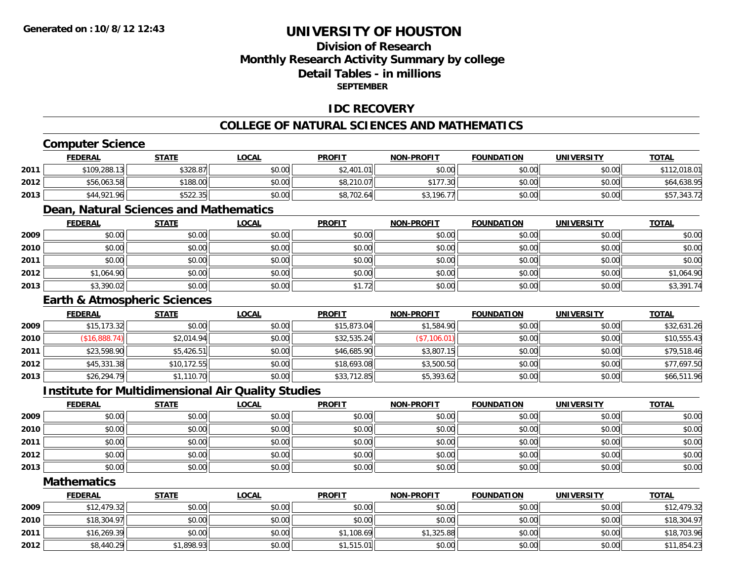**Generated on :10/8/12 12:43**

# UNIVERSITY OF HOUSTON

## Division of Research
## Monthly Research Activity Summary by college
## Detail Tables - in millions
### SEPTEMBER

### IDC RECOVERY

### COLLEGE OF NATURAL SCIENCES AND MATHEMATICS

#### Computer Science

| | FEDERAL | STATE | LOCAL | PROFIT | NON-PROFIT | FOUNDATION | UNIVERSITY | TOTAL |
|---|---|---|---|---|---|---|---|---|
| 2011 | $109,288.13 | $328.87 | $0.00 | $2,401.01 | $0.00 | $0.00 | $0.00 | $112,018.01 |
| 2012 | $56,063.58 | $188.00 | $0.00 | $8,210.07 | $177.30 | $0.00 | $0.00 | $64,638.95 |
| 2013 | $44,921.96 | $522.35 | $0.00 | $8,702.64 | $3,196.77 | $0.00 | $0.00 | $57,343.72 |

#### Dean, Natural Sciences and Mathematics

| | FEDERAL | STATE | LOCAL | PROFIT | NON-PROFIT | FOUNDATION | UNIVERSITY | TOTAL |
|---|---|---|---|---|---|---|---|---|
| 2009 | $0.00 | $0.00 | $0.00 | $0.00 | $0.00 | $0.00 | $0.00 | $0.00 |
| 2010 | $0.00 | $0.00 | $0.00 | $0.00 | $0.00 | $0.00 | $0.00 | $0.00 |
| 2011 | $0.00 | $0.00 | $0.00 | $0.00 | $0.00 | $0.00 | $0.00 | $0.00 |
| 2012 | $1,064.90 | $0.00 | $0.00 | $0.00 | $0.00 | $0.00 | $0.00 | $1,064.90 |
| 2013 | $3,390.02 | $0.00 | $0.00 | $1.72 | $0.00 | $0.00 | $0.00 | $3,391.74 |

#### Earth & Atmospheric Sciences

| | FEDERAL | STATE | LOCAL | PROFIT | NON-PROFIT | FOUNDATION | UNIVERSITY | TOTAL |
|---|---|---|---|---|---|---|---|---|
| 2009 | $15,173.32 | $0.00 | $0.00 | $15,873.04 | $1,584.90 | $0.00 | $0.00 | $32,631.26 |
| 2010 | ($16,888.74) | $2,014.94 | $0.00 | $32,535.24 | ($7,106.01) | $0.00 | $0.00 | $10,555.43 |
| 2011 | $23,598.90 | $5,426.51 | $0.00 | $46,685.90 | $3,807.15 | $0.00 | $0.00 | $79,518.46 |
| 2012 | $45,331.38 | $10,172.55 | $0.00 | $18,693.08 | $3,500.50 | $0.00 | $0.00 | $77,697.50 |
| 2013 | $26,294.79 | $1,110.70 | $0.00 | $33,712.85 | $5,393.62 | $0.00 | $0.00 | $66,511.96 |

#### Institute for Multidimensional Air Quality Studies

| | FEDERAL | STATE | LOCAL | PROFIT | NON-PROFIT | FOUNDATION | UNIVERSITY | TOTAL |
|---|---|---|---|---|---|---|---|---|
| 2009 | $0.00 | $0.00 | $0.00 | $0.00 | $0.00 | $0.00 | $0.00 | $0.00 |
| 2010 | $0.00 | $0.00 | $0.00 | $0.00 | $0.00 | $0.00 | $0.00 | $0.00 |
| 2011 | $0.00 | $0.00 | $0.00 | $0.00 | $0.00 | $0.00 | $0.00 | $0.00 |
| 2012 | $0.00 | $0.00 | $0.00 | $0.00 | $0.00 | $0.00 | $0.00 | $0.00 |
| 2013 | $0.00 | $0.00 | $0.00 | $0.00 | $0.00 | $0.00 | $0.00 | $0.00 |

#### Mathematics

| | FEDERAL | STATE | LOCAL | PROFIT | NON-PROFIT | FOUNDATION | UNIVERSITY | TOTAL |
|---|---|---|---|---|---|---|---|---|
| 2009 | $12,479.32 | $0.00 | $0.00 | $0.00 | $0.00 | $0.00 | $0.00 | $12,479.32 |
| 2010 | $18,304.97 | $0.00 | $0.00 | $0.00 | $0.00 | $0.00 | $0.00 | $18,304.97 |
| 2011 | $16,269.39 | $0.00 | $0.00 | $1,108.69 | $1,325.88 | $0.00 | $0.00 | $18,703.96 |
| 2012 | $8,440.29 | $1,898.93 | $0.00 | $1,515.01 | $0.00 | $0.00 | $0.00 | $11,854.23 |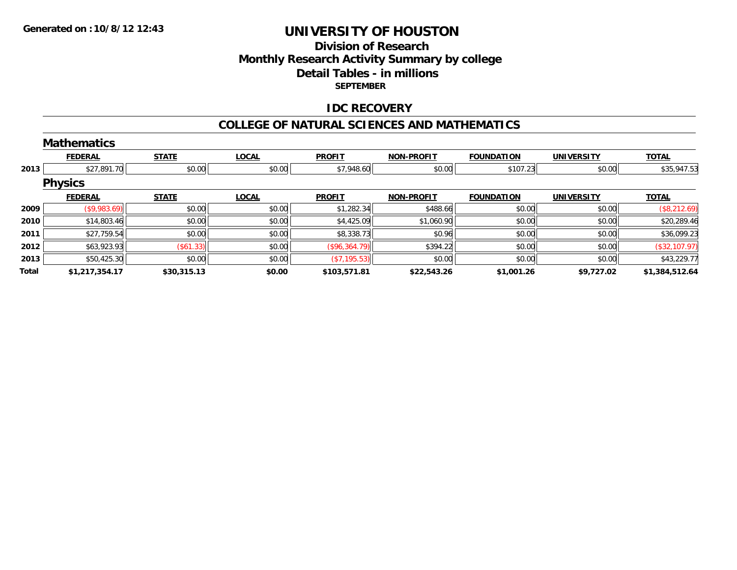**Generated on :10/8/12 12:43**

# UNIVERSITY OF HOUSTON

## Division of Research
## Monthly Research Activity Summary by college
## Detail Tables - in millions
### SEPTEMBER

## IDC RECOVERY

## COLLEGE OF NATURAL SCIENCES AND MATHEMATICS

### Mathematics

| | FEDERAL | STATE | LOCAL | PROFIT | NON-PROFIT | FOUNDATION | UNIVERSITY | TOTAL |
|---|---|---|---|---|---|---|---|---|
| 2013 | $27,891.70 | $0.00 | $0.00 | $7,948.60 | $0.00 | $107.23 | $0.00 | $35,947.53 |

### Physics

| | FEDERAL | STATE | LOCAL | PROFIT | NON-PROFIT | FOUNDATION | UNIVERSITY | TOTAL |
|---|---|---|---|---|---|---|---|---|
| 2009 | ($9,983.69) | $0.00 | $0.00 | $1,282.34 | $488.66 | $0.00 | $0.00 | ($8,212.69) |
| 2010 | $14,803.46 | $0.00 | $0.00 | $4,425.09 | $1,060.90 | $0.00 | $0.00 | $20,289.46 |
| 2011 | $27,759.54 | $0.00 | $0.00 | $8,338.73 | $0.96 | $0.00 | $0.00 | $36,099.23 |
| 2012 | $63,923.93 | ($61.33) | $0.00 | ($96,364.79) | $394.22 | $0.00 | $0.00 | ($32,107.97) |
| 2013 | $50,425.30 | $0.00 | $0.00 | ($7,195.53) | $0.00 | $0.00 | $0.00 | $43,229.77 |
| **Total** | **$1,217,354.17** | **$30,315.13** | **$0.00** | **$103,571.81** | **$22,543.26** | **$1,001.26** | **$9,727.02** | **$1,384,512.64** |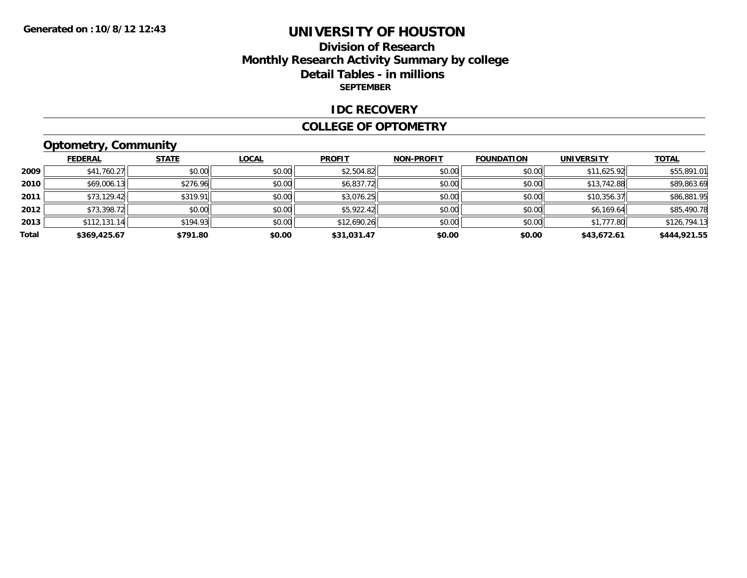**Generated on :10/8/12 12:43**

# UNIVERSITY OF HOUSTON

## Division of Research
## Monthly Research Activity Summary by college
## Detail Tables - in millions
### SEPTEMBER

### IDC RECOVERY

### COLLEGE OF OPTOMETRY

### Optometry, Community

| | FEDERAL | STATE | LOCAL | PROFIT | NON-PROFIT | FOUNDATION | UNIVERSITY | TOTAL |
|---|---|---|---|---|---|---|---|---|
| 2009 | $41,760.27 | $0.00 | $0.00 | $2,504.82 | $0.00 | $0.00 | $11,625.92 | $55,891.01 |
| 2010 | $69,006.13 | $276.96 | $0.00 | $6,837.72 | $0.00 | $0.00 | $13,742.88 | $89,863.69 |
| 2011 | $73,129.42 | $319.91 | $0.00 | $3,076.25 | $0.00 | $0.00 | $10,356.37 | $86,881.95 |
| 2012 | $73,398.72 | $0.00 | $0.00 | $5,922.42 | $0.00 | $0.00 | $6,169.64 | $85,490.78 |
| 2013 | $112,131.14 | $194.93 | $0.00 | $12,690.26 | $0.00 | $0.00 | $1,777.80 | $126,794.13 |
| **Total** | **$369,425.67** | **$791.80** | **$0.00** | **$31,031.47** | **$0.00** | **$0.00** | **$43,672.61** | **$444,921.55** |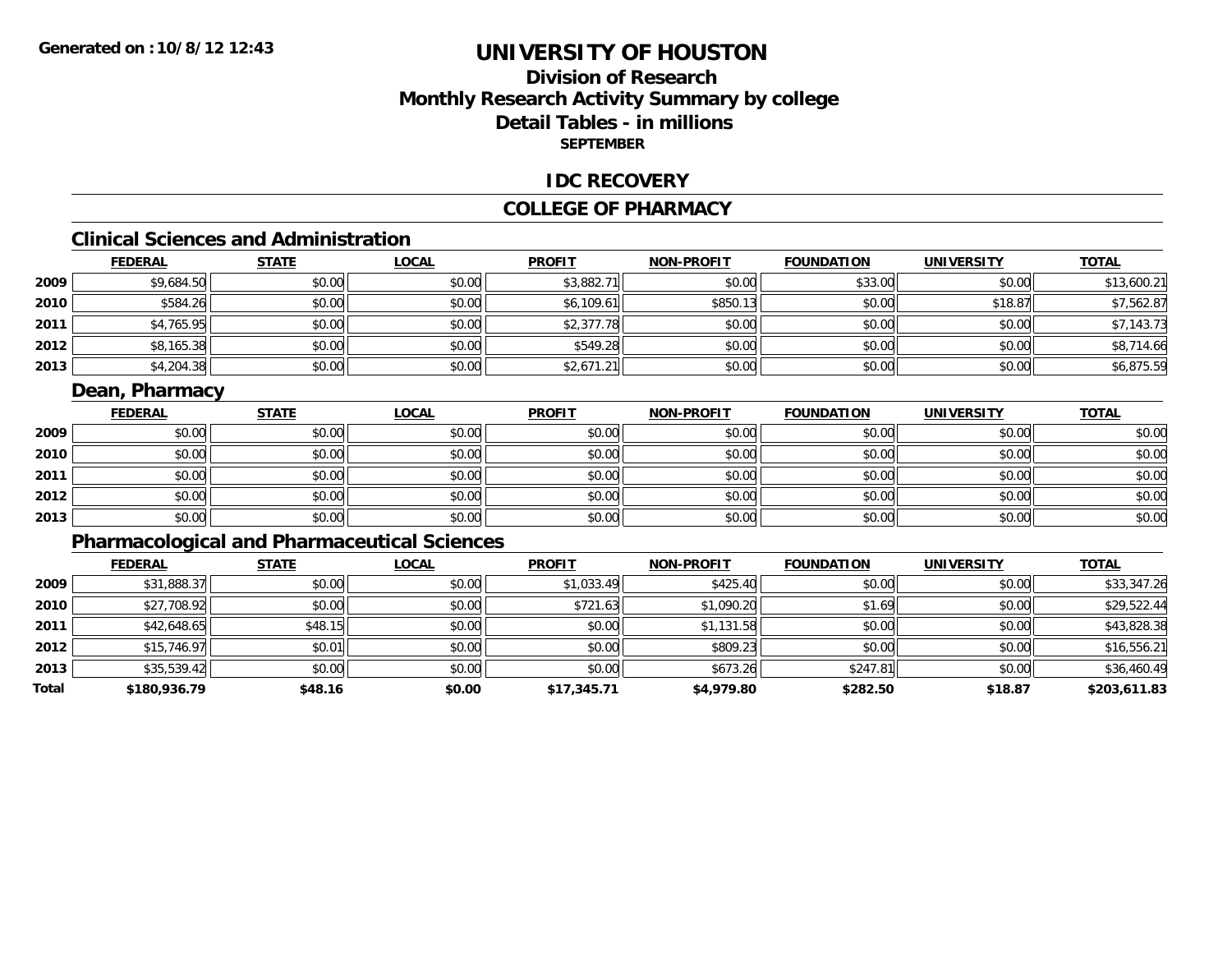# UNIVERSITY OF HOUSTON

## Division of Research
## Monthly Research Activity Summary by college
## Detail Tables - in millions
**SEPTEMBER**

Generated on :10/8/12 12:43

### IDC RECOVERY

### COLLEGE OF PHARMACY

#### Clinical Sciences and Administration

| | FEDERAL | STATE | LOCAL | PROFIT | NON-PROFIT | FOUNDATION | UNIVERSITY | TOTAL |
|---|---|---|---|---|---|---|---|---|
| 2009 | $9,684.50 | $0.00 | $0.00 | $3,882.71 | $0.00 | $33.00 | $0.00 | $13,600.21 |
| 2010 | $584.26 | $0.00 | $0.00 | $6,109.61 | $850.13 | $0.00 | $18.87 | $7,562.87 |
| 2011 | $4,765.95 | $0.00 | $0.00 | $2,377.78 | $0.00 | $0.00 | $0.00 | $7,143.73 |
| 2012 | $8,165.38 | $0.00 | $0.00 | $549.28 | $0.00 | $0.00 | $0.00 | $8,714.66 |
| 2013 | $4,204.38 | $0.00 | $0.00 | $2,671.21 | $0.00 | $0.00 | $0.00 | $6,875.59 |

#### Dean, Pharmacy

| | FEDERAL | STATE | LOCAL | PROFIT | NON-PROFIT | FOUNDATION | UNIVERSITY | TOTAL |
|---|---|---|---|---|---|---|---|---|
| 2009 | $0.00 | $0.00 | $0.00 | $0.00 | $0.00 | $0.00 | $0.00 | $0.00 |
| 2010 | $0.00 | $0.00 | $0.00 | $0.00 | $0.00 | $0.00 | $0.00 | $0.00 |
| 2011 | $0.00 | $0.00 | $0.00 | $0.00 | $0.00 | $0.00 | $0.00 | $0.00 |
| 2012 | $0.00 | $0.00 | $0.00 | $0.00 | $0.00 | $0.00 | $0.00 | $0.00 |
| 2013 | $0.00 | $0.00 | $0.00 | $0.00 | $0.00 | $0.00 | $0.00 | $0.00 |

#### Pharmacological and Pharmaceutical Sciences

| | FEDERAL | STATE | LOCAL | PROFIT | NON-PROFIT | FOUNDATION | UNIVERSITY | TOTAL |
|---|---|---|---|---|---|---|---|---|
| 2009 | $31,888.37 | $0.00 | $0.00 | $1,033.49 | $425.40 | $0.00 | $0.00 | $33,347.26 |
| 2010 | $27,708.92 | $0.00 | $0.00 | $721.63 | $1,090.20 | $1.69 | $0.00 | $29,522.44 |
| 2011 | $42,648.65 | $48.15 | $0.00 | $0.00 | $1,131.58 | $0.00 | $0.00 | $43,828.38 |
| 2012 | $15,746.97 | $0.01 | $0.00 | $0.00 | $809.23 | $0.00 | $0.00 | $16,556.21 |
| 2013 | $35,539.42 | $0.00 | $0.00 | $0.00 | $673.26 | $247.81 | $0.00 | $36,460.49 |
| **Total** | **$180,936.79** | **$48.16** | **$0.00** | **$17,345.71** | **$4,979.80** | **$282.50** | **$18.87** | **$203,611.83** |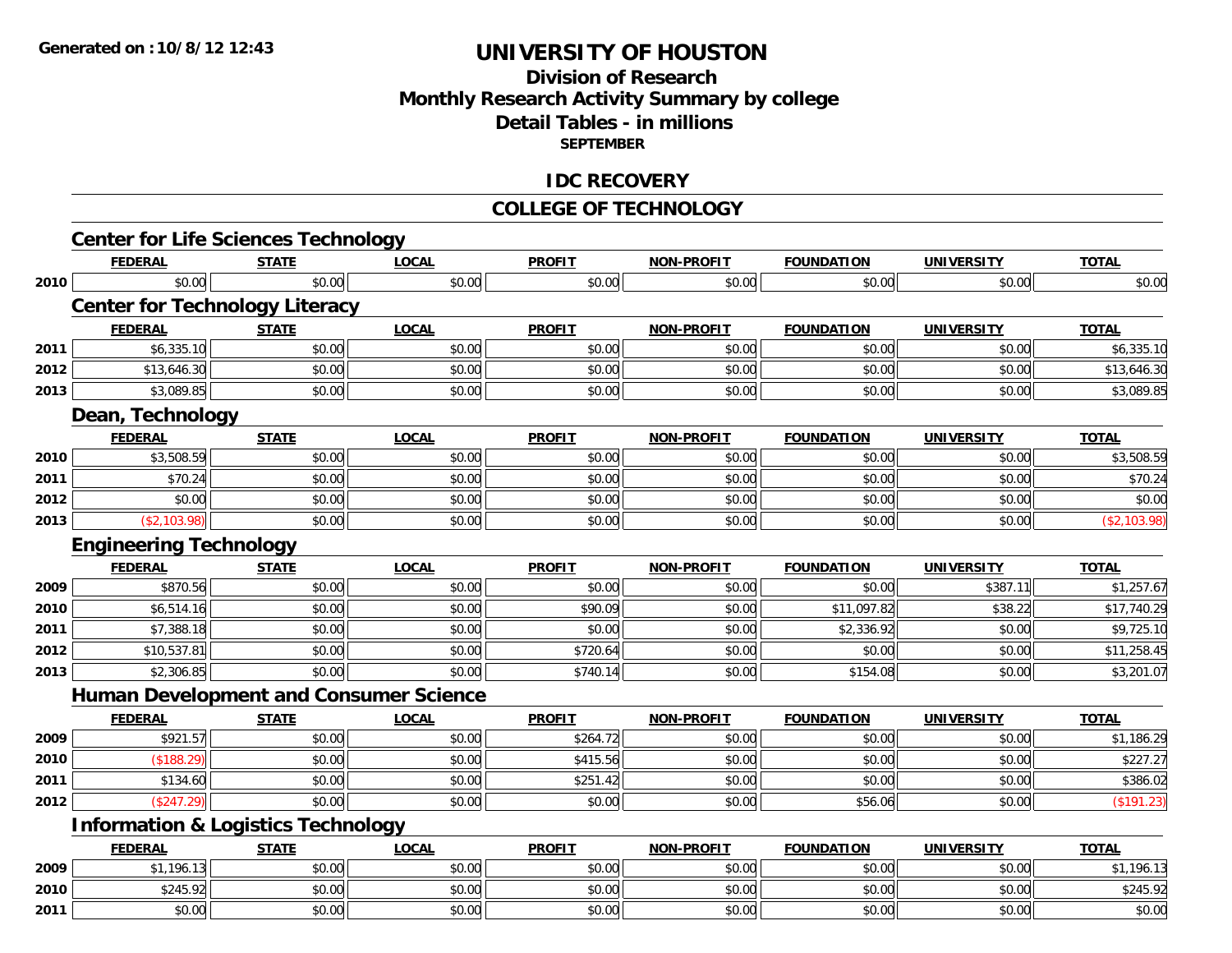**Generated on :10/8/12 12:43**

# UNIVERSITY OF HOUSTON

## Division of Research
## Monthly Research Activity Summary by college
## Detail Tables - in millions
### SEPTEMBER

## IDC RECOVERY

## COLLEGE OF TECHNOLOGY

### Center for Life Sciences Technology

| | FEDERAL | STATE | LOCAL | PROFIT | NON-PROFIT | FOUNDATION | UNIVERSITY | TOTAL |
|---|---|---|---|---|---|---|---|---|
| 2010 | $0.00 | $0.00 | $0.00 | $0.00 | $0.00 | $0.00 | $0.00 | $0.00 |

### Center for Technology Literacy

| | FEDERAL | STATE | LOCAL | PROFIT | NON-PROFIT | FOUNDATION | UNIVERSITY | TOTAL |
|---|---|---|---|---|---|---|---|---|
| 2011 | $6,335.10 | $0.00 | $0.00 | $0.00 | $0.00 | $0.00 | $0.00 | $6,335.10 |
| 2012 | $13,646.30 | $0.00 | $0.00 | $0.00 | $0.00 | $0.00 | $0.00 | $13,646.30 |
| 2013 | $3,089.85 | $0.00 | $0.00 | $0.00 | $0.00 | $0.00 | $0.00 | $3,089.85 |

### Dean, Technology

| | FEDERAL | STATE | LOCAL | PROFIT | NON-PROFIT | FOUNDATION | UNIVERSITY | TOTAL |
|---|---|---|---|---|---|---|---|---|
| 2010 | $3,508.59 | $0.00 | $0.00 | $0.00 | $0.00 | $0.00 | $0.00 | $3,508.59 |
| 2011 | $70.24 | $0.00 | $0.00 | $0.00 | $0.00 | $0.00 | $0.00 | $70.24 |
| 2012 | $0.00 | $0.00 | $0.00 | $0.00 | $0.00 | $0.00 | $0.00 | $0.00 |
| 2013 | ($2,103.98) | $0.00 | $0.00 | $0.00 | $0.00 | $0.00 | $0.00 | ($2,103.98) |

### Engineering Technology

| | FEDERAL | STATE | LOCAL | PROFIT | NON-PROFIT | FOUNDATION | UNIVERSITY | TOTAL |
|---|---|---|---|---|---|---|---|---|
| 2009 | $870.56 | $0.00 | $0.00 | $0.00 | $0.00 | $0.00 | $387.11 | $1,257.67 |
| 2010 | $6,514.16 | $0.00 | $0.00 | $90.09 | $0.00 | $11,097.82 | $38.22 | $17,740.29 |
| 2011 | $7,388.18 | $0.00 | $0.00 | $0.00 | $0.00 | $2,336.92 | $0.00 | $9,725.10 |
| 2012 | $10,537.81 | $0.00 | $0.00 | $720.64 | $0.00 | $0.00 | $0.00 | $11,258.45 |
| 2013 | $2,306.85 | $0.00 | $0.00 | $740.14 | $0.00 | $154.08 | $0.00 | $3,201.07 |

### Human Development and Consumer Science

| | FEDERAL | STATE | LOCAL | PROFIT | NON-PROFIT | FOUNDATION | UNIVERSITY | TOTAL |
|---|---|---|---|---|---|---|---|---|
| 2009 | $921.57 | $0.00 | $0.00 | $264.72 | $0.00 | $0.00 | $0.00 | $1,186.29 |
| 2010 | ($188.29) | $0.00 | $0.00 | $415.56 | $0.00 | $0.00 | $0.00 | $227.27 |
| 2011 | $134.60 | $0.00 | $0.00 | $251.42 | $0.00 | $0.00 | $0.00 | $386.02 |
| 2012 | ($247.29) | $0.00 | $0.00 | $0.00 | $0.00 | $56.06 | $0.00 | ($191.23) |

### Information & Logistics Technology

| | FEDERAL | STATE | LOCAL | PROFIT | NON-PROFIT | FOUNDATION | UNIVERSITY | TOTAL |
|---|---|---|---|---|---|---|---|---|
| 2009 | $1,196.13 | $0.00 | $0.00 | $0.00 | $0.00 | $0.00 | $0.00 | $1,196.13 |
| 2010 | $245.92 | $0.00 | $0.00 | $0.00 | $0.00 | $0.00 | $0.00 | $245.92 |
| 2011 | $0.00 | $0.00 | $0.00 | $0.00 | $0.00 | $0.00 | $0.00 | $0.00 |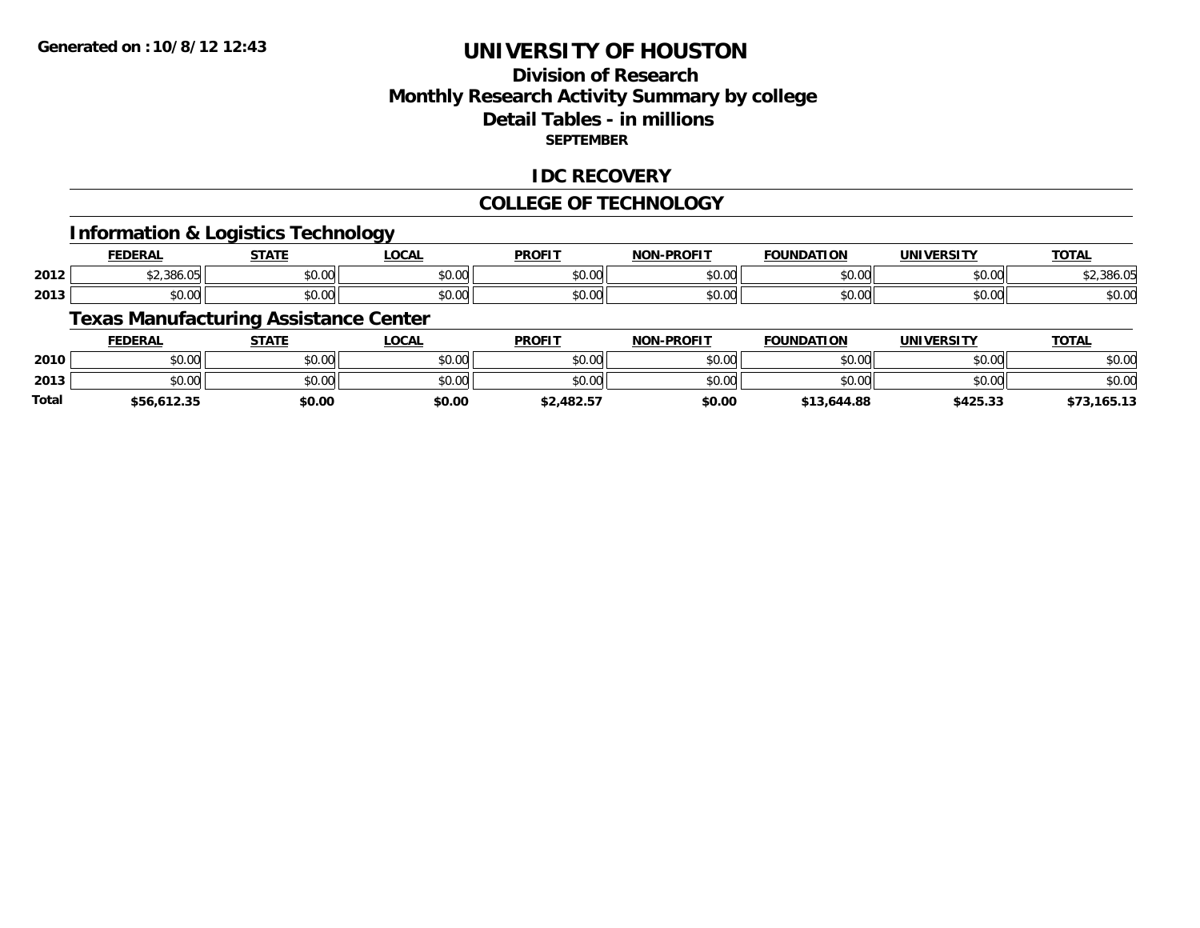Generated on :10/8/12 12:43

# UNIVERSITY OF HOUSTON

## Division of Research
## Monthly Research Activity Summary by college
## Detail Tables - in millions
### SEPTEMBER

## IDC RECOVERY

## COLLEGE OF TECHNOLOGY

### Information & Logistics Technology

| | FEDERAL | STATE | LOCAL | PROFIT | NON-PROFIT | FOUNDATION | UNIVERSITY | TOTAL |
|---|---|---|---|---|---|---|---|---|
| 2012 | $2,386.05 | $0.00 | $0.00 | $0.00 | $0.00 | $0.00 | $0.00 | $2,386.05 |
| 2013 | $0.00 | $0.00 | $0.00 | $0.00 | $0.00 | $0.00 | $0.00 | $0.00 |

### Texas Manufacturing Assistance Center

| | FEDERAL | STATE | LOCAL | PROFIT | NON-PROFIT | FOUNDATION | UNIVERSITY | TOTAL |
|---|---|---|---|---|---|---|---|---|
| 2010 | $0.00 | $0.00 | $0.00 | $0.00 | $0.00 | $0.00 | $0.00 | $0.00 |
| 2013 | $0.00 | $0.00 | $0.00 | $0.00 | $0.00 | $0.00 | $0.00 | $0.00 |
| **Total** | **$56,612.35** | **$0.00** | **$0.00** | **$2,482.57** | **$0.00** | **$13,644.88** | **$425.33** | **$73,165.13** |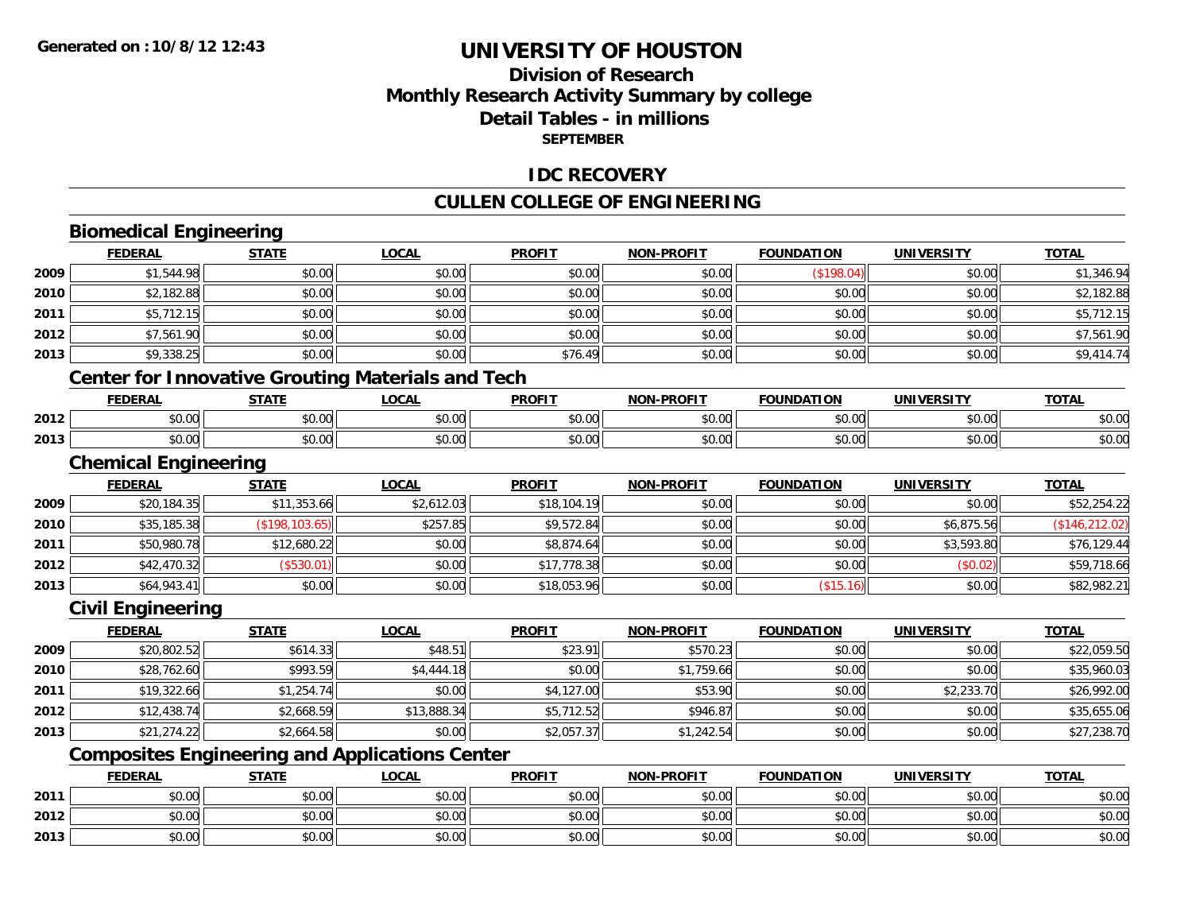# UNIVERSITY OF HOUSTON

## Division of Research
## Monthly Research Activity Summary by college
## Detail Tables - in millions
### SEPTEMBER

## IDC RECOVERY

## CULLEN COLLEGE OF ENGINEERING

### Biomedical Engineering

| | FEDERAL | STATE | LOCAL | PROFIT | NON-PROFIT | FOUNDATION | UNIVERSITY | TOTAL |
|---|---|---|---|---|---|---|---|---|
| 2009 | $1,544.98 | $0.00 | $0.00 | $0.00 | $0.00 | ($198.04) | $0.00 | $1,346.94 |
| 2010 | $2,182.88 | $0.00 | $0.00 | $0.00 | $0.00 | $0.00 | $0.00 | $2,182.88 |
| 2011 | $5,712.15 | $0.00 | $0.00 | $0.00 | $0.00 | $0.00 | $0.00 | $5,712.15 |
| 2012 | $7,561.90 | $0.00 | $0.00 | $0.00 | $0.00 | $0.00 | $0.00 | $7,561.90 |
| 2013 | $9,338.25 | $0.00 | $0.00 | $76.49 | $0.00 | $0.00 | $0.00 | $9,414.74 |

### Center for Innovative Grouting Materials and Tech

| | FEDERAL | STATE | LOCAL | PROFIT | NON-PROFIT | FOUNDATION | UNIVERSITY | TOTAL |
|---|---|---|---|---|---|---|---|---|
| 2012 | $0.00 | $0.00 | $0.00 | $0.00 | $0.00 | $0.00 | $0.00 | $0.00 |
| 2013 | $0.00 | $0.00 | $0.00 | $0.00 | $0.00 | $0.00 | $0.00 | $0.00 |

### Chemical Engineering

| | FEDERAL | STATE | LOCAL | PROFIT | NON-PROFIT | FOUNDATION | UNIVERSITY | TOTAL |
|---|---|---|---|---|---|---|---|---|
| 2009 | $20,184.35 | $11,353.66 | $2,612.03 | $18,104.19 | $0.00 | $0.00 | $0.00 | $52,254.22 |
| 2010 | $35,185.38 | ($198,103.65) | $257.85 | $9,572.84 | $0.00 | $0.00 | $6,875.56 | ($146,212.02) |
| 2011 | $50,980.78 | $12,680.22 | $0.00 | $8,874.64 | $0.00 | $0.00 | $3,593.80 | $76,129.44 |
| 2012 | $42,470.32 | ($530.01) | $0.00 | $17,778.38 | $0.00 | $0.00 | ($0.02) | $59,718.66 |
| 2013 | $64,943.41 | $0.00 | $0.00 | $18,053.96 | $0.00 | ($15.16) | $0.00 | $82,982.21 |

### Civil Engineering

| | FEDERAL | STATE | LOCAL | PROFIT | NON-PROFIT | FOUNDATION | UNIVERSITY | TOTAL |
|---|---|---|---|---|---|---|---|---|
| 2009 | $20,802.52 | $614.33 | $48.51 | $23.91 | $570.23 | $0.00 | $0.00 | $22,059.50 |
| 2010 | $28,762.60 | $993.59 | $4,444.18 | $0.00 | $1,759.66 | $0.00 | $0.00 | $35,960.03 |
| 2011 | $19,322.66 | $1,254.74 | $0.00 | $4,127.00 | $53.90 | $0.00 | $2,233.70 | $26,992.00 |
| 2012 | $12,438.74 | $2,668.59 | $13,888.34 | $5,712.52 | $946.87 | $0.00 | $0.00 | $35,655.06 |
| 2013 | $21,274.22 | $2,664.58 | $0.00 | $2,057.37 | $1,242.54 | $0.00 | $0.00 | $27,238.70 |

### Composites Engineering and Applications Center

| | FEDERAL | STATE | LOCAL | PROFIT | NON-PROFIT | FOUNDATION | UNIVERSITY | TOTAL |
|---|---|---|---|---|---|---|---|---|
| 2011 | $0.00 | $0.00 | $0.00 | $0.00 | $0.00 | $0.00 | $0.00 | $0.00 |
| 2012 | $0.00 | $0.00 | $0.00 | $0.00 | $0.00 | $0.00 | $0.00 | $0.00 |
| 2013 | $0.00 | $0.00 | $0.00 | $0.00 | $0.00 | $0.00 | $0.00 | $0.00 |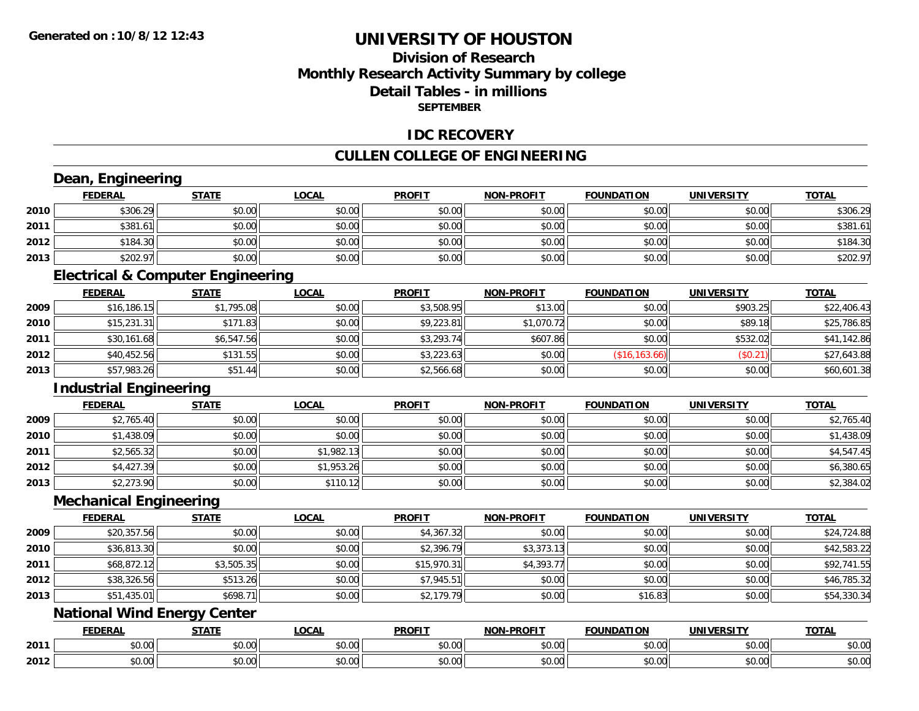# UNIVERSITY OF HOUSTON

## Division of Research
## Monthly Research Activity Summary by college
## Detail Tables - in millions
### SEPTEMBER

## IDC RECOVERY

## CULLEN COLLEGE OF ENGINEERING

### Dean, Engineering

| | FEDERAL | STATE | LOCAL | PROFIT | NON-PROFIT | FOUNDATION | UNIVERSITY | TOTAL |
|---|---|---|---|---|---|---|---|---|
| 2010 | $306.29 | $0.00 | $0.00 | $0.00 | $0.00 | $0.00 | $0.00 | $306.29 |
| 2011 | $381.61 | $0.00 | $0.00 | $0.00 | $0.00 | $0.00 | $0.00 | $381.61 |
| 2012 | $184.30 | $0.00 | $0.00 | $0.00 | $0.00 | $0.00 | $0.00 | $184.30 |
| 2013 | $202.97 | $0.00 | $0.00 | $0.00 | $0.00 | $0.00 | $0.00 | $202.97 |

### Electrical & Computer Engineering

| | FEDERAL | STATE | LOCAL | PROFIT | NON-PROFIT | FOUNDATION | UNIVERSITY | TOTAL |
|---|---|---|---|---|---|---|---|---|
| 2009 | $16,186.15 | $1,795.08 | $0.00 | $3,508.95 | $13.00 | $0.00 | $903.25 | $22,406.43 |
| 2010 | $15,231.31 | $171.83 | $0.00 | $9,223.81 | $1,070.72 | $0.00 | $89.18 | $25,786.85 |
| 2011 | $30,161.68 | $6,547.56 | $0.00 | $3,293.74 | $607.86 | $0.00 | $532.02 | $41,142.86 |
| 2012 | $40,452.56 | $131.55 | $0.00 | $3,223.63 | $0.00 | ($16,163.66) | ($0.21) | $27,643.88 |
| 2013 | $57,983.26 | $51.44 | $0.00 | $2,566.68 | $0.00 | $0.00 | $0.00 | $60,601.38 |

### Industrial Engineering

| | FEDERAL | STATE | LOCAL | PROFIT | NON-PROFIT | FOUNDATION | UNIVERSITY | TOTAL |
|---|---|---|---|---|---|---|---|---|
| 2009 | $2,765.40 | $0.00 | $0.00 | $0.00 | $0.00 | $0.00 | $0.00 | $2,765.40 |
| 2010 | $1,438.09 | $0.00 | $0.00 | $0.00 | $0.00 | $0.00 | $0.00 | $1,438.09 |
| 2011 | $2,565.32 | $0.00 | $1,982.13 | $0.00 | $0.00 | $0.00 | $0.00 | $4,547.45 |
| 2012 | $4,427.39 | $0.00 | $1,953.26 | $0.00 | $0.00 | $0.00 | $0.00 | $6,380.65 |
| 2013 | $2,273.90 | $0.00 | $110.12 | $0.00 | $0.00 | $0.00 | $0.00 | $2,384.02 |

### Mechanical Engineering

| | FEDERAL | STATE | LOCAL | PROFIT | NON-PROFIT | FOUNDATION | UNIVERSITY | TOTAL |
|---|---|---|---|---|---|---|---|---|
| 2009 | $20,357.56 | $0.00 | $0.00 | $4,367.32 | $0.00 | $0.00 | $0.00 | $24,724.88 |
| 2010 | $36,813.30 | $0.00 | $0.00 | $2,396.79 | $3,373.13 | $0.00 | $0.00 | $42,583.22 |
| 2011 | $68,872.12 | $3,505.35 | $0.00 | $15,970.31 | $4,393.77 | $0.00 | $0.00 | $92,741.55 |
| 2012 | $38,326.56 | $513.26 | $0.00 | $7,945.51 | $0.00 | $0.00 | $0.00 | $46,785.32 |
| 2013 | $51,435.01 | $698.71 | $0.00 | $2,179.79 | $0.00 | $16.83 | $0.00 | $54,330.34 |

### National Wind Energy Center

| | FEDERAL | STATE | LOCAL | PROFIT | NON-PROFIT | FOUNDATION | UNIVERSITY | TOTAL |
|---|---|---|---|---|---|---|---|---|
| 2011 | $0.00 | $0.00 | $0.00 | $0.00 | $0.00 | $0.00 | $0.00 | $0.00 |
| 2012 | $0.00 | $0.00 | $0.00 | $0.00 | $0.00 | $0.00 | $0.00 | $0.00 |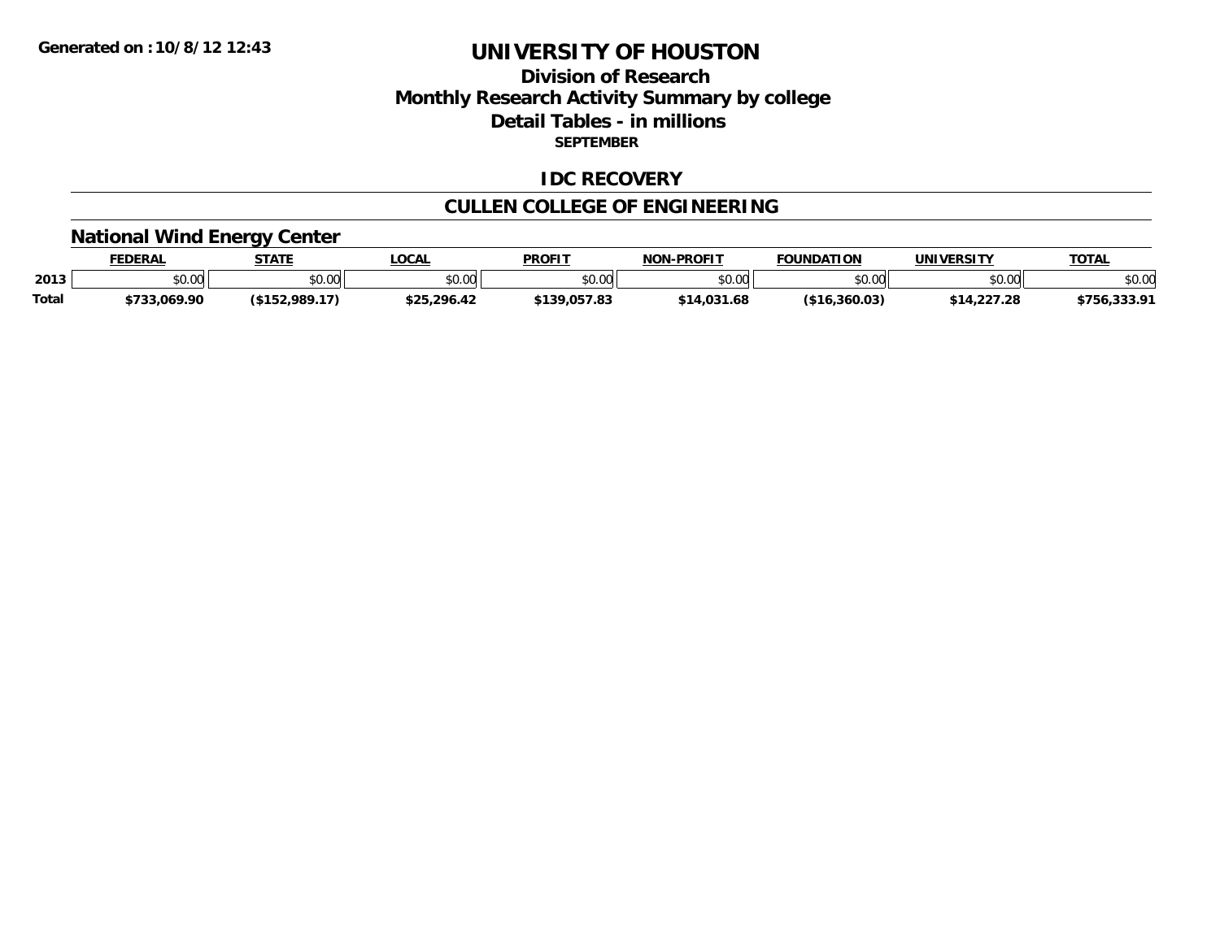# UNIVERSITY OF HOUSTON

## Division of Research
## Monthly Research Activity Summary by college
## Detail Tables - in millions
**SEPTEMBER**

Generated on : 10/8/12 12:43

## IDC RECOVERY

## CULLEN COLLEGE OF ENGINEERING

### National Wind Energy Center

| | FEDERAL | STATE | LOCAL | PROFIT | NON-PROFIT | FOUNDATION | UNIVERSITY | TOTAL |
|---|---|---|---|---|---|---|---|---|
| 2013 | $0.00 | $0.00 | $0.00 | $0.00 | $0.00 | $0.00 | $0.00 | $0.00 |
| **Total** | **$733,069.90** | **($152,989.17)** | **$25,296.42** | **$139,057.83** | **$14,031.68** | **($16,360.03)** | **$14,227.28** | **$756,333.91** |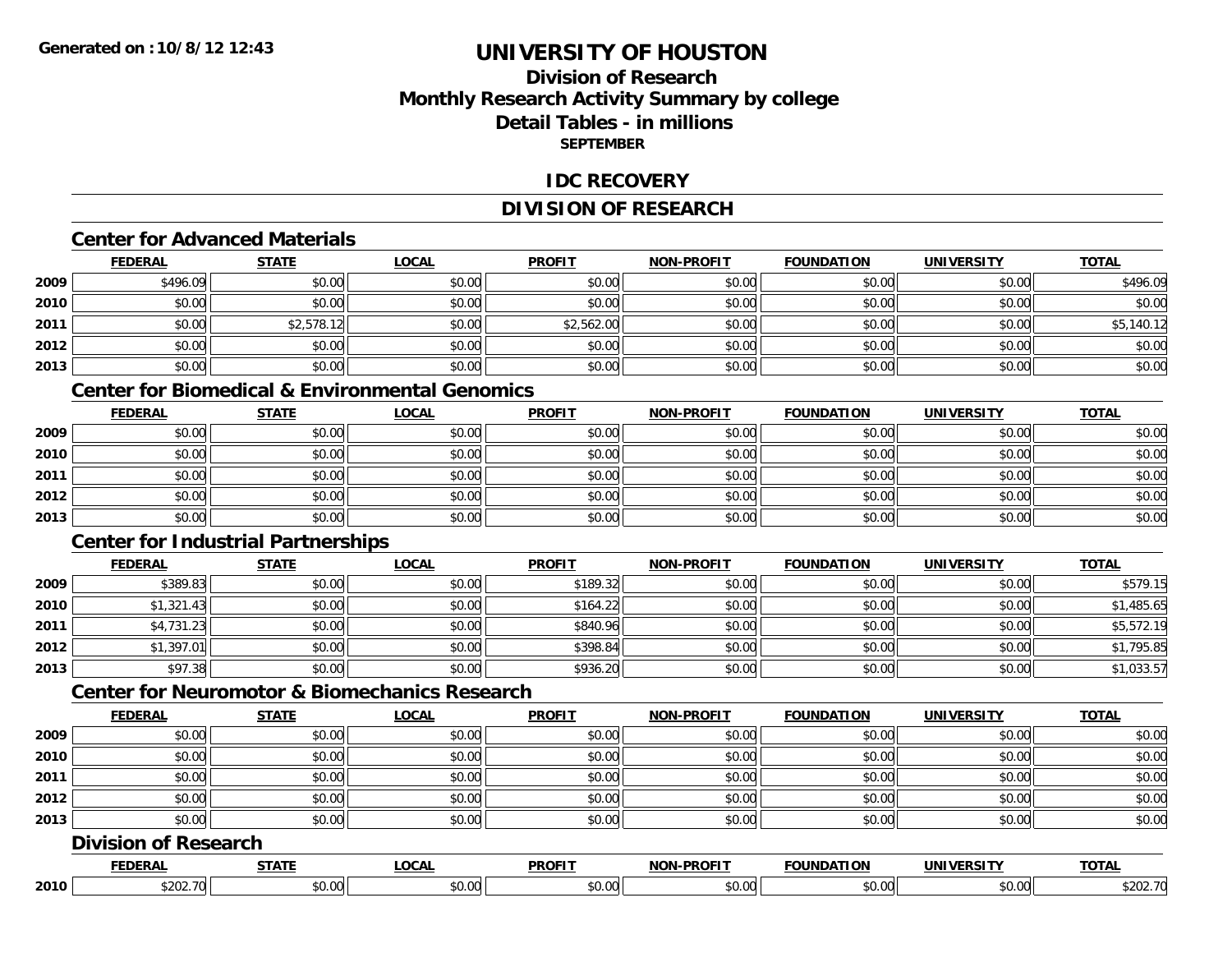**Generated on :10/8/12 12:43**

# UNIVERSITY OF HOUSTON

## Division of Research
## Monthly Research Activity Summary by college
## Detail Tables - in millions
### SEPTEMBER

## IDC RECOVERY

## DIVISION OF RESEARCH

### Center for Advanced Materials

| | FEDERAL | STATE | LOCAL | PROFIT | NON-PROFIT | FOUNDATION | UNIVERSITY | TOTAL |
|---|---|---|---|---|---|---|---|---|
| 2009 | $496.09 | $0.00 | $0.00 | $0.00 | $0.00 | $0.00 | $0.00 | $496.09 |
| 2010 | $0.00 | $0.00 | $0.00 | $0.00 | $0.00 | $0.00 | $0.00 | $0.00 |
| 2011 | $0.00 | $2,578.12 | $0.00 | $2,562.00 | $0.00 | $0.00 | $0.00 | $5,140.12 |
| 2012 | $0.00 | $0.00 | $0.00 | $0.00 | $0.00 | $0.00 | $0.00 | $0.00 |
| 2013 | $0.00 | $0.00 | $0.00 | $0.00 | $0.00 | $0.00 | $0.00 | $0.00 |

### Center for Biomedical & Environmental Genomics

| | FEDERAL | STATE | LOCAL | PROFIT | NON-PROFIT | FOUNDATION | UNIVERSITY | TOTAL |
|---|---|---|---|---|---|---|---|---|
| 2009 | $0.00 | $0.00 | $0.00 | $0.00 | $0.00 | $0.00 | $0.00 | $0.00 |
| 2010 | $0.00 | $0.00 | $0.00 | $0.00 | $0.00 | $0.00 | $0.00 | $0.00 |
| 2011 | $0.00 | $0.00 | $0.00 | $0.00 | $0.00 | $0.00 | $0.00 | $0.00 |
| 2012 | $0.00 | $0.00 | $0.00 | $0.00 | $0.00 | $0.00 | $0.00 | $0.00 |
| 2013 | $0.00 | $0.00 | $0.00 | $0.00 | $0.00 | $0.00 | $0.00 | $0.00 |

### Center for Industrial Partnerships

| | FEDERAL | STATE | LOCAL | PROFIT | NON-PROFIT | FOUNDATION | UNIVERSITY | TOTAL |
|---|---|---|---|---|---|---|---|---|
| 2009 | $389.83 | $0.00 | $0.00 | $189.32 | $0.00 | $0.00 | $0.00 | $579.15 |
| 2010 | $1,321.43 | $0.00 | $0.00 | $164.22 | $0.00 | $0.00 | $0.00 | $1,485.65 |
| 2011 | $4,731.23 | $0.00 | $0.00 | $840.96 | $0.00 | $0.00 | $0.00 | $5,572.19 |
| 2012 | $1,397.01 | $0.00 | $0.00 | $398.84 | $0.00 | $0.00 | $0.00 | $1,795.85 |
| 2013 | $97.38 | $0.00 | $0.00 | $936.20 | $0.00 | $0.00 | $0.00 | $1,033.57 |

### Center for Neuromotor & Biomechanics Research

| | FEDERAL | STATE | LOCAL | PROFIT | NON-PROFIT | FOUNDATION | UNIVERSITY | TOTAL |
|---|---|---|---|---|---|---|---|---|
| 2009 | $0.00 | $0.00 | $0.00 | $0.00 | $0.00 | $0.00 | $0.00 | $0.00 |
| 2010 | $0.00 | $0.00 | $0.00 | $0.00 | $0.00 | $0.00 | $0.00 | $0.00 |
| 2011 | $0.00 | $0.00 | $0.00 | $0.00 | $0.00 | $0.00 | $0.00 | $0.00 |
| 2012 | $0.00 | $0.00 | $0.00 | $0.00 | $0.00 | $0.00 | $0.00 | $0.00 |
| 2013 | $0.00 | $0.00 | $0.00 | $0.00 | $0.00 | $0.00 | $0.00 | $0.00 |

### Division of Research

| | FEDERAL | STATE | LOCAL | PROFIT | NON-PROFIT | FOUNDATION | UNIVERSITY | TOTAL |
|---|---|---|---|---|---|---|---|---|
| 2010 | $202.70 | $0.00 | $0.00 | $0.00 | $0.00 | $0.00 | $0.00 | $202.70 |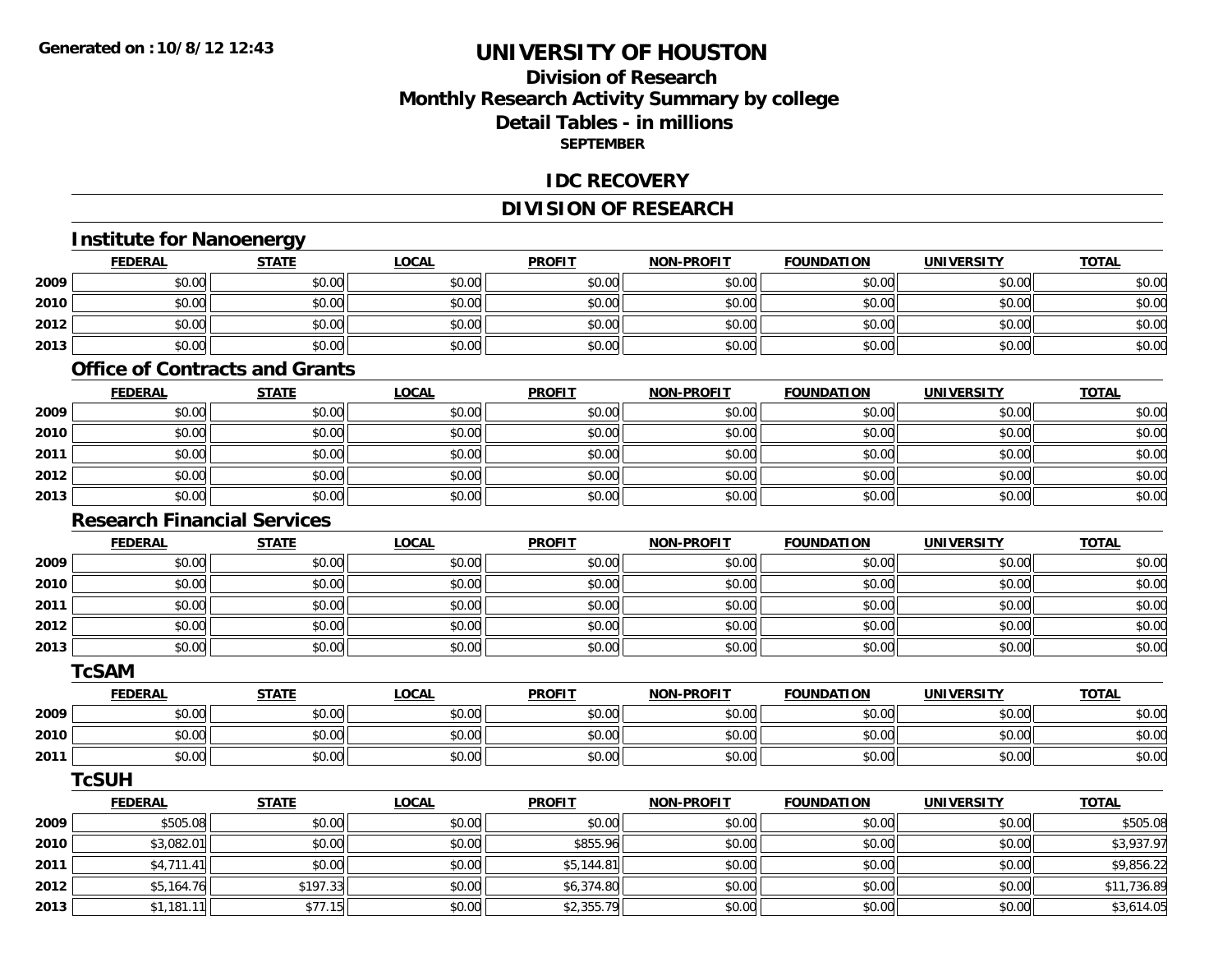# UNIVERSITY OF HOUSTON

## Division of Research
## Monthly Research Activity Summary by college
## Detail Tables - in millions
### SEPTEMBER

## IDC RECOVERY

## DIVISION OF RESEARCH

### Institute for Nanoenergy

| | FEDERAL | STATE | LOCAL | PROFIT | NON-PROFIT | FOUNDATION | UNIVERSITY | TOTAL |
|---|---|---|---|---|---|---|---|---|
| 2009 | $0.00 | $0.00 | $0.00 | $0.00 | $0.00 | $0.00 | $0.00 | $0.00 |
| 2010 | $0.00 | $0.00 | $0.00 | $0.00 | $0.00 | $0.00 | $0.00 | $0.00 |
| 2012 | $0.00 | $0.00 | $0.00 | $0.00 | $0.00 | $0.00 | $0.00 | $0.00 |
| 2013 | $0.00 | $0.00 | $0.00 | $0.00 | $0.00 | $0.00 | $0.00 | $0.00 |

### Office of Contracts and Grants

| | FEDERAL | STATE | LOCAL | PROFIT | NON-PROFIT | FOUNDATION | UNIVERSITY | TOTAL |
|---|---|---|---|---|---|---|---|---|
| 2009 | $0.00 | $0.00 | $0.00 | $0.00 | $0.00 | $0.00 | $0.00 | $0.00 |
| 2010 | $0.00 | $0.00 | $0.00 | $0.00 | $0.00 | $0.00 | $0.00 | $0.00 |
| 2011 | $0.00 | $0.00 | $0.00 | $0.00 | $0.00 | $0.00 | $0.00 | $0.00 |
| 2012 | $0.00 | $0.00 | $0.00 | $0.00 | $0.00 | $0.00 | $0.00 | $0.00 |
| 2013 | $0.00 | $0.00 | $0.00 | $0.00 | $0.00 | $0.00 | $0.00 | $0.00 |

### Research Financial Services

| | FEDERAL | STATE | LOCAL | PROFIT | NON-PROFIT | FOUNDATION | UNIVERSITY | TOTAL |
|---|---|---|---|---|---|---|---|---|
| 2009 | $0.00 | $0.00 | $0.00 | $0.00 | $0.00 | $0.00 | $0.00 | $0.00 |
| 2010 | $0.00 | $0.00 | $0.00 | $0.00 | $0.00 | $0.00 | $0.00 | $0.00 |
| 2011 | $0.00 | $0.00 | $0.00 | $0.00 | $0.00 | $0.00 | $0.00 | $0.00 |
| 2012 | $0.00 | $0.00 | $0.00 | $0.00 | $0.00 | $0.00 | $0.00 | $0.00 |
| 2013 | $0.00 | $0.00 | $0.00 | $0.00 | $0.00 | $0.00 | $0.00 | $0.00 |

### TcSAM

| | FEDERAL | STATE | LOCAL | PROFIT | NON-PROFIT | FOUNDATION | UNIVERSITY | TOTAL |
|---|---|---|---|---|---|---|---|---|
| 2009 | $0.00 | $0.00 | $0.00 | $0.00 | $0.00 | $0.00 | $0.00 | $0.00 |
| 2010 | $0.00 | $0.00 | $0.00 | $0.00 | $0.00 | $0.00 | $0.00 | $0.00 |
| 2011 | $0.00 | $0.00 | $0.00 | $0.00 | $0.00 | $0.00 | $0.00 | $0.00 |

### TcSUH

| | FEDERAL | STATE | LOCAL | PROFIT | NON-PROFIT | FOUNDATION | UNIVERSITY | TOTAL |
|---|---|---|---|---|---|---|---|---|
| 2009 | $505.08 | $0.00 | $0.00 | $0.00 | $0.00 | $0.00 | $0.00 | $505.08 |
| 2010 | $3,082.01 | $0.00 | $0.00 | $855.96 | $0.00 | $0.00 | $0.00 | $3,937.97 |
| 2011 | $4,711.41 | $0.00 | $0.00 | $5,144.81 | $0.00 | $0.00 | $0.00 | $9,856.22 |
| 2012 | $5,164.76 | $197.33 | $0.00 | $6,374.80 | $0.00 | $0.00 | $0.00 | $11,736.89 |
| 2013 | $1,181.11 | $77.15 | $0.00 | $2,355.79 | $0.00 | $0.00 | $0.00 | $3,614.05 |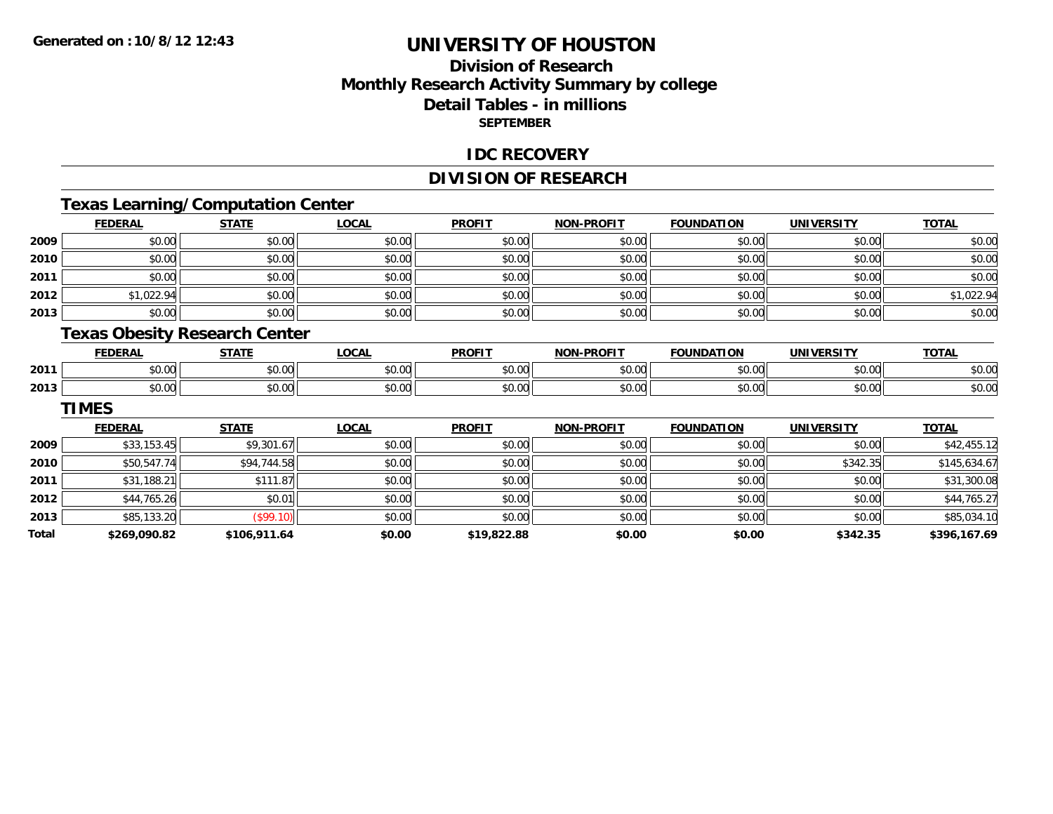**Generated on :10/8/12 12:43**

# UNIVERSITY OF HOUSTON

## Division of Research
## Monthly Research Activity Summary by college
## Detail Tables - in millions
### SEPTEMBER

## IDC RECOVERY

## DIVISION OF RESEARCH

### Texas Learning/Computation Center

| | FEDERAL | STATE | LOCAL | PROFIT | NON-PROFIT | FOUNDATION | UNIVERSITY | TOTAL |
|---|---|---|---|---|---|---|---|---|
| 2009 | $0.00 | $0.00 | $0.00 | $0.00 | $0.00 | $0.00 | $0.00 | $0.00 |
| 2010 | $0.00 | $0.00 | $0.00 | $0.00 | $0.00 | $0.00 | $0.00 | $0.00 |
| 2011 | $0.00 | $0.00 | $0.00 | $0.00 | $0.00 | $0.00 | $0.00 | $0.00 |
| 2012 | $1,022.94 | $0.00 | $0.00 | $0.00 | $0.00 | $0.00 | $0.00 | $1,022.94 |
| 2013 | $0.00 | $0.00 | $0.00 | $0.00 | $0.00 | $0.00 | $0.00 | $0.00 |

### Texas Obesity Research Center

| | FEDERAL | STATE | LOCAL | PROFIT | NON-PROFIT | FOUNDATION | UNIVERSITY | TOTAL |
|---|---|---|---|---|---|---|---|---|
| 2011 | $0.00 | $0.00 | $0.00 | $0.00 | $0.00 | $0.00 | $0.00 | $0.00 |
| 2013 | $0.00 | $0.00 | $0.00 | $0.00 | $0.00 | $0.00 | $0.00 | $0.00 |

### TIMES

| | FEDERAL | STATE | LOCAL | PROFIT | NON-PROFIT | FOUNDATION | UNIVERSITY | TOTAL |
|---|---|---|---|---|---|---|---|---|
| 2009 | $33,153.45 | $9,301.67 | $0.00 | $0.00 | $0.00 | $0.00 | $0.00 | $42,455.12 |
| 2010 | $50,547.74 | $94,744.58 | $0.00 | $0.00 | $0.00 | $0.00 | $342.35 | $145,634.67 |
| 2011 | $31,188.21 | $111.87 | $0.00 | $0.00 | $0.00 | $0.00 | $0.00 | $31,300.08 |
| 2012 | $44,765.26 | $0.01 | $0.00 | $0.00 | $0.00 | $0.00 | $0.00 | $44,765.27 |
| 2013 | $85,133.20 | ($99.10) | $0.00 | $0.00 | $0.00 | $0.00 | $0.00 | $85,034.10 |
| **Total** | **$269,090.82** | **$106,911.64** | **$0.00** | **$19,822.88** | **$0.00** | **$0.00** | **$342.35** | **$396,167.69** |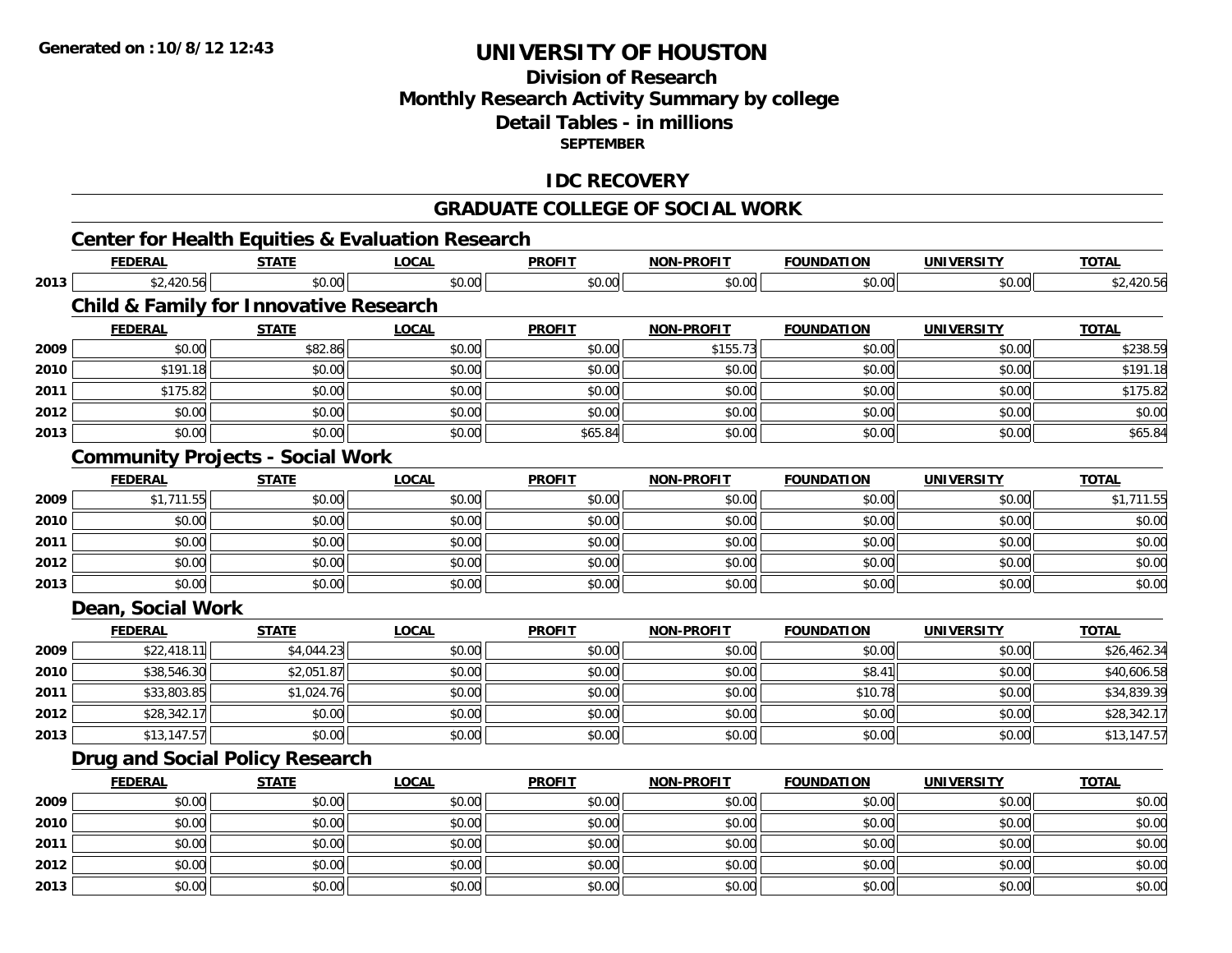# UNIVERSITY OF HOUSTON

## Division of Research
## Monthly Research Activity Summary by college
## Detail Tables - in millions
### SEPTEMBER

## IDC RECOVERY

## GRADUATE COLLEGE OF SOCIAL WORK

### Center for Health Equities & Evaluation Research

| | FEDERAL | STATE | LOCAL | PROFIT | NON-PROFIT | FOUNDATION | UNIVERSITY | TOTAL |
|---|---|---|---|---|---|---|---|---|
| 2013 | $2,420.56 | $0.00 | $0.00 | $0.00 | $0.00 | $0.00 | $0.00 | $2,420.56 |

### Child & Family for Innovative Research

| | FEDERAL | STATE | LOCAL | PROFIT | NON-PROFIT | FOUNDATION | UNIVERSITY | TOTAL |
|---|---|---|---|---|---|---|---|---|
| 2009 | $0.00 | $82.86 | $0.00 | $0.00 | $155.73 | $0.00 | $0.00 | $238.59 |
| 2010 | $191.18 | $0.00 | $0.00 | $0.00 | $0.00 | $0.00 | $0.00 | $191.18 |
| 2011 | $175.82 | $0.00 | $0.00 | $0.00 | $0.00 | $0.00 | $0.00 | $175.82 |
| 2012 | $0.00 | $0.00 | $0.00 | $0.00 | $0.00 | $0.00 | $0.00 | $0.00 |
| 2013 | $0.00 | $0.00 | $0.00 | $65.84 | $0.00 | $0.00 | $0.00 | $65.84 |

### Community Projects - Social Work

| | FEDERAL | STATE | LOCAL | PROFIT | NON-PROFIT | FOUNDATION | UNIVERSITY | TOTAL |
|---|---|---|---|---|---|---|---|---|
| 2009 | $1,711.55 | $0.00 | $0.00 | $0.00 | $0.00 | $0.00 | $0.00 | $1,711.55 |
| 2010 | $0.00 | $0.00 | $0.00 | $0.00 | $0.00 | $0.00 | $0.00 | $0.00 |
| 2011 | $0.00 | $0.00 | $0.00 | $0.00 | $0.00 | $0.00 | $0.00 | $0.00 |
| 2012 | $0.00 | $0.00 | $0.00 | $0.00 | $0.00 | $0.00 | $0.00 | $0.00 |
| 2013 | $0.00 | $0.00 | $0.00 | $0.00 | $0.00 | $0.00 | $0.00 | $0.00 |

### Dean, Social Work

| | FEDERAL | STATE | LOCAL | PROFIT | NON-PROFIT | FOUNDATION | UNIVERSITY | TOTAL |
|---|---|---|---|---|---|---|---|---|
| 2009 | $22,418.11 | $4,044.23 | $0.00 | $0.00 | $0.00 | $0.00 | $0.00 | $26,462.34 |
| 2010 | $38,546.30 | $2,051.87 | $0.00 | $0.00 | $0.00 | $8.41 | $0.00 | $40,606.58 |
| 2011 | $33,803.85 | $1,024.76 | $0.00 | $0.00 | $0.00 | $10.78 | $0.00 | $34,839.39 |
| 2012 | $28,342.17 | $0.00 | $0.00 | $0.00 | $0.00 | $0.00 | $0.00 | $28,342.17 |
| 2013 | $13,147.57 | $0.00 | $0.00 | $0.00 | $0.00 | $0.00 | $0.00 | $13,147.57 |

### Drug and Social Policy Research

| | FEDERAL | STATE | LOCAL | PROFIT | NON-PROFIT | FOUNDATION | UNIVERSITY | TOTAL |
|---|---|---|---|---|---|---|---|---|
| 2009 | $0.00 | $0.00 | $0.00 | $0.00 | $0.00 | $0.00 | $0.00 | $0.00 |
| 2010 | $0.00 | $0.00 | $0.00 | $0.00 | $0.00 | $0.00 | $0.00 | $0.00 |
| 2011 | $0.00 | $0.00 | $0.00 | $0.00 | $0.00 | $0.00 | $0.00 | $0.00 |
| 2012 | $0.00 | $0.00 | $0.00 | $0.00 | $0.00 | $0.00 | $0.00 | $0.00 |
| 2013 | $0.00 | $0.00 | $0.00 | $0.00 | $0.00 | $0.00 | $0.00 | $0.00 |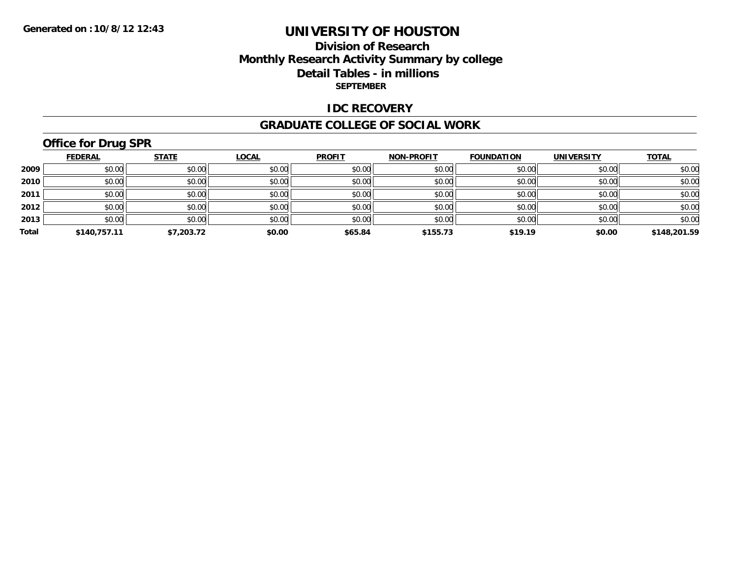Generated on :10/8/12 12:43

# UNIVERSITY OF HOUSTON

## Division of Research
## Monthly Research Activity Summary by college
## Detail Tables - in millions
### SEPTEMBER

## IDC RECOVERY

## GRADUATE COLLEGE OF SOCIAL WORK

### Office for Drug SPR

| | FEDERAL | STATE | LOCAL | PROFIT | NON-PROFIT | FOUNDATION | UNIVERSITY | TOTAL |
|---|---|---|---|---|---|---|---|---|
| 2009 | $0.00 | $0.00 | $0.00 | $0.00 | $0.00 | $0.00 | $0.00 | $0.00 |
| 2010 | $0.00 | $0.00 | $0.00 | $0.00 | $0.00 | $0.00 | $0.00 | $0.00 |
| 2011 | $0.00 | $0.00 | $0.00 | $0.00 | $0.00 | $0.00 | $0.00 | $0.00 |
| 2012 | $0.00 | $0.00 | $0.00 | $0.00 | $0.00 | $0.00 | $0.00 | $0.00 |
| 2013 | $0.00 | $0.00 | $0.00 | $0.00 | $0.00 | $0.00 | $0.00 | $0.00 |
| **Total** | **$140,757.11** | **$7,203.72** | **$0.00** | **$65.84** | **$155.73** | **$19.19** | **$0.00** | **$148,201.59** |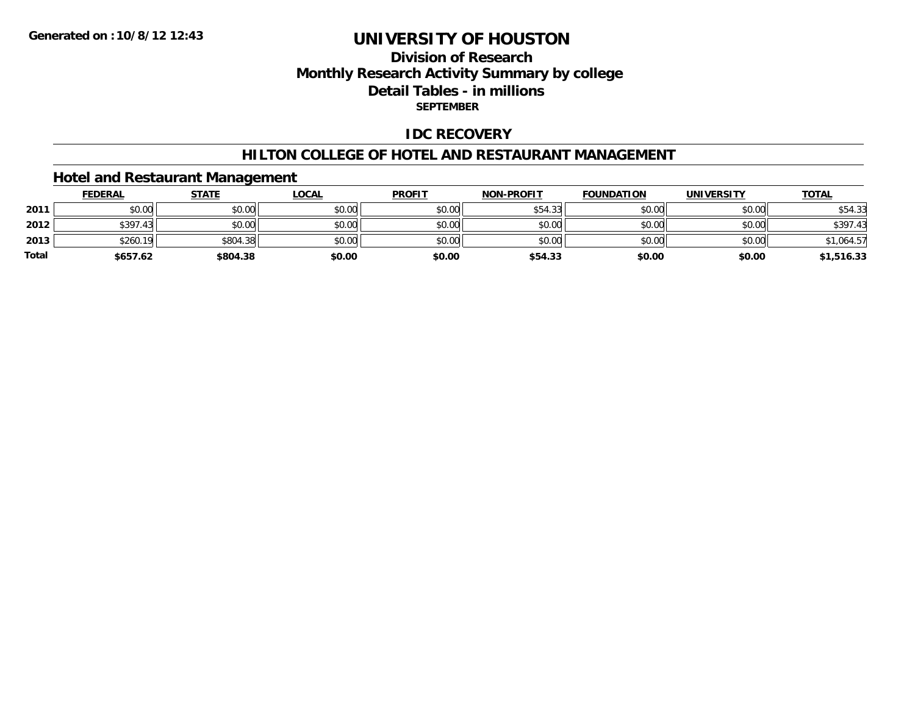**Generated on :10/8/12 12:43**

# UNIVERSITY OF HOUSTON

## Division of Research
## Monthly Research Activity Summary by college
## Detail Tables - in millions
**SEPTEMBER**

## IDC RECOVERY

## HILTON COLLEGE OF HOTEL AND RESTAURANT MANAGEMENT

### Hotel and Restaurant Management

| | FEDERAL | STATE | LOCAL | PROFIT | NON-PROFIT | FOUNDATION | UNIVERSITY | TOTAL |
|---|---|---|---|---|---|---|---|---|
| 2011 | $0.00 | $0.00 | $0.00 | $0.00 | $54.33 | $0.00 | $0.00 | $54.33 |
| 2012 | $397.43 | $0.00 | $0.00 | $0.00 | $0.00 | $0.00 | $0.00 | $397.43 |
| 2013 | $260.19 | $804.38 | $0.00 | $0.00 | $0.00 | $0.00 | $0.00 | $1,064.57 |
| **Total** | **$657.62** | **$804.38** | **$0.00** | **$0.00** | **$54.33** | **$0.00** | **$0.00** | **$1,516.33** |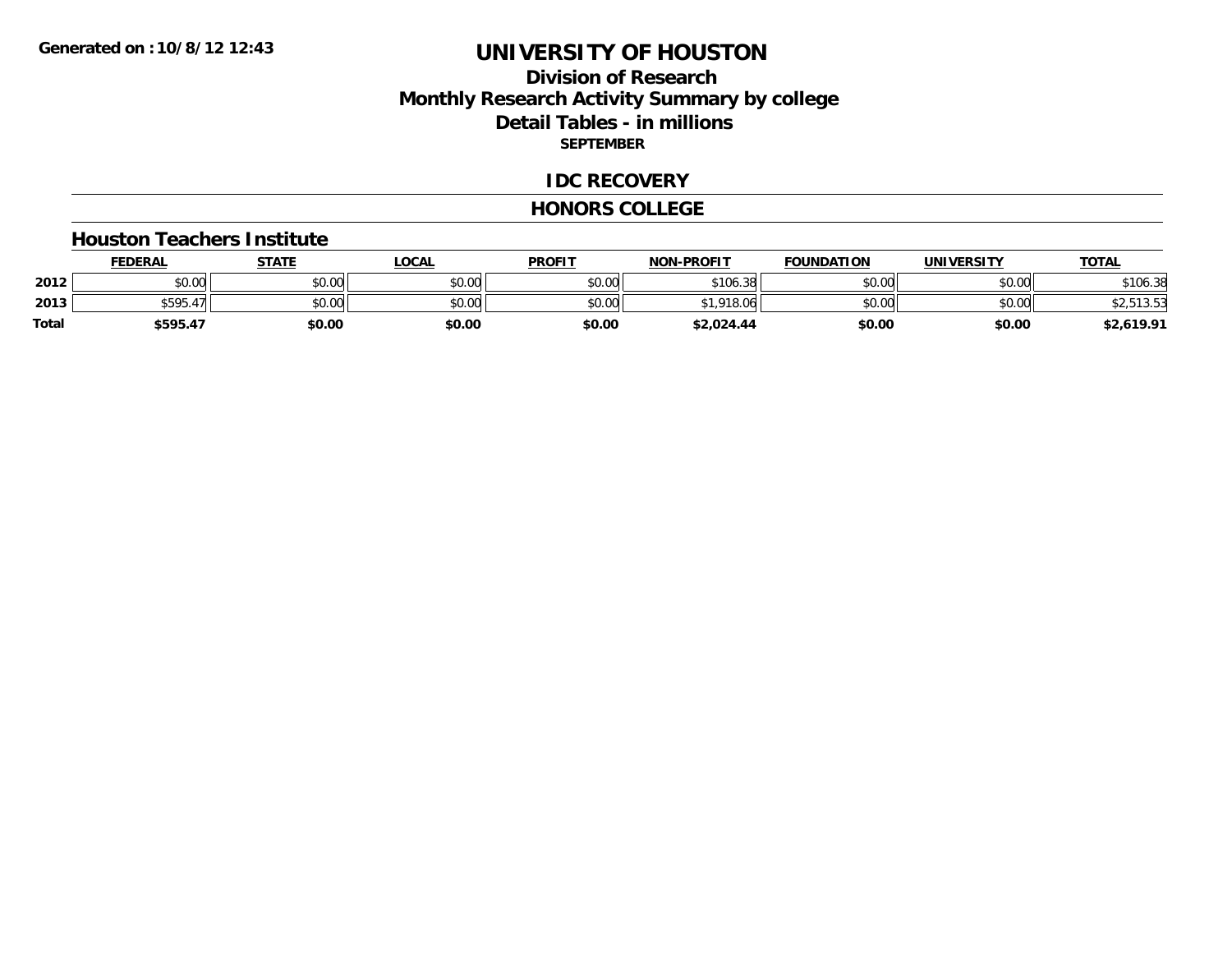# UNIVERSITY OF HOUSTON

## Division of Research
## Monthly Research Activity Summary by college
## Detail Tables - in millions
### SEPTEMBER

## IDC RECOVERY

## HONORS COLLEGE

### Houston Teachers Institute

| | FEDERAL | STATE | LOCAL | PROFIT | NON-PROFIT | FOUNDATION | UNIVERSITY | TOTAL |
|---|---|---|---|---|---|---|---|---|
| 2012 | $0.00 | $0.00 | $0.00 | $0.00 | $106.38 | $0.00 | $0.00 | $106.38 |
| 2013 | $595.47 | $0.00 | $0.00 | $0.00 | $1,918.06 | $0.00 | $0.00 | $2,513.53 |
| **Total** | **$595.47** | **$0.00** | **$0.00** | **$0.00** | **$2,024.44** | **$0.00** | **$0.00** | **$2,619.91** |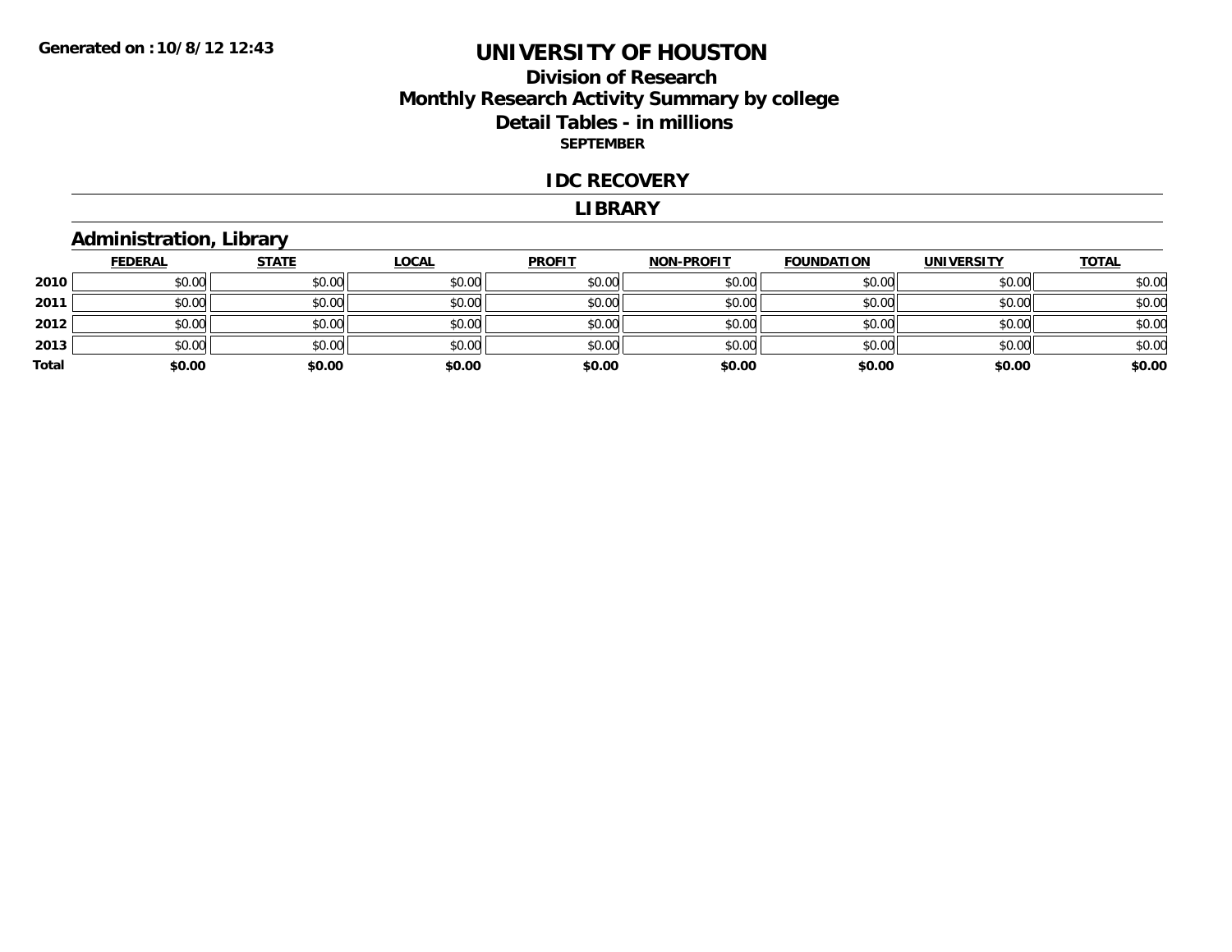Generated on :10/8/12 12:43

# UNIVERSITY OF HOUSTON

## Division of Research
## Monthly Research Activity Summary by college
## Detail Tables - in millions

**SEPTEMBER**

## IDC RECOVERY

## LIBRARY

### Administration, Library

| | FEDERAL | STATE | LOCAL | PROFIT | NON-PROFIT | FOUNDATION | UNIVERSITY | TOTAL |
|---|---|---|---|---|---|---|---|---|
| **2010** | $0.00 | $0.00 | $0.00 | $0.00 | $0.00 | $0.00 | $0.00 | $0.00 |
| **2011** | $0.00 | $0.00 | $0.00 | $0.00 | $0.00 | $0.00 | $0.00 | $0.00 |
| **2012** | $0.00 | $0.00 | $0.00 | $0.00 | $0.00 | $0.00 | $0.00 | $0.00 |
| **2013** | $0.00 | $0.00 | $0.00 | $0.00 | $0.00 | $0.00 | $0.00 | $0.00 |
| **Total** | **$0.00** | **$0.00** | **$0.00** | **$0.00** | **$0.00** | **$0.00** | **$0.00** | **$0.00** |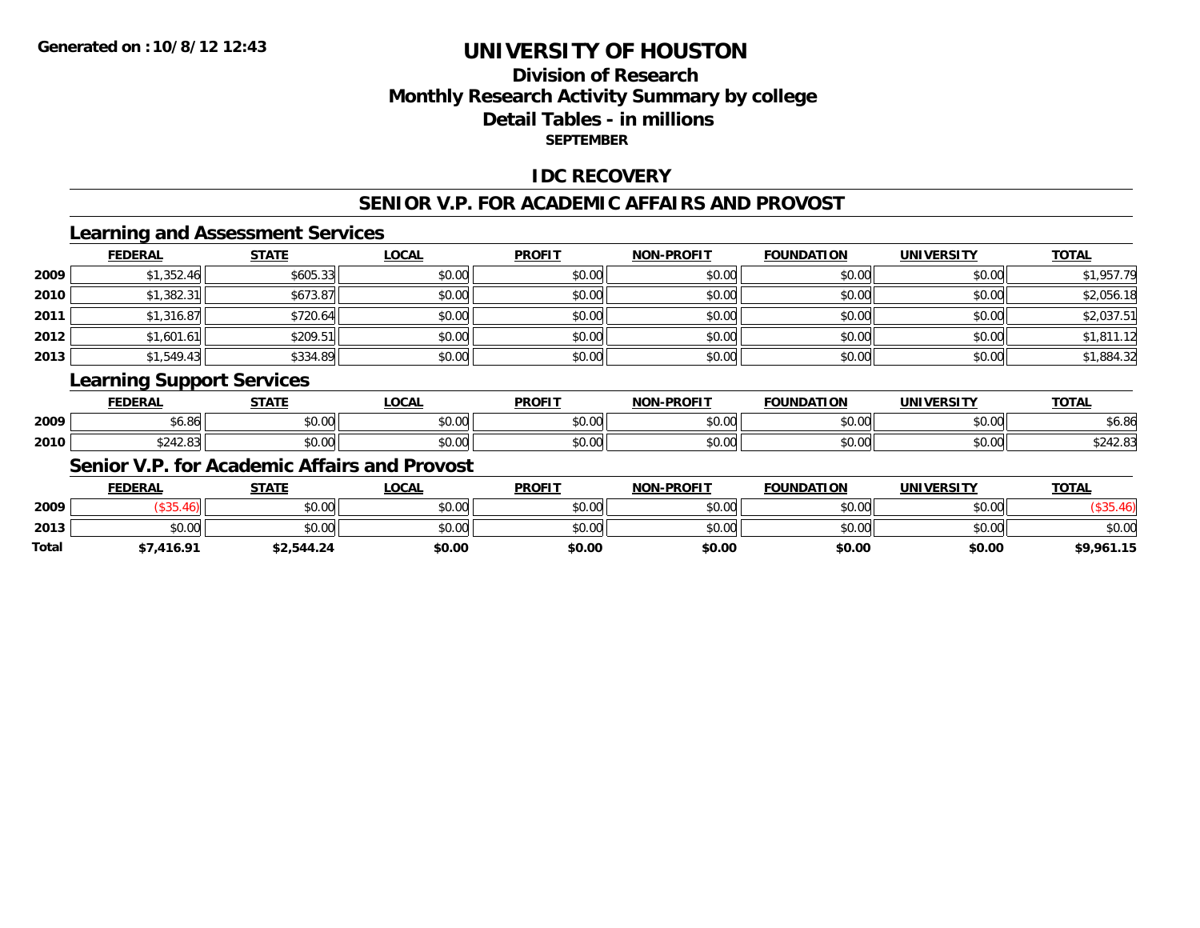**Generated on :10/8/12 12:43**

# UNIVERSITY OF HOUSTON

## Division of Research
## Monthly Research Activity Summary by college
## Detail Tables - in millions
### SEPTEMBER

## IDC RECOVERY

## SENIOR V.P. FOR ACADEMIC AFFAIRS AND PROVOST

### Learning and Assessment Services

| | FEDERAL | STATE | LOCAL | PROFIT | NON-PROFIT | FOUNDATION | UNIVERSITY | TOTAL |
|---|---|---|---|---|---|---|---|---|
| 2009 | $1,352.46 | $605.33 | $0.00 | $0.00 | $0.00 | $0.00 | $0.00 | $1,957.79 |
| 2010 | $1,382.31 | $673.87 | $0.00 | $0.00 | $0.00 | $0.00 | $0.00 | $2,056.18 |
| 2011 | $1,316.87 | $720.64 | $0.00 | $0.00 | $0.00 | $0.00 | $0.00 | $2,037.51 |
| 2012 | $1,601.61 | $209.51 | $0.00 | $0.00 | $0.00 | $0.00 | $0.00 | $1,811.12 |
| 2013 | $1,549.43 | $334.89 | $0.00 | $0.00 | $0.00 | $0.00 | $0.00 | $1,884.32 |

### Learning Support Services

| | FEDERAL | STATE | LOCAL | PROFIT | NON-PROFIT | FOUNDATION | UNIVERSITY | TOTAL |
|---|---|---|---|---|---|---|---|---|
| 2009 | $6.86 | $0.00 | $0.00 | $0.00 | $0.00 | $0.00 | $0.00 | $6.86 |
| 2010 | $242.83 | $0.00 | $0.00 | $0.00 | $0.00 | $0.00 | $0.00 | $242.83 |

### Senior V.P. for Academic Affairs and Provost

| | FEDERAL | STATE | LOCAL | PROFIT | NON-PROFIT | FOUNDATION | UNIVERSITY | TOTAL |
|---|---|---|---|---|---|---|---|---|
| 2009 | ($35.46) | $0.00 | $0.00 | $0.00 | $0.00 | $0.00 | $0.00 | ($35.46) |
| 2013 | $0.00 | $0.00 | $0.00 | $0.00 | $0.00 | $0.00 | $0.00 | $0.00 |
| **Total** | **$7,416.91** | **$2,544.24** | **$0.00** | **$0.00** | **$0.00** | **$0.00** | **$0.00** | **$9,961.15** |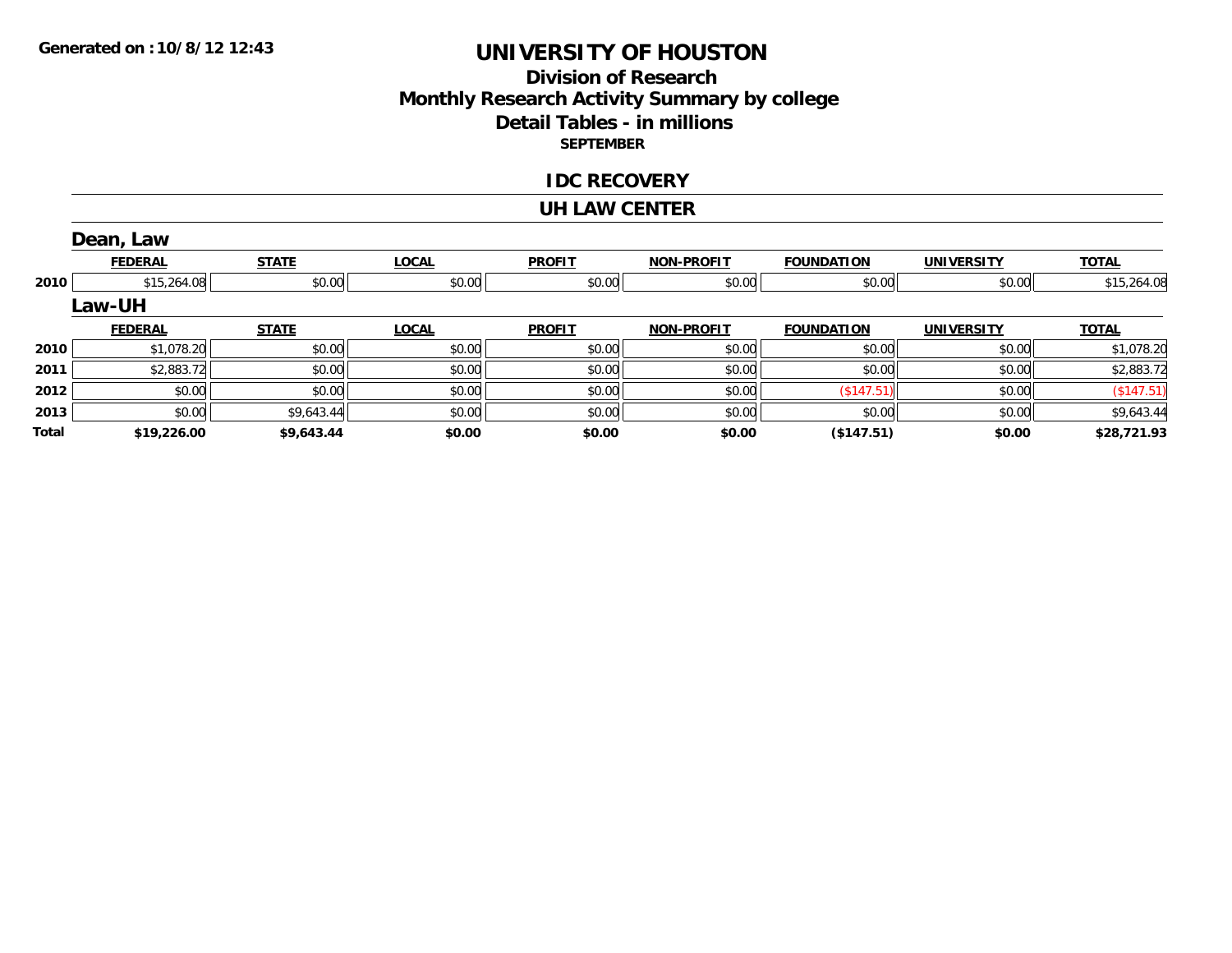**Generated on :10/8/12 12:43**

# UNIVERSITY OF HOUSTON

## Division of Research
## Monthly Research Activity Summary by college
## Detail Tables - in millions
### SEPTEMBER

### IDC RECOVERY

### UH LAW CENTER

**Dean, Law**

| | FEDERAL | STATE | LOCAL | PROFIT | NON-PROFIT | FOUNDATION | UNIVERSITY | TOTAL |
|---|---|---|---|---|---|---|---|---|
| 2010 | $15,264.08 | $0.00 | $0.00 | $0.00 | $0.00 | $0.00 | $0.00 | $15,264.08 |

**Law-UH**

| | FEDERAL | STATE | LOCAL | PROFIT | NON-PROFIT | FOUNDATION | UNIVERSITY | TOTAL |
|---|---|---|---|---|---|---|---|---|
| 2010 | $1,078.20 | $0.00 | $0.00 | $0.00 | $0.00 | $0.00 | $0.00 | $1,078.20 |
| 2011 | $2,883.72 | $0.00 | $0.00 | $0.00 | $0.00 | $0.00 | $0.00 | $2,883.72 |
| 2012 | $0.00 | $0.00 | $0.00 | $0.00 | $0.00 | ($147.51) | $0.00 | ($147.51) |
| 2013 | $0.00 | $9,643.44 | $0.00 | $0.00 | $0.00 | $0.00 | $0.00 | $9,643.44 |
| **Total** | **$19,226.00** | **$9,643.44** | **$0.00** | **$0.00** | **$0.00** | **($147.51)** | **$0.00** | **$28,721.93** |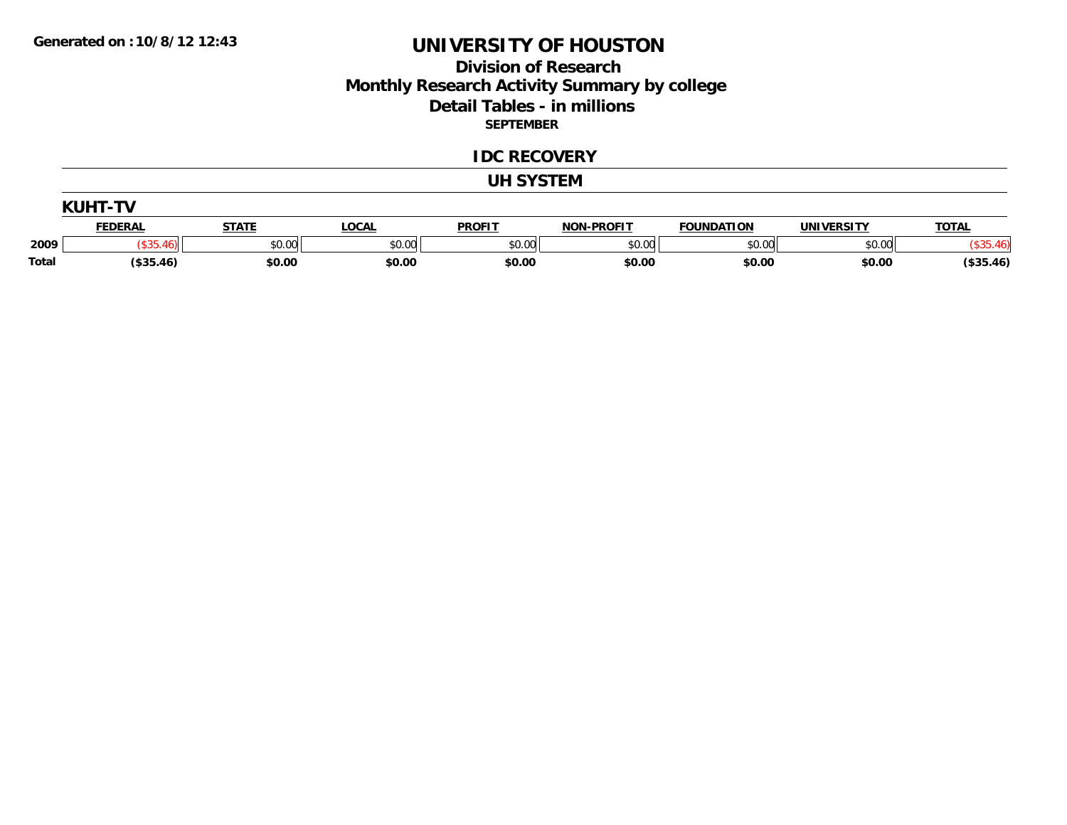Generated on :10/8/12 12:43

# UNIVERSITY OF HOUSTON

## Division of Research

## Monthly Research Activity Summary by college

## Detail Tables - in millions

**SEPTEMBER**

## IDC RECOVERY

## UH SYSTEM

### KUHT-TV

| | FEDERAL | STATE | LOCAL | PROFIT | NON-PROFIT | FOUNDATION | UNIVERSITY | TOTAL |
|---|---|---|---|---|---|---|---|---|
| 2009 | ($35.46) | $0.00 | $0.00 | $0.00 | $0.00 | $0.00 | $0.00 | ($35.46) |
| **Total** | **($35.46)** | **$0.00** | **$0.00** | **$0.00** | **$0.00** | **$0.00** | **$0.00** | **($35.46)** |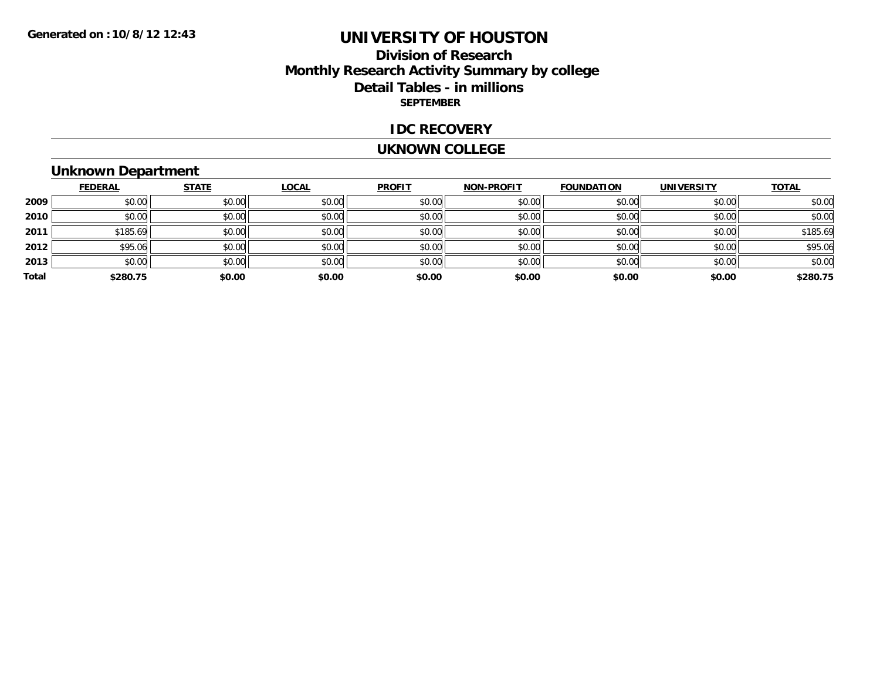**Generated on :10/8/12 12:43**

# UNIVERSITY OF HOUSTON

## Division of Research
## Monthly Research Activity Summary by college
## Detail Tables - in millions

**SEPTEMBER**

## IDC RECOVERY

## UKNOWN COLLEGE

### Unknown Department

| | FEDERAL | STATE | LOCAL | PROFIT | NON-PROFIT | FOUNDATION | UNIVERSITY | TOTAL |
|---|---|---|---|---|---|---|---|---|
| **2009** | $0.00 | $0.00 | $0.00 | $0.00 | $0.00 | $0.00 | $0.00 | $0.00 |
| **2010** | $0.00 | $0.00 | $0.00 | $0.00 | $0.00 | $0.00 | $0.00 | $0.00 |
| **2011** | $185.69 | $0.00 | $0.00 | $0.00 | $0.00 | $0.00 | $0.00 | $185.69 |
| **2012** | $95.06 | $0.00 | $0.00 | $0.00 | $0.00 | $0.00 | $0.00 | $95.06 |
| **2013** | $0.00 | $0.00 | $0.00 | $0.00 | $0.00 | $0.00 | $0.00 | $0.00 |
| **Total** | **$280.75** | **$0.00** | **$0.00** | **$0.00** | **$0.00** | **$0.00** | **$0.00** | **$280.75** |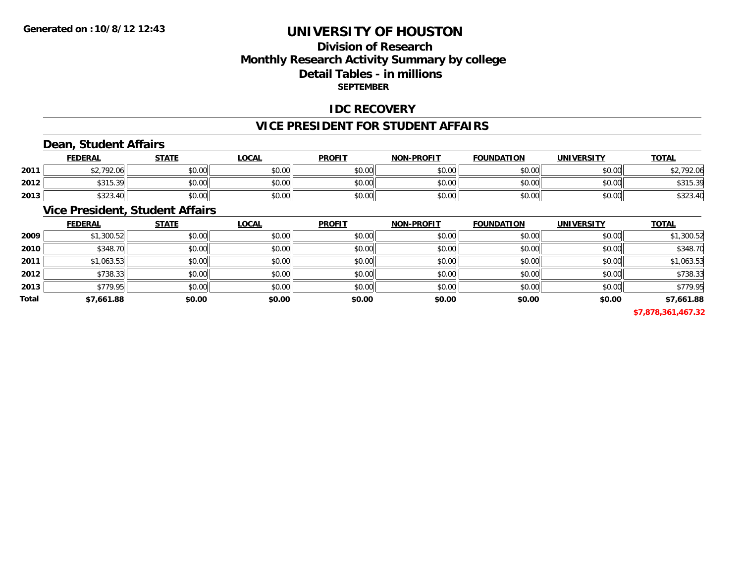**Generated on :10/8/12 12:43**

# UNIVERSITY OF HOUSTON

## Division of Research
## Monthly Research Activity Summary by college
## Detail Tables - in millions
### SEPTEMBER

## IDC RECOVERY

## VICE PRESIDENT FOR STUDENT AFFAIRS

### Dean, Student Affairs

| | FEDERAL | STATE | LOCAL | PROFIT | NON-PROFIT | FOUNDATION | UNIVERSITY | TOTAL |
|---|---|---|---|---|---|---|---|---|
| 2011 | $2,792.06 | $0.00 | $0.00 | $0.00 | $0.00 | $0.00 | $0.00 | $2,792.06 |
| 2012 | $315.39 | $0.00 | $0.00 | $0.00 | $0.00 | $0.00 | $0.00 | $315.39 |
| 2013 | $323.40 | $0.00 | $0.00 | $0.00 | $0.00 | $0.00 | $0.00 | $323.40 |

### Vice President, Student Affairs

| | FEDERAL | STATE | LOCAL | PROFIT | NON-PROFIT | FOUNDATION | UNIVERSITY | TOTAL |
|---|---|---|---|---|---|---|---|---|
| 2009 | $1,300.52 | $0.00 | $0.00 | $0.00 | $0.00 | $0.00 | $0.00 | $1,300.52 |
| 2010 | $348.70 | $0.00 | $0.00 | $0.00 | $0.00 | $0.00 | $0.00 | $348.70 |
| 2011 | $1,063.53 | $0.00 | $0.00 | $0.00 | $0.00 | $0.00 | $0.00 | $1,063.53 |
| 2012 | $738.33 | $0.00 | $0.00 | $0.00 | $0.00 | $0.00 | $0.00 | $738.33 |
| 2013 | $779.95 | $0.00 | $0.00 | $0.00 | $0.00 | $0.00 | $0.00 | $779.95 |
| **Total** | **$7,661.88** | **$0.00** | **$0.00** | **$0.00** | **$0.00** | **$0.00** | **$0.00** | **$7,661.88** |

**$7,878,361,467.32**